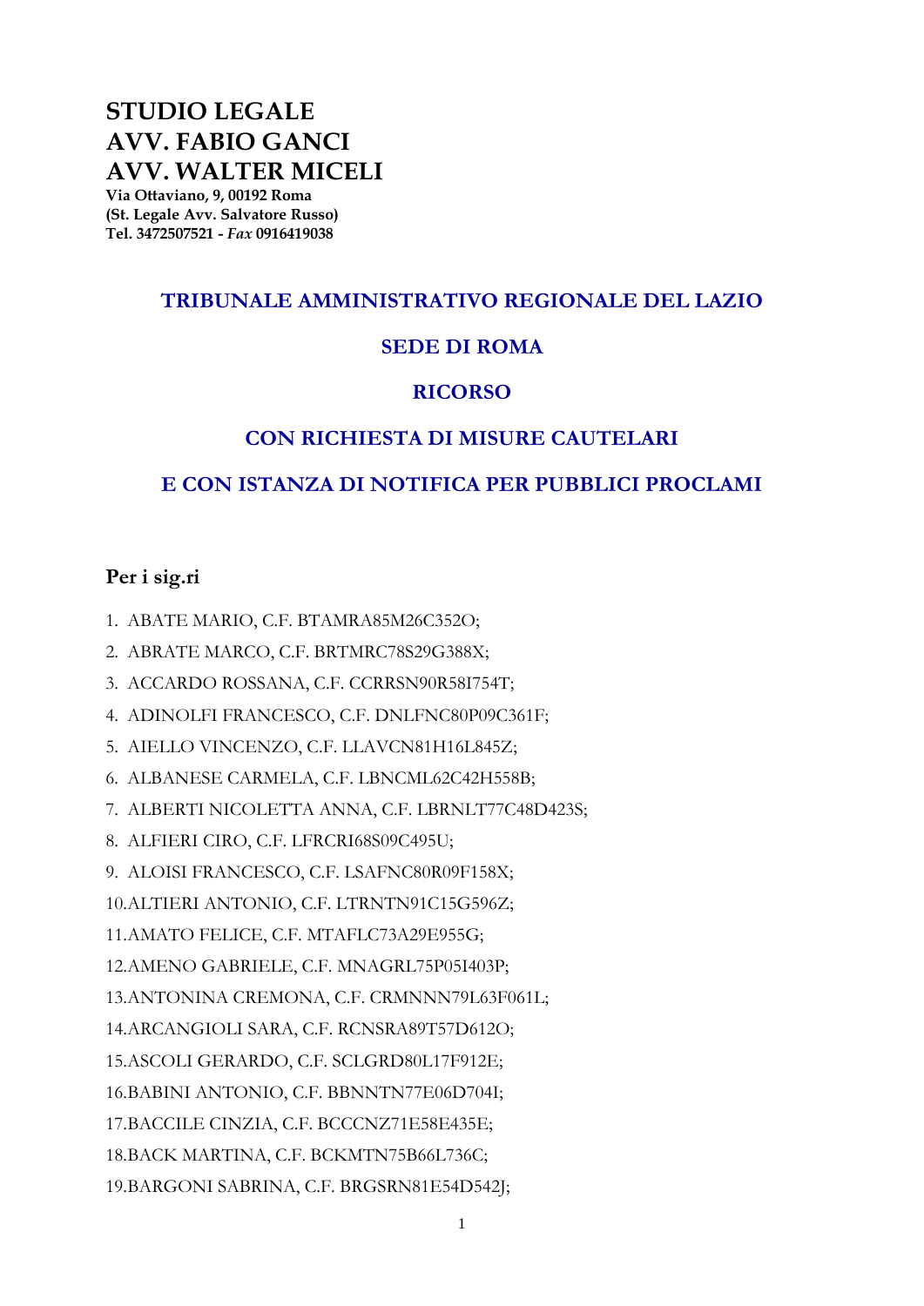# STUDIO LEGALE
# AVV. FABIO GANCI
# AVV. WALTER MICELI

**Via Ottaviano, 9, 00192 Roma**
**(St. Legale Avv. Salvatore Russo)**
**Tel. 3472507521 -** ***Fax*** **0916419038**

## TRIBUNALE AMMINISTRATIVO REGIONALE DEL LAZIO

## SEDE DI ROMA

## RICORSO

## CON RICHIESTA DI MISURE CAUTELARI

## E CON ISTANZA DI NOTIFICA PER PUBBLICI PROCLAMI

### Per i sig.ri

1. ABATE MARIO, C.F. BTAMRA85M26C352O;
2. ABRATE MARCO, C.F. BRTMRC78S29G388X;
3. ACCARDO ROSSANA, C.F. CCRRSN90R58I754T;
4. ADINOLFI FRANCESCO, C.F. DNLFNC80P09C361F;
5. AIELLO VINCENZO, C.F. LLAVCN81H16L845Z;
6. ALBANESE CARMELA, C.F. LBNCML62C42H558B;
7. ALBERTI NICOLETTA ANNA, C.F. LBRNLT77C48D423S;
8. ALFIERI CIRO, C.F. LFRCRI68S09C495U;
9. ALOISI FRANCESCO, C.F. LSAFNC80R09F158X;
10. ALTIERI ANTONIO, C.F. LTRNTN91C15G596Z;
11. AMATO FELICE, C.F. MTAFLC73A29E955G;
12. AMENO GABRIELE, C.F. MNAGRL75P05I403P;
13. ANTONINA CREMONA, C.F. CRMNNN79L63F061L;
14. ARCANGIOLI SARA, C.F. RCNSRA89T57D612O;
15. ASCOLI GERARDO, C.F. SCLGRD80L17F912E;
16. BABINI ANTONIO, C.F. BBNNTN77E06D704I;
17. BACCILE CINZIA, C.F. BCCCNZ71E58E435E;
18. BACK MARTINA, C.F. BCKMTN75B66L736C;
19. BARGONI SABRINA, C.F. BRGSRN81E54D542J;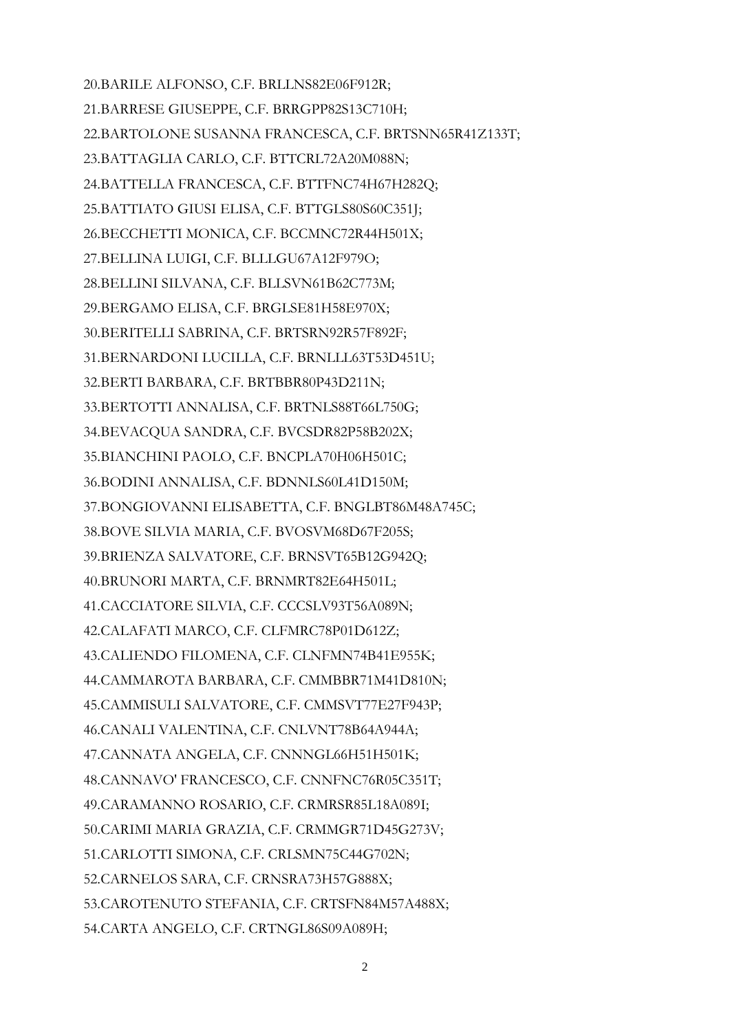20.BARILE ALFONSO, C.F. BRLLNS82E06F912R;

21.BARRESE GIUSEPPE, C.F. BRRGPP82S13C710H;

22.BARTOLONE SUSANNA FRANCESCA, C.F. BRTSNN65R41Z133T;

23.BATTAGLIA CARLO, C.F. BTTCRL72A20M088N;

24.BATTELLA FRANCESCA, C.F. BTTFNC74H67H282Q;

25.BATTIATO GIUSI ELISA, C.F. BTTGLS80S60C351J;

26.BECCHETTI MONICA, C.F. BCCMNC72R44H501X;

27.BELLINA LUIGI, C.F. BLLLGU67A12F979O;

28.BELLINI SILVANA, C.F. BLLSVN61B62C773M;

29.BERGAMO ELISA, C.F. BRGLSE81H58E970X;

30.BERITELLI SABRINA, C.F. BRTSRN92R57F892F;

31.BERNARDONI LUCILLA, C.F. BRNLLL63T53D451U;

32.BERTI BARBARA, C.F. BRTBBR80P43D211N;

33.BERTOTTI ANNALISA, C.F. BRTNLS88T66L750G;

34.BEVACQUA SANDRA, C.F. BVCSDR82P58B202X;

35.BIANCHINI PAOLO, C.F. BNCPLA70H06H501C;

36.BODINI ANNALISA, C.F. BDNNLS60L41D150M;

37.BONGIOVANNI ELISABETTA, C.F. BNGLBT86M48A745C;

38.BOVE SILVIA MARIA, C.F. BVOSVM68D67F205S;

39.BRIENZA SALVATORE, C.F. BRNSVT65B12G942Q;

40.BRUNORI MARTA, C.F. BRNMRT82E64H501L;

41.CACCIATORE SILVIA, C.F. CCCSLV93T56A089N;

42.CALAFATI MARCO, C.F. CLFMRC78P01D612Z;

43.CALIENDO FILOMENA, C.F. CLNFMN74B41E955K;

44.CAMMAROTA BARBARA, C.F. CMMBBR71M41D810N;

45.CAMMISULI SALVATORE, C.F. CMMSVT77E27F943P;

46.CANALI VALENTINA, C.F. CNLVNT78B64A944A;

47.CANNATA ANGELA, C.F. CNNNGL66H51H501K;

48.CANNAVO' FRANCESCO, C.F. CNNFNC76R05C351T;

49.CARAMANNO ROSARIO, C.F. CRMRSR85L18A089I;

50.CARIMI MARIA GRAZIA, C.F. CRMMGR71D45G273V;

51.CARLOTTI SIMONA, C.F. CRLSMN75C44G702N;

52.CARNELOS SARA, C.F. CRNSRA73H57G888X;

53.CAROTENUTO STEFANIA, C.F. CRTSFN84M57A488X;

54.CARTA ANGELO, C.F. CRTNGL86S09A089H;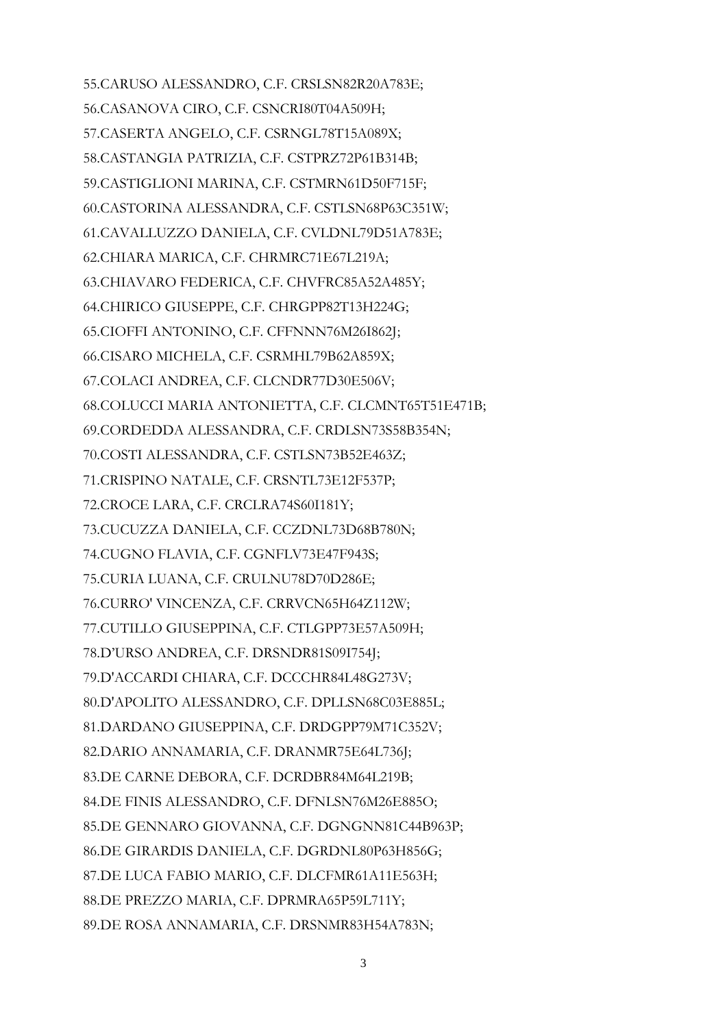55.CARUSO ALESSANDRO, C.F. CRSLSN82R20A783E;

56.CASANOVA CIRO, C.F. CSNCRI80T04A509H;

57.CASERTA ANGELO, C.F. CSRNGL78T15A089X;

58.CASTANGIA PATRIZIA, C.F. CSTPRZ72P61B314B;

59.CASTIGLIONI MARINA, C.F. CSTMRN61D50F715F;

60.CASTORINA ALESSANDRA, C.F. CSTLSN68P63C351W;

61.CAVALLUZZO DANIELA, C.F. CVLDNL79D51A783E;

62.CHIARA MARICA, C.F. CHRMRC71E67L219A;

63.CHIAVARO FEDERICA, C.F. CHVFRC85A52A485Y;

64.CHIRICO GIUSEPPE, C.F. CHRGPP82T13H224G;

65.CIOFFI ANTONINO, C.F. CFFNNN76M26I862J;

66.CISARO MICHELA, C.F. CSRMHL79B62A859X;

67.COLACI ANDREA, C.F. CLCNDR77D30E506V;

68.COLUCCI MARIA ANTONIETTA, C.F. CLCMNT65T51E471B;

69.CORDEDDA ALESSANDRA, C.F. CRDLSN73S58B354N;

70.COSTI ALESSANDRA, C.F. CSTLSN73B52E463Z;

71.CRISPINO NATALE, C.F. CRSNTL73E12F537P;

72.CROCE LARA, C.F. CRCLRA74S60I181Y;

73.CUCUZZA DANIELA, C.F. CCZDNL73D68B780N;

74.CUGNO FLAVIA, C.F. CGNFLV73E47F943S;

75.CURIA LUANA, C.F. CRULNU78D70D286E;

76.CURRO' VINCENZA, C.F. CRRVCN65H64Z112W;

77.CUTILLO GIUSEPPINA, C.F. CTLGPP73E57A509H;

78.D'URSO ANDREA, C.F. DRSNDR81S09I754J;

79.D'ACCARDI CHIARA, C.F. DCCCHR84L48G273V;

80.D'APOLITO ALESSANDRO, C.F. DPLLSN68C03E885L;

81.DARDANO GIUSEPPINA, C.F. DRDGPP79M71C352V;

82.DARIO ANNAMARIA, C.F. DRANMR75E64L736J;

83.DE CARNE DEBORA, C.F. DCRDBR84M64L219B;

84.DE FINIS ALESSANDRO, C.F. DFNLSN76M26E885O;

85.DE GENNARO GIOVANNA, C.F. DGNGNN81C44B963P;

86.DE GIRARDIS DANIELA, C.F. DGRDNL80P63H856G;

87.DE LUCA FABIO MARIO, C.F. DLCFMR61A11E563H;

88.DE PREZZO MARIA, C.F. DPRMRA65P59L711Y;

89.DE ROSA ANNAMARIA, C.F. DRSNMR83H54A783N;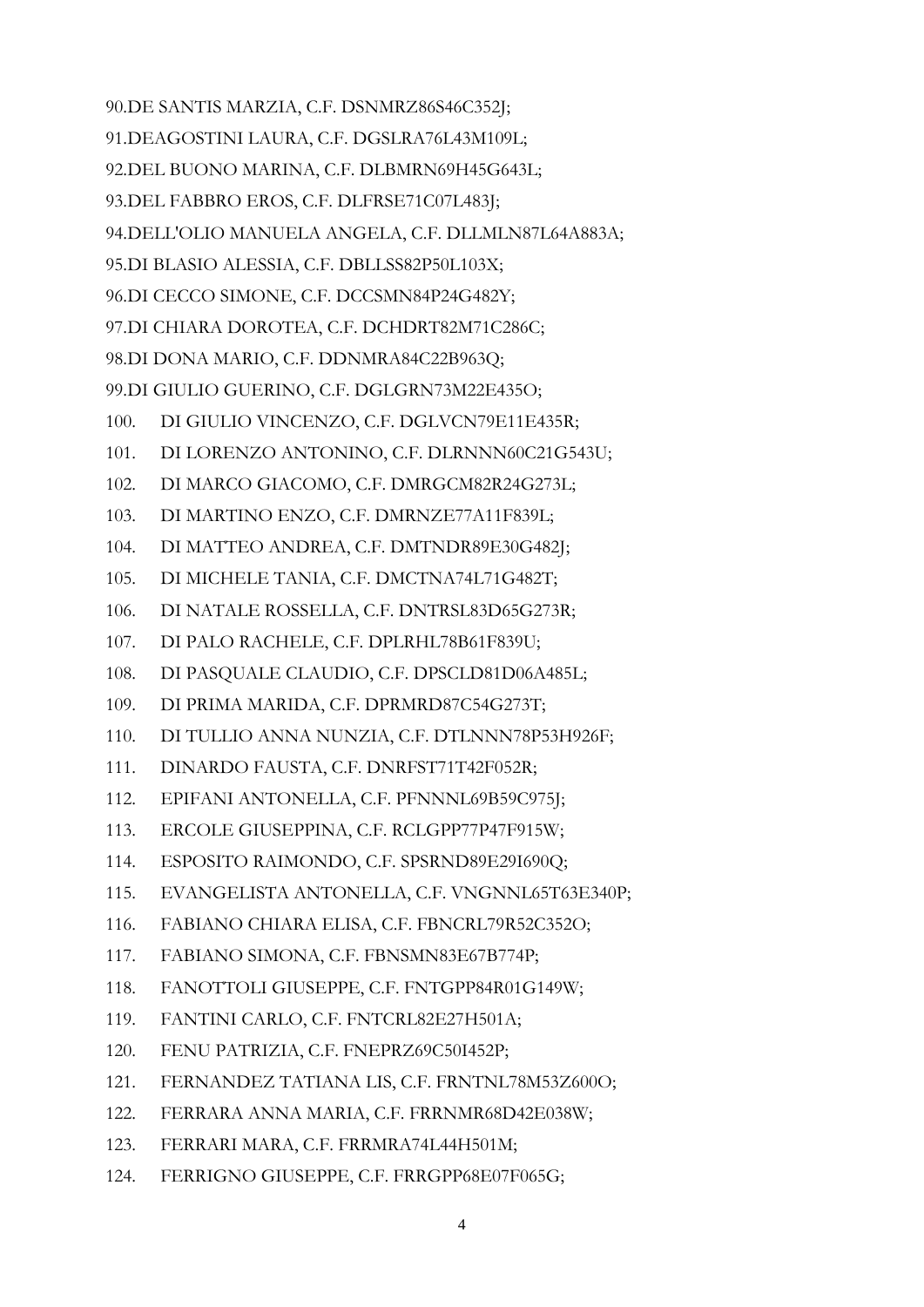90.DE SANTIS MARZIA, C.F. DSNMRZ86S46C352J;

91.DEAGOSTINI LAURA, C.F. DGSLRA76L43M109L;

92.DEL BUONO MARINA, C.F. DLBMRN69H45G643L;

93.DEL FABBRO EROS, C.F. DLFRSE71C07L483J;

94.DELL'OLIO MANUELA ANGELA, C.F. DLLMLN87L64A883A;

95.DI BLASIO ALESSIA, C.F. DBLLSS82P50L103X;

96.DI CECCO SIMONE, C.F. DCCSMN84P24G482Y;

97.DI CHIARA DOROTEA, C.F. DCHDRT82M71C286C;

98.DI DONA MARIO, C.F. DDNMRA84C22B963Q;

99.DI GIULIO GUERINO, C.F. DGLGRN73M22E435O;

100. DI GIULIO VINCENZO, C.F. DGLVCN79E11E435R;

101. DI LORENZO ANTONINO, C.F. DLRNNN60C21G543U;

102. DI MARCO GIACOMO, C.F. DMRGCM82R24G273L;

103. DI MARTINO ENZO, C.F. DMRNZE77A11F839L;

104. DI MATTEO ANDREA, C.F. DMTNDR89E30G482J;

105. DI MICHELE TANIA, C.F. DMCTNA74L71G482T;

106. DI NATALE ROSSELLA, C.F. DNTRSL83D65G273R;

107. DI PALO RACHELE, C.F. DPLRHL78B61F839U;

108. DI PASQUALE CLAUDIO, C.F. DPSCLD81D06A485L;

109. DI PRIMA MARIDA, C.F. DPRMRD87C54G273T;

110. DI TULLIO ANNA NUNZIA, C.F. DTLNNN78P53H926F;

111. DINARDO FAUSTA, C.F. DNRFST71T42F052R;

112. EPIFANI ANTONELLA, C.F. PFNNNL69B59C975J;

113. ERCOLE GIUSEPPINA, C.F. RCLGPP77P47F915W;

114. ESPOSITO RAIMONDO, C.F. SPSRND89E29I690Q;

115. EVANGELISTA ANTONELLA, C.F. VNGNNL65T63E340P;

116. FABIANO CHIARA ELISA, C.F. FBNCRL79R52C352O;

117. FABIANO SIMONA, C.F. FBNSMN83E67B774P;

118. FANOTTOLI GIUSEPPE, C.F. FNTGPP84R01G149W;

119. FANTINI CARLO, C.F. FNTCRL82E27H501A;

120. FENU PATRIZIA, C.F. FNEPRZ69C50I452P;

121. FERNANDEZ TATIANA LIS, C.F. FRNTNL78M53Z600O;

122. FERRARA ANNA MARIA, C.F. FRRNMR68D42E038W;

123. FERRARI MARA, C.F. FRRMRA74L44H501M;

124. FERRIGNO GIUSEPPE, C.F. FRRGPP68E07F065G;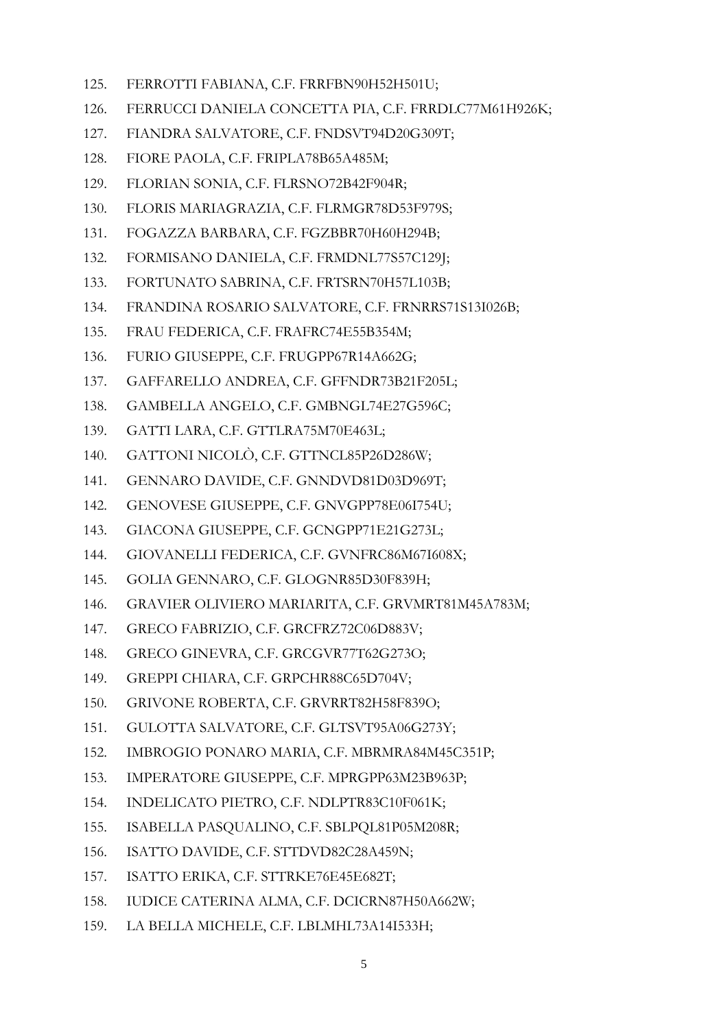125. FERROTTI FABIANA, C.F. FRRFBN90H52H501U;
126. FERRUCCI DANIELA CONCETTA PIA, C.F. FRRDLC77M61H926K;
127. FIANDRA SALVATORE, C.F. FNDSVT94D20G309T;
128. FIORE PAOLA, C.F. FRIPLA78B65A485M;
129. FLORIAN SONIA, C.F. FLRSNO72B42F904R;
130. FLORIS MARIAGRAZIA, C.F. FLRMGR78D53F979S;
131. FOGAZZA BARBARA, C.F. FGZBBR70H60H294B;
132. FORMISANO DANIELA, C.F. FRMDNL77S57C129J;
133. FORTUNATO SABRINA, C.F. FRTSRN70H57L103B;
134. FRANDINA ROSARIO SALVATORE, C.F. FRNRRS71S13I026B;
135. FRAU FEDERICA, C.F. FRAFRC74E55B354M;
136. FURIO GIUSEPPE, C.F. FRUGPP67R14A662G;
137. GAFFARELLO ANDREA, C.F. GFFNDR73B21F205L;
138. GAMBELLA ANGELO, C.F. GMBNGL74E27G596C;
139. GATTI LARA, C.F. GTTLRA75M70E463L;
140. GATTONI NICOLÒ, C.F. GTTNCL85P26D286W;
141. GENNARO DAVIDE, C.F. GNNDVD81D03D969T;
142. GENOVESE GIUSEPPE, C.F. GNVGPP78E06I754U;
143. GIACONA GIUSEPPE, C.F. GCNGPP71E21G273L;
144. GIOVANELLI FEDERICA, C.F. GVNFRC86M67I608X;
145. GOLIA GENNARO, C.F. GLOGNR85D30F839H;
146. GRAVIER OLIVIERO MARIARITA, C.F. GRVMRT81M45A783M;
147. GRECO FABRIZIO, C.F. GRCFRZ72C06D883V;
148. GRECO GINEVRA, C.F. GRCGVR77T62G273O;
149. GREPPI CHIARA, C.F. GRPCHR88C65D704V;
150. GRIVONE ROBERTA, C.F. GRVRRT82H58F839O;
151. GULOTTA SALVATORE, C.F. GLTSVT95A06G273Y;
152. IMBROGIO PONARO MARIA, C.F. MBRMRA84M45C351P;
153. IMPERATORE GIUSEPPE, C.F. MPRGPP63M23B963P;
154. INDELICATO PIETRO, C.F. NDLPTR83C10F061K;
155. ISABELLA PASQUALINO, C.F. SBLPQL81P05M208R;
156. ISATTO DAVIDE, C.F. STTDVD82C28A459N;
157. ISATTO ERIKA, C.F. STTRKE76E45E682T;
158. IUDICE CATERINA ALMA, C.F. DCICRN87H50A662W;
159. LA BELLA MICHELE, C.F. LBLMHL73A14I533H;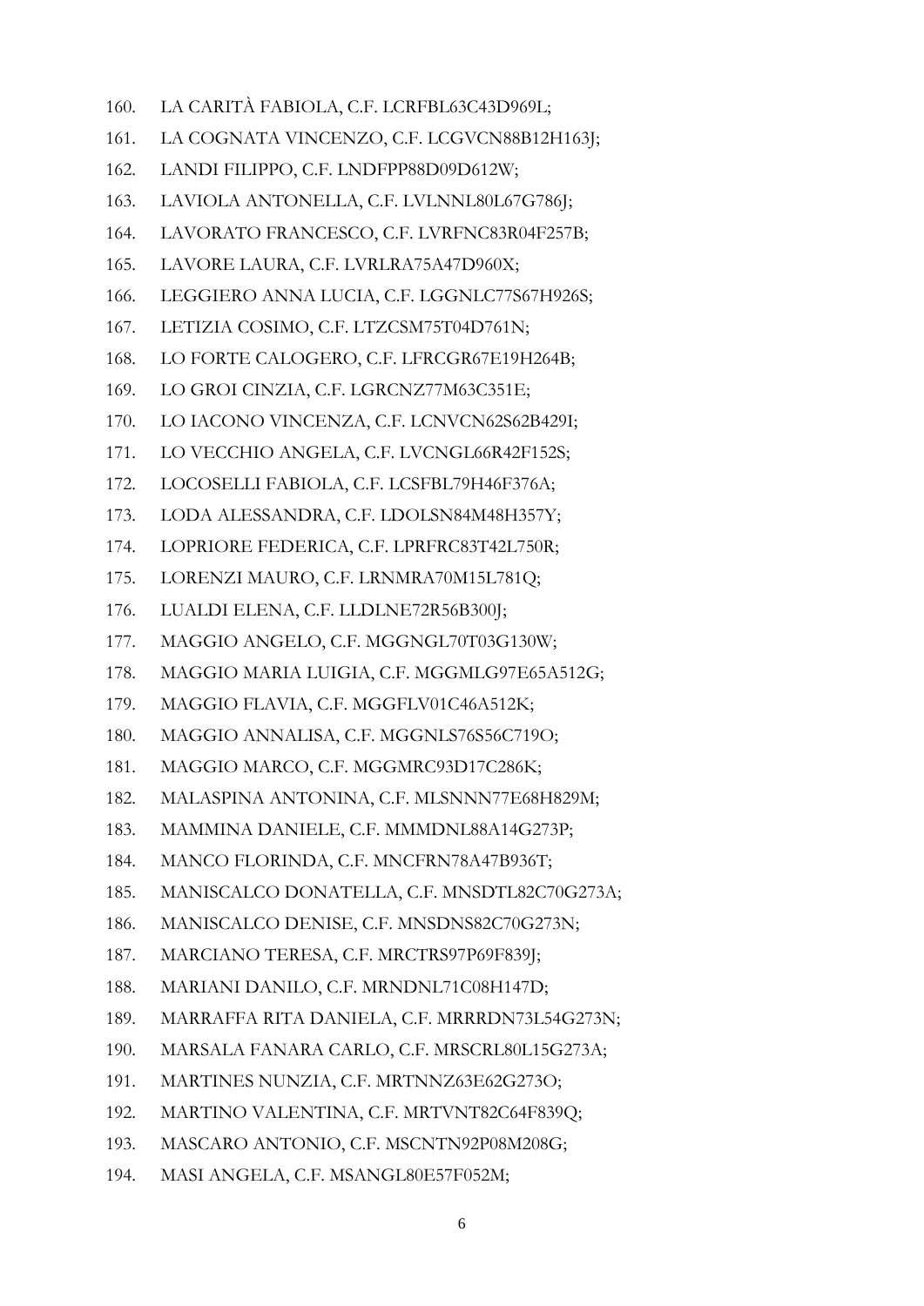160. LA CARITÀ FABIOLA, C.F. LCRFBL63C43D969L;
161. LA COGNATA VINCENZO, C.F. LCGVCN88B12H163J;
162. LANDI FILIPPO, C.F. LNDFPP88D09D612W;
163. LAVIOLA ANTONELLA, C.F. LVLNNL80L67G786J;
164. LAVORATO FRANCESCO, C.F. LVRFNC83R04F257B;
165. LAVORE LAURA, C.F. LVRLRA75A47D960X;
166. LEGGIERO ANNA LUCIA, C.F. LGGNLC77S67H926S;
167. LETIZIA COSIMO, C.F. LTZCSM75T04D761N;
168. LO FORTE CALOGERO, C.F. LFRCGR67E19H264B;
169. LO GROI CINZIA, C.F. LGRCNZ77M63C351E;
170. LO IACONO VINCENZA, C.F. LCNVCN62S62B429I;
171. LO VECCHIO ANGELA, C.F. LVCNGL66R42F152S;
172. LOCOSELLI FABIOLA, C.F. LCSFBL79H46F376A;
173. LODA ALESSANDRA, C.F. LDOLSN84M48H357Y;
174. LOPRIORE FEDERICA, C.F. LPRFRC83T42L750R;
175. LORENZI MAURO, C.F. LRNMRA70M15L781Q;
176. LUALDI ELENA, C.F. LLDLNE72R56B300J;
177. MAGGIO ANGELO, C.F. MGGNGL70T03G130W;
178. MAGGIO MARIA LUIGIA, C.F. MGGMLG97E65A512G;
179. MAGGIO FLAVIA, C.F. MGGFLV01C46A512K;
180. MAGGIO ANNALISA, C.F. MGGNLS76S56C719O;
181. MAGGIO MARCO, C.F. MGGMRC93D17C286K;
182. MALASPINA ANTONINA, C.F. MLSNNN77E68H829M;
183. MAMMINA DANIELE, C.F. MMMDNL88A14G273P;
184. MANCO FLORINDA, C.F. MNCFRN78A47B936T;
185. MANISCALCO DONATELLA, C.F. MNSDTL82C70G273A;
186. MANISCALCO DENISE, C.F. MNSDNS82C70G273N;
187. MARCIANO TERESA, C.F. MRCTRS97P69F839J;
188. MARIANI DANILO, C.F. MRNDNL71C08H147D;
189. MARRAFFA RITA DANIELA, C.F. MRRRDN73L54G273N;
190. MARSALA FANARA CARLO, C.F. MRSCRL80L15G273A;
191. MARTINES NUNZIA, C.F. MRTNNZ63E62G273O;
192. MARTINO VALENTINA, C.F. MRTVNT82C64F839Q;
193. MASCARO ANTONIO, C.F. MSCNTN92P08M208G;
194. MASI ANGELA, C.F. MSANGL80E57F052M;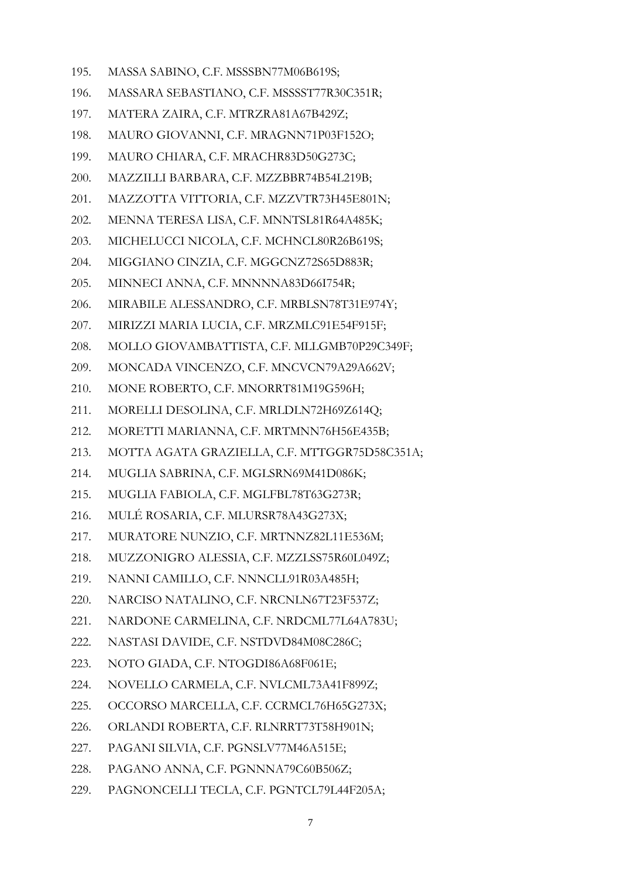195. MASSA SABINO, C.F. MSSSBN77M06B619S;
196. MASSARA SEBASTIANO, C.F. MSSSST77R30C351R;
197. MATERA ZAIRA, C.F. MTRZRA81A67B429Z;
198. MAURO GIOVANNI, C.F. MRAGNN71P03F152O;
199. MAURO CHIARA, C.F. MRACHR83D50G273C;
200. MAZZILLI BARBARA, C.F. MZZBBR74B54L219B;
201. MAZZOTTA VITTORIA, C.F. MZZVTR73H45E801N;
202. MENNA TERESA LISA, C.F. MNNTSL81R64A485K;
203. MICHELUCCI NICOLA, C.F. MCHNCL80R26B619S;
204. MIGGIANO CINZIA, C.F. MGGCNZ72S65D883R;
205. MINNECI ANNA, C.F. MNNNNA83D66I754R;
206. MIRABILE ALESSANDRO, C.F. MRBLSN78T31E974Y;
207. MIRIZZI MARIA LUCIA, C.F. MRZMLC91E54F915F;
208. MOLLO GIOVAMBATTISTA, C.F. MLLGMB70P29C349F;
209. MONCADA VINCENZO, C.F. MNCVCN79A29A662V;
210. MONE ROBERTO, C.F. MNORRT81M19G596H;
211. MORELLI DESOLINA, C.F. MRLDLN72H69Z614Q;
212. MORETTI MARIANNA, C.F. MRTMNN76H56E435B;
213. MOTTA AGATA GRAZIELLA, C.F. MTTGGR75D58C351A;
214. MUGLIA SABRINA, C.F. MGLSRN69M41D086K;
215. MUGLIA FABIOLA, C.F. MGLFBL78T63G273R;
216. MULÉ ROSARIA, C.F. MLURSR78A43G273X;
217. MURATORE NUNZIO, C.F. MRTNNZ82L11E536M;
218. MUZZONIGRO ALESSIA, C.F. MZZLSS75R60L049Z;
219. NANNI CAMILLO, C.F. NNNCLL91R03A485H;
220. NARCISO NATALINO, C.F. NRCNLN67T23F537Z;
221. NARDONE CARMELINA, C.F. NRDCML77L64A783U;
222. NASTASI DAVIDE, C.F. NSTDVD84M08C286C;
223. NOTO GIADA, C.F. NTOGDI86A68F061E;
224. NOVELLO CARMELA, C.F. NVLCML73A41F899Z;
225. OCCORSO MARCELLA, C.F. CCRMCL76H65G273X;
226. ORLANDI ROBERTA, C.F. RLNRRT73T58H901N;
227. PAGANI SILVIA, C.F. PGNSLV77M46A515E;
228. PAGANO ANNA, C.F. PGNNNA79C60B506Z;
229. PAGNONCELLI TECLA, C.F. PGNTCL79L44F205A;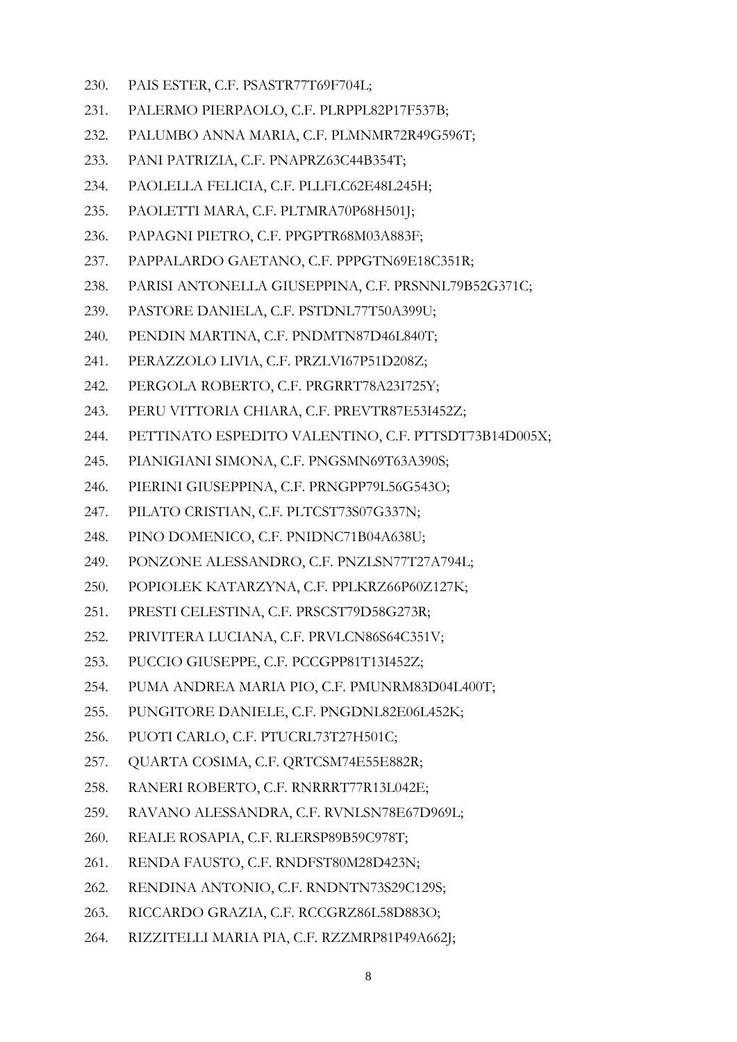230. PAIS ESTER, C.F. PSASTR77T69F704L;
231. PALERMO PIERPAOLO, C.F. PLRPPL82P17F537B;
232. PALUMBO ANNA MARIA, C.F. PLMNMR72R49G596T;
233. PANI PATRIZIA, C.F. PNAPRZ63C44B354T;
234. PAOLELLA FELICIA, C.F. PLLFLC62E48L245H;
235. PAOLETTI MARA, C.F. PLTMRA70P68H501J;
236. PAPAGNI PIETRO, C.F. PPGPTR68M03A883F;
237. PAPPALARDO GAETANO, C.F. PPPGTN69E18C351R;
238. PARISI ANTONELLA GIUSEPPINA, C.F. PRSNNL79B52G371C;
239. PASTORE DANIELA, C.F. PSTDNL77T50A399U;
240. PENDIN MARTINA, C.F. PNDMTN87D46L840T;
241. PERAZZOLO LIVIA, C.F. PRZLVI67P51D208Z;
242. PERGOLA ROBERTO, C.F. PRGRRT78A23I725Y;
243. PERU VITTORIA CHIARA, C.F. PREVTR87E53I452Z;
244. PETTINATO ESPEDITO VALENTINO, C.F. PTTSDT73B14D005X;
245. PIANIGIANI SIMONA, C.F. PNGSMN69T63A390S;
246. PIERINI GIUSEPPINA, C.F. PRNGPP79L56G543O;
247. PILATO CRISTIAN, C.F. PLTCST73S07G337N;
248. PINO DOMENICO, C.F. PNIDNC71B04A638U;
249. PONZONE ALESSANDRO, C.F. PNZLSN77T27A794L;
250. POPIOLEK KATARZYNA, C.F. PPLKRZ66P60Z127K;
251. PRESTI CELESTINA, C.F. PRSCST79D58G273R;
252. PRIVITERA LUCIANA, C.F. PRVLCN86S64C351V;
253. PUCCIO GIUSEPPE, C.F. PCCGPP81T13I452Z;
254. PUMA ANDREA MARIA PIO, C.F. PMUNRM83D04L400T;
255. PUNGITORE DANIELE, C.F. PNGDNL82E06L452K;
256. PUOTI CARLO, C.F. PTUCRL73T27H501C;
257. QUARTA COSIMA, C.F. QRTCSM74E55E882R;
258. RANERI ROBERTO, C.F. RNRRRT77R13L042E;
259. RAVANO ALESSANDRA, C.F. RVNLSN78E67D969L;
260. REALE ROSAPIA, C.F. RLERSP89B59C978T;
261. RENDA FAUSTO, C.F. RNDFST80M28D423N;
262. RENDINA ANTONIO, C.F. RNDNTN73S29C129S;
263. RICCARDO GRAZIA, C.F. RCCGRZ86L58D883O;
264. RIZZITELLI MARIA PIA, C.F. RZZMRP81P49A662J;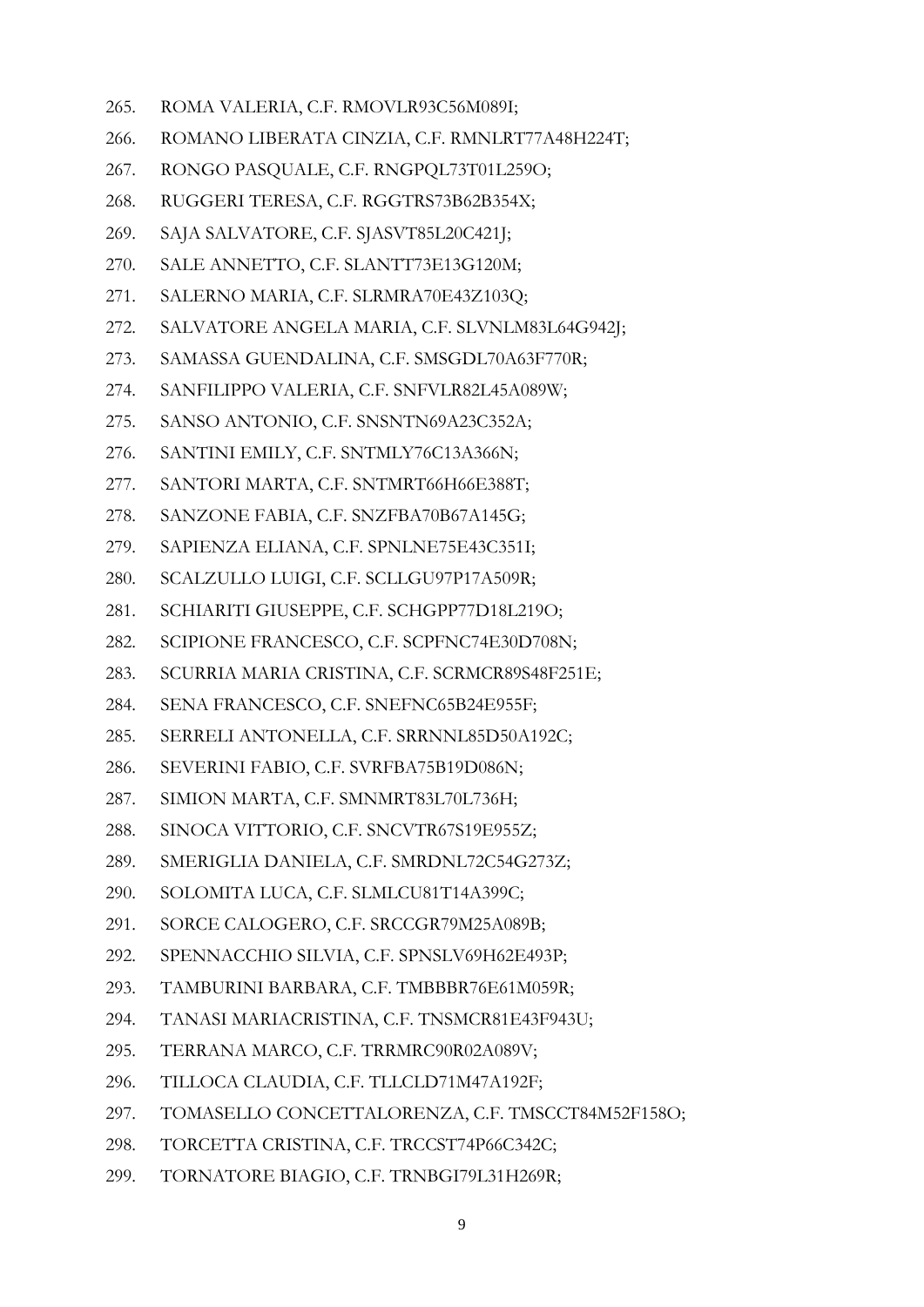265. ROMA VALERIA, C.F. RMOVLR93C56M089I;
266. ROMANO LIBERATA CINZIA, C.F. RMNLRT77A48H224T;
267. RONGO PASQUALE, C.F. RNGPQL73T01L259O;
268. RUGGERI TERESA, C.F. RGGTRS73B62B354X;
269. SAJA SALVATORE, C.F. SJASVT85L20C421J;
270. SALE ANNETTO, C.F. SLANTT73E13G120M;
271. SALERNO MARIA, C.F. SLRMRA70E43Z103Q;
272. SALVATORE ANGELA MARIA, C.F. SLVNLM83L64G942J;
273. SAMASSA GUENDALINA, C.F. SMSGDL70A63F770R;
274. SANFILIPPO VALERIA, C.F. SNFVLR82L45A089W;
275. SANSO ANTONIO, C.F. SNSNTN69A23C352A;
276. SANTINI EMILY, C.F. SNTMLY76C13A366N;
277. SANTORI MARTA, C.F. SNTMRT66H66E388T;
278. SANZONE FABIA, C.F. SNZFBA70B67A145G;
279. SAPIENZA ELIANA, C.F. SPNLNE75E43C351I;
280. SCALZULLO LUIGI, C.F. SCLLGU97P17A509R;
281. SCHIARITI GIUSEPPE, C.F. SCHGPP77D18L219O;
282. SCIPIONE FRANCESCO, C.F. SCPFNC74E30D708N;
283. SCURRIA MARIA CRISTINA, C.F. SCRMCR89S48F251E;
284. SENA FRANCESCO, C.F. SNEFNC65B24E955F;
285. SERRELI ANTONELLA, C.F. SRRNNL85D50A192C;
286. SEVERINI FABIO, C.F. SVRFBA75B19D086N;
287. SIMION MARTA, C.F. SMNMRT83L70L736H;
288. SINOCA VITTORIO, C.F. SNCVTR67S19E955Z;
289. SMERIGLIA DANIELA, C.F. SMRDNL72C54G273Z;
290. SOLOMITA LUCA, C.F. SLMLCU81T14A399C;
291. SORCE CALOGERO, C.F. SRCCGR79M25A089B;
292. SPENNACCHIO SILVIA, C.F. SPNSLV69H62E493P;
293. TAMBURINI BARBARA, C.F. TMBBBR76E61M059R;
294. TANASI MARIACRISTINA, C.F. TNSMCR81E43F943U;
295. TERRANA MARCO, C.F. TRRMRC90R02A089V;
296. TILLOCA CLAUDIA, C.F. TLLCLD71M47A192F;
297. TOMASELLO CONCETTALORENZA, C.F. TMSCCT84M52F158O;
298. TORCETTA CRISTINA, C.F. TRCCST74P66C342C;
299. TORNATORE BIAGIO, C.F. TRNBGI79L31H269R;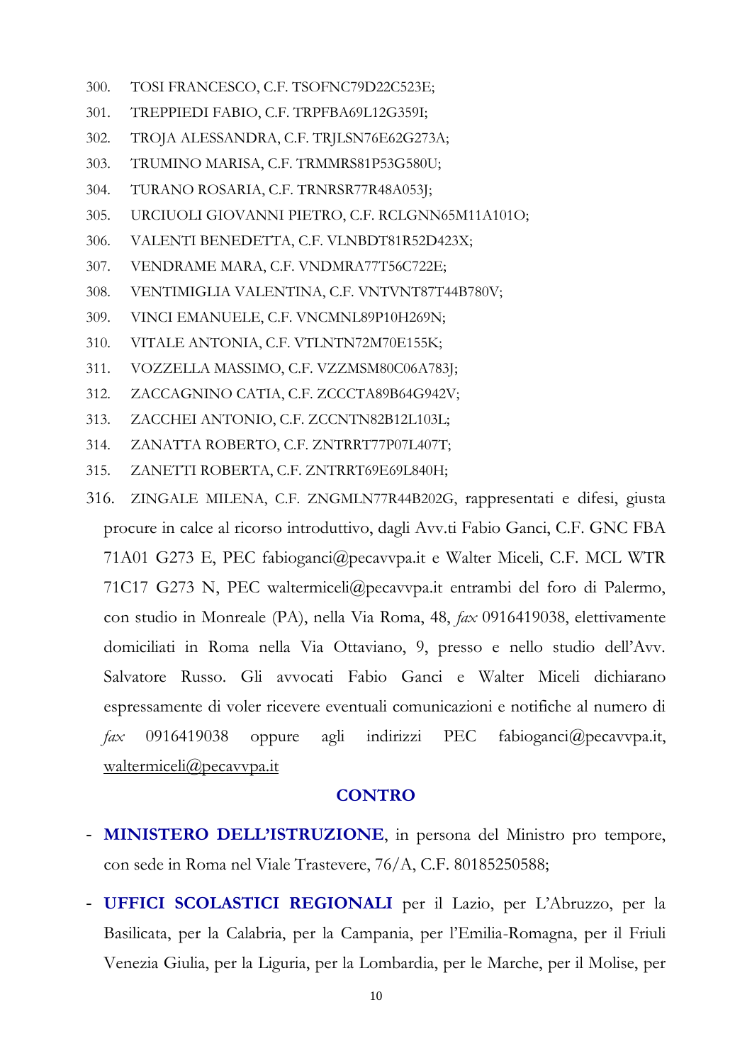300. TOSI FRANCESCO, C.F. TSOFNC79D22C523E;
301. TREPPIEDI FABIO, C.F. TRPFBA69L12G359I;
302. TROJA ALESSANDRA, C.F. TRJLSN76E62G273A;
303. TRUMINO MARISA, C.F. TRMMRS81P53G580U;
304. TURANO ROSARIA, C.F. TRNRSR77R48A053J;
305. URCIUOLI GIOVANNI PIETRO, C.F. RCLGNN65M11A101O;
306. VALENTI BENEDETTA, C.F. VLNBDT81R52D423X;
307. VENDRAME MARA, C.F. VNDMRA77T56C722E;
308. VENTIMIGLIA VALENTINA, C.F. VNTVNT87T44B780V;
309. VINCI EMANUELE, C.F. VNCMNL89P10H269N;
310. VITALE ANTONIA, C.F. VTLNTN72M70E155K;
311. VOZZELLA MASSIMO, C.F. VZZMSM80C06A783J;
312. ZACCAGNINO CATIA, C.F. ZCCCTA89B64G942V;
313. ZACCHEI ANTONIO, C.F. ZCCNTN82B12L103L;
314. ZANATTA ROBERTO, C.F. ZNTRRT77P07L407T;
315. ZANETTI ROBERTA, C.F. ZNTRRT69E69L840H;
316. ZINGALE MILENA, C.F. ZNGMLN77R44B202G, rappresentati e difesi, giusta procure in calce al ricorso introduttivo, dagli Avv.ti Fabio Ganci, C.F. GNC FBA 71A01 G273 E, PEC fabioganci@pecavvpa.it e Walter Miceli, C.F. MCL WTR 71C17 G273 N, PEC waltermiceli@pecavvpa.it entrambi del foro di Palermo, con studio in Monreale (PA), nella Via Roma, 48, *fax* 0916419038, elettivamente domiciliati in Roma nella Via Ottaviano, 9, presso e nello studio dell'Avv. Salvatore Russo. Gli avvocati Fabio Ganci e Walter Miceli dichiarano espressamente di voler ricevere eventuali comunicazioni e notifiche al numero di *fax* 0916419038 oppure agli indirizzi PEC fabioganci@pecavvpa.it, waltermiceli@pecavvpa.it

**CONTRO**

- **MINISTERO DELL'ISTRUZIONE**, in persona del Ministro pro tempore, con sede in Roma nel Viale Trastevere, 76/A, C.F. 80185250588;
- **UFFICI SCOLASTICI REGIONALI** per il Lazio, per L'Abruzzo, per la Basilicata, per la Calabria, per la Campania, per l'Emilia-Romagna, per il Friuli Venezia Giulia, per la Liguria, per la Lombardia, per le Marche, per il Molise, per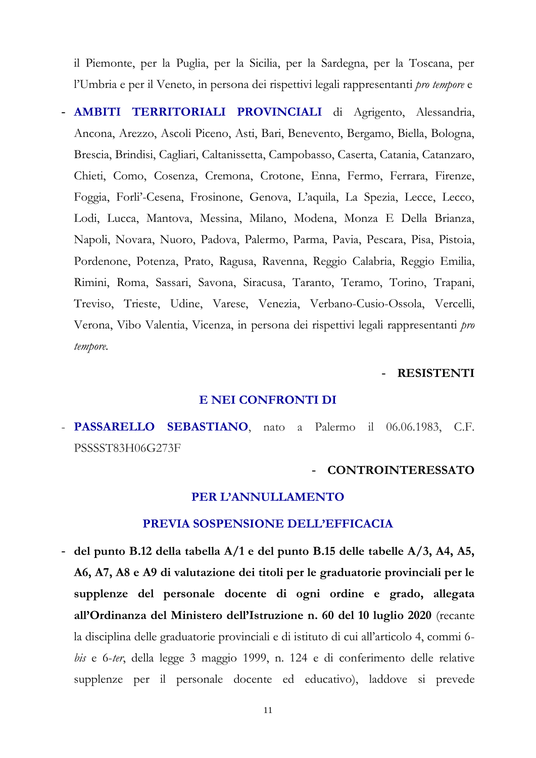il Piemonte, per la Puglia, per la Sicilia, per la Sardegna, per la Toscana, per l'Umbria e per il Veneto, in persona dei rispettivi legali rappresentanti *pro tempore* e

- **AMBITI TERRITORIALI PROVINCIALI** di Agrigento, Alessandria, Ancona, Arezzo, Ascoli Piceno, Asti, Bari, Benevento, Bergamo, Biella, Bologna, Brescia, Brindisi, Cagliari, Caltanissetta, Campobasso, Caserta, Catania, Catanzaro, Chieti, Como, Cosenza, Cremona, Crotone, Enna, Fermo, Ferrara, Firenze, Foggia, Forli'-Cesena, Frosinone, Genova, L'aquila, La Spezia, Lecce, Lecco, Lodi, Lucca, Mantova, Messina, Milano, Modena, Monza E Della Brianza, Napoli, Novara, Nuoro, Padova, Palermo, Parma, Pavia, Pescara, Pisa, Pistoia, Pordenone, Potenza, Prato, Ragusa, Ravenna, Reggio Calabria, Reggio Emilia, Rimini, Roma, Sassari, Savona, Siracusa, Taranto, Teramo, Torino, Trapani, Treviso, Trieste, Udine, Varese, Venezia, Verbano-Cusio-Ossola, Vercelli, Verona, Vibo Valentia, Vicenza, in persona dei rispettivi legali rappresentanti *pro tempore.*

**- RESISTENTI**

**E NEI CONFRONTI DI**

- **PASSARELLO SEBASTIANO**, nato a Palermo il 06.06.1983, C.F. PSSSST83H06G273F

**- CONTROINTERESSATO**

**PER L'ANNULLAMENTO**

**PREVIA SOSPENSIONE DELL'EFFICACIA**

- **del punto B.12 della tabella A/1 e del punto B.15 delle tabelle A/3, A4, A5, A6, A7, A8 e A9 di valutazione dei titoli per le graduatorie provinciali per le supplenze del personale docente di ogni ordine e grado, allegata all'Ordinanza del Ministero dell'Istruzione n. 60 del 10 luglio 2020** (recante la disciplina delle graduatorie provinciali e di istituto di cui all'articolo 4, commi 6-*bis* e 6-*ter*, della legge 3 maggio 1999, n. 124 e di conferimento delle relative supplenze per il personale docente ed educativo), laddove si prevede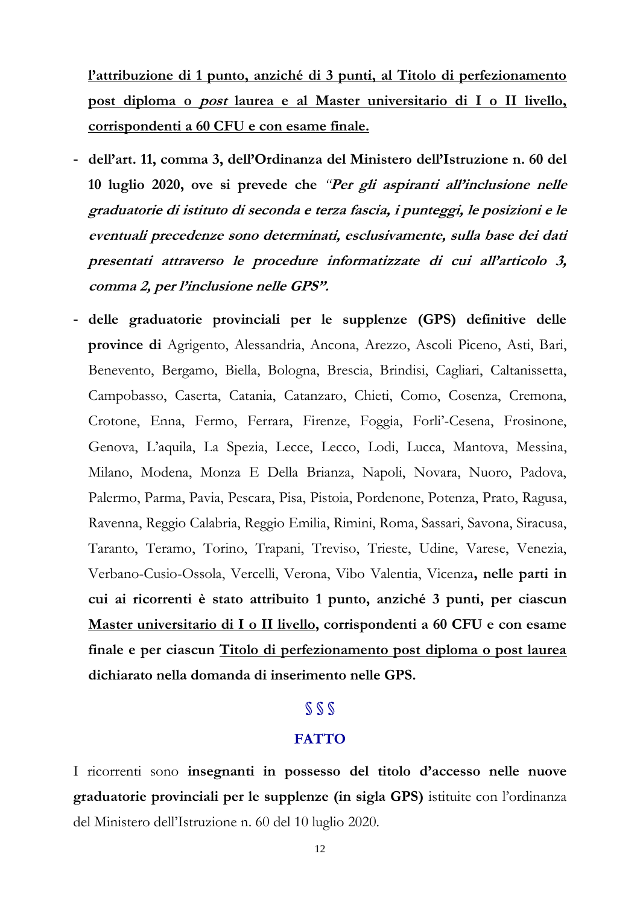**l'attribuzione di 1 punto, anziché di 3 punti, al Titolo di perfezionamento post diploma o *post* laurea e al Master universitario di I o II livello, corrispondenti a 60 CFU e con esame finale.**

- **dell'art. 11, comma 3, dell'Ordinanza del Ministero dell'Istruzione n. 60 del 10 luglio 2020, ove si prevede che *"Per gli aspiranti all'inclusione nelle graduatorie di istituto di seconda e terza fascia, i punteggi, le posizioni e le eventuali precedenze sono determinati, esclusivamente, sulla base dei dati presentati attraverso le procedure informatizzate di cui all'articolo 3, comma 2, per l'inclusione nelle GPS".***
- **delle graduatorie provinciali per le supplenze (GPS) definitive delle province di** Agrigento, Alessandria, Ancona, Arezzo, Ascoli Piceno, Asti, Bari, Benevento, Bergamo, Biella, Bologna, Brescia, Brindisi, Cagliari, Caltanissetta, Campobasso, Caserta, Catania, Catanzaro, Chieti, Como, Cosenza, Cremona, Crotone, Enna, Fermo, Ferrara, Firenze, Foggia, Forli'-Cesena, Frosinone, Genova, L'aquila, La Spezia, Lecce, Lecco, Lodi, Lucca, Mantova, Messina, Milano, Modena, Monza E Della Brianza, Napoli, Novara, Nuoro, Padova, Palermo, Parma, Pavia, Pescara, Pisa, Pistoia, Pordenone, Potenza, Prato, Ragusa, Ravenna, Reggio Calabria, Reggio Emilia, Rimini, Roma, Sassari, Savona, Siracusa, Taranto, Teramo, Torino, Trapani, Treviso, Trieste, Udine, Varese, Venezia, Verbano-Cusio-Ossola, Vercelli, Verona, Vibo Valentia, Vicenza**, nelle parti in cui ai ricorrenti è stato attribuito 1 punto, anziché 3 punti, per ciascun Master universitario di I o II livello, corrispondenti a 60 CFU e con esame finale e per ciascun Titolo di perfezionamento post diploma o post laurea dichiarato nella domanda di inserimento nelle GPS.**

§ § §

## FATTO

I ricorrenti sono **insegnanti in possesso del titolo d'accesso nelle nuove graduatorie provinciali per le supplenze (in sigla GPS)** istituite con l'ordinanza del Ministero dell'Istruzione n. 60 del 10 luglio 2020.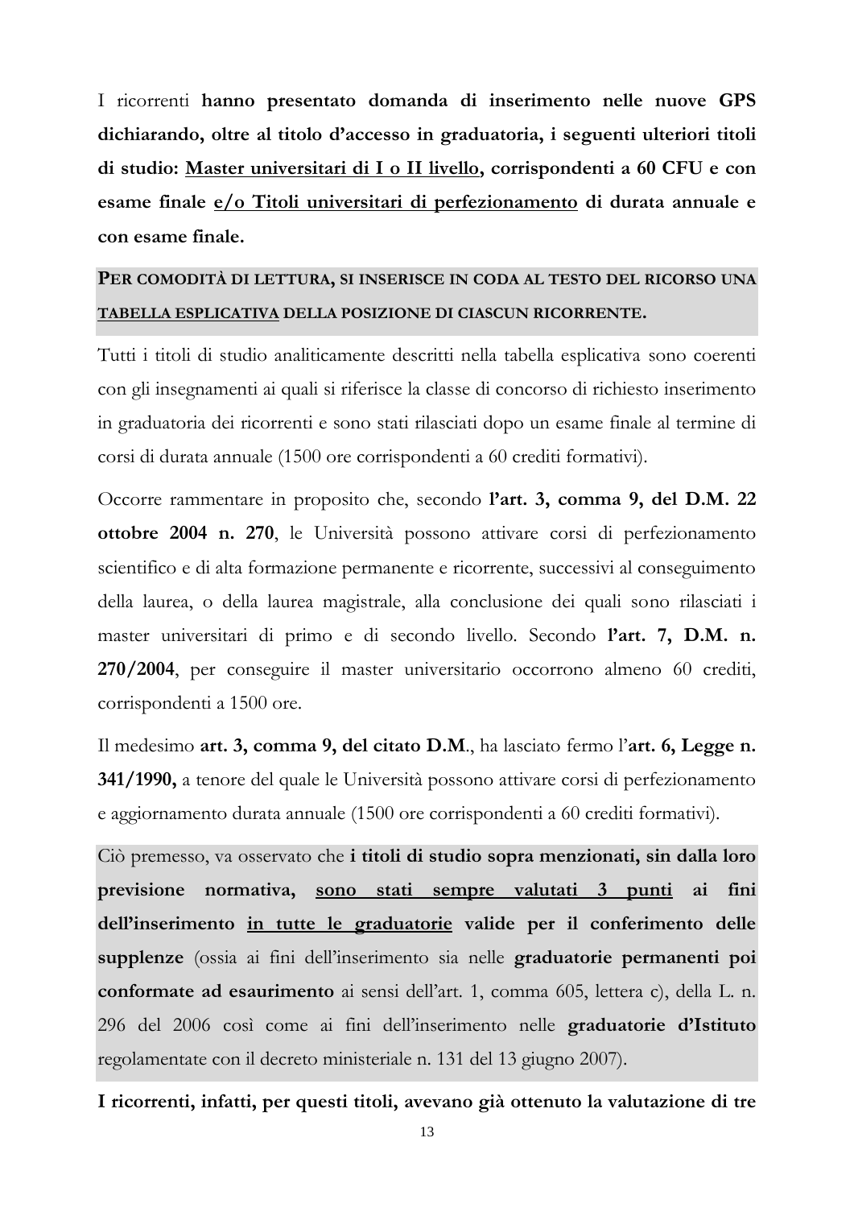I ricorrenti **hanno presentato domanda di inserimento nelle nuove GPS dichiarando, oltre al titolo d'accesso in graduatoria, i seguenti ulteriori titoli di studio: <u>Master universitari di I o II livello</u>, corrispondenti a 60 CFU e con esame finale <u>e/o Titoli universitari di perfezionamento</u> di durata annuale e con esame finale.**

**PER COMODITÀ DI LETTURA, SI INSERISCE IN CODA AL TESTO DEL RICORSO UNA <u>TABELLA ESPLICATIVA</u> DELLA POSIZIONE DI CIASCUN RICORRENTE.**

Tutti i titoli di studio analiticamente descritti nella tabella esplicativa sono coerenti con gli insegnamenti ai quali si riferisce la classe di concorso di richiesto inserimento in graduatoria dei ricorrenti e sono stati rilasciati dopo un esame finale al termine di corsi di durata annuale (1500 ore corrispondenti a 60 crediti formativi).

Occorre rammentare in proposito che, secondo **l'art. 3, comma 9, del D.M. 22 ottobre 2004 n. 270**, le Università possono attivare corsi di perfezionamento scientifico e di alta formazione permanente e ricorrente, successivi al conseguimento della laurea, o della laurea magistrale, alla conclusione dei quali sono rilasciati i master universitari di primo e di secondo livello. Secondo **l'art. 7, D.M. n. 270/2004**, per conseguire il master universitario occorrono almeno 60 crediti, corrispondenti a 1500 ore.

Il medesimo **art. 3, comma 9, del citato D.M.**, ha lasciato fermo l'**art. 6, Legge n. 341/1990,** a tenore del quale le Università possono attivare corsi di perfezionamento e aggiornamento durata annuale (1500 ore corrispondenti a 60 crediti formativi).

Ciò premesso, va osservato che **i titoli di studio sopra menzionati, sin dalla loro previsione normativa, <u>sono stati sempre valutati 3 punti</u> ai fini dell'inserimento <u>in tutte le graduatorie</u> valide per il conferimento delle supplenze** (ossia ai fini dell'inserimento sia nelle **graduatorie permanenti poi conformate ad esaurimento** ai sensi dell'art. 1, comma 605, lettera c), della L. n. 296 del 2006 così come ai fini dell'inserimento nelle **graduatorie d'Istituto** regolamentate con il decreto ministeriale n. 131 del 13 giugno 2007).

**I ricorrenti, infatti, per questi titoli, avevano già ottenuto la valutazione di tre**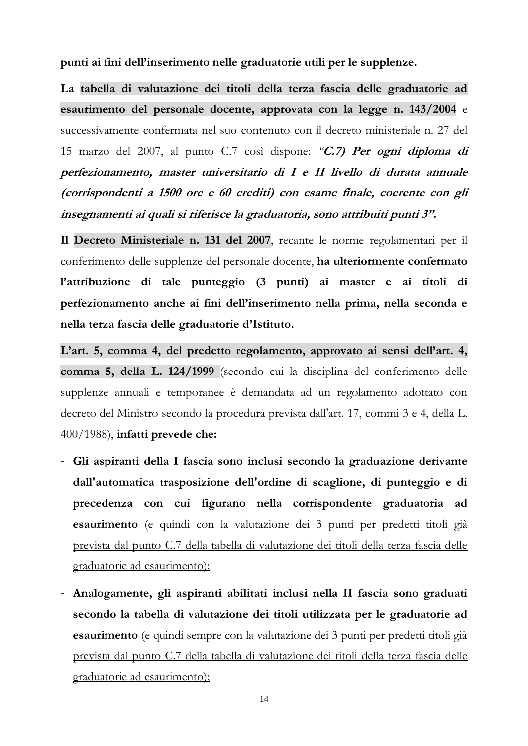**punti ai fini dell'inserimento nelle graduatorie utili per le supplenze.**

**La tabella di valutazione dei titoli della terza fascia delle graduatorie ad esaurimento del personale docente, approvata con la legge n. 143/2004** e successivamente confermata nel suo contenuto con il decreto ministeriale n. 27 del 15 marzo del 2007, al punto C.7 così dispone: *"**C.7) Per ogni diploma di perfezionamento, master universitario di I e II livello di durata annuale (corrispondenti a 1500 ore e 60 crediti) con esame finale, coerente con gli insegnamenti ai quali si riferisce la graduatoria, sono attribuiti punti 3**"*.

Il **Decreto Ministeriale n. 131 del 2007**, recante le norme regolamentari per il conferimento delle supplenze del personale docente, **ha ulteriormente confermato l'attribuzione di tale punteggio (3 punti) ai master e ai titoli di perfezionamento anche ai fini dell'inserimento nella prima, nella seconda e nella terza fascia delle graduatorie d'Istituto.**

**L'art. 5, comma 4, del predetto regolamento, approvato ai sensi dell'art. 4, comma 5, della L. 124/1999** (secondo cui la disciplina del conferimento delle supplenze annuali e temporanee è demandata ad un regolamento adottato con decreto del Ministro secondo la procedura prevista dall'art. 17, commi 3 e 4, della L. 400/1988), **infatti prevede che:**

- **Gli aspiranti della I fascia sono inclusi secondo la graduazione derivante dall'automatica trasposizione dell'ordine di scaglione, di punteggio e di precedenza con cui figurano nella corrispondente graduatoria ad esaurimento** <u>(e quindi con la valutazione dei 3 punti per predetti titoli già prevista dal punto C.7 della tabella di valutazione dei titoli della terza fascia delle graduatorie ad esaurimento);</u>
- **Analogamente, gli aspiranti abilitati inclusi nella II fascia sono graduati secondo la tabella di valutazione dei titoli utilizzata per le graduatorie ad esaurimento** <u>(e quindi sempre con la valutazione dei 3 punti per predetti titoli già prevista dal punto C.7 della tabella di valutazione dei titoli della terza fascia delle graduatorie ad esaurimento);</u>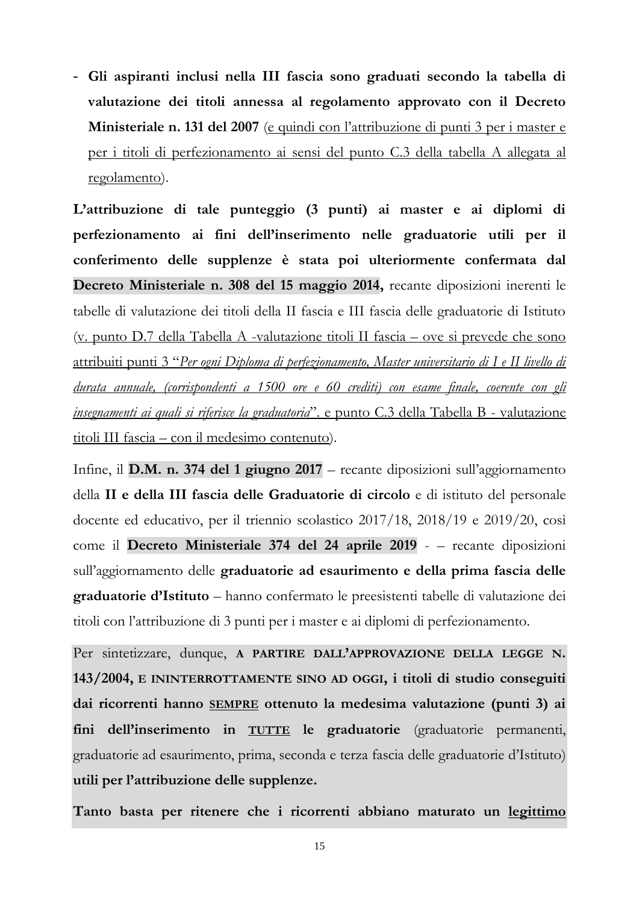- **Gli aspiranti inclusi nella III fascia sono graduati secondo la tabella di valutazione dei titoli annessa al regolamento approvato con il Decreto Ministeriale n. 131 del 2007** (<u>e quindi con l'attribuzione di punti 3 per i master e per i titoli di perfezionamento ai sensi del punto C.3 della tabella A allegata al regolamento</u>).

**L'attribuzione di tale punteggio (3 punti) ai master e ai diplomi di perfezionamento ai fini dell'inserimento nelle graduatorie utili per il conferimento delle supplenze è stata poi ulteriormente confermata dal Decreto Ministeriale n. 308 del 15 maggio 2014,** recante diposizioni inerenti le tabelle di valutazione dei titoli della II fascia e III fascia delle graduatorie di Istituto (<u>v. punto D.7 della Tabella A -valutazione titoli II fascia – ove si prevede che sono attribuiti punti 3 "*Per ogni Diploma di perfezionamento, Master universitario di I e II livello di durata annuale, (corrispondenti a 1500 ore e 60 crediti) con esame finale, coerente con gli insegnamenti ai quali si riferisce la graduatoria*". e punto C.3 della Tabella B - valutazione titoli III fascia – con il medesimo contenuto</u>).

Infine, il **D.M. n. 374 del 1 giugno 2017** – recante diposizioni sull'aggiornamento della **II e della III fascia delle Graduatorie di circolo** e di istituto del personale docente ed educativo, per il triennio scolastico 2017/18, 2018/19 e 2019/20, così come il **Decreto Ministeriale 374 del 24 aprile 2019** - – recante diposizioni sull'aggiornamento delle **graduatorie ad esaurimento e della prima fascia delle graduatorie d'Istituto** – hanno confermato le preesistenti tabelle di valutazione dei titoli con l'attribuzione di 3 punti per i master e ai diplomi di perfezionamento.

Per sintetizzare, dunque, **A PARTIRE DALL'APPROVAZIONE DELLA LEGGE N. 143/2004, E ININTERROTTAMENTE SINO AD OGGI, i titoli di studio conseguiti dai ricorrenti hanno <u>SEMPRE</u> ottenuto la medesima valutazione (punti 3) ai fini dell'inserimento in <u>TUTTE</u> le graduatorie** (graduatorie permanenti, graduatorie ad esaurimento, prima, seconda e terza fascia delle graduatorie d'Istituto) **utili per l'attribuzione delle supplenze.**

**Tanto basta per ritenere che i ricorrenti abbiano maturato un <u>legittimo</u>**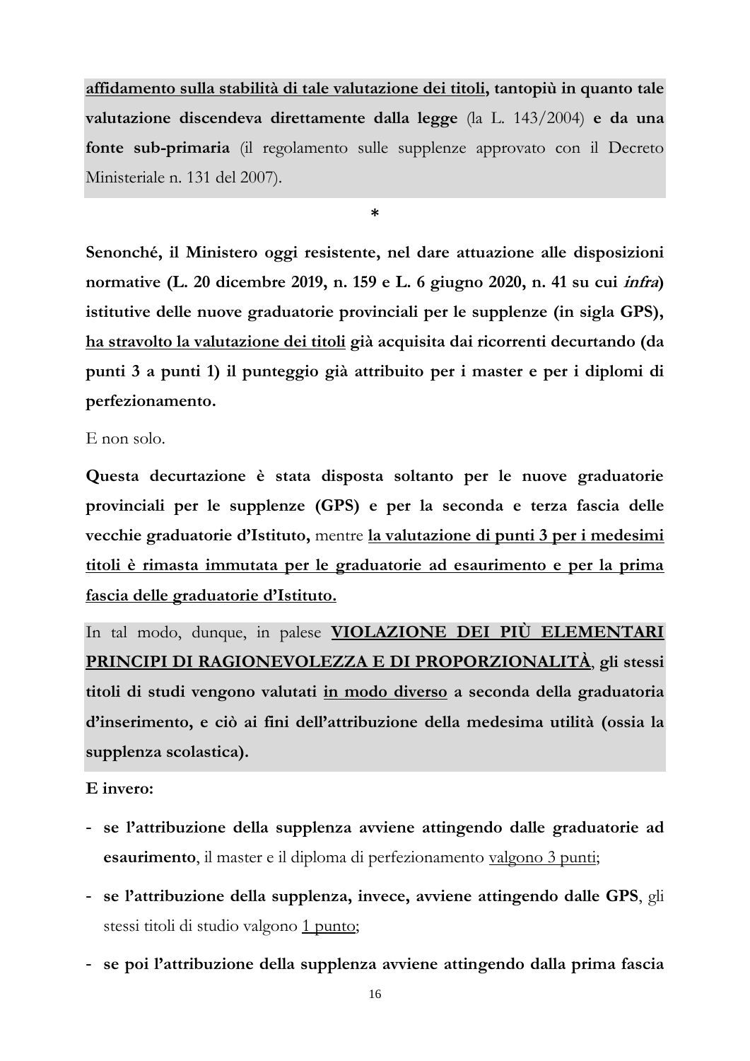**<u>affidamento sulla stabilità di tale valutazione dei titoli</u>, tantopiù in quanto tale valutazione discendeva direttamente dalla legge** (la L. 143/2004) **e da una fonte sub-primaria** (il regolamento sulle supplenze approvato con il Decreto Ministeriale n. 131 del 2007).

*

**Senonché, il Ministero oggi resistente, nel dare attuazione alle disposizioni normative (L. 20 dicembre 2019, n. 159 e L. 6 giugno 2020, n. 41 su cui *infra*) istitutive delle nuove graduatorie provinciali per le supplenze (in sigla GPS), <u>ha stravolto la valutazione dei titoli</u> già acquisita dai ricorrenti decurtando (da punti 3 a punti 1) il punteggio già attribuito per i master e per i diplomi di perfezionamento.**

E non solo.

**Questa decurtazione è stata disposta soltanto per le nuove graduatorie provinciali per le supplenze (GPS) e per la seconda e terza fascia delle vecchie graduatorie d'Istituto,** mentre **<u>la valutazione di punti 3 per i medesimi titoli è rimasta immutata per le graduatorie ad esaurimento e per la prima fascia delle graduatorie d'Istituto.</u>**

In tal modo, dunque, in palese **<u>VIOLAZIONE DEI PIÙ ELEMENTARI PRINCIPI DI RAGIONEVOLEZZA E DI PROPORZIONALITÀ</u>, gli stessi titoli di studi vengono valutati <u>in modo diverso</u> a seconda della graduatoria d'inserimento, e ciò ai fini dell'attribuzione della medesima utilità (ossia la supplenza scolastica).**

**E invero:**

- **se l'attribuzione della supplenza avviene attingendo dalle graduatorie ad esaurimento**, il master e il diploma di perfezionamento <u>valgono 3 punti</u>;
- **se l'attribuzione della supplenza, invece, avviene attingendo dalle GPS**, gli stessi titoli di studio valgono <u>1 punto</u>;
- **se poi l'attribuzione della supplenza avviene attingendo dalla prima fascia**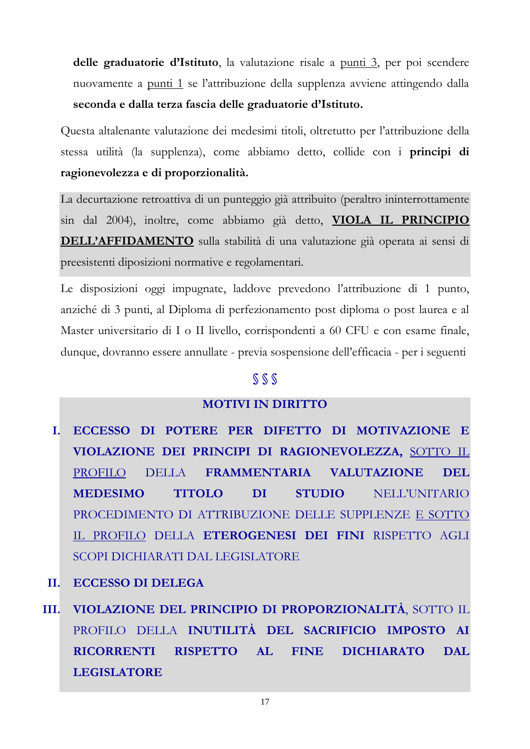delle graduatorie d'Istituto**, la valutazione risale a punti 3, per poi scendere nuovamente a punti 1 se l'attribuzione della supplenza avviene attingendo dalla **seconda e dalla terza fascia delle graduatorie d'Istituto.**

Questa altalenante valutazione dei medesimi titoli, oltretutto per l'attribuzione della stessa utilità (la supplenza), come abbiamo detto, collide con i **principi di ragionevolezza e di proporzionalità.**

La decurtazione retroattiva di un punteggio già attribuito (peraltro ininterrottamente sin dal 2004), inoltre, come abbiamo già detto, **VIOLA IL PRINCIPIO DELL'AFFIDAMENTO** sulla stabilità di una valutazione già operata ai sensi di preesistenti diposizioni normative e regolamentari.

Le disposizioni oggi impugnate, laddove prevedono l'attribuzione di 1 punto, anziché di 3 punti, al Diploma di perfezionamento post diploma o post laurea e al Master universitario di I o II livello, corrispondenti a 60 CFU e con esame finale, dunque, dovranno essere annullate - previa sospensione dell'efficacia - per i seguenti

§ § §

## MOTIVI IN DIRITTO

I. **ECCESSO DI POTERE PER DIFETTO DI MOTIVAZIONE E VIOLAZIONE DEI PRINCIPI DI RAGIONEVOLEZZA,** SOTTO IL PROFILO DELLA **FRAMMENTARIA VALUTAZIONE DEL MEDESIMO TITOLO DI STUDIO** NELL'UNITARIO PROCEDIMENTO DI ATTRIBUZIONE DELLE SUPPLENZE E SOTTO IL PROFILO DELLA **ETEROGENESI DEI FINI** RISPETTO AGLI SCOPI DICHIARATI DAL LEGISLATORE

II. **ECCESSO DI DELEGA**

III. **VIOLAZIONE DEL PRINCIPIO DI PROPORZIONALITÀ**, SOTTO IL PROFILO DELLA **INUTILITÀ DEL SACRIFICIO IMPOSTO AI RICORRENTI RISPETTO AL FINE DICHIARATO DAL LEGISLATORE**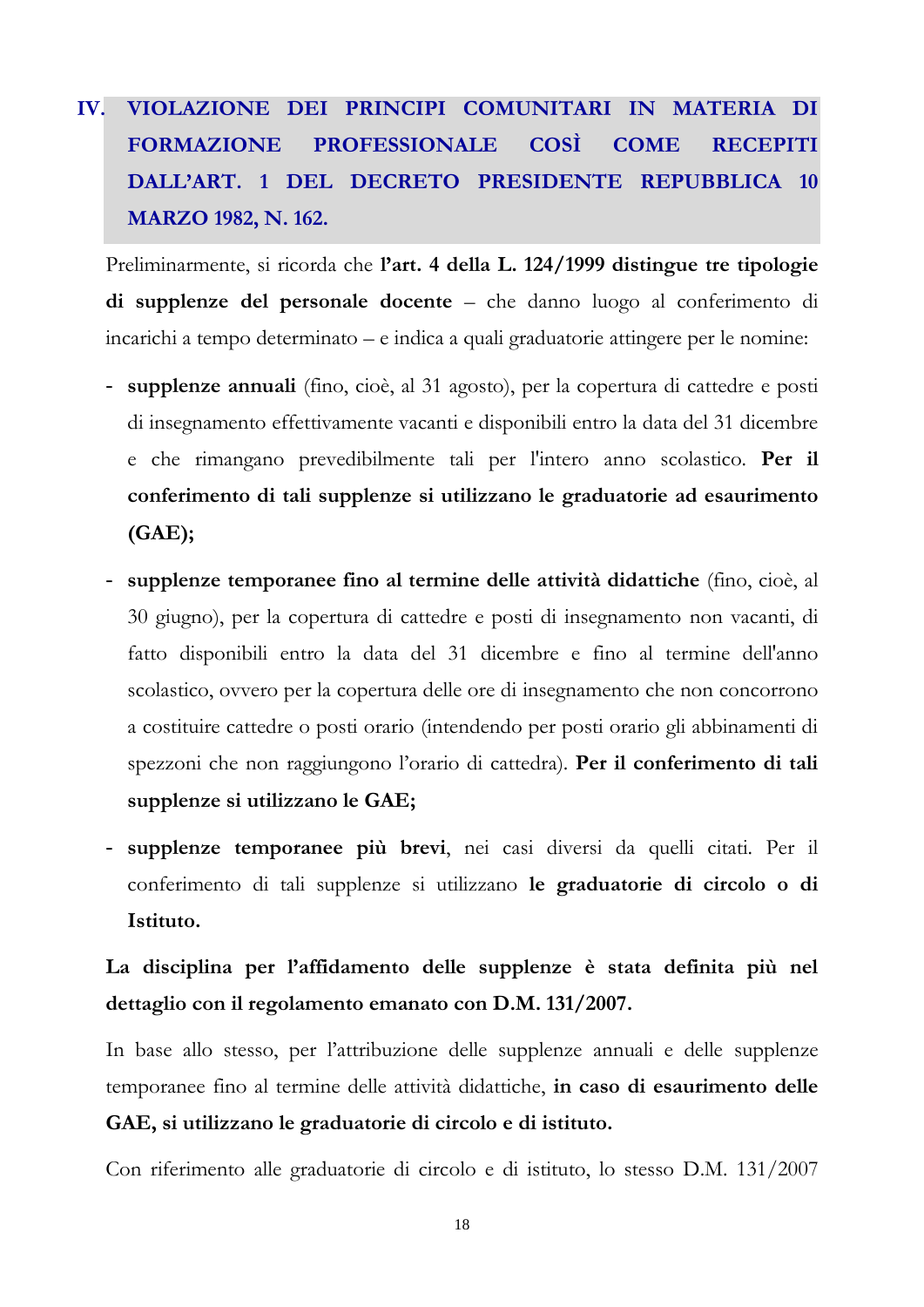## IV. VIOLAZIONE DEI PRINCIPI COMUNITARI IN MATERIA DI FORMAZIONE PROFESSIONALE COSÌ COME RECEPITI DALL'ART. 1 DEL DECRETO PRESIDENTE REPUBBLICA 10 MARZO 1982, N. 162.

Preliminarmente, si ricorda che **l'art. 4 della L. 124/1999 distingue tre tipologie di supplenze del personale docente** – che danno luogo al conferimento di incarichi a tempo determinato – e indica a quali graduatorie attingere per le nomine:

- **supplenze annuali** (fino, cioè, al 31 agosto), per la copertura di cattedre e posti di insegnamento effettivamente vacanti e disponibili entro la data del 31 dicembre e che rimangano prevedibilmente tali per l'intero anno scolastico. **Per il conferimento di tali supplenze si utilizzano le graduatorie ad esaurimento (GAE);**
- **supplenze temporanee fino al termine delle attività didattiche** (fino, cioè, al 30 giugno), per la copertura di cattedre e posti di insegnamento non vacanti, di fatto disponibili entro la data del 31 dicembre e fino al termine dell'anno scolastico, ovvero per la copertura delle ore di insegnamento che non concorrono a costituire cattedre o posti orario (intendendo per posti orario gli abbinamenti di spezzoni che non raggiungono l'orario di cattedra). **Per il conferimento di tali supplenze si utilizzano le GAE;**
- **supplenze temporanee più brevi**, nei casi diversi da quelli citati. Per il conferimento di tali supplenze si utilizzano **le graduatorie di circolo o di Istituto.**

**La disciplina per l'affidamento delle supplenze è stata definita più nel dettaglio con il regolamento emanato con D.M. 131/2007.**

In base allo stesso, per l'attribuzione delle supplenze annuali e delle supplenze temporanee fino al termine delle attività didattiche, **in caso di esaurimento delle GAE, si utilizzano le graduatorie di circolo e di istituto.**

Con riferimento alle graduatorie di circolo e di istituto, lo stesso D.M. 131/2007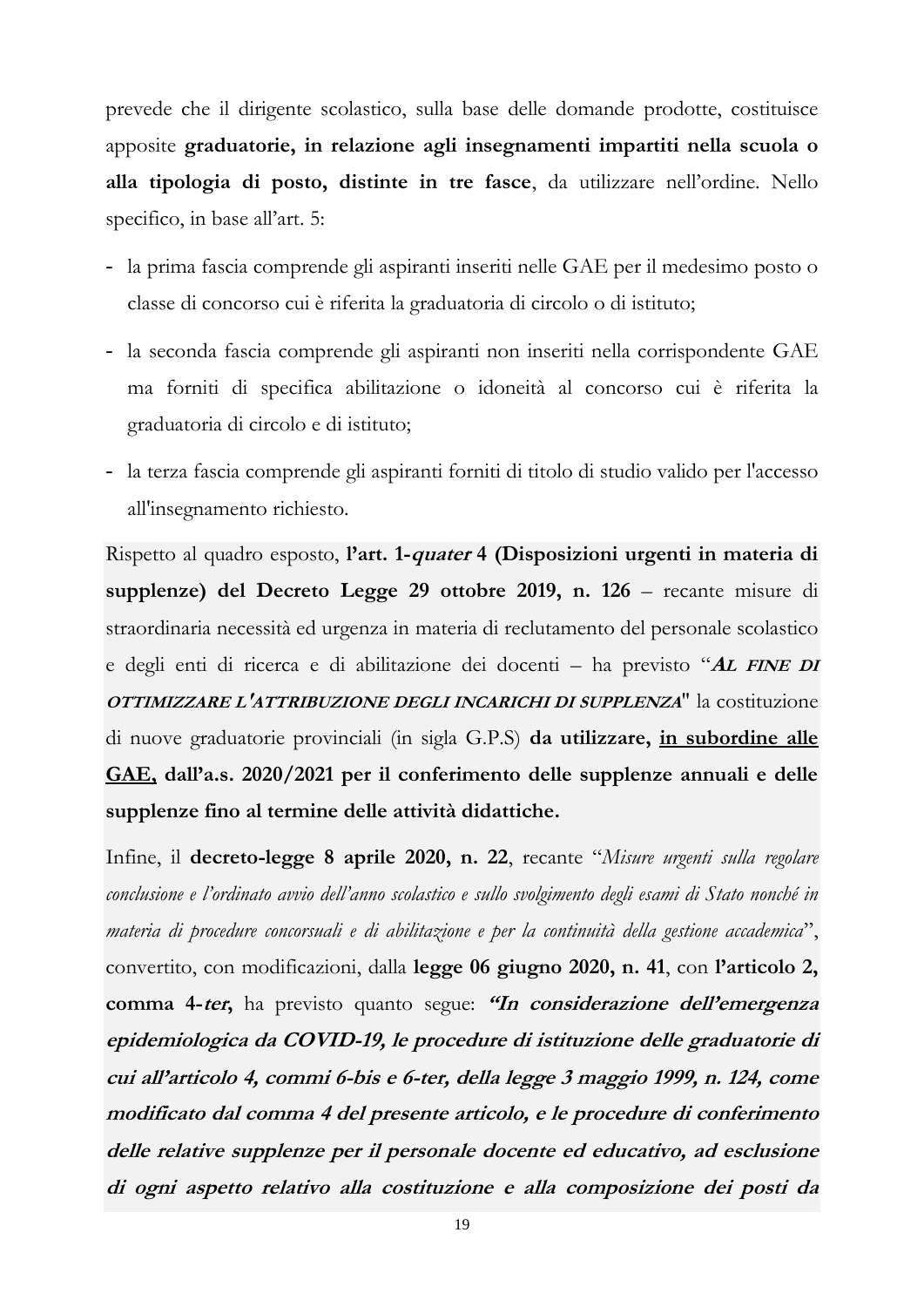prevede che il dirigente scolastico, sulla base delle domande prodotte, costituisce apposite **graduatorie, in relazione agli insegnamenti impartiti nella scuola o alla tipologia di posto, distinte in tre fasce**, da utilizzare nell'ordine. Nello specifico, in base all'art. 5:

- la prima fascia comprende gli aspiranti inseriti nelle GAE per il medesimo posto o classe di concorso cui è riferita la graduatoria di circolo o di istituto;
- la seconda fascia comprende gli aspiranti non inseriti nella corrispondente GAE ma forniti di specifica abilitazione o idoneità al concorso cui è riferita la graduatoria di circolo e di istituto;
- la terza fascia comprende gli aspiranti forniti di titolo di studio valido per l'accesso all'insegnamento richiesto.

Rispetto al quadro esposto, **l'art. 1-*quater* 4 (Disposizioni urgenti in materia di supplenze) del Decreto Legge 29 ottobre 2019, n. 126** – recante misure di straordinaria necessità ed urgenza in materia di reclutamento del personale scolastico e degli enti di ricerca e di abilitazione dei docenti – ha previsto "***AL FINE DI OTTIMIZZARE L'ATTRIBUZIONE DEGLI INCARICHI DI SUPPLENZA***" la costituzione di nuove graduatorie provinciali (in sigla G.P.S) **da utilizzare, <u>in subordine alle GAE,</u> dall'a.s. 2020/2021 per il conferimento delle supplenze annuali e delle supplenze fino al termine delle attività didattiche.**

Infine, il **decreto-legge 8 aprile 2020, n. 22**, recante "*Misure urgenti sulla regolare conclusione e l'ordinato avvio dell'anno scolastico e sullo svolgimento degli esami di Stato nonché in materia di procedure concorsuali e di abilitazione e per la continuità della gestione accademica*", convertito, con modificazioni, dalla **legge 06 giugno 2020, n. 41**, con **l'articolo 2, comma 4-*ter*,** ha previsto quanto segue: ***"In considerazione dell'emergenza epidemiologica da COVID-19, le procedure di istituzione delle graduatorie di cui all'articolo 4, commi 6-bis e 6-ter, della legge 3 maggio 1999, n. 124, come modificato dal comma 4 del presente articolo, e le procedure di conferimento delle relative supplenze per il personale docente ed educativo, ad esclusione di ogni aspetto relativo alla costituzione e alla composizione dei posti da***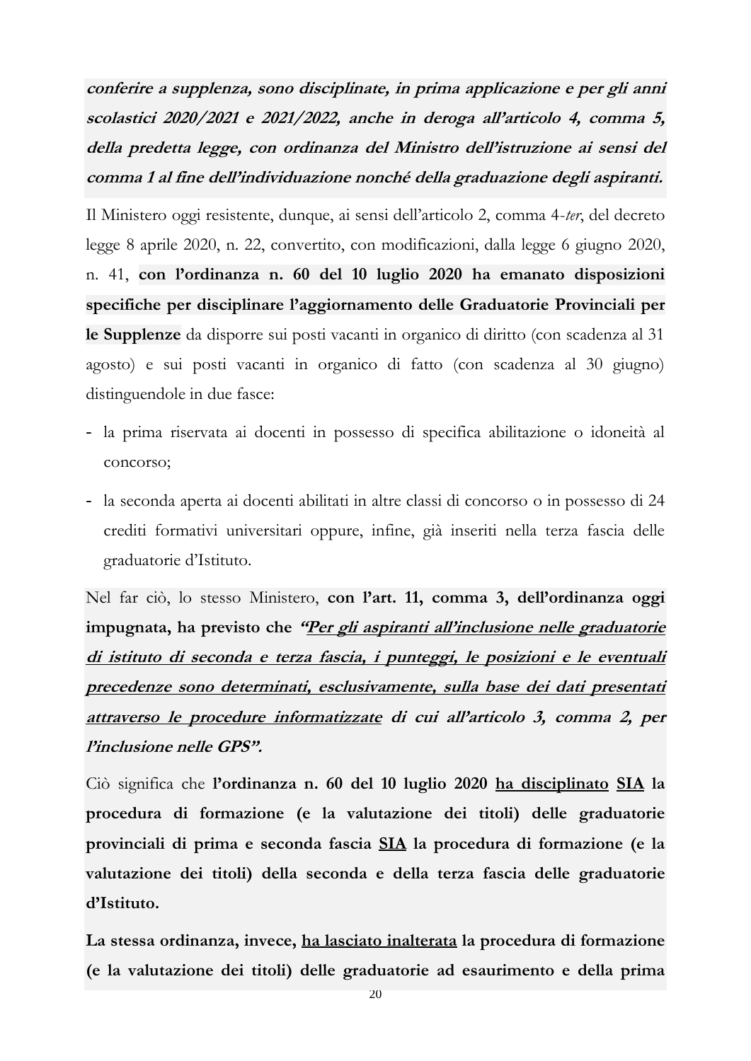***conferire a supplenza, sono disciplinate, in prima applicazione e per gli anni scolastici 2020/2021 e 2021/2022, anche in deroga all'articolo 4, comma 5, della predetta legge, con ordinanza del Ministro dell'istruzione ai sensi del comma 1 al fine dell'individuazione nonché della graduazione degli aspiranti.***

Il Ministero oggi resistente, dunque, ai sensi dell'articolo 2, comma 4-*ter*, del decreto legge 8 aprile 2020, n. 22, convertito, con modificazioni, dalla legge 6 giugno 2020, n. 41, **con l'ordinanza n. 60 del 10 luglio 2020 ha emanato disposizioni specifiche per disciplinare l'aggiornamento delle Graduatorie Provinciali per le Supplenze** da disporre sui posti vacanti in organico di diritto (con scadenza al 31 agosto) e sui posti vacanti in organico di fatto (con scadenza al 30 giugno) distinguendole in due fasce:

- la prima riservata ai docenti in possesso di specifica abilitazione o idoneità al concorso;
- la seconda aperta ai docenti abilitati in altre classi di concorso o in possesso di 24 crediti formativi universitari oppure, infine, già inseriti nella terza fascia delle graduatorie d'Istituto.

Nel far ciò, lo stesso Ministero, **con l'art. 11, comma 3, dell'ordinanza oggi impugnata, ha previsto che *"<u>Per gli aspiranti all'inclusione nelle graduatorie di istituto di seconda e terza fascia, i punteggi, le posizioni e le eventuali precedenze sono determinati, esclusivamente, sulla base dei dati presentati attraverso le procedure informatizzate</u> di cui all'articolo 3, comma 2, per l'inclusione nelle GPS".***

Ciò significa che **l'ordinanza n. 60 del 10 luglio 2020 <u>ha disciplinato</u> <u>SIA</u> la procedura di formazione (e la valutazione dei titoli) delle graduatorie provinciali di prima e seconda fascia <u>SIA</u> la procedura di formazione (e la valutazione dei titoli) della seconda e della terza fascia delle graduatorie d'Istituto.**

**La stessa ordinanza, invece, <u>ha lasciato inalterata</u> la procedura di formazione (e la valutazione dei titoli) delle graduatorie ad esaurimento e della prima**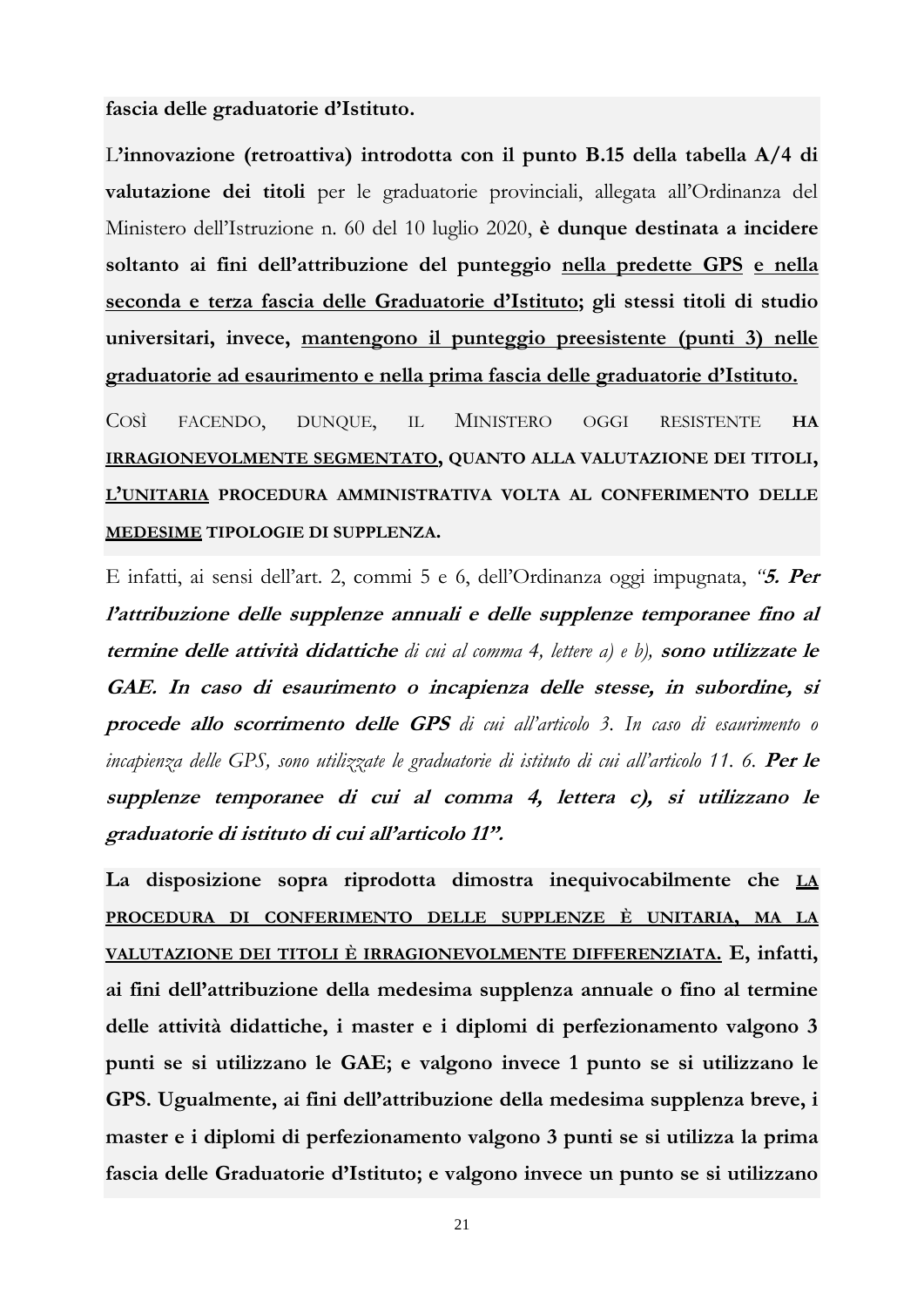**fascia delle graduatorie d'Istituto.**

L'**innovazione (retroattiva) introdotta con il punto B.15 della tabella A/4 di valutazione dei titoli** per le graduatorie provinciali, allegata all'Ordinanza del Ministero dell'Istruzione n. 60 del 10 luglio 2020, **è dunque destinata a incidere soltanto ai fini dell'attribuzione del punteggio nella predette GPS e nella seconda e terza fascia delle Graduatorie d'Istituto; gli stessi titoli di studio universitari, invece, mantengono il punteggio preesistente (punti 3) nelle graduatorie ad esaurimento e nella prima fascia delle graduatorie d'Istituto.**

COSÌ FACENDO, DUNQUE, IL MINISTERO OGGI RESISTENTE **HA IRRAGIONEVOLMENTE SEGMENTATO, QUANTO ALLA VALUTAZIONE DEI TITOLI, L'UNITARIA PROCEDURA AMMINISTRATIVA VOLTA AL CONFERIMENTO DELLE MEDESIME TIPOLOGIE DI SUPPLENZA.**

E infatti, ai sensi dell'art. 2, commi 5 e 6, dell'Ordinanza oggi impugnata, *"**5. Per l'attribuzione delle supplenze annuali e delle supplenze temporanee fino al termine delle attività didattiche** di cui al comma 4, lettere a) e b), **sono utilizzate le GAE. In caso di esaurimento o incapienza delle stesse, in subordine, si procede allo scorrimento delle GPS** di cui all'articolo 3. In caso di esaurimento o incapienza delle GPS, sono utilizzate le graduatorie di istituto di cui all'articolo 11. 6. **Per le supplenze temporanee di cui al comma 4, lettera c), si utilizzano le graduatorie di istituto di cui all'articolo 11".***

**La disposizione sopra riprodotta dimostra inequivocabilmente che LA PROCEDURA DI CONFERIMENTO DELLE SUPPLENZE È UNITARIA, MA LA VALUTAZIONE DEI TITOLI È IRRAGIONEVOLMENTE DIFFERENZIATA. E, infatti, ai fini dell'attribuzione della medesima supplenza annuale o fino al termine delle attività didattiche, i master e i diplomi di perfezionamento valgono 3 punti se si utilizzano le GAE; e valgono invece 1 punto se si utilizzano le GPS. Ugualmente, ai fini dell'attribuzione della medesima supplenza breve, i master e i diplomi di perfezionamento valgono 3 punti se si utilizza la prima fascia delle Graduatorie d'Istituto; e valgono invece un punto se si utilizzano**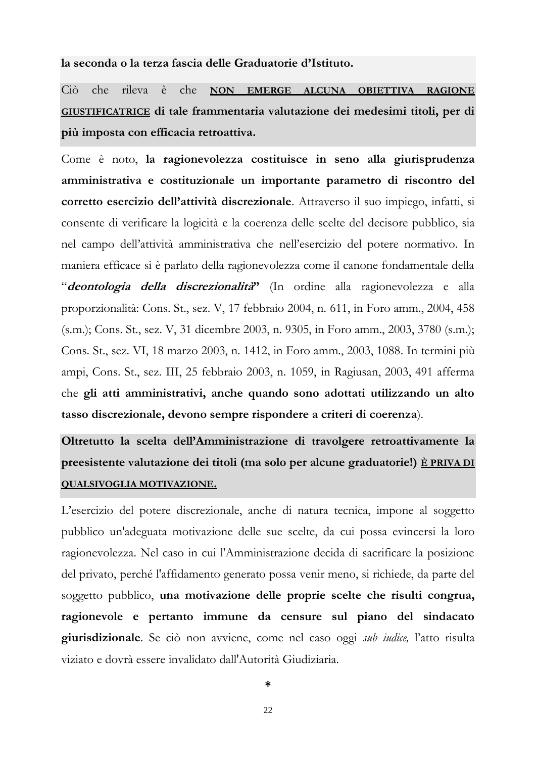**la seconda o la terza fascia delle Graduatorie d'Istituto.**

Ciò che rileva è che **NON EMERGE ALCUNA OBIETTIVA RAGIONE GIUSTIFICATRICE di tale frammentaria valutazione dei medesimi titoli, per di più imposta con efficacia retroattiva.**

Come è noto, **la ragionevolezza costituisce in seno alla giurisprudenza amministrativa e costituzionale un importante parametro di riscontro del corretto esercizio dell'attività discrezionale**. Attraverso il suo impiego, infatti, si consente di verificare la logicità e la coerenza delle scelte del decisore pubblico, sia nel campo dell'attività amministrativa che nell'esercizio del potere normativo. In maniera efficace si è parlato della ragionevolezza come il canone fondamentale della "***deontologia della discrezionalità*"** (In ordine alla ragionevolezza e alla proporzionalità: Cons. St., sez. V, 17 febbraio 2004, n. 611, in Foro amm., 2004, 458 (s.m.); Cons. St., sez. V, 31 dicembre 2003, n. 9305, in Foro amm., 2003, 3780 (s.m.); Cons. St., sez. VI, 18 marzo 2003, n. 1412, in Foro amm., 2003, 1088. In termini più ampi, Cons. St., sez. III, 25 febbraio 2003, n. 1059, in Ragiusan, 2003, 491 afferma che **gli atti amministrativi, anche quando sono adottati utilizzando un alto tasso discrezionale, devono sempre rispondere a criteri di coerenza**).

**Oltretutto la scelta dell'Amministrazione di travolgere retroattivamente la preesistente valutazione dei titoli (ma solo per alcune graduatorie!) È PRIVA DI QUALSIVOGLIA MOTIVAZIONE.**

L'esercizio del potere discrezionale, anche di natura tecnica, impone al soggetto pubblico un'adeguata motivazione delle sue scelte, da cui possa evincersi la loro ragionevolezza. Nel caso in cui l'Amministrazione decida di sacrificare la posizione del privato, perché l'affidamento generato possa venir meno, si richiede, da parte del soggetto pubblico, **una motivazione delle proprie scelte che risulti congrua, ragionevole e pertanto immune da censure sul piano del sindacato giurisdizionale**. Se ciò non avviene, come nel caso oggi *sub iudice,* l'atto risulta viziato e dovrà essere invalidato dall'Autorità Giudiziaria.

*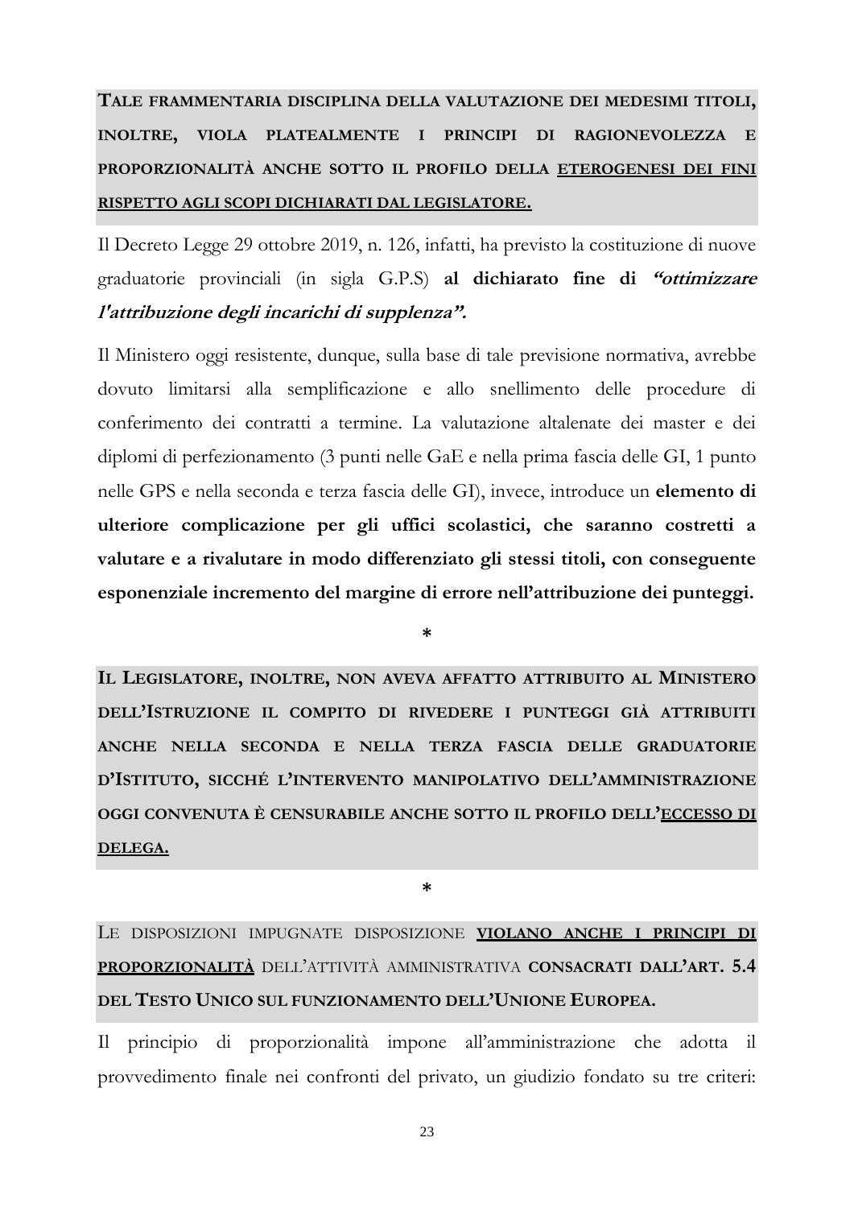**TALE FRAMMENTARIA DISCIPLINA DELLA VALUTAZIONE DEI MEDESIMI TITOLI, INOLTRE, VIOLA PLATEALMENTE I PRINCIPI DI RAGIONEVOLEZZA E PROPORZIONALITÀ ANCHE SOTTO IL PROFILO DELLA <u>ETEROGENESI DEI FINI RISPETTO AGLI SCOPI DICHIARATI DAL LEGISLATORE.</u>**

Il Decreto Legge 29 ottobre 2019, n. 126, infatti, ha previsto la costituzione di nuove graduatorie provinciali (in sigla G.P.S) **al dichiarato fine di *"ottimizzare l'attribuzione degli incarichi di supplenza".***

Il Ministero oggi resistente, dunque, sulla base di tale previsione normativa, avrebbe dovuto limitarsi alla semplificazione e allo snellimento delle procedure di conferimento dei contratti a termine. La valutazione altalenate dei master e dei diplomi di perfezionamento (3 punti nelle GaE e nella prima fascia delle GI, 1 punto nelle GPS e nella seconda e terza fascia delle GI), invece, introduce un **elemento di ulteriore complicazione per gli uffici scolastici, che saranno costretti a valutare e a rivalutare in modo differenziato gli stessi titoli, con conseguente esponenziale incremento del margine di errore nell'attribuzione dei punteggi.**

*

**IL LEGISLATORE, INOLTRE, NON AVEVA AFFATTO ATTRIBUITO AL MINISTERO DELL'ISTRUZIONE IL COMPITO DI RIVEDERE I PUNTEGGI GIÀ ATTRIBUITI ANCHE NELLA SECONDA E NELLA TERZA FASCIA DELLE GRADUATORIE D'ISTITUTO, SICCHÉ L'INTERVENTO MANIPOLATIVO DELL'AMMINISTRAZIONE OGGI CONVENUTA È CENSURABILE ANCHE SOTTO IL PROFILO DELL'<u>ECCESSO DI DELEGA.</u>**

*

LE DISPOSIZIONI IMPUGNATE DISPOSIZIONE **<u>VIOLANO ANCHE I PRINCIPI DI PROPORZIONALITÀ</u>** DELL'ATTIVITÀ AMMINISTRATIVA **CONSACRATI DALL'ART. 5.4 DEL TESTO UNICO SUL FUNZIONAMENTO DELL'UNIONE EUROPEA.**

Il principio di proporzionalità impone all'amministrazione che adotta il provvedimento finale nei confronti del privato, un giudizio fondato su tre criteri: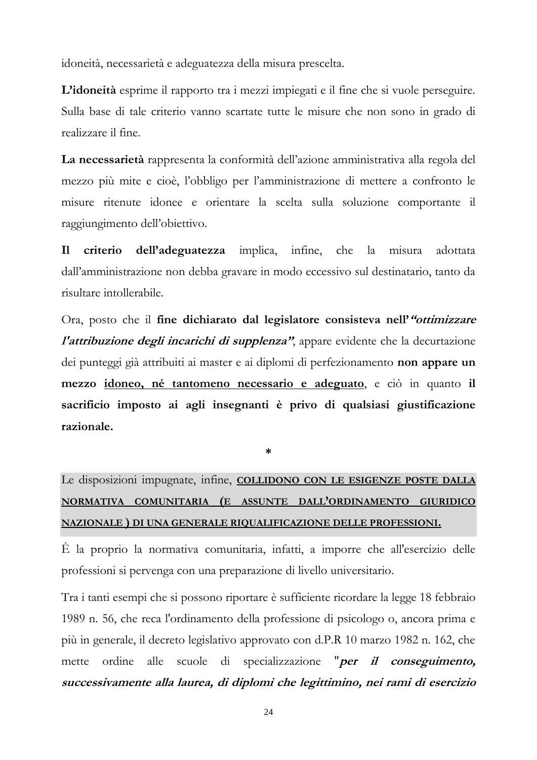idoneità, necessarietà e adeguatezza della misura prescelta.

**L'idoneità** esprime il rapporto tra i mezzi impiegati e il fine che si vuole perseguire. Sulla base di tale criterio vanno scartate tutte le misure che non sono in grado di realizzare il fine.

**La necessarietà** rappresenta la conformità dell'azione amministrativa alla regola del mezzo più mite e cioè, l'obbligo per l'amministrazione di mettere a confronto le misure ritenute idonee e orientare la scelta sulla soluzione comportante il raggiungimento dell'obiettivo.

**Il criterio dell'adeguatezza** implica, infine, che la misura adottata dall'amministrazione non debba gravare in modo eccessivo sul destinatario, tanto da risultare intollerabile.

Ora, posto che il **fine dichiarato dal legislatore consisteva nell'*"ottimizzare l'attribuzione degli incarichi di supplenza"***, appare evidente che la decurtazione dei punteggi già attribuiti ai master e ai diplomi di perfezionamento **non appare un mezzo <u>idoneo, né tantomeno necessario e adeguato</u>**, e ciò in quanto **il sacrificio imposto ai agli insegnanti è privo di qualsiasi giustificazione razionale.**

*

Le disposizioni impugnate, infine, **<u>COLLIDONO CON LE ESIGENZE POSTE DALLA NORMATIVA COMUNITARIA (E ASSUNTE DALL'ORDINAMENTO GIURIDICO NAZIONALE ) DI UNA GENERALE RIQUALIFICAZIONE DELLE PROFESSIONI.</u>**

È la proprio la normativa comunitaria, infatti, a imporre che all'esercizio delle professioni si pervenga con una preparazione di livello universitario.

Tra i tanti esempi che si possono riportare è sufficiente ricordare la legge 18 febbraio 1989 n. 56, che reca l'ordinamento della professione di psicologo o, ancora prima e più in generale, il decreto legislativo approvato con d.P.R 10 marzo 1982 n. 162, che mette ordine alle scuole di specializzazione "***per il conseguimento, successivamente alla laurea, di diplomi che legittimino, nei rami di esercizio***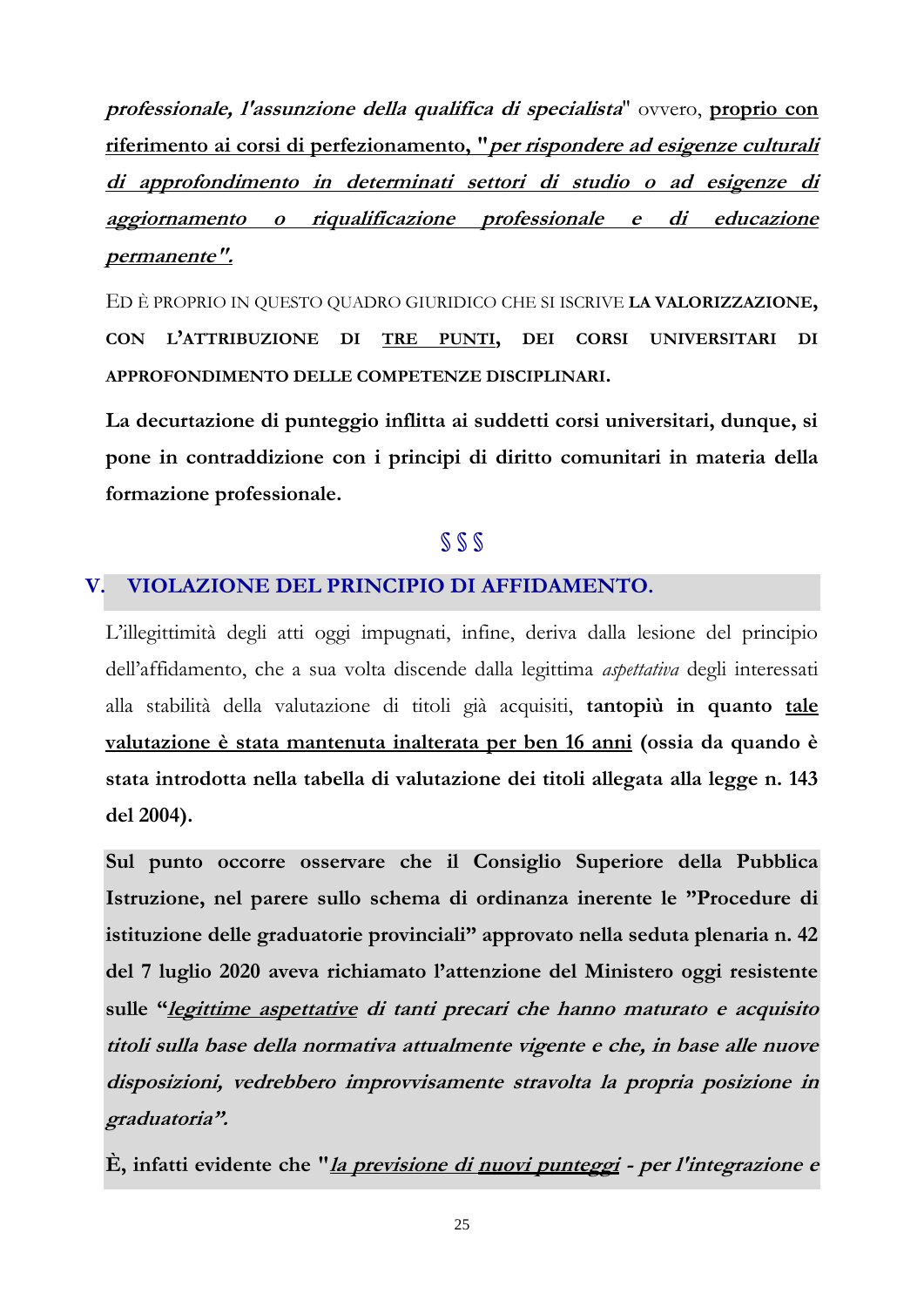***professionale, l'assunzione della qualifica di specialista***" ovvero, **proprio con riferimento ai corsi di perfezionamento, "*per rispondere ad esigenze culturali di approfondimento in determinati settori di studio o ad esigenze di aggiornamento o riqualificazione professionale e di educazione permanente".***

ED È PROPRIO IN QUESTO QUADRO GIURIDICO CHE SI ISCRIVE **LA VALORIZZAZIONE, CON L'ATTRIBUZIONE DI TRE PUNTI, DEI CORSI UNIVERSITARI DI APPROFONDIMENTO DELLE COMPETENZE DISCIPLINARI.**

**La decurtazione di punteggio inflitta ai suddetti corsi universitari, dunque, si pone in contraddizione con i principi di diritto comunitari in materia della formazione professionale.**

§ § §

## V. VIOLAZIONE DEL PRINCIPIO DI AFFIDAMENTO.

L'illegittimità degli atti oggi impugnati, infine, deriva dalla lesione del principio dell'affidamento, che a sua volta discende dalla legittima *aspettativa* degli interessati alla stabilità della valutazione di titoli già acquisiti, **tantopiù in quanto tale valutazione è stata mantenuta inalterata per ben 16 anni (ossia da quando è stata introdotta nella tabella di valutazione dei titoli allegata alla legge n. 143 del 2004).**

**Sul punto occorre osservare che il Consiglio Superiore della Pubblica Istruzione, nel parere sullo schema di ordinanza inerente le "Procedure di istituzione delle graduatorie provinciali" approvato nella seduta plenaria n. 42 del 7 luglio 2020 aveva richiamato l'attenzione del Ministero oggi resistente sulle "*legittime aspettative di tanti precari che hanno maturato e acquisito titoli sulla base della normativa attualmente vigente e che, in base alle nuove disposizioni, vedrebbero improvvisamente stravolta la propria posizione in graduatoria".***

**È, infatti evidente che "*la previsione di nuovi punteggi - per l'integrazione e***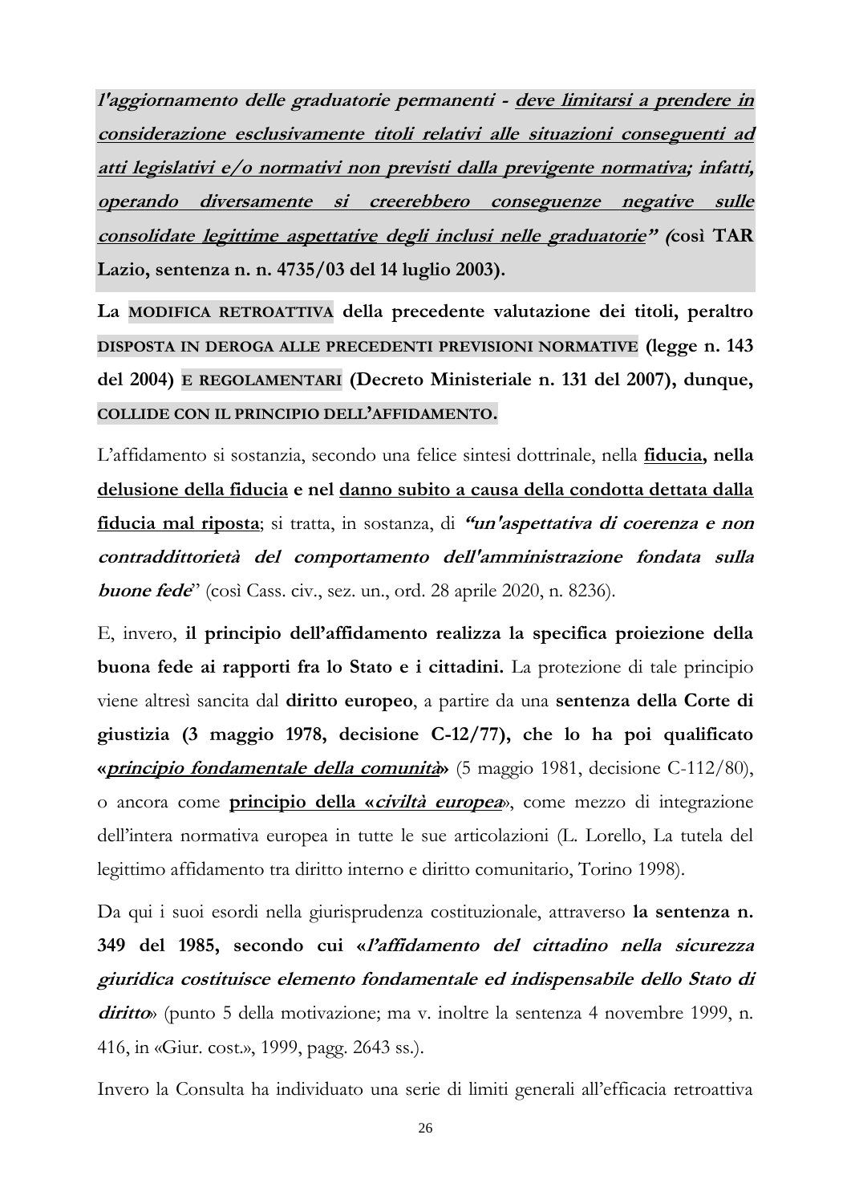***l'aggiornamento delle graduatorie permanenti - <u>deve limitarsi a prendere in considerazione esclusivamente titoli relativi alle situazioni conseguenti ad atti legislativi e/o normativi non previsti dalla previgente normativa</u>; infatti, <u>operando diversamente si creerebbero conseguenze negative sulle consolidate legittime aspettative degli inclusi nelle graduatorie</u>" (*così TAR Lazio, sentenza n. n. 4735/03 del 14 luglio 2003).**

**La MODIFICA RETROATTIVA della precedente valutazione dei titoli, peraltro DISPOSTA IN DEROGA ALLE PRECEDENTI PREVISIONI NORMATIVE (legge n. 143 del 2004) E REGOLAMENTARI (Decreto Ministeriale n. 131 del 2007), dunque, COLLIDE CON IL PRINCIPIO DELL'AFFIDAMENTO.**

L'affidamento si sostanzia, secondo una felice sintesi dottrinale, nella **<u>fiducia</u>, nella <u>delusione della fiducia</u> e nel <u>danno subito a causa della condotta dettata dalla fiducia mal riposta</u>**; si tratta, in sostanza, di ***"un'aspettativa di coerenza e non contraddittorietà del comportamento dell'amministrazione fondata sulla buone fede***" (così Cass. civ., sez. un., ord. 28 aprile 2020, n. 8236).

E, invero, **il principio dell'affidamento realizza la specifica proiezione della buona fede ai rapporti fra lo Stato e i cittadini.** La protezione di tale principio viene altresì sancita dal **diritto europeo**, a partire da una **sentenza della Corte di giustizia (3 maggio 1978, decisione C-12/77), che lo ha poi qualificato «*<u>principio fondamentale della comunità</u>*»** (5 maggio 1981, decisione C-112/80), o ancora come **<u>principio della «*civiltà europea*</u>**», come mezzo di integrazione dell'intera normativa europea in tutte le sue articolazioni (L. Lorello, La tutela del legittimo affidamento tra diritto interno e diritto comunitario, Torino 1998).

Da qui i suoi esordi nella giurisprudenza costituzionale, attraverso **la sentenza n. 349 del 1985, secondo cui «*l'affidamento del cittadino nella sicurezza giuridica costituisce elemento fondamentale ed indispensabile dello Stato di diritto*»** (punto 5 della motivazione; ma v. inoltre la sentenza 4 novembre 1999, n. 416, in «Giur. cost.», 1999, pagg. 2643 ss.).

Invero la Consulta ha individuato una serie di limiti generali all'efficacia retroattiva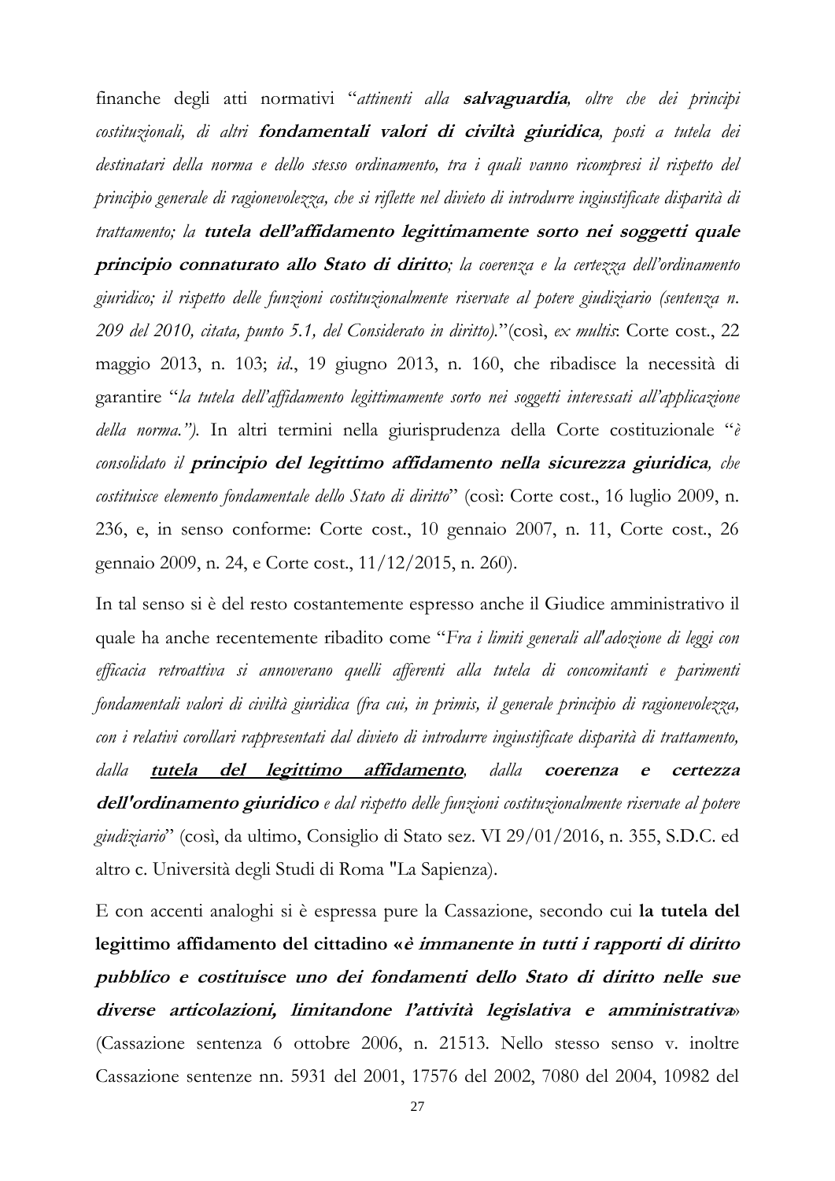finanche degli atti normativi "*attinenti alla* ***salvaguardia****, oltre che dei principi costituzionali, di altri* ***fondamentali valori di civiltà giuridica****, posti a tutela dei destinatari della norma e dello stesso ordinamento, tra i quali vanno ricompresi il rispetto del principio generale di ragionevolezza, che si riflette nel divieto di introdurre ingiustificate disparità di trattamento; la* ***tutela dell'affidamento legittimamente sorto nei soggetti quale principio connaturato allo Stato di diritto****; la coerenza e la certezza dell'ordinamento giuridico; il rispetto delle funzioni costituzionalmente riservate al potere giudiziario (sentenza n. 209 del 2010, citata, punto 5.1, del Considerato in diritto).*"(così, *ex multis*: Corte cost., 22 maggio 2013, n. 103; *id.*, 19 giugno 2013, n. 160, che ribadisce la necessità di garantire "*la tutela dell'affidamento legittimamente sorto nei soggetti interessati all'applicazione della norma.*"). In altri termini nella giurisprudenza della Corte costituzionale "*è consolidato il* ***principio del legittimo affidamento nella sicurezza giuridica****, che costituisce elemento fondamentale dello Stato di diritto*" (così: Corte cost., 16 luglio 2009, n. 236, e, in senso conforme: Corte cost., 10 gennaio 2007, n. 11, Corte cost., 26 gennaio 2009, n. 24, e Corte cost., 11/12/2015, n. 260).

In tal senso si è del resto costantemente espresso anche il Giudice amministrativo il quale ha anche recentemente ribadito come "*Fra i limiti generali all'adozione di leggi con efficacia retroattiva si annoverano quelli afferenti alla tutela di concomitanti e parimenti fondamentali valori di civiltà giuridica (fra cui, in primis, il generale principio di ragionevolezza, con i relativi corollari rappresentati dal divieto di introdurre ingiustificate disparità di trattamento, dalla* <u>***tutela del legittimo affidamento***</u>*, dalla* ***coerenza e certezza dell'ordinamento giuridico*** *e dal rispetto delle funzioni costituzionalmente riservate al potere giudiziario*" (così, da ultimo, Consiglio di Stato sez. VI 29/01/2016, n. 355, S.D.C. ed altro c. Università degli Studi di Roma "La Sapienza).

E con accenti analoghi si è espressa pure la Cassazione, secondo cui **la tutela del legittimo affidamento del cittadino «*è immanente in tutti i rapporti di diritto pubblico e costituisce uno dei fondamenti dello Stato di diritto nelle sue diverse articolazioni, limitandone l'attività legislativa e amministrativa*»** (Cassazione sentenza 6 ottobre 2006, n. 21513. Nello stesso senso v. inoltre Cassazione sentenze nn. 5931 del 2001, 17576 del 2002, 7080 del 2004, 10982 del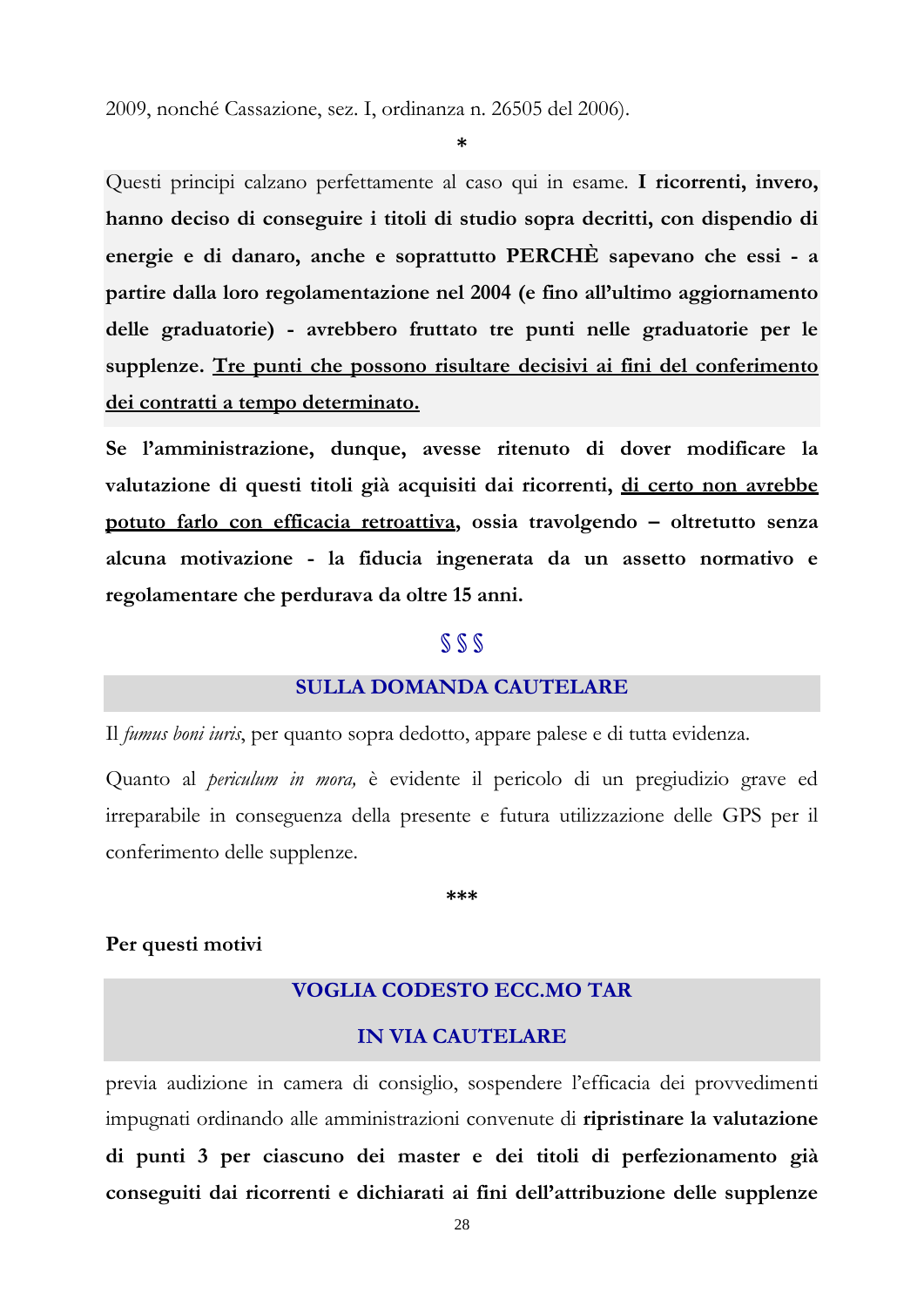2009, nonché Cassazione, sez. I, ordinanza n. 26505 del 2006).

*

Questi principi calzano perfettamente al caso qui in esame. **I ricorrenti, invero, hanno deciso di conseguire i titoli di studio sopra decritti, con dispendio di energie e di danaro, anche e soprattutto PERCHÈ sapevano che essi - a partire dalla loro regolamentazione nel 2004 (e fino all'ultimo aggiornamento delle graduatorie) - avrebbero fruttato tre punti nelle graduatorie per le supplenze. <u>Tre punti che possono risultare decisivi ai fini del conferimento dei contratti a tempo determinato.</u>**

**Se l'amministrazione, dunque, avesse ritenuto di dover modificare la valutazione di questi titoli già acquisiti dai ricorrenti, <u>di certo non avrebbe potuto farlo con efficacia retroattiva</u>, ossia travolgendo – oltretutto senza alcuna motivazione - la fiducia ingenerata da un assetto normativo e regolamentare che perdurava da oltre 15 anni.**

§ § §

## SULLA DOMANDA CAUTELARE

Il *fumus boni iuris*, per quanto sopra dedotto, appare palese e di tutta evidenza.

Quanto al *periculum in mora,* è evidente il pericolo di un pregiudizio grave ed irreparabile in conseguenza della presente e futura utilizzazione delle GPS per il conferimento delle supplenze.

***

**Per questi motivi**

## VOGLIA CODESTO ECC.MO TAR

## IN VIA CAUTELARE

previa audizione in camera di consiglio, sospendere l'efficacia dei provvedimenti impugnati ordinando alle amministrazioni convenute di **ripristinare la valutazione di punti 3 per ciascuno dei master e dei titoli di perfezionamento già conseguiti dai ricorrenti e dichiarati ai fini dell'attribuzione delle supplenze**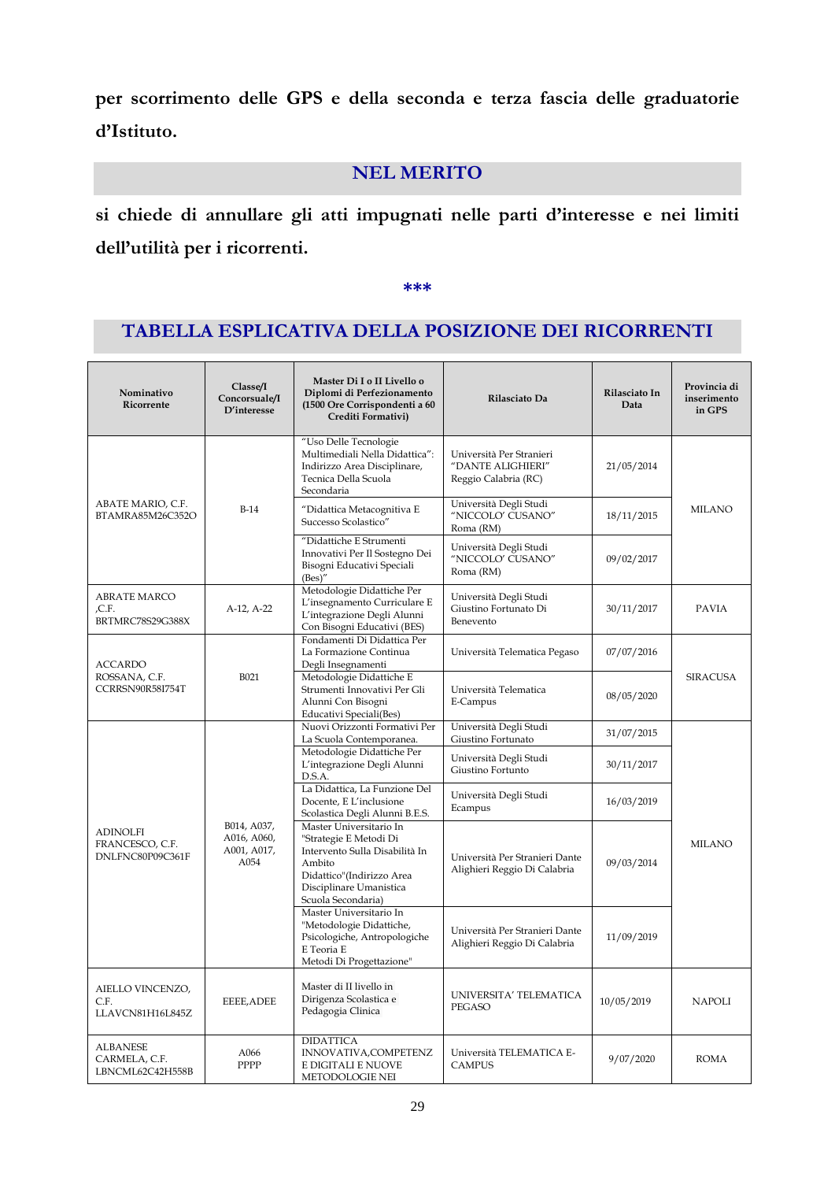**per scorrimento delle GPS e della seconda e terza fascia delle graduatorie d'Istituto.**

## NEL MERITO

**si chiede di annullare gli atti impugnati nelle parti d'interesse e nei limiti dell'utilità per i ricorrenti.**

\*\*\*

## TABELLA ESPLICATIVA DELLA POSIZIONE DEI RICORRENTI

| Nominativo Ricorrente | Classe/I Concorsuale/I D'interesse | Master Di I o II Livello o Diplomi di Perfezionamento (1500 Ore Corrispondenti a 60 Crediti Formativi) | Rilasciato Da | Rilasciato In Data | Provincia di inserimento in GPS |
|---|---|---|---|---|---|
| ABATE MARIO, C.F. BTAMRA85M26C352O | B-14 | "Uso Delle Tecnologie Multimediali Nella Didattica": Indirizzo Area Disciplinare, Tecnica Della Scuola Secondaria | Università Per Stranieri "DANTE ALIGHIERI" Reggio Calabria (RC) | 21/05/2014 | MILANO |
| | | "Didattica Metacognitiva E Successo Scolastico" | Università Degli Studi "NICCOLO' CUSANO" Roma (RM) | 18/11/2015 | |
| | | "Didattiche E Strumenti Innovativi Per Il Sostegno Dei Bisogni Educativi Speciali (Bes)" | Università Degli Studi "NICCOLO' CUSANO" Roma (RM) | 09/02/2017 | |
| ABRATE MARCO ,C.F. BRTMRC78S29G388X | A-12, A-22 | Metodologie Didattiche Per L'insegnamento Curriculare E L'integrazione Degli Alunni Con Bisogni Educativi (BES) | Università Degli Studi Giustino Fortunato Di Benevento | 30/11/2017 | PAVIA |
| ACCARDO ROSSANA, C.F. CCRRSN90R58I754T | B021 | Fondamenti Di Didattica Per La Formazione Continua Degli Insegnamenti | Università Telematica Pegaso | 07/07/2016 | SIRACUSA |
| | | Metodologie Didattiche E Strumenti Innovativi Per Gli Alunni Con Bisogni Educativi Speciali(Bes) | Università Telematica E-Campus | 08/05/2020 | |
| ADINOLFI FRANCESCO, C.F. DNLFNC80P09C361F | B014, A037, A016, A060, A001, A017, A054 | Nuovi Orizzonti Formativi Per La Scuola Contemporanea. | Università Degli Studi Giustino Fortunato | 31/07/2015 | MILANO |
| | | Metodologie Didattiche Per L'integrazione Degli Alunni D.S.A. | Università Degli Studi Giustino Fortunto | 30/11/2017 | |
| | | La Didattica, La Funzione Del Docente, E L'inclusione Scolastica Degli Alunni B.E.S. | Università Degli Studi Ecampus | 16/03/2019 | |
| | | Master Universitario In "Strategie E Metodi Di Intervento Sulla Disabilità In Ambito Didattico"(Indirizzo Area Disciplinare Umanistica Scuola Secondaria) | Università Per Stranieri Dante Alighieri Reggio Di Calabria | 09/03/2014 | |
| | | Master Universitario In "Metodologie Didattiche, Psicologiche, Antropologiche E Teoria E Metodi Di Progettazione" | Università Per Stranieri Dante Alighieri Reggio Di Calabria | 11/09/2019 | |
| AIELLO VINCENZO, C.F. LLAVCN81H16L845Z | EEEE,ADEE | Master di II livello in Dirigenza Scolastica e Pedagogia Clinica | UNIVERSITA' TELEMATICA PEGASO | 10/05/2019 | NAPOLI |
| ALBANESE CARMELA, C.F. LBNCML62C42H558B | A066 PPPP | DIDATTICA INNOVATIVA,COMPETENZ E DIGITALI E NUOVE METODOLOGIE NEI | Università TELEMATICA E-CAMPUS | 9/07/2020 | ROMA |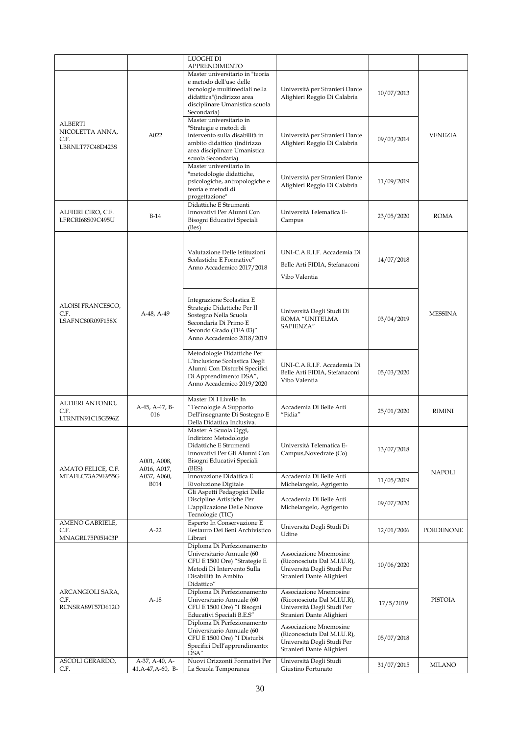| | | LUOGHI DI APPRENDIMENTO | | | |
|---|---|---|---|---|---|
| ALBERTI NICOLETTA ANNA, C.F. LBRNLT77C48D423S | A022 | Master universitario in "teoria e metodo dell'uso delle tecnologie multimediali nella didattica"(indirizzo area disciplinare Umanistica scuola Secondaria) | Università per Stranieri Dante Alighieri Reggio Di Calabria | 10/07/2013 | VENEZIA |
| | | Master universitario in "Strategie e metodi di intervento sulla disabilità in ambito didattico"(indirizzo area disciplinare Umanistica scuola Secondaria) | Università per Stranieri Dante Alighieri Reggio Di Calabria | 09/03/2014 | |
| | | Master universitario in "metodologie didattiche, psicologiche, antropologiche e teoria e metodi di progettazione" | Università per Stranieri Dante Alighieri Reggio Di Calabria | 11/09/2019 | |
| ALFIERI CIRO, C.F. LFRCRI68S09C495U | B-14 | Didattiche E Strumenti Innovativi Per Alunni Con Bisogni Educativi Speciali (Bes) | Università Telematica E-Campus | 23/05/2020 | ROMA |
| ALOISI FRANCESCO, C.F. LSAFNC80R09F158X | A-48, A-49 | Valutazione Delle Istituzioni Scolastiche E Formative" Anno Accademico 2017/2018 | UNI-C.A.R.I.F. Accademia Di Belle Arti FIDIA, Stefanaconi Vibo Valentia | 14/07/2018 | MESSINA |
| | | Integrazione Scolastica E Strategie Didattiche Per Il Sostegno Nella Scuola Secondaria Di Primo E Secondo Grado (TFA 03)" Anno Accademico 2018/2019 | Università Degli Studi Di ROMA "UNITELMA SAPIENZA" | 03/04/2019 | |
| | | Metodologie Didattiche Per L'inclusione Scolastica Degli Alunni Con Disturbi Specifici Di Apprendimento DSA", Anno Accademico 2019/2020 | UNI-C.A.R.I.F. Accademia Di Belle Arti FIDIA, Stefanaconi Vibo Valentia | 05/03/2020 | |
| ALTIERI ANTONIO, C.F. LTRNTN91C15G596Z | A-45, A-47, B-016 | Master Di I Livello In "Tecnologie A Supporto Dell'insegnante Di Sostegno E Della Didattica Inclusiva. | Accademia Di Belle Arti "Fidia" | 25/01/2020 | RIMINI |
| AMATO FELICE, C.F. MTAFLC73A29E955G | A001, A008, A016, A017, A037, A060, B014 | Master A Scuola Oggi, Indirizzo Metodologie Didattiche E Strumenti Innovativi Per Gli Alunni Con Bisogni Educativi Speciali (BES) | Università Telematica E-Campus,Novedrate (Co) | 13/07/2018 | NAPOLI |
| | | Innovazione Didattica E Rivoluzione Digitale | Accademia Di Belle Arti Michelangelo, Agrigento | 11/05/2019 | |
| | | Gli Aspetti Pedagogici Delle Discipline Artistiche Per L'applicazione Delle Nuove Tecnologie (TIC) | Accademia Di Belle Arti Michelangelo, Agrigento | 09/07/2020 | |
| AMENO GABRIELE, C.F. MNAGRL75P05I403P | A-22 | Esperto In Conservazione E Restauro Dei Beni Archivistico Librari | Università Degli Studi Di Udine | 12/01/2006 | PORDENONE |
| ARCANGIOLI SARA, C.F. RCNSRA89T57D612O | A-18 | Diploma Di Perfezionamento Universitario Annuale (60 CFU E 1500 Ore) "Strategie E Metodi Di Intervento Sulla Disabilità In Ambito Didattico" | Associazione Mnemosine (Riconosciuta Dal M.I.U.R), Università Degli Studi Per Stranieri Dante Alighieri | 10/06/2020 | PISTOIA |
| | | Diploma Di Perfezionamento Universitario Annuale (60 CFU E 1500 Ore) "I Bisogni Educativi Speciali B.E.S" | Associazione Mnemosine (Riconosciuta Dal M.I.U.R), Università Degli Studi Per Stranieri Dante Alighieri | 17/5/2019 | |
| | | Diploma Di Perfezionamento Universitario Annuale (60 CFU E 1500 Ore) "I Disturbi Specifici Dell'apprendimento: DSA" | Associazione Mnemosine (Riconosciuta Dal M.I.U.R), Università Degli Studi Per Stranieri Dante Alighieri | 05/07/2018 | |
| ASCOLI GERARDO, C.F. | A-37, A-40, A-41,A-47,A-60, B- | Nuovi Orizzonti Formativi Per La Scuola Temporanea | Università Degli Studi Giustino Fortunato | 31/07/2015 | MILANO |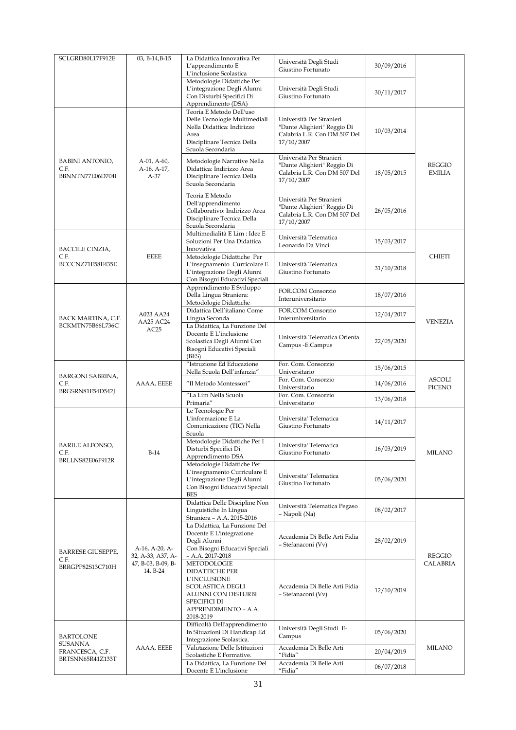| SCLGRD80L17F912E | 03, B-14,B-15 | La Didattica Innovativa Per L'apprendimento E L'inclusione Scolastica | Università Degli Studi Giustino Fortunato | 30/09/2016 | |
|---|---|---|---|---|---|
| | | Metodologie Didattiche Per L'integrazione Degli Alunni Con Disturbi Specifici Di Apprendimento (DSA) | Università Degli Studi Giustino Fortunato | 30/11/2017 | |
| BABINI ANTONIO, C.F. BBNNTN77E06D704I | A-01, A-60, A-16, A-17, A-37 | Teoria E Metodo Dell'uso Delle Tecnologie Multimediali Nella Didattica: Indirizzo Area Disciplinare Tecnica Della Scuola Secondaria | Università Per Stranieri "Dante Alighieri" Reggio Di Calabria L.R. Con DM 507 Del 17/10/2007 | 10/03/2014 | REGGIO EMILIA |
| | | Metodologie Narrative Nella Didattica: Indirizzo Area Disciplinare Tecnica Della Scuola Secondaria | Università Per Stranieri "Dante Alighieri" Reggio Di Calabria L.R. Con DM 507 Del 17/10/2007 | 18/05/2015 | |
| | | Teoria E Metodo Dell'apprendimento Collaborativo: Indirizzo Area Disciplinare Tecnica Della Scuola Secondaria | Università Per Stranieri "Dante Alighieri" Reggio Di Calabria L.R. Con DM 507 Del 17/10/2007 | 26/05/2016 | |
| BACCILE CINZIA, C.F. BCCCNZ71E58E435E | EEEE | Multimedialità E Lim : Idee E Soluzioni Per Una Didattica Innovativa | Università Telematica Leonardo Da Vinci | 15/03/2017 | CHIETI |
| | | Metodologie Didattiche Per L'insegnamento Curricolare E L'integrazione Degli Alunni Con Bisogni Educativi Speciali | Università Telematica Giustino Fortunato | 31/10/2018 | |
| BACK MARTINA, C.F. BCKMTN75B66L736C | A023 AA24 AA25 AC24 AC25 | Apprendimento E Sviluppo Della Lingua Straniera: Metodologie Didattiche | FOR.COM Consorzio Interuniversitario | 18/07/2016 | VENEZIA |
| | | Didattica Dell'italiano Come Lingua Seconda | FOR.COM Consorzio Interuniversitario | 12/04/2017 | |
| | | La Didattica, La Funzione Del Docente E L'inclusione Scolastica Degli Alunni Con Bisogni Educativi Speciali (BES) | Università Telematica Orienta Campus -E.Campus | 22/05/2020 | |
| BARGONI SABRINA, C.F. BRGSRN81E54D542J | AAAA, EEEE | "Istruzione Ed Educazione Nella Scuola Dell'infanzia" | For. Com. Consorzio Universitario | 15/06/2015 | ASCOLI PICENO |
| | | "Il Metodo Montessori" | For. Com. Consorzio Universitario | 14/06/2016 | |
| | | "La Lim Nella Scuola Primaria" | For. Com. Consorzio Universitario | 13/06/2018 | |
| BARILE ALFONSO, C.F. BRLLNS82E06F912R | B-14 | Le Tecnologie Per L'informazione E La Comunicazione (TIC) Nella Scuola | Universita' Telematica Giustino Fortunato | 14/11/2017 | MILANO |
| | | Metodologie Didattiche Per I Disturbi Specifici Di Apprendimento DSA | Universita' Telematica Giustino Fortunato | 16/03/2019 | |
| | | Metodologie Didattiche Per L'insegnamento Curriculare E L'integrazione Degli Alunni Con Bisogni Educativi Speciali BES | Universita' Telematica Giustino Fortunato | 05/06/2020 | |
| BARRESE GIUSEPPE, C.F. BRRGPP82S13C710H | A-16, A-20, A-32, A-33, A37, A-47, B-03, B-09, B-14, B-24 | Didattica Delle Discipline Non Linguistiche In Lingua Straniera – A.A. 2015-2016 | Università Telematica Pegaso – Napoli (Na) | 08/02/2017 | REGGIO CALABRIA |
| | | La Didattica, La Funzione Del Docente E L'integrazione Degli Alunni Con Bisogni Educativi Speciali – A.A. 2017-2018 | Accademia Di Belle Arti Fidia – Stefanaconi (Vv) | 28/02/2019 | |
| | | METODOLOGIE DIDATTICHE PER L'INCLUSIONE SCOLASTICA DEGLI ALUNNI CON DISTURBI SPECIFICI DI APPRENDIMENTO – A.A. 2018-2019 | Accademia Di Belle Arti Fidia – Stefanaconi (Vv) | 12/10/2019 | |
| BARTOLONE SUSANNA FRANCESCA, C.F. BRTSNN65R41Z133T | AAAA, EEEE | Difficoltà Dell'apprendimento In Situazioni Di Handicap Ed Integrazione Scolastica. | Università Degli Studi E-Campus | 05/06/2020 | MILANO |
| | | Valutazione Delle Istituzioni Scolastiche E Formative. | Accademia Di Belle Arti "Fidia" | 20/04/2019 | |
| | | La Didattica, La Funzione Del Docente E L'inclusione | Accademia Di Belle Arti "Fidia" | 06/07/2018 | |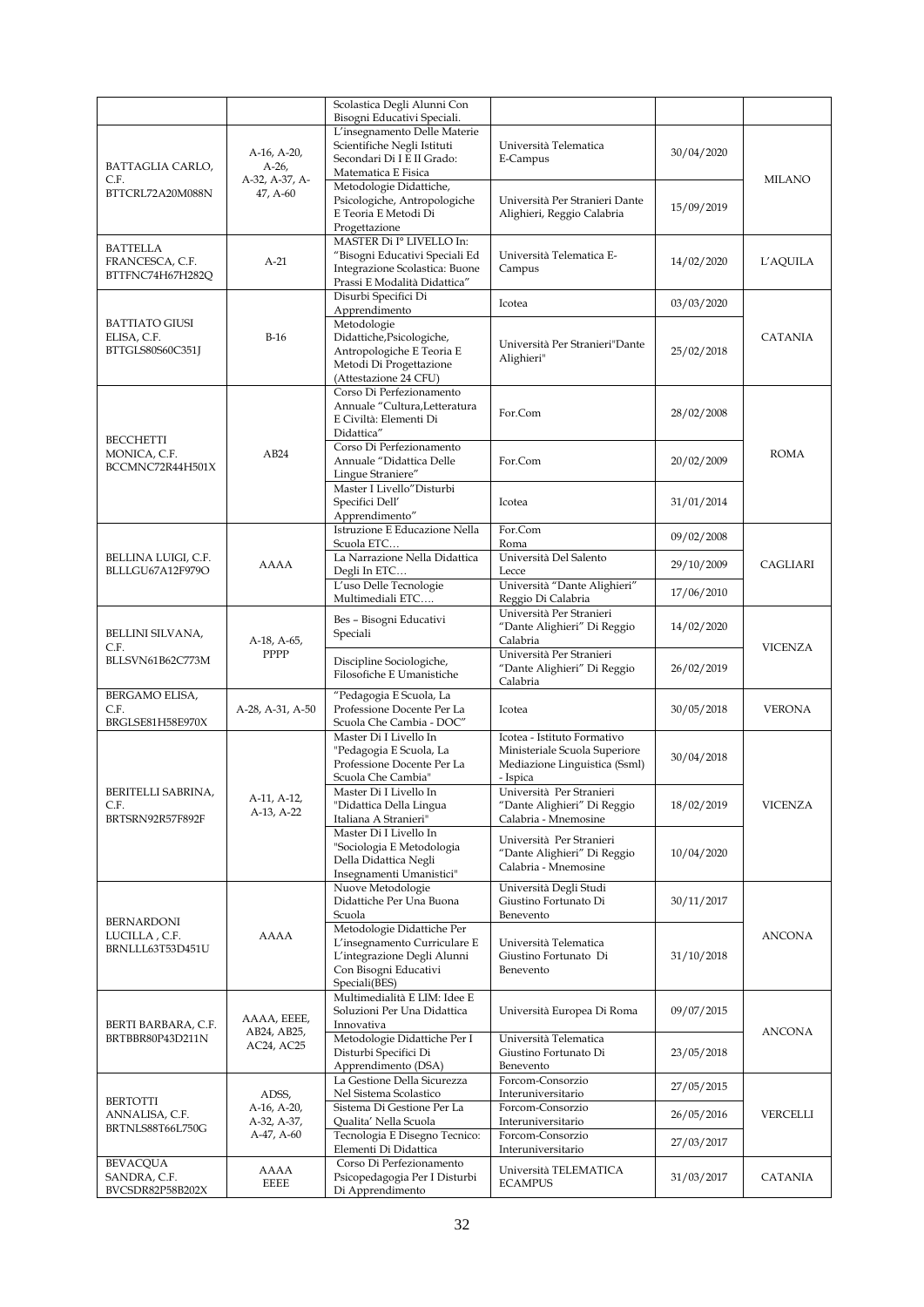| | | Scolastica Degli Alunni Con Bisogni Educativi Speciali. | | | |
|---|---|---|---|---|---|
| BATTAGLIA CARLO, C.F. BTTCRL72A20M088N | A-16, A-20, A-26, A-32, A-37, A-47, A-60 | L'insegnamento Delle Materie Scientifiche Negli Istituti Secondari Di I E II Grado: Matematica E Fisica | Università Telematica E-Campus | 30/04/2020 | MILANO |
| | | Metodologie Didattiche, Psicologiche, Antropologiche E Teoria E Metodi Di Progettazione | Università Per Stranieri Dante Alighieri, Reggio Calabria | 15/09/2019 | |
| BATTELLA FRANCESCA, C.F. BTTFNC74H67H282Q | A-21 | MASTER Di I° LIVELLO In: "Bisogni Educativi Speciali Ed Integrazione Scolastica: Buone Prassi E Modalità Didattica" | Università Telematica E-Campus | 14/02/2020 | L'AQUILA |
| BATTIATO GIUSI ELISA, C.F. BTTGLS80S60C351J | B-16 | Disurbi Specifici Di Apprendimento | Icotea | 03/03/2020 | CATANIA |
| | | Metodologie Didattiche,Psicologiche, Antropologiche E Teoria E Metodi Di Progettazione (Attestazione 24 CFU) | Università Per Stranieri"Dante Alighieri" | 25/02/2018 | |
| BECCHETTI MONICA, C.F. BCCMNC72R44H501X | AB24 | Corso Di Perfezionamento Annuale "Cultura,Letteratura E Civiltà: Elementi Di Didattica" | For.Com | 28/02/2008 | ROMA |
| | | Corso Di Perfezionamento Annuale "Didattica Delle Lingue Straniere" | For.Com | 20/02/2009 | |
| | | Master I Livello"Disturbi Specifici Dell' Apprendimento" | Icotea | 31/01/2014 | |
| BELLINA LUIGI, C.F. BLLLGU67A12F979O | AAAA | Istruzione E Educazione Nella Scuola ETC… | For.Com Roma | 09/02/2008 | CAGLIARI |
| | | La Narrazione Nella Didattica Degli In ETC… | Università Del Salento Lecce | 29/10/2009 | |
| | | L'uso Delle Tecnologie Multimediali ETC…. | Università "Dante Alighieri" Reggio Di Calabria | 17/06/2010 | |
| BELLINI SILVANA, C.F. BLLSVN61B62C773M | A-18, A-65, PPPP | Bes – Bisogni Educativi Speciali | Università Per Stranieri "Dante Alighieri" Di Reggio Calabria | 14/02/2020 | VICENZA |
| | | Discipline Sociologiche, Filosofiche E Umanistiche | Università Per Stranieri "Dante Alighieri" Di Reggio Calabria | 26/02/2019 | |
| BERGAMO ELISA, C.F. BRGLSE81H58E970X | A-28, A-31, A-50 | "Pedagogia E Scuola, La Professione Docente Per La Scuola Che Cambia - DOC" | Icotea | 30/05/2018 | VERONA |
| BERITELLI SABRINA, C.F. BRTSRN92R57F892F | A-11, A-12, A-13, A-22 | Master Di I Livello In "Pedagogia E Scuola, La Professione Docente Per La Scuola Che Cambia" | Icotea - Istituto Formativo Ministeriale Scuola Superiore Mediazione Linguistica (Ssml) - Ispica | 30/04/2018 | VICENZA |
| | | Master Di I Livello In "Didattica Della Lingua Italiana A Stranieri" | Università Per Stranieri "Dante Alighieri" Di Reggio Calabria - Mnemosine | 18/02/2019 | |
| | | Master Di I Livello In "Sociologia E Metodologia Della Didattica Negli Insegnamenti Umanistici" | Università Per Stranieri "Dante Alighieri" Di Reggio Calabria - Mnemosine | 10/04/2020 | |
| BERNARDONI LUCILLA , C.F. BRNLLL63T53D451U | AAAA | Nuove Metodologie Didattiche Per Una Buona Scuola | Università Degli Studi Giustino Fortunato Di Benevento | 30/11/2017 | ANCONA |
| | | Metodologie Didattiche Per L'insegnamento Curriculare E L'integrazione Degli Alunni Con Bisogni Educativi Speciali(BES) | Università Telematica Giustino Fortunato Di Benevento | 31/10/2018 | |
| BERTI BARBARA, C.F. BRTBBR80P43D211N | AAAA, EEEE, AB24, AB25, AC24, AC25 | Multimedialità E LIM: Idee E Soluzioni Per Una Didattica Innovativa | Università Europea Di Roma | 09/07/2015 | ANCONA |
| | | Metodologie Didattiche Per I Disturbi Specifici Di Apprendimento (DSA) | Università Telematica Giustino Fortunato Di Benevento | 23/05/2018 | |
| BERTOTTI ANNALISA, C.F. BRTNLS88T66L750G | ADSS, A-16, A-20, A-32, A-37, A-47, A-60 | La Gestione Della Sicurezza Nel Sistema Scolastico | Forcom-Consorzio Interuniversitario | 27/05/2015 | VERCELLI |
| | | Sistema Di Gestione Per La Qualita' Nella Scuola | Forcom-Consorzio Interuniversitario | 26/05/2016 | |
| | | Tecnologia E Disegno Tecnico: Elementi Di Didattica | Forcom-Consorzio Interuniversitario | 27/03/2017 | |
| BEVACQUA SANDRA, C.F. BVCSDR82P58B202X | AAAA EEEE | Corso Di Perfezionamento Psicopedagogia Per I Disturbi Di Apprendimento | Università TELEMATICA ECAMPUS | 31/03/2017 | CATANIA |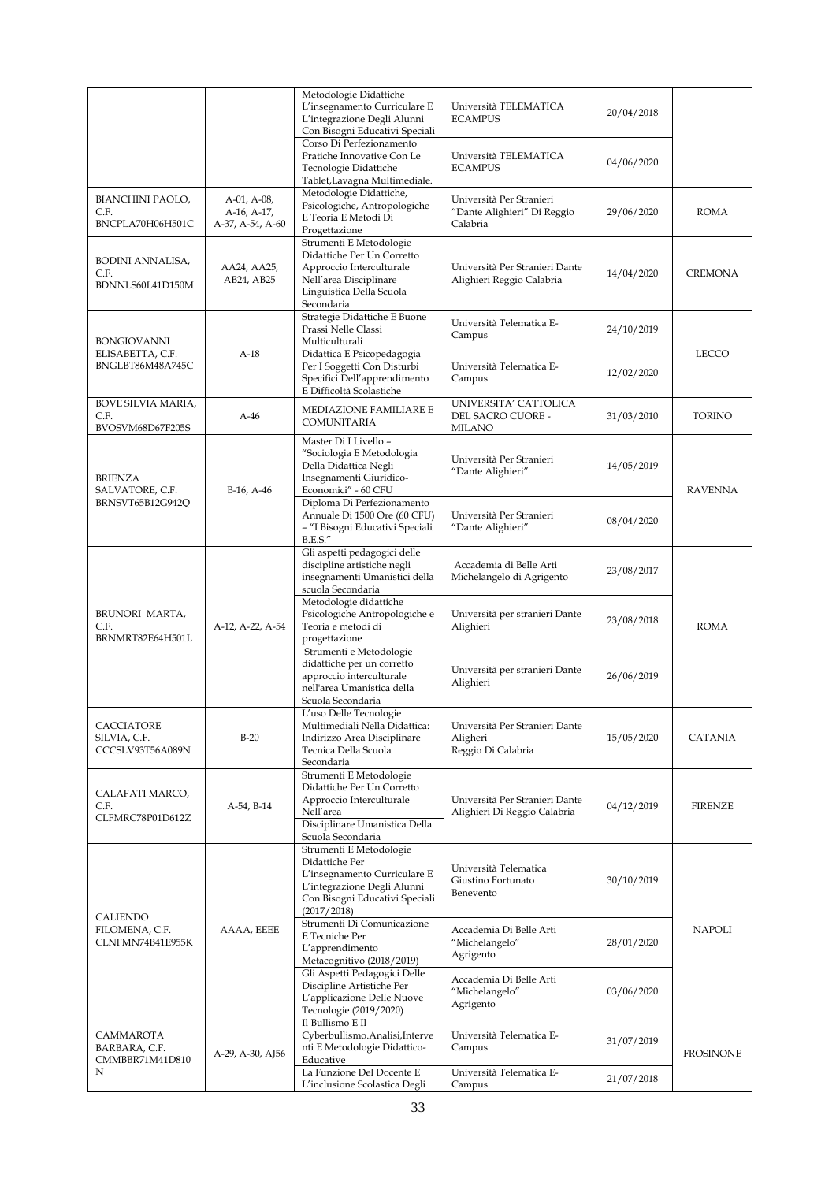| | | Metodologie Didattiche L'insegnamento Curriculare E L'integrazione Degli Alunni Con Bisogni Educativi Speciali | Università TELEMATICA ECAMPUS | 20/04/2018 | |
|---|---|---|---|---|---|
| | | Corso Di Perfezionamento Pratiche Innovative Con Le Tecnologie Didattiche Tablet,Lavagna Multimediale. | Università TELEMATICA ECAMPUS | 04/06/2020 | |
| BIANCHINI PAOLO, C.F. BNCPLA70H06H501C | A-01, A-08, A-16, A-17, A-37, A-54, A-60 | Metodologie Didattiche, Psicologiche, Antropologiche E Teoria E Metodi Di Progettazione | Università Per Stranieri "Dante Alighieri" Di Reggio Calabria | 29/06/2020 | ROMA |
| BODINI ANNALISA, C.F. BDNNLS60L41D150M | AA24, AA25, AB24, AB25 | Strumenti E Metodologie Didattiche Per Un Corretto Approccio Interculturale Nell'area Disciplinare Linguistica Della Scuola Secondaria | Università Per Stranieri Dante Alighieri Reggio Calabria | 14/04/2020 | CREMONA |
| BONGIOVANNI ELISABETTA, C.F. BNGLBT86M48A745C | A-18 | Strategie Didattiche E Buone Prassi Nelle Classi Multiculturali | Università Telematica E-Campus | 24/10/2019 | LECCO |
| | | Didattica E Psicopedagogia Per I Soggetti Con Disturbi Specifici Dell'apprendimento E Difficoltà Scolastiche | Università Telematica E-Campus | 12/02/2020 | |
| BOVE SILVIA MARIA, C.F. BVOSVM68D67F205S | A-46 | MEDIAZIONE FAMILIARE E COMUNITARIA | UNIVERSITA' CATTOLICA DEL SACRO CUORE - MILANO | 31/03/2010 | TORINO |
| BRIENZA SALVATORE, C.F. BRNSVT65B12G942Q | B-16, A-46 | Master Di I Livello – "Sociologia E Metodologia Della Didattica Negli Insegnamenti Giuridico-Economici" - 60 CFU | Università Per Stranieri "Dante Alighieri" | 14/05/2019 | RAVENNA |
| | | Diploma Di Perfezionamento Annuale Di 1500 Ore (60 CFU) – "I Bisogni Educativi Speciali B.E.S." | Università Per Stranieri "Dante Alighieri" | 08/04/2020 | |
| BRUNORI MARTA, C.F. BRNMRT82E64H501L | A-12, A-22, A-54 | Gli aspetti pedagogici delle discipline artistiche negli insegnamenti Umanistici della scuola Secondaria | Accademia di Belle Arti Michelangelo di Agrigento | 23/08/2017 | ROMA |
| | | Metodologie didattiche Psicologiche Antropologiche e Teoria e metodi di progettazione | Università per stranieri Dante Alighieri | 23/08/2018 | |
| | | Strumenti e Metodologie didattiche per un corretto approccio interculturale nell'area Umanistica della Scuola Secondaria | Università per stranieri Dante Alighieri | 26/06/2019 | |
| CACCIATORE SILVIA, C.F. CCCSLV93T56A089N | B-20 | L'uso Delle Tecnologie Multimediali Nella Didattica: Indirizzo Area Disciplinare Tecnica Della Scuola Secondaria | Università Per Stranieri Dante Aligheri Reggio Di Calabria | 15/05/2020 | CATANIA |
| CALAFATI MARCO, C.F. CLFMRC78P01D612Z | A-54, B-14 | Strumenti E Metodologie Didattiche Per Un Corretto Approccio Interculturale Nell'area Disciplinare Umanistica Della Scuola Secondaria | Università Per Stranieri Dante Alighieri Di Reggio Calabria | 04/12/2019 | FIRENZE |
| CALIENDO FILOMENA, C.F. CLNFMN74B41E955K | AAAA, EEEE | Strumenti E Metodologie Didattiche Per L'insegnamento Curriculare E L'integrazione Degli Alunni Con Bisogni Educativi Speciali (2017/2018) | Università Telematica Giustino Fortunato Benevento | 30/10/2019 | NAPOLI |
| | | Strumenti Di Comunicazione E Tecniche Per L'apprendimento Metacognitivo (2018/2019) | Accademia Di Belle Arti "Michelangelo" Agrigento | 28/01/2020 | |
| | | Gli Aspetti Pedagogici Delle Discipline Artistiche Per L'applicazione Delle Nuove Tecnologie (2019/2020) | Accademia Di Belle Arti "Michelangelo" Agrigento | 03/06/2020 | |
| CAMMAROTA BARBARA, C.F. CMMBBR71M41D810N | A-29, A-30, AJ56 | Il Bullismo E Il Cyberbullismo.Analisi,Interventi E Metodologie Didattico-Educative | Università Telematica E-Campus | 31/07/2019 | FROSINONE |
| | | La Funzione Del Docente E L'inclusione Scolastica Degli | Università Telematica E-Campus | 21/07/2018 | |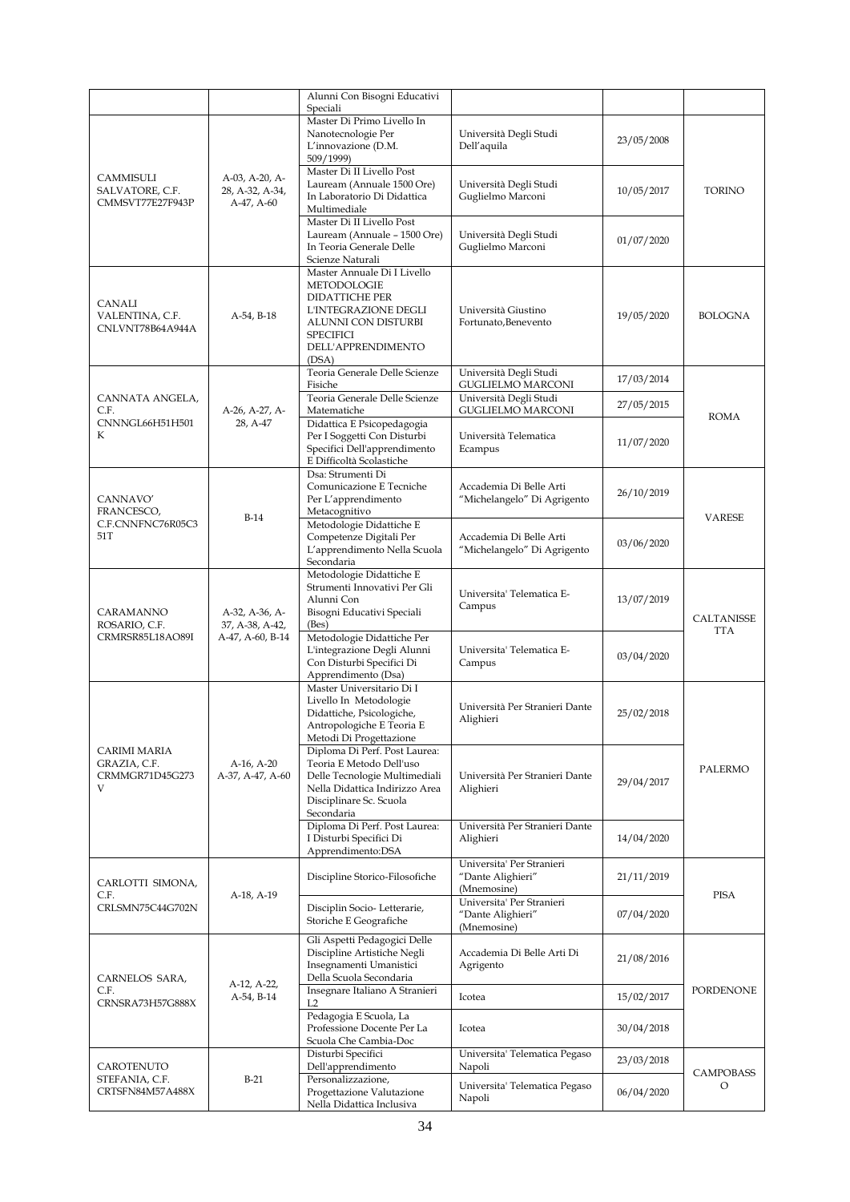| | | Alunni Con Bisogni Educativi Speciali | | | |
|---|---|---|---|---|---|
| CAMMISULI SALVATORE, C.F. CMMSVT77E27F943P | A-03, A-20, A-28, A-32, A-34, A-47, A-60 | Master Di Primo Livello In Nanotecnologie Per L'innovazione (D.M. 509/1999) | Università Degli Studi Dell'aquila | 23/05/2008 | TORINO |
| | | Master Di II Livello Post Lauream (Annuale 1500 Ore) In Laboratorio Di Didattica Multimediale | Università Degli Studi Guglielmo Marconi | 10/05/2017 | |
| | | Master Di II Livello Post Lauream (Annuale – 1500 Ore) In Teoria Generale Delle Scienze Naturali | Università Degli Studi Guglielmo Marconi | 01/07/2020 | |
| CANALI VALENTINA, C.F. CNLVNT78B64A944A | A-54, B-18 | Master Annuale Di I Livello METODOLOGIE DIDATTICHE PER L'INTEGRAZIONE DEGLI ALUNNI CON DISTURBI SPECIFICI DELL'APPRENDIMENTO (DSA) | Università Giustino Fortunato,Benevento | 19/05/2020 | BOLOGNA |
| CANNATA ANGELA, C.F. CNNNGL66H51H501K | A-26, A-27, A-28, A-47 | Teoria Generale Delle Scienze Fisiche | Università Degli Studi GUGLIELMO MARCONI | 17/03/2014 | ROMA |
| | | Teoria Generale Delle Scienze Matematiche | Università Degli Studi GUGLIELMO MARCONI | 27/05/2015 | |
| | | Didattica E Psicopedagogia Per I Soggetti Con Disturbi Specifici Dell'apprendimento E Difficoltà Scolastiche | Università Telematica Ecampus | 11/07/2020 | |
| CANNAVO' FRANCESCO, C.F.CNNFNC76R05C351T | B-14 | Dsa: Strumenti Di Comunicazione E Tecniche Per L'apprendimento Metacognitivo | Accademia Di Belle Arti "Michelangelo" Di Agrigento | 26/10/2019 | VARESE |
| | | Metodologie Didattiche E Competenze Digitali Per L'apprendimento Nella Scuola Secondaria | Accademia Di Belle Arti "Michelangelo" Di Agrigento | 03/06/2020 | |
| CARAMANNO ROSARIO, C.F. CRMRSR85L18AO89I | A-32, A-36, A-37, A-38, A-42, A-47, A-60, B-14 | Metodologie Didattiche E Strumenti Innovativi Per Gli Alunni Con Bisogni Educativi Speciali (Bes) | Universita' Telematica E-Campus | 13/07/2019 | CALTANISSETTA |
| | | Metodologie Didattiche Per L'integrazione Degli Alunni Con Disturbi Specifici Di Apprendimento (Dsa) | Universita' Telematica E-Campus | 03/04/2020 | |
| CARIMI MARIA GRAZIA, C.F. CRMMGR71D45G273V | A-16, A-20 A-37, A-47, A-60 | Master Universitario Di I Livello In Metodologie Didattiche, Psicologiche, Antropologiche E Teoria E Metodi Di Progettazione | Università Per Stranieri Dante Alighieri | 25/02/2018 | PALERMO |
| | | Diploma Di Perf. Post Laurea: Teoria E Metodo Dell'uso Delle Tecnologie Multimediali Nella Didattica Indirizzo Area Disciplinare Sc. Scuola Secondaria | Università Per Stranieri Dante Alighieri | 29/04/2017 | |
| | | Diploma Di Perf. Post Laurea: I Disturbi Specifici Di Apprendimento:DSA | Università Per Stranieri Dante Alighieri | 14/04/2020 | |
| CARLOTTI SIMONA, C.F. CRLSMN75C44G702N | A-18, A-19 | Discipline Storico-Filosofiche | Universita' Per Stranieri "Dante Alighieri" (Mnemosine) | 21/11/2019 | PISA |
| | | Disciplin Socio- Letterarie, Storiche E Geografiche | Universita' Per Stranieri "Dante Alighieri" (Mnemosine) | 07/04/2020 | |
| CARNELOS SARA, C.F. CRNSRA73H57G888X | A-12, A-22, A-54, B-14 | Gli Aspetti Pedagogici Delle Discipline Artistiche Negli Insegnamenti Umanistici Della Scuola Secondaria | Accademia Di Belle Arti Di Agrigento | 21/08/2016 | PORDENONE |
| | | Insegnare Italiano A Stranieri L2 | Icotea | 15/02/2017 | |
| | | Pedagogia E Scuola, La Professione Docente Per La Scuola Che Cambia-Doc | Icotea | 30/04/2018 | |
| CAROTENUTO STEFANIA, C.F. CRTSFN84M57A488X | B-21 | Disturbi Specifici Dell'apprendimento | Universita' Telematica Pegaso Napoli | 23/03/2018 | CAMPOBASSO |
| | | Personalizzazione, Progettazione Valutazione Nella Didattica Inclusiva | Universita' Telematica Pegaso Napoli | 06/04/2020 | |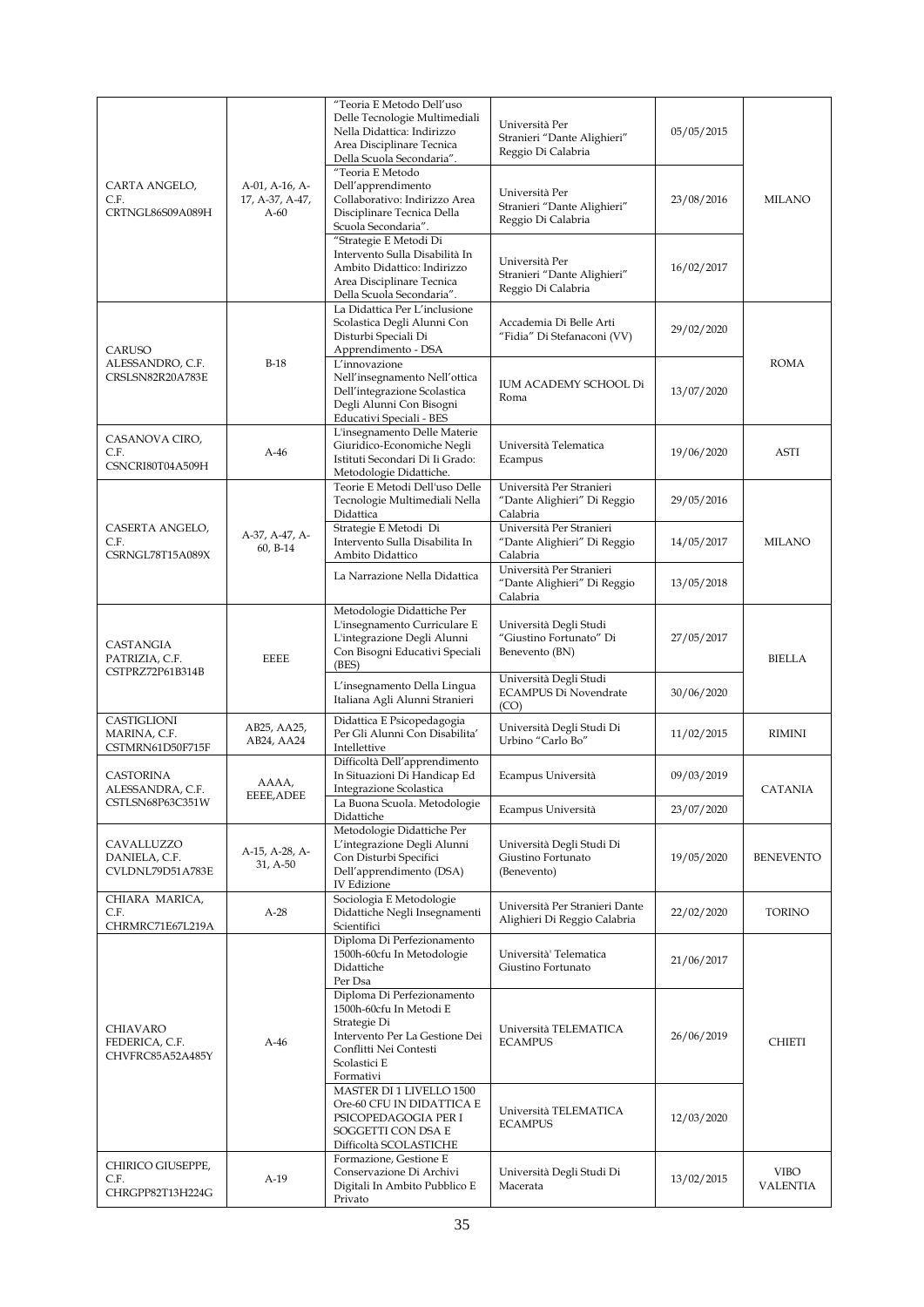| | | | | | |
|---|---|---|---|---|---|
| CARTA ANGELO, C.F. CRTNGL86S09A089H | A-01, A-16, A-17, A-37, A-47, A-60 | "Teoria E Metodo Dell'uso Delle Tecnologie Multimediali Nella Didattica: Indirizzo Area Disciplinare Tecnica Della Scuola Secondaria". | Università Per Stranieri "Dante Alighieri" Reggio Di Calabria | 05/05/2015 | MILANO |
| | | "Teoria E Metodo Dell'apprendimento Collaborativo: Indirizzo Area Disciplinare Tecnica Della Scuola Secondaria". | Università Per Stranieri "Dante Alighieri" Reggio Di Calabria | 23/08/2016 | |
| | | "Strategie E Metodi Di Intervento Sulla Disabilità In Ambito Didattico: Indirizzo Area Disciplinare Tecnica Della Scuola Secondaria". | Università Per Stranieri "Dante Alighieri" Reggio Di Calabria | 16/02/2017 | |
| CARUSO ALESSANDRO, C.F. CRSLSN82R20A783E | B-18 | La Didattica Per L'inclusione Scolastica Degli Alunni Con Disturbi Speciali Di Apprendimento - DSA | Accademia Di Belle Arti "Fidia" Di Stefanaconi (VV) | 29/02/2020 | ROMA |
| | | L'innovazione Nell'insegnamento Nell'ottica Dell'integrazione Scolastica Degli Alunni Con Bisogni Educativi Speciali - BES | IUM ACADEMY SCHOOL Di Roma | 13/07/2020 | |
| CASANOVA CIRO, C.F. CSNCRI80T04A509H | A-46 | L'insegnamento Delle Materie Giuridico-Economiche Negli Istituti Secondari Di Ii Grado: Metodologie Didattiche. | Università Telematica Ecampus | 19/06/2020 | ASTI |
| CASERTA ANGELO, C.F. CSRNGL78T15A089X | A-37, A-47, A-60, B-14 | Teorie E Metodi Dell'uso Delle Tecnologie Multimediali Nella Didattica | Università Per Stranieri "Dante Alighieri" Di Reggio Calabria | 29/05/2016 | MILANO |
| | | Strategie E Metodi Di Intervento Sulla Disabilita In Ambito Didattico | Università Per Stranieri "Dante Alighieri" Di Reggio Calabria | 14/05/2017 | |
| | | La Narrazione Nella Didattica | Università Per Stranieri "Dante Alighieri" Di Reggio Calabria | 13/05/2018 | |
| CASTANGIA PATRIZIA, C.F. CSTPRZ72P61B314B | EEEE | Metodologie Didattiche Per L'insegnamento Curriculare E L'integrazione Degli Alunni Con Bisogni Educativi Speciali (BES) | Università Degli Studi "Giustino Fortunato" Di Benevento (BN) | 27/05/2017 | BIELLA |
| | | L'insegnamento Della Lingua Italiana Agli Alunni Stranieri | Università Degli Studi ECAMPUS Di Novendrate (CO) | 30/06/2020 | |
| CASTIGLIONI MARINA, C.F. CSTMRN61D50F715F | AB25, AA25, AB24, AA24 | Didattica E Psicopedagogia Per Gli Alunni Con Disabilita' Intellettive | Università Degli Studi Di Urbino "Carlo Bo" | 11/02/2015 | RIMINI |
| CASTORINA ALESSANDRA, C.F. CSTLSN68P63C351W | AAAA, EEEE,ADEE | Difficoltà Dell'apprendimento In Situazioni Di Handicap Ed Integrazione Scolastica | Ecampus Università | 09/03/2019 | CATANIA |
| | | La Buona Scuola. Metodologie Didattiche | Ecampus Università | 23/07/2020 | |
| CAVALLUZZO DANIELA, C.F. CVLDNL79D51A783E | A-15, A-28, A-31, A-50 | Metodologie Didattiche Per L'integrazione Degli Alunni Con Disturbi Specifici Dell'apprendimento (DSA) IV Edizione | Università Degli Studi Di Giustino Fortunato (Benevento) | 19/05/2020 | BENEVENTO |
| CHIARA MARICA, C.F. CHRMRC71E67L219A | A-28 | Sociologia E Metodologie Didattiche Negli Insegnamenti Scientifici | Università Per Stranieri Dante Alighieri Di Reggio Calabria | 22/02/2020 | TORINO |
| CHIAVARO FEDERICA, C.F. CHVFRC85A52A485Y | A-46 | Diploma Di Perfezionamento 1500h-60cfu In Metodologie Didattiche Per Dsa | Universita' Telematica Giustino Fortunato | 21/06/2017 | CHIETI |
| | | Diploma Di Perfezionamento 1500h-60cfu In Metodi E Strategie Di Intervento Per La Gestione Dei Conflitti Nei Contesti Scolastici E Formativi | Università TELEMATICA ECAMPUS | 26/06/2019 | |
| | | MASTER DI 1 LIVELLO 1500 Ore-60 CFU IN DIDATTICA E PSICOPEDAGOGIA PER I SOGGETTI CON DSA E Difficoltà SCOLASTICHE | Università TELEMATICA ECAMPUS | 12/03/2020 | |
| CHIRICO GIUSEPPE, C.F. CHRGPP82T13H224G | A-19 | Formazione, Gestione E Conservazione Di Archivi Digitali In Ambito Pubblico E Privato | Università Degli Studi Di Macerata | 13/02/2015 | VIBO VALENTIA |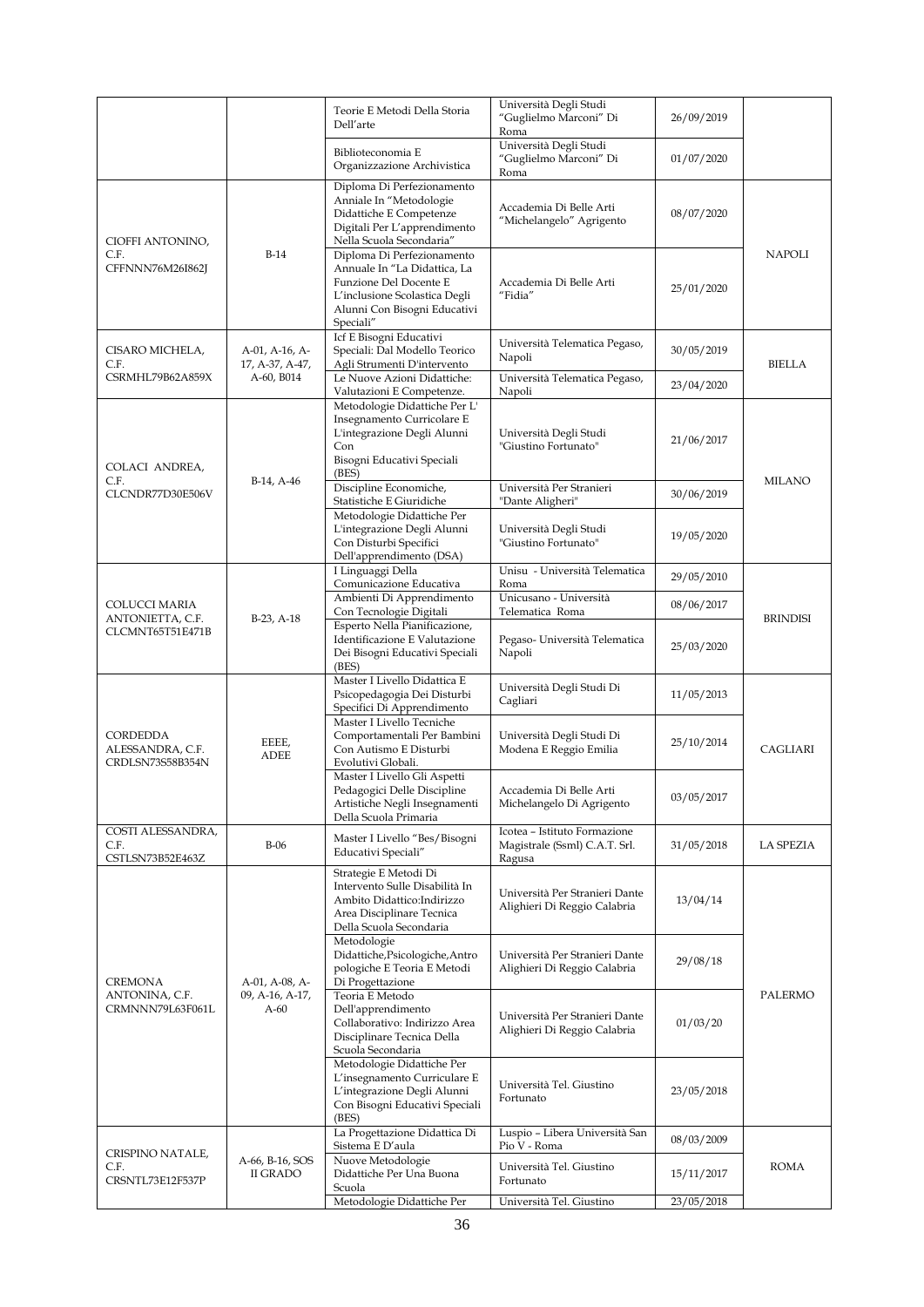| | | Teorie E Metodi Della Storia Dell'arte | Università Degli Studi "Guglielmo Marconi" Di Roma | 26/09/2019 | |
|---|---|---|---|---|---|
| | | Biblioteconomia E Organizzazione Archivistica | Università Degli Studi "Guglielmo Marconi" Di Roma | 01/07/2020 | |
| CIOFFI ANTONINO, C.F. CFFNNN76M26I862J | B-14 | Diploma Di Perfezionamento Anniale In "Metodologie Didattiche E Competenze Digitali Per L'apprendimento Nella Scuola Secondaria" | Accademia Di Belle Arti "Michelangelo" Agrigento | 08/07/2020 | NAPOLI |
| | | Diploma Di Perfezionamento Annuale In "La Didattica, La Funzione Del Docente E L'inclusione Scolastica Degli Alunni Con Bisogni Educativi Speciali" | Accademia Di Belle Arti "Fidia" | 25/01/2020 | |
| CISARO MICHELA, C.F. CSRMHL79B62A859X | A-01, A-16, A-17, A-37, A-47, A-60, B014 | Icf E Bisogni Educativi Speciali: Dal Modello Teorico Agli Strumenti D'intervento | Università Telematica Pegaso, Napoli | 30/05/2019 | BIELLA |
| | | Le Nuove Azioni Didattiche: Valutazioni E Competenze. | Università Telematica Pegaso, Napoli | 23/04/2020 | |
| COLACI ANDREA, C.F. CLCNDR77D30E506V | B-14, A-46 | Metodologie Didattiche Per L' Insegnamento Curricolare E L'integrazione Degli Alunni Con Bisogni Educativi Speciali (BES) | Università Degli Studi "Giustino Fortunato" | 21/06/2017 | MILANO |
| | | Discipline Economiche, Statistiche E Giuridiche | Università Per Stranieri "Dante Aligheri" | 30/06/2019 | |
| | | Metodologie Didattiche Per L'integrazione Degli Alunni Con Disturbi Specifici Dell'apprendimento (DSA) | Università Degli Studi "Giustino Fortunato" | 19/05/2020 | |
| COLUCCI MARIA ANTONIETTA, C.F. CLCMNT65T51E471B | B-23, A-18 | I Linguaggi Della Comunicazione Educativa | Unisu - Università Telematica Roma | 29/05/2010 | BRINDISI |
| | | Ambienti Di Apprendimento Con Tecnologie Digitali | Unicusano - Università Telematica Roma | 08/06/2017 | |
| | | Esperto Nella Pianificazione, Identificazione E Valutazione Dei Bisogni Educativi Speciali (BES) | Pegaso- Università Telematica Napoli | 25/03/2020 | |
| CORDEDDA ALESSANDRA, C.F. CRDLSN73S58B354N | EEEE, ADEE | Master I Livello Didattica E Psicopedagogia Dei Disturbi Specifici Di Apprendimento | Università Degli Studi Di Cagliari | 11/05/2013 | CAGLIARI |
| | | Master I Livello Tecniche Comportamentali Per Bambini Con Autismo E Disturbi Evolutivi Globali. | Università Degli Studi Di Modena E Reggio Emilia | 25/10/2014 | |
| | | Master I Livello Gli Aspetti Pedagogici Delle Discipline Artistiche Negli Insegnamenti Della Scuola Primaria | Accademia Di Belle Arti Michelangelo Di Agrigento | 03/05/2017 | |
| COSTI ALESSANDRA, C.F. CSTLSN73B52E463Z | B-06 | Master I Livello "Bes/Bisogni Educativi Speciali" | Icotea – Istituto Formazione Magistrale (Ssml) C.A.T. Srl. Ragusa | 31/05/2018 | LA SPEZIA |
| CREMONA ANTONINA, C.F. CRMNNN79L63F061L | A-01, A-08, A-09, A-16, A-17, A-60 | Strategie E Metodi Di Intervento Sulle Disabilità In Ambito Didattico:Indirizzo Area Disciplinare Tecnica Della Scuola Secondaria | Università Per Stranieri Dante Alighieri Di Reggio Calabria | 13/04/14 | PALERMO |
| | | Metodologie Didattiche,Psicologiche,Antro pologiche E Teoria E Metodi Di Progettazione | Università Per Stranieri Dante Alighieri Di Reggio Calabria | 29/08/18 | |
| | | Teoria E Metodo Dell'apprendimento Collaborativo: Indirizzo Area Disciplinare Tecnica Della Scuola Secondaria | Università Per Stranieri Dante Alighieri Di Reggio Calabria | 01/03/20 | |
| | | Metodologie Didattiche Per L'insegnamento Curriculare E L'integrazione Degli Alunni Con Bisogni Educativi Speciali (BES) | Università Tel. Giustino Fortunato | 23/05/2018 | |
| CRISPINO NATALE, C.F. CRSNTL73E12F537P | A-66, B-16, SOS II GRADO | La Progettazione Didattica Di Sistema E D'aula | Luspio – Libera Università San Pio V - Roma | 08/03/2009 | ROMA |
| | | Nuove Metodologie Didattiche Per Una Buona Scuola | Università Tel. Giustino Fortunato | 15/11/2017 | |
| | | Metodologie Didattiche Per | Università Tel. Giustino | 23/05/2018 | |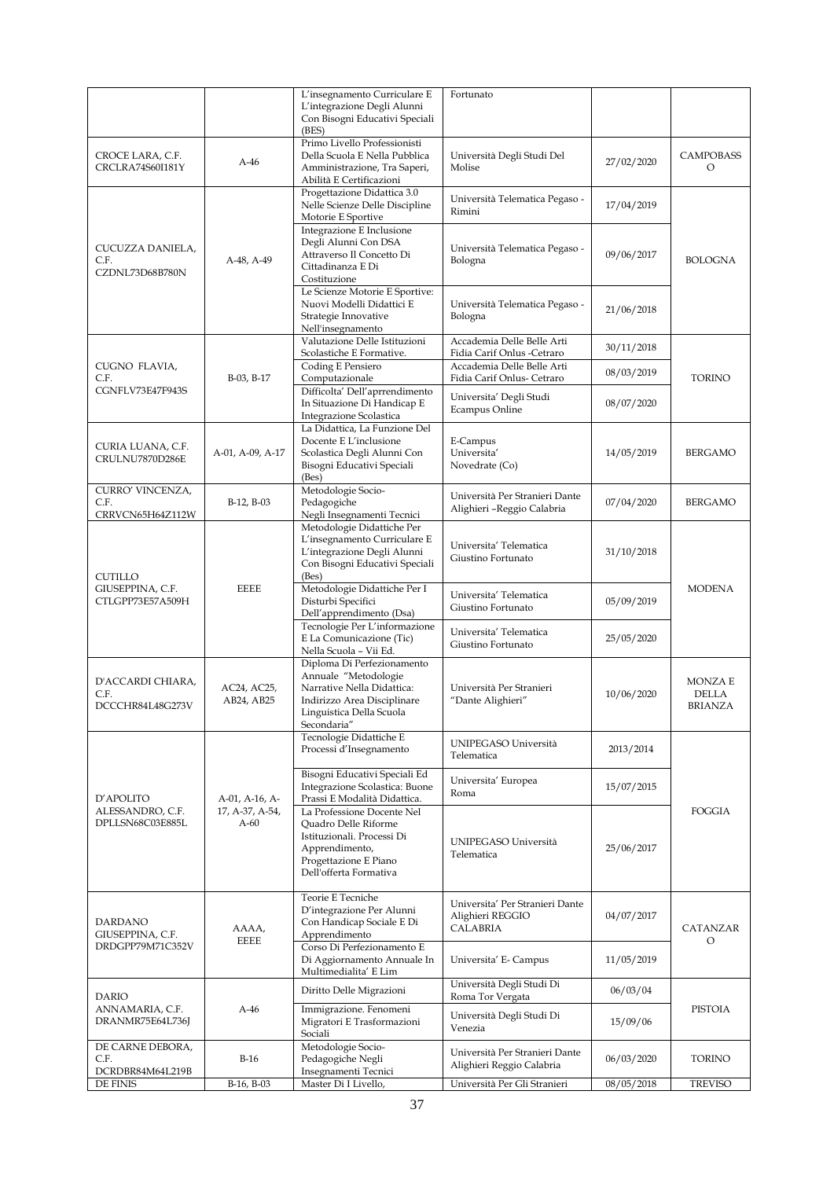| | | L'insegnamento Curriculare E L'integrazione Degli Alunni Con Bisogni Educativi Speciali (BES) | Fortunato | | |
|---|---|---|---|---|---|
| CROCE LARA, C.F. CRCLRA74S60I181Y | A-46 | Primo Livello Professionisti Della Scuola E Nella Pubblica Amministrazione, Tra Saperi, Abilità E Certificazioni | Università Degli Studi Del Molise | 27/02/2020 | CAMPOBASSO |
| CUCUZZA DANIELA, C.F. CZDNL73D68B780N | A-48, A-49 | Progettazione Didattica 3.0 Nelle Scienze Delle Discipline Motorie E Sportive | Università Telematica Pegaso - Rimini | 17/04/2019 | BOLOGNA |
| | | Integrazione E Inclusione Degli Alunni Con DSA Attraverso Il Concetto Di Cittadinanza E Di Costituzione | Università Telematica Pegaso - Bologna | 09/06/2017 | |
| | | Le Scienze Motorie E Sportive: Nuovi Modelli Didattici E Strategie Innovative Nell'insegnamento | Università Telematica Pegaso - Bologna | 21/06/2018 | |
| CUGNO FLAVIA, C.F. CGNFLV73E47F943S | B-03, B-17 | Valutazione Delle Istituzioni Scolastiche E Formative. | Accademia Delle Belle Arti Fidia Carif Onlus -Cetraro | 30/11/2018 | TORINO |
| | | Coding E Pensiero Computazionale | Accademia Delle Belle Arti Fidia Carif Onlus- Cetraro | 08/03/2019 | |
| | | Difficolta' Dell'aprrendimento In Situazione Di Handicap E Integrazione Scolastica | Universita' Degli Studi Ecampus Online | 08/07/2020 | |
| CURIA LUANA, C.F. CRULNU7870D286E | A-01, A-09, A-17 | La Didattica, La Funzione Del Docente E L'inclusione Scolastica Degli Alunni Con Bisogni Educativi Speciali (Bes) | E-Campus Universita' Novedrate (Co) | 14/05/2019 | BERGAMO |
| CURRO' VINCENZA, C.F. CRRVCN65H64Z112W | B-12, B-03 | Metodologie Socio-Pedagogiche Negli Insegnamenti Tecnici | Università Per Stranieri Dante Alighieri –Reggio Calabria | 07/04/2020 | BERGAMO |
| CUTILLO GIUSEPPINA, C.F. CTLGPP73E57A509H | EEEE | Metodologie Didattiche Per L'insegnamento Curriculare E L'integrazione Degli Alunni Con Bisogni Educativi Speciali (Bes) | Universita' Telematica Giustino Fortunato | 31/10/2018 | MODENA |
| | | Metodologie Didattiche Per I Disturbi Specifici Dell'apprendimento (Dsa) | Universita' Telematica Giustino Fortunato | 05/09/2019 | |
| | | Tecnologie Per L'informazione E La Comunicazione (Tic) Nella Scuola – Vii Ed. | Universita' Telematica Giustino Fortunato | 25/05/2020 | |
| D'ACCARDI CHIARA, C.F. DCCCHR84L48G273V | AC24, AC25, AB24, AB25 | Diploma Di Perfezionamento Annuale "Metodologie Narrative Nella Didattica: Indirizzo Area Disciplinare Linguistica Della Scuola Secondaria" | Università Per Stranieri "Dante Alighieri" | 10/06/2020 | MONZA E DELLA BRIANZA |
| D'APOLITO ALESSANDRO, C.F. DPLLSN68C03E885L | A-01, A-16, A-17, A-37, A-54, A-60 | Tecnologie Didattiche E Processi d'Insegnamento | UNIPEGASO Università Telematica | 2013/2014 | FOGGIA |
| | | Bisogni Educativi Speciali Ed Integrazione Scolastica: Buone Prassi E Modalità Didattica. | Universita' Europea Roma | 15/07/2015 | |
| | | La Professione Docente Nel Quadro Delle Riforme Istituzionali. Processi Di Apprendimento, Progettazione E Piano Dell'offerta Formativa | UNIPEGASO Università Telematica | 25/06/2017 | |
| DARDANO GIUSEPPINA, C.F. DRDGPP79M71C352V | AAAA, EEEE | Teorie E Tecniche D'integrazione Per Alunni Con Handicap Sociale E Di Apprendimento | Universita' Per Stranieri Dante Alighieri REGGIO CALABRIA | 04/07/2017 | CATANZARO |
| | | Corso Di Perfezionamento E Di Aggiornamento Annuale In Multimedialita' E Lim | Universita' E- Campus | 11/05/2019 | |
| DARIO ANNAMARIA, C.F. DRANMR75E64L736J | A-46 | Diritto Delle Migrazioni | Università Degli Studi Di Roma Tor Vergata | 06/03/04 | PISTOIA |
| | | Immigrazione. Fenomeni Migratori E Trasformazioni Sociali | Università Degli Studi Di Venezia | 15/09/06 | |
| DE CARNE DEBORA, C.F. DCRDBR84M64L219B | B-16 | Metodologie Socio-Pedagogiche Negli Insegnamenti Tecnici | Università Per Stranieri Dante Alighieri Reggio Calabria | 06/03/2020 | TORINO |
| DE FINIS | B-16, B-03 | Master Di I Livello, | Università Per Gli Stranieri | 08/05/2018 | TREVISO |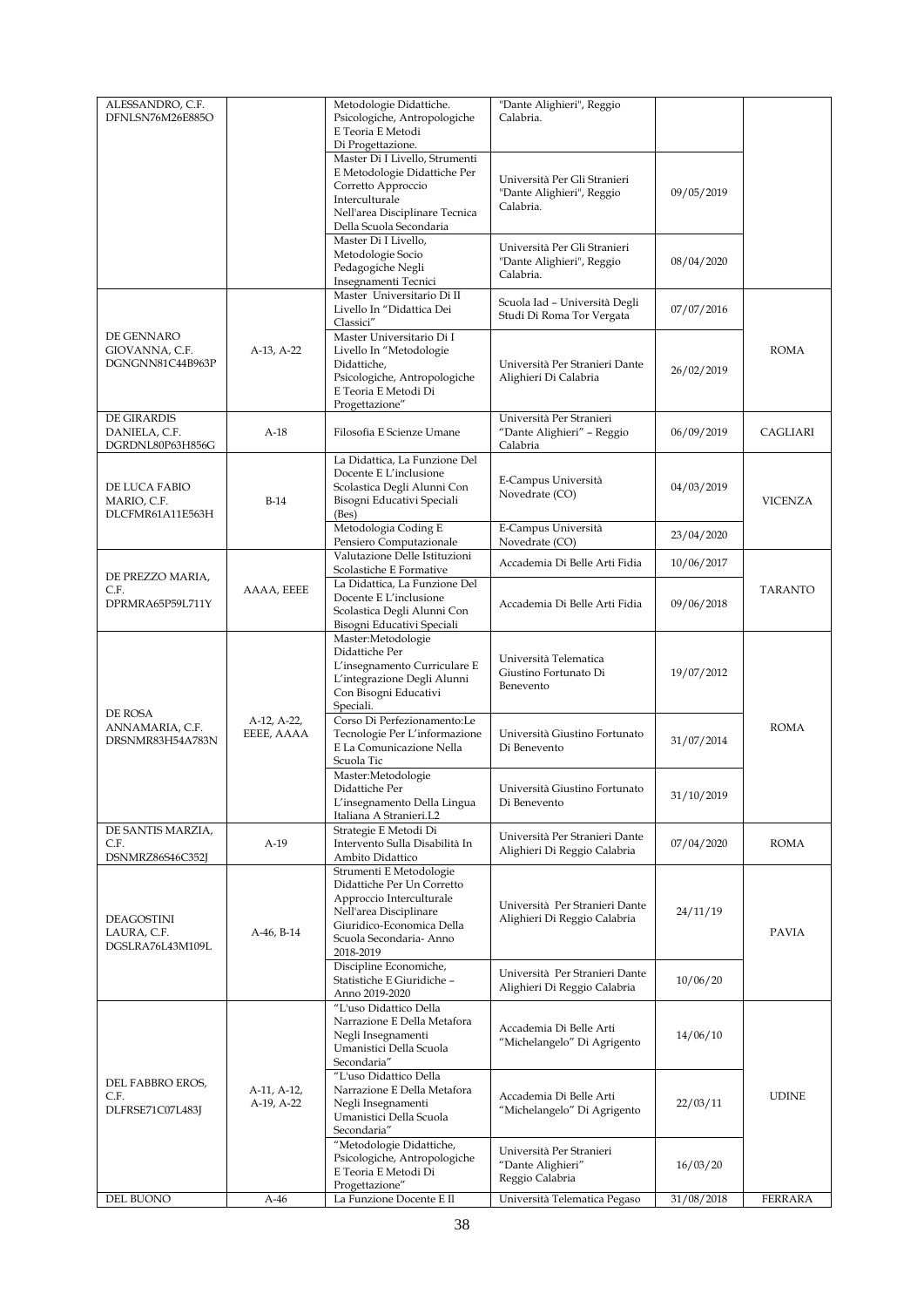| | | | | | |
|---|---|---|---|---|---|
| ALESSANDRO, C.F. DFNLSN76M26E885O | | Metodologie Didattiche. Psicologiche, Antropologiche E Teoria E Metodi Di Progettazione. | "Dante Alighieri", Reggio Calabria. | | |
| | | Master Di I Livello, Strumenti E Metodologie Didattiche Per Corretto Approccio Interculturale Nell'area Disciplinare Tecnica Della Scuola Secondaria | Università Per Gli Stranieri "Dante Alighieri", Reggio Calabria. | 09/05/2019 | |
| | | Master Di I Livello, Metodologie Socio Pedagogiche Negli Insegnamenti Tecnici | Università Per Gli Stranieri "Dante Alighieri", Reggio Calabria. | 08/04/2020 | |
| DE GENNARO GIOVANNA, C.F. DGNGNN81C44B963P | A-13, A-22 | Master Universitario Di II Livello In "Didattica Dei Classici" | Scuola Iad – Università Degli Studi Di Roma Tor Vergata | 07/07/2016 | ROMA |
| | | Master Universitario Di I Livello In "Metodologie Didattiche, Psicologiche, Antropologiche E Teoria E Metodi Di Progettazione" | Università Per Stranieri Dante Alighieri Di Calabria | 26/02/2019 | |
| DE GIRARDIS DANIELA, C.F. DGRDNL80P63H856G | A-18 | Filosofia E Scienze Umane | Università Per Stranieri "Dante Alighieri" – Reggio Calabria | 06/09/2019 | CAGLIARI |
| DE LUCA FABIO MARIO, C.F. DLCFMR61A11E563H | B-14 | La Didattica, La Funzione Del Docente E L'inclusione Scolastica Degli Alunni Con Bisogni Educativi Speciali (Bes) | E-Campus Università Novedrate (CO) | 04/03/2019 | VICENZA |
| | | Metodologia Coding E Pensiero Computazionale | E-Campus Università Novedrate (CO) | 23/04/2020 | |
| DE PREZZO MARIA, C.F. DPRMRA65P59L711Y | AAAA, EEEE | Valutazione Delle Istituzioni Scolastiche E Formative | Accademia Di Belle Arti Fidia | 10/06/2017 | TARANTO |
| | | La Didattica, La Funzione Del Docente E L'inclusione Scolastica Degli Alunni Con Bisogni Educativi Speciali | Accademia Di Belle Arti Fidia | 09/06/2018 | |
| DE ROSA ANNAMARIA, C.F. DRSNMR83H54A783N | A-12, A-22, EEEE, AAAA | Master:Metodologie Didattiche Per L'insegnamento Curriculare E L'integrazione Degli Alunni Con Bisogni Educativi Speciali. | Università Telematica Giustino Fortunato Di Benevento | 19/07/2012 | ROMA |
| | | Corso Di Perfezionamento:Le Tecnologie Per L'informazione E La Comunicazione Nella Scuola Tic | Università Giustino Fortunato Di Benevento | 31/07/2014 | |
| | | Master:Metodologie Didattiche Per L'insegnamento Della Lingua Italiana A Stranieri.L2 | Università Giustino Fortunato Di Benevento | 31/10/2019 | |
| DE SANTIS MARZIA, C.F. DSNMRZ86S46C352J | A-19 | Strategie E Metodi Di Intervento Sulla Disabilità In Ambito Didattico | Università Per Stranieri Dante Alighieri Di Reggio Calabria | 07/04/2020 | ROMA |
| DEAGOSTINI LAURA, C.F. DGSLRA76L43M109L | A-46, B-14 | Strumenti E Metodologie Didattiche Per Un Corretto Approccio Interculturale Nell'area Disciplinare Giuridico-Economica Della Scuola Secondaria- Anno 2018-2019 | Università Per Stranieri Dante Alighieri Di Reggio Calabria | 24/11/19 | PAVIA |
| | | Discipline Economiche, Statistiche E Giuridiche – Anno 2019-2020 | Università Per Stranieri Dante Alighieri Di Reggio Calabria | 10/06/20 | |
| DEL FABBRO EROS, C.F. DLFRSE71C07L483J | A-11, A-12, A-19, A-22 | "L'uso Didattico Della Narrazione E Della Metafora Negli Insegnamenti Umanistici Della Scuola Secondaria" | Accademia Di Belle Arti "Michelangelo" Di Agrigento | 14/06/10 | UDINE |
| | | "L'uso Didattico Della Narrazione E Della Metafora Negli Insegnamenti Umanistici Della Scuola Secondaria" | Accademia Di Belle Arti "Michelangelo" Di Agrigento | 22/03/11 | |
| | | "Metodologie Didattiche, Psicologiche, Antropologiche E Teoria E Metodi Di Progettazione" | Università Per Stranieri "Dante Alighieri" Reggio Calabria | 16/03/20 | |
| DEL BUONO | A-46 | La Funzione Docente E Il | Università Telematica Pegaso | 31/08/2018 | FERRARA |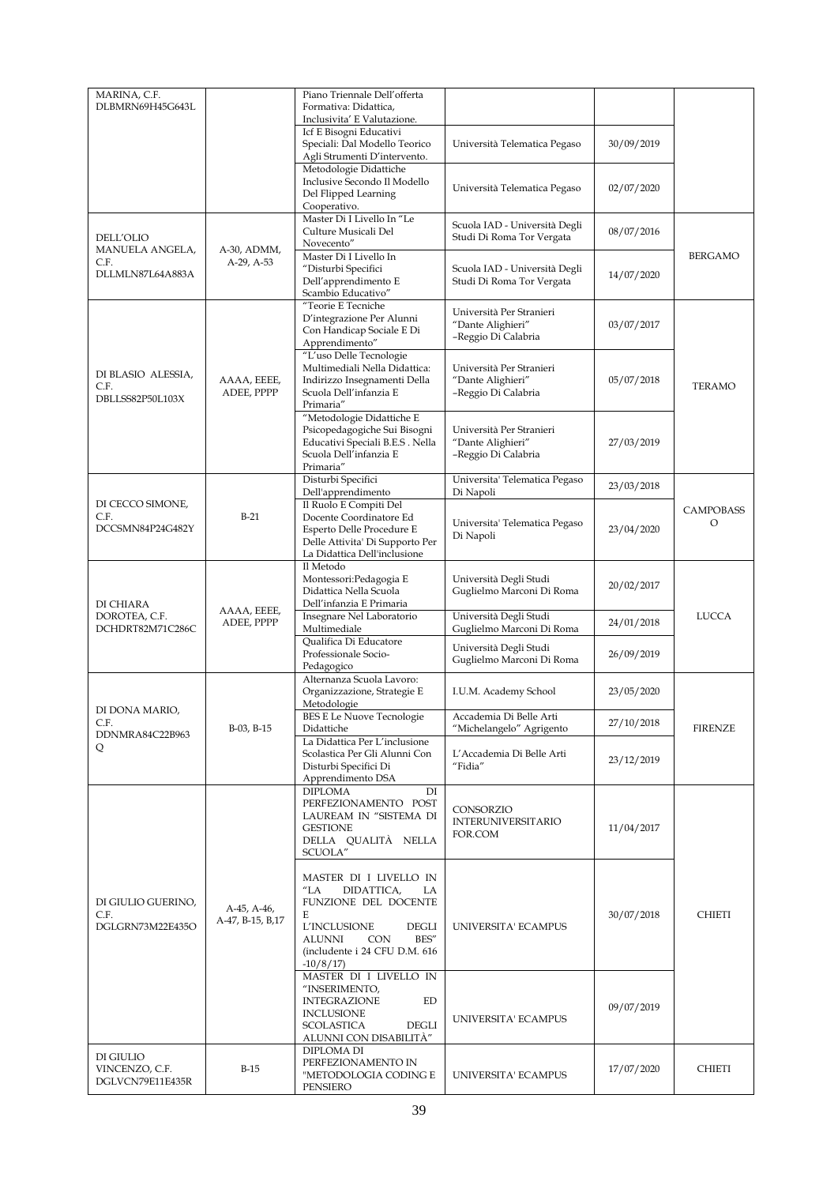| | | | | | |
|---|---|---|---|---|---|
| MARINA, C.F. DLBMRN69H45G643L | | Piano Triennale Dell'offerta Formativa: Didattica, Inclusivita' E Valutazione. | | | |
| | | Icf E Bisogni Educativi Speciali: Dal Modello Teorico Agli Strumenti D'intervento. | Università Telematica Pegaso | 30/09/2019 | |
| | | Metodologie Didattiche Inclusive Secondo Il Modello Del Flipped Learning Cooperativo. | Università Telematica Pegaso | 02/07/2020 | |
| DELL'OLIO MANUELA ANGELA, C.F. DLLMLN87L64A883A | A-30, ADMM, A-29, A-53 | Master Di I Livello In "Le Culture Musicali Del Novecento" | Scuola IAD - Università Degli Studi Di Roma Tor Vergata | 08/07/2016 | BERGAMO |
| | | Master Di I Livello In "Disturbi Specifici Dell'apprendimento E Scambio Educativo" | Scuola IAD - Università Degli Studi Di Roma Tor Vergata | 14/07/2020 | |
| DI BLASIO ALESSIA, C.F. DBLLSS82P50L103X | AAAA, EEEE, ADEE, PPPP | "Teorie E Tecniche D'integrazione Per Alunni Con Handicap Sociale E Di Apprendimento" | Università Per Stranieri "Dante Alighieri" –Reggio Di Calabria | 03/07/2017 | TERAMO |
| | | "L'uso Delle Tecnologie Multimediali Nella Didattica: Indirizzo Insegnamenti Della Scuola Dell'infanzia E Primaria" | Università Per Stranieri "Dante Alighieri" –Reggio Di Calabria | 05/07/2018 | |
| | | "Metodologie Didattiche E Psicopedagogiche Sui Bisogni Educativi Speciali B.E.S . Nella Scuola Dell'infanzia E Primaria" | Università Per Stranieri "Dante Alighieri" –Reggio Di Calabria | 27/03/2019 | |
| DI CECCO SIMONE, C.F. DCCSMN84P24G482Y | B-21 | Disturbi Specifici Dell'apprendimento | Universita' Telematica Pegaso Di Napoli | 23/03/2018 | CAMPOBASSO |
| | | Il Ruolo E Compiti Del Docente Coordinatore Ed Esperto Delle Procedure E Delle Attivita' Di Supporto Per La Didattica Dell'inclusione | Universita' Telematica Pegaso Di Napoli | 23/04/2020 | |
| DI CHIARA DOROTEA, C.F. DCHDRT82M71C286C | AAAA, EEEE, ADEE, PPPP | Il Metodo Montessori:Pedagogia E Didattica Nella Scuola Dell'infanzia E Primaria | Università Degli Studi Guglielmo Marconi Di Roma | 20/02/2017 | LUCCA |
| | | Insegnare Nel Laboratorio Multimediale | Università Degli Studi Guglielmo Marconi Di Roma | 24/01/2018 | |
| | | Qualifica Di Educatore Professionale Socio-Pedagogico | Università Degli Studi Guglielmo Marconi Di Roma | 26/09/2019 | |
| DI DONA MARIO, C.F. DDNMRA84C22B963Q | B-03, B-15 | Alternanza Scuola Lavoro: Organizzazione, Strategie E Metodologie | I.U.M. Academy School | 23/05/2020 | FIRENZE |
| | | BES E Le Nuove Tecnologie Didattiche | Accademia Di Belle Arti "Michelangelo" Agrigento | 27/10/2018 | |
| | | La Didattica Per L'inclusione Scolastica Per Gli Alunni Con Disturbi Specifici Di Apprendimento DSA | L'Accademia Di Belle Arti "Fidia" | 23/12/2019 | |
| DI GIULIO GUERINO, C.F. DGLGRN73M22E435O | A-45, A-46, A-47, B-15, B,17 | DIPLOMA DI PERFEZIONAMENTO POST LAUREAM IN "SISTEMA DI GESTIONE DELLA QUALITÀ NELLA SCUOLA" | CONSORZIO INTERUNIVERSITARIO FOR.COM | 11/04/2017 | CHIETI |
| | | MASTER DI I LIVELLO IN "LA DIDATTICA, LA FUNZIONE DEL DOCENTE E L'INCLUSIONE DEGLI ALUNNI CON BES" (includente i 24 CFU D.M. 616 -10/8/17) | UNIVERSITA' ECAMPUS | 30/07/2018 | |
| | | MASTER DI I LIVELLO IN "INSERIMENTO, INTEGRAZIONE ED INCLUSIONE SCOLASTICA DEGLI ALUNNI CON DISABILITÀ" | UNIVERSITA' ECAMPUS | 09/07/2019 | |
| DI GIULIO VINCENZO, C.F. DGLVCN79E11E435R | B-15 | DIPLOMA DI PERFEZIONAMENTO IN "METODOLOGIA CODING E PENSIERO | UNIVERSITA' ECAMPUS | 17/07/2020 | CHIETI |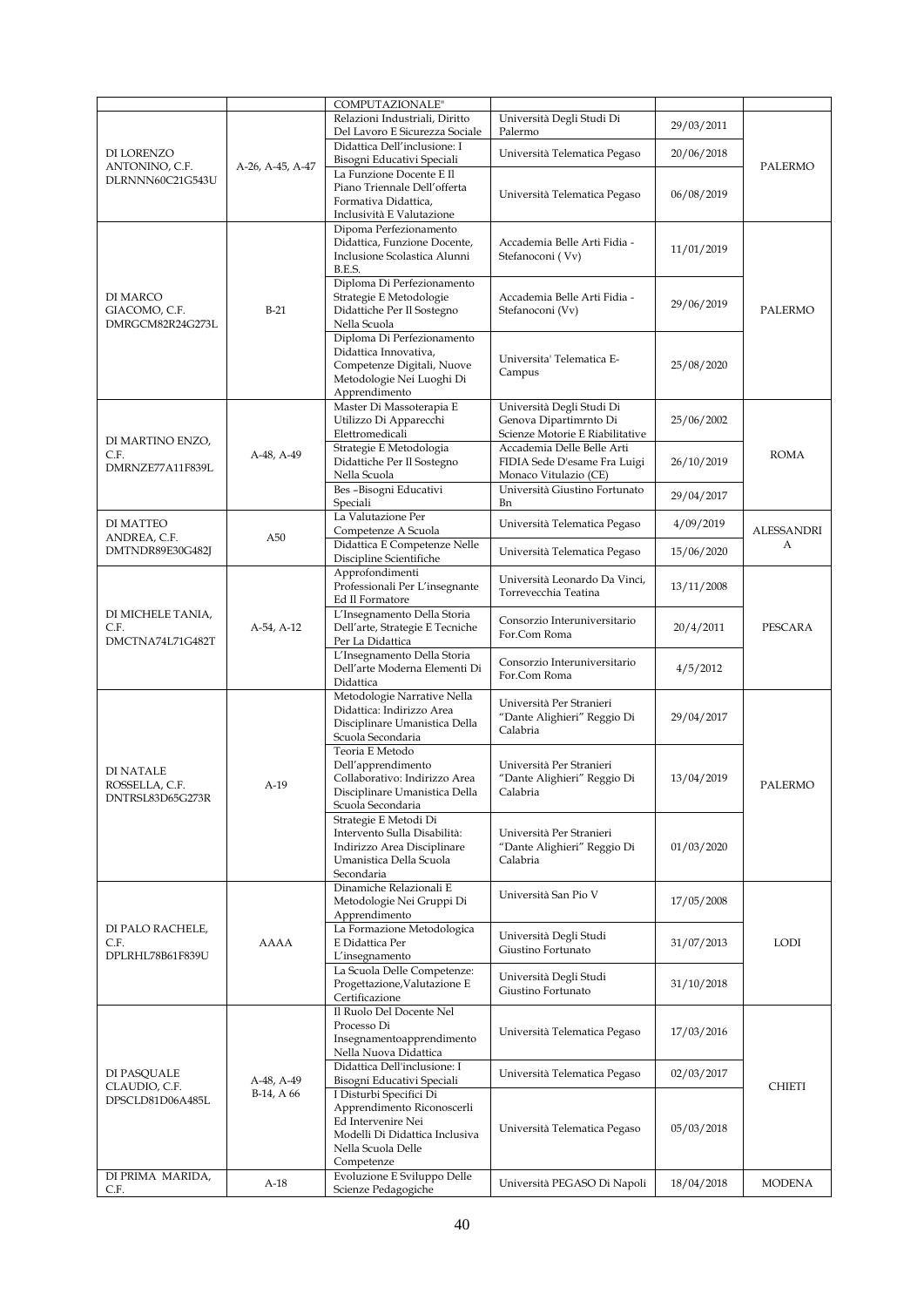| | | COMPUTAZIONALE" | | | |
|---|---|---|---|---|---|
| DI LORENZO ANTONINO, C.F. DLRNNN60C21G543U | A-26, A-45, A-47 | Relazioni Industriali, Diritto Del Lavoro E Sicurezza Sociale | Università Degli Studi Di Palermo | 29/03/2011 | PALERMO |
| | | Didattica Dell'inclusione: I Bisogni Educativi Speciali | Università Telematica Pegaso | 20/06/2018 | |
| | | La Funzione Docente E Il Piano Triennale Dell'offerta Formativa Didattica, Inclusività E Valutazione | Università Telematica Pegaso | 06/08/2019 | |
| DI MARCO GIACOMO, C.F. DMRGCM82R24G273L | B-21 | Dipoma Di Perfezionamento Didattica, Funzione Docente, Inclusione Scolastica Alunni B.E.S. | Accademia Belle Arti Fidia - Stefanoconi ( Vv) | 11/01/2019 | PALERMO |
| | | Diploma Di Perfezionamento Strategie E Metodologie Didattiche Per Il Sostegno Nella Scuola | Accademia Belle Arti Fidia - Stefanoconi (Vv) | 29/06/2019 | |
| | | Diploma Di Perfezionamento Didattica Innovativa, Competenze Digitali, Nuove Metodologie Nei Luoghi Di Apprendimento | Universita' Telematica E-Campus | 25/08/2020 | |
| DI MARTINO ENZO, C.F. DMRNZE77A11F839L | A-48, A-49 | Master Di Massoterapia E Utilizzo Di Apparecchi Elettromedicali | Università Degli Studi Di Genova Dipartimrnto Di Scienze Motorie E Riabilitative | 25/06/2002 | ROMA |
| | | Strategie E Metodologia Didattiche Per Il Sostegno Nella Scuola | Accademia Delle Belle Arti FIDIA Sede D'esame Fra Luigi Monaco Vitulazio (CE) | 26/10/2019 | |
| | | Bes –Bisogni Educativi Speciali | Università Giustino Fortunato Bn | 29/04/2017 | |
| DI MATTEO ANDREA, C.F. DMTNDR89E30G482J | A50 | La Valutazione Per Competenze A Scuola | Università Telematica Pegaso | 4/09/2019 | ALESSANDRIA |
| | | Didattica E Competenze Nelle Discipline Scientifiche | Università Telematica Pegaso | 15/06/2020 | |
| DI MICHELE TANIA, C.F. DMCTNA74L71G482T | A-54, A-12 | Approfondimenti Professionali Per L'insegnante Ed Il Formatore | Università Leonardo Da Vinci, Torrevecchia Teatina | 13/11/2008 | PESCARA |
| | | L'Insegnamento Della Storia Dell'arte, Strategie E Tecniche Per La Didattica | Consorzio Interuniversitario For.Com Roma | 20/4/2011 | |
| | | L'Insegnamento Della Storia Dell'arte Moderna Elementi Di Didattica | Consorzio Interuniversitario For.Com Roma | 4/5/2012 | |
| DI NATALE ROSSELLA, C.F. DNTRSL83D65G273R | A-19 | Metodologie Narrative Nella Didattica: Indirizzo Area Disciplinare Umanistica Della Scuola Secondaria | Università Per Stranieri "Dante Alighieri" Reggio Di Calabria | 29/04/2017 | PALERMO |
| | | Teoria E Metodo Dell'apprendimento Collaborativo: Indirizzo Area Disciplinare Umanistica Della Scuola Secondaria | Università Per Stranieri "Dante Alighieri" Reggio Di Calabria | 13/04/2019 | |
| | | Strategie E Metodi Di Intervento Sulla Disabilità: Indirizzo Area Disciplinare Umanistica Della Scuola Secondaria | Università Per Stranieri "Dante Alighieri" Reggio Di Calabria | 01/03/2020 | |
| DI PALO RACHELE, C.F. DPLRHL78B61F839U | AAAA | Dinamiche Relazionali E Metodologie Nei Gruppi Di Apprendimento | Università San Pio V | 17/05/2008 | LODI |
| | | La Formazione Metodologica E Didattica Per L'insegnamento | Università Degli Studi Giustino Fortunato | 31/07/2013 | |
| | | La Scuola Delle Competenze: Progettazione,Valutazione E Certificazione | Università Degli Studi Giustino Fortunato | 31/10/2018 | |
| DI PASQUALE CLAUDIO, C.F. DPSCLD81D06A485L | A-48, A-49 B-14, A 66 | Il Ruolo Del Docente Nel Processo Di Insegnamentoapprendimento Nella Nuova Didattica | Università Telematica Pegaso | 17/03/2016 | CHIETI |
| | | Didattica Dell'inclusione: I Bisogni Educativi Speciali | Università Telematica Pegaso | 02/03/2017 | |
| | | I Disturbi Specifici Di Apprendimento Riconoscerli Ed Intervenire Nei Modelli Di Didattica Inclusiva Nella Scuola Delle Competenze | Università Telematica Pegaso | 05/03/2018 | |
| DI PRIMA MARIDA, C.F. | A-18 | Evoluzione E Sviluppo Delle Scienze Pedagogiche | Università PEGASO Di Napoli | 18/04/2018 | MODENA |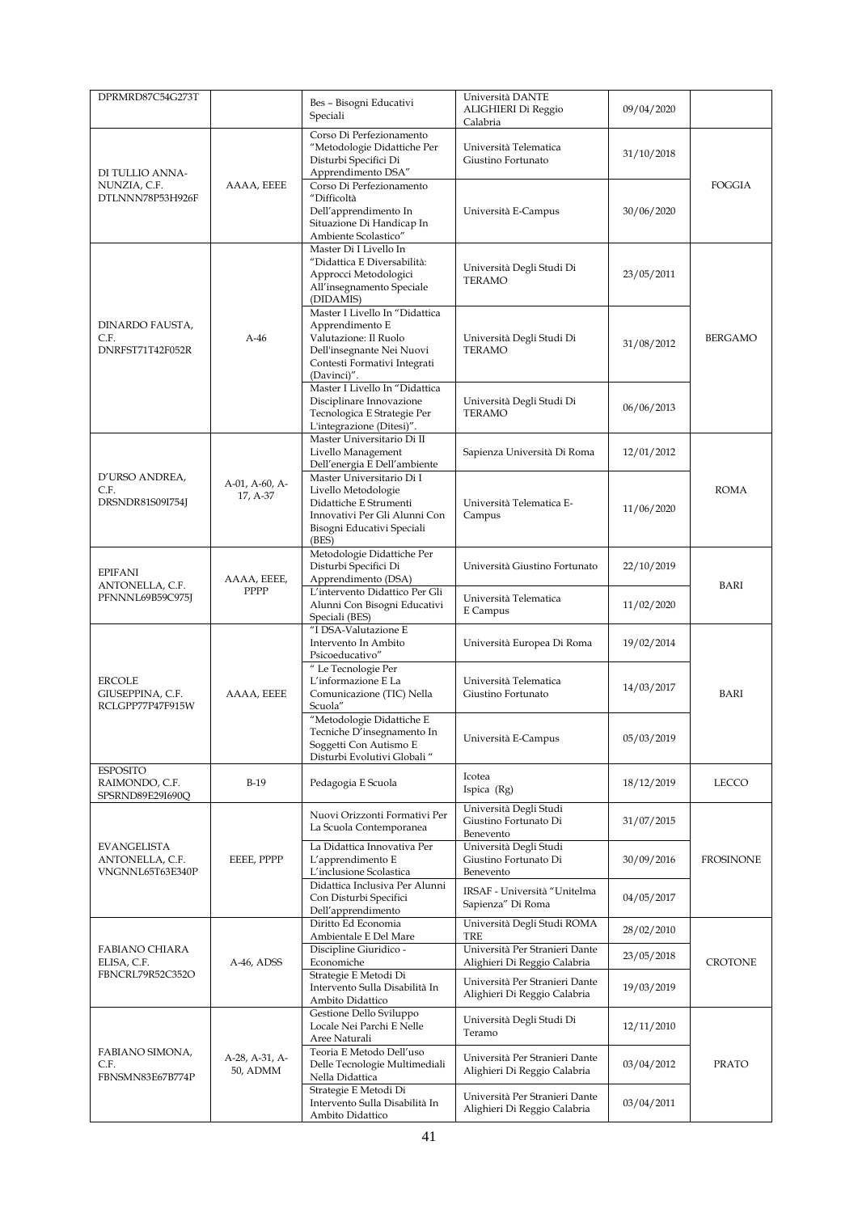| | | | | | |
|---|---|---|---|---|---|
| DPRMRD87C54G273T | | Bes – Bisogni Educativi Speciali | Università DANTE ALIGHIERI Di Reggio Calabria | 09/04/2020 | |
| DI TULLIO ANNA-NUNZIA, C.F. DTLNNN78P53H926F | AAAA, EEEE | Corso Di Perfezionamento "Metodologie Didattiche Per Disturbi Specifici Di Apprendimento DSA" | Università Telematica Giustino Fortunato | 31/10/2018 | FOGGIA |
| | | Corso Di Perfezionamento "Difficoltà Dell'apprendimento In Situazione Di Handicap In Ambiente Scolastico" | Università E-Campus | 30/06/2020 | |
| DINARDO FAUSTA, C.F. DNRFST71T42F052R | A-46 | Master Di I Livello In "Didattica E Diversabilità: Approcci Metodologici All'insegnamento Speciale (DIDAMIS) | Università Degli Studi Di TERAMO | 23/05/2011 | BERGAMO |
| | | Master I Livello In "Didattica Apprendimento E Valutazione: Il Ruolo Dell'insegnante Nei Nuovi Contesti Formativi Integrati (Davinci)". | Università Degli Studi Di TERAMO | 31/08/2012 | |
| | | Master I Livello In "Didattica Disciplinare Innovazione Tecnologica E Strategie Per L'integrazione (Ditesi)". | Università Degli Studi Di TERAMO | 06/06/2013 | |
| D'URSO ANDREA, C.F. DRSNDR81S09I754J | A-01, A-60, A-17, A-37 | Master Universitario Di II Livello Management Dell'energia E Dell'ambiente | Sapienza Università Di Roma | 12/01/2012 | ROMA |
| | | Master Universitario Di I Livello Metodologie Didattiche E Strumenti Innovativi Per Gli Alunni Con Bisogni Educativi Speciali (BES) | Università Telematica E-Campus | 11/06/2020 | |
| EPIFANI ANTONELLA, C.F. PFNNNL69B59C975J | AAAA, EEEE, PPPP | Metodologie Didattiche Per Disturbi Specifici Di Apprendimento (DSA) | Università Giustino Fortunato | 22/10/2019 | BARI |
| | | L'intervento Didattico Per Gli Alunni Con Bisogni Educativi Speciali (BES) | Università Telematica E Campus | 11/02/2020 | |
| ERCOLE GIUSEPPINA, C.F. RCLGPP77P47F915W | AAAA, EEEE | "I DSA-Valutazione E Intervento In Ambito Psicoeducativo" | Università Europea Di Roma | 19/02/2014 | BARI |
| | | " Le Tecnologie Per L'informazione E La Comunicazione (TIC) Nella Scuola" | Università Telematica Giustino Fortunato | 14/03/2017 | |
| | | "Metodologie Didattiche E Tecniche D'insegnamento In Soggetti Con Autismo E Disturbi Evolutivi Globali " | Università E-Campus | 05/03/2019 | |
| ESPOSITO RAIMONDO, C.F. SPSRND89E29I690Q | B-19 | Pedagogia E Scuola | Icotea Ispica (Rg) | 18/12/2019 | LECCO |
| EVANGELISTA ANTONELLA, C.F. VNGNNL65T63E340P | EEEE, PPPP | Nuovi Orizzonti Formativi Per La Scuola Contemporanea | Università Degli Studi Giustino Fortunato Di Benevento | 31/07/2015 | FROSINONE |
| | | La Didattica Innovativa Per L'apprendimento E L'inclusione Scolastica | Università Degli Studi Giustino Fortunato Di Benevento | 30/09/2016 | |
| | | Didattica Inclusiva Per Alunni Con Disturbi Specifici Dell'apprendimento | IRSAF - Università "Unitelma Sapienza" Di Roma | 04/05/2017 | |
| FABIANO CHIARA ELISA, C.F. FBNCRL79R52C352O | A-46, ADSS | Diritto Ed Economia Ambientale E Del Mare | Università Degli Studi ROMA TRE | 28/02/2010 | CROTONE |
| | | Discipline Giuridico - Economiche | Università Per Stranieri Dante Alighieri Di Reggio Calabria | 23/05/2018 | |
| | | Strategie E Metodi Di Intervento Sulla Disabilità In Ambito Didattico | Università Per Stranieri Dante Alighieri Di Reggio Calabria | 19/03/2019 | |
| FABIANO SIMONA, C.F. FBNSMN83E67B774P | A-28, A-31, A-50, ADMM | Gestione Dello Sviluppo Locale Nei Parchi E Nelle Aree Naturali | Università Degli Studi Di Teramo | 12/11/2010 | PRATO |
| | | Teoria E Metodo Dell'uso Delle Tecnologie Multimediali Nella Didattica | Università Per Stranieri Dante Alighieri Di Reggio Calabria | 03/04/2012 | |
| | | Strategie E Metodi Di Intervento Sulla Disabilità In Ambito Didattico | Università Per Stranieri Dante Alighieri Di Reggio Calabria | 03/04/2011 | |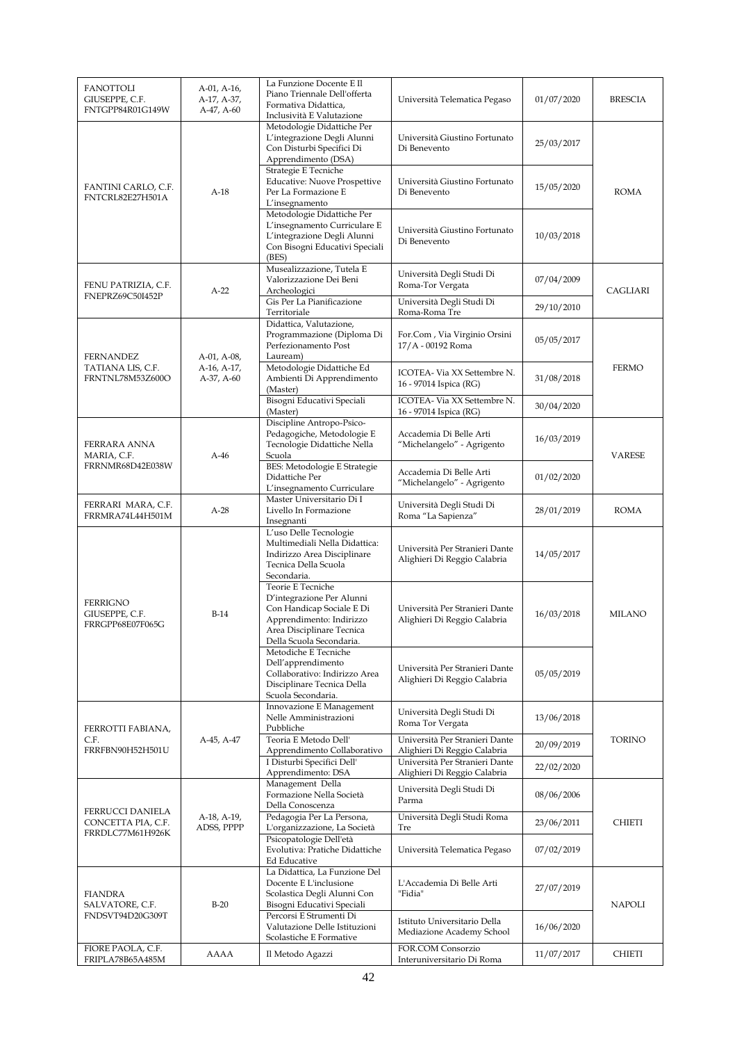| | | | | | |
|---|---|---|---|---|---|
| FANOTTOLI GIUSEPPE, C.F. FNTGPP84R01G149W | A-01, A-16, A-17, A-37, A-47, A-60 | La Funzione Docente E Il Piano Triennale Dell'offerta Formativa Didattica, Inclusività E Valutazione | Università Telematica Pegaso | 01/07/2020 | BRESCIA |
| FANTINI CARLO, C.F. FNTCRL82E27H501A | A-18 | Metodologie Didattiche Per L'integrazione Degli Alunni Con Disturbi Specifici Di Apprendimento (DSA) | Università Giustino Fortunato Di Benevento | 25/03/2017 | ROMA |
| | | Strategie E Tecniche Educative: Nuove Prospettive Per La Formazione E L'insegnamento | Università Giustino Fortunato Di Benevento | 15/05/2020 | |
| | | Metodologie Didattiche Per L'insegnamento Curriculare E L'integrazione Degli Alunni Con Bisogni Educativi Speciali (BES) | Università Giustino Fortunato Di Benevento | 10/03/2018 | |
| FENU PATRIZIA, C.F. FNEPRZ69C50I452P | A-22 | Musealizzazione, Tutela E Valorizzazione Dei Beni Archeologici | Università Degli Studi Di Roma-Tor Vergata | 07/04/2009 | CAGLIARI |
| | | Gis Per La Pianificazione Territoriale | Università Degli Studi Di Roma-Roma Tre | 29/10/2010 | |
| FERNANDEZ TATIANA LIS, C.F. FRNTNL78M53Z600O | A-01, A-08, A-16, A-17, A-37, A-60 | Didattica, Valutazione, Programmazione (Diploma Di Perfezionamento Post Lauream) | For.Com , Via Virginio Orsini 17/A - 00192 Roma | 05/05/2017 | FERMO |
| | | Metodologie Didattiche Ed Ambienti Di Apprendimento (Master) | ICOTEA- Via XX Settembre N. 16 - 97014 Ispica (RG) | 31/08/2018 | |
| | | Bisogni Educativi Speciali (Master) | ICOTEA- Via XX Settembre N. 16 - 97014 Ispica (RG) | 30/04/2020 | |
| FERRARA ANNA MARIA, C.F. FRRNMR68D42E038W | A-46 | Discipline Antropo-Psico-Pedagogiche, Metodologie E Tecnologie Didattiche Nella Scuola | Accademia Di Belle Arti "Michelangelo" - Agrigento | 16/03/2019 | VARESE |
| | | BES: Metodologie E Strategie Didattiche Per L'insegnamento Curriculare | Accademia Di Belle Arti "Michelangelo" - Agrigento | 01/02/2020 | |
| FERRARI MARA, C.F. FRRMRA74L44H501M | A-28 | Master Universitario Di I Livello In Formazione Insegnanti | Università Degli Studi Di Roma "La Sapienza" | 28/01/2019 | ROMA |
| FERRIGNO GIUSEPPE, C.F. FRRGPP68E07F065G | B-14 | L'uso Delle Tecnologie Multimediali Nella Didattica: Indirizzo Area Disciplinare Tecnica Della Scuola Secondaria. | Università Per Stranieri Dante Alighieri Di Reggio Calabria | 14/05/2017 | MILANO |
| | | Teorie E Tecniche D'integrazione Per Alunni Con Handicap Sociale E Di Apprendimento: Indirizzo Area Disciplinare Tecnica Della Scuola Secondaria. | Università Per Stranieri Dante Alighieri Di Reggio Calabria | 16/03/2018 | |
| | | Metodiche E Tecniche Dell'apprendimento Collaborativo: Indirizzo Area Disciplinare Tecnica Della Scuola Secondaria. | Università Per Stranieri Dante Alighieri Di Reggio Calabria | 05/05/2019 | |
| FERROTTI FABIANA, C.F. FRRFBN90H52H501U | A-45, A-47 | Innovazione E Management Nelle Amministrazioni Pubbliche | Università Degli Studi Di Roma Tor Vergata | 13/06/2018 | TORINO |
| | | Teoria E Metodo Dell' Apprendimento Collaborativo | Università Per Stranieri Dante Alighieri Di Reggio Calabria | 20/09/2019 | |
| | | I Disturbi Specifici Dell' Apprendimento: DSA | Università Per Stranieri Dante Alighieri Di Reggio Calabria | 22/02/2020 | |
| FERRUCCI DANIELA CONCETTA PIA, C.F. FRRDLC77M61H926K | A-18, A-19, ADSS, PPPP | Management Della Formazione Nella Società Della Conoscenza | Università Degli Studi Di Parma | 08/06/2006 | CHIETI |
| | | Pedagogia Per La Persona, L'organizzazione, La Società | Università Degli Studi Roma Tre | 23/06/2011 | |
| | | Psicopatologie Dell'età Evolutiva: Pratiche Didattiche Ed Educative | Università Telematica Pegaso | 07/02/2019 | |
| FIANDRA SALVATORE, C.F. FNDSVT94D20G309T | B-20 | La Didattica, La Funzione Del Docente E L'inclusione Scolastica Degli Alunni Con Bisogni Educativi Speciali | L'Accademia Di Belle Arti "Fidia" | 27/07/2019 | NAPOLI |
| | | Percorsi E Strumenti Di Valutazione Delle Istituzioni Scolastiche E Formative | Istituto Universitario Della Mediazione Academy School | 16/06/2020 | |
| FIORE PAOLA, C.F. FRIPLA78B65A485M | AAAA | Il Metodo Agazzi | FOR.COM Consorzio Interuniversitario Di Roma | 11/07/2017 | CHIETI |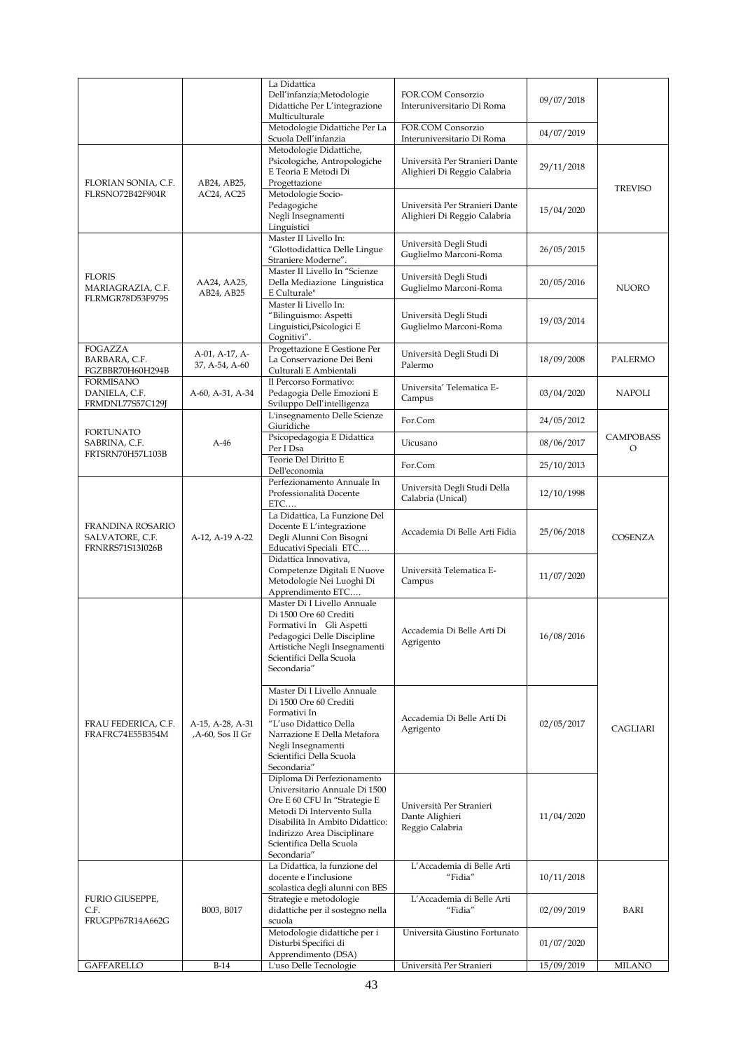| | | La Didattica Dell'infanzia;Metodologie Didattiche Per L'integrazione Multiculturale | FOR.COM Consorzio Interuniversitario Di Roma | 09/07/2018 | |
|---|---|---|---|---|---|
| | | Metodologie Didattiche Per La Scuola Dell'infanzia | FOR.COM Consorzio Interuniversitario Di Roma | 04/07/2019 | |
| FLORIAN SONIA, C.F. FLRSNO72B42F904R | AB24, AB25, AC24, AC25 | Metodologie Didattiche, Psicologiche, Antropologiche E Teoria E Metodi Di Progettazione | Università Per Stranieri Dante Alighieri Di Reggio Calabria | 29/11/2018 | TREVISO |
| | | Metodologie Socio-Pedagogiche Negli Insegnamenti Linguistici | Università Per Stranieri Dante Alighieri Di Reggio Calabria | 15/04/2020 | |
| FLORIS MARIAGRAZIA, C.F. FLRMGR78D53F979S | AA24, AA25, AB24, AB25 | Master II Livello In: "Glottodidattica Delle Lingue Straniere Moderne". | Università Degli Studi Guglielmo Marconi-Roma | 26/05/2015 | NUORO |
| | | Master II Livello In "Scienze Della Mediazione Linguistica E Culturale" | Università Degli Studi Guglielmo Marconi-Roma | 20/05/2016 | |
| | | Master Ii Livello In: "Bilinguismo: Aspetti Linguistici,Psicologici E Cognitivi". | Università Degli Studi Guglielmo Marconi-Roma | 19/03/2014 | |
| FOGAZZA BARBARA, C.F. FGZBBR70H60H294B | A-01, A-17, A-37, A-54, A-60 | Progettazione E Gestione Per La Conservazione Dei Beni Culturali E Ambientali | Università Degli Studi Di Palermo | 18/09/2008 | PALERMO |
| FORMISANO DANIELA, C.F. FRMDNL77S57C129J | A-60, A-31, A-34 | Il Percorso Formativo: Pedagogia Delle Emozioni E Sviluppo Dell'intelligenza | Universita' Telematica E-Campus | 03/04/2020 | NAPOLI |
| FORTUNATO SABRINA, C.F. FRTSRN70H57L103B | A-46 | L'insegnamento Delle Scienze Giuridiche | For.Com | 24/05/2012 | CAMPOBASSO |
| | | Psicopedagogia E Didattica Per I Dsa | Uicusano | 08/06/2017 | |
| | | Teorie Del Diritto E Dell'economia | For.Com | 25/10/2013 | |
| FRANDINA ROSARIO SALVATORE, C.F. FRNRRS71S13I026B | A-12, A-19 A-22 | Perfezionamento Annuale In Professionalità Docente ETC…. | Università Degli Studi Della Calabria (Unical) | 12/10/1998 | COSENZA |
| | | La Didattica, La Funzione Del Docente E L'integrazione Degli Alunni Con Bisogni Educativi Speciali ETC…. | Accademia Di Belle Arti Fidia | 25/06/2018 | |
| | | Didattica Innovativa, Competenze Digitali E Nuove Metodologie Nei Luoghi Di Apprendimento ETC…. | Università Telematica E-Campus | 11/07/2020 | |
| FRAU FEDERICA, C.F. FRAFRC74E55B354M | A-15, A-28, A-31 ,A-60, Sos II Gr | Master Di I Livello Annuale Di 1500 Ore 60 Crediti Formativi In Gli Aspetti Pedagogici Delle Discipline Artistiche Negli Insegnamenti Scientifici Della Scuola Secondaria" | Accademia Di Belle Arti Di Agrigento | 16/08/2016 | CAGLIARI |
| | | Master Di I Livello Annuale Di 1500 Ore 60 Crediti Formativi In "L'uso Didattico Della Narrazione E Della Metafora Negli Insegnamenti Scientifici Della Scuola Secondaria" | Accademia Di Belle Arti Di Agrigento | 02/05/2017 | |
| | | Diploma Di Perfezionamento Universitario Annuale Di 1500 Ore E 60 CFU In "Strategie E Metodi Di Intervento Sulla Disabilità In Ambito Didattico: Indirizzo Area Disciplinare Scientifica Della Scuola Secondaria" | Università Per Stranieri Dante Alighieri Reggio Calabria | 11/04/2020 | |
| FURIO GIUSEPPE, C.F. FRUGPP67R14A662G | B003, B017 | La Didattica, la funzione del docente e l'inclusione scolastica degli alunni con BES | L'Accademia di Belle Arti "Fidia" | 10/11/2018 | BARI |
| | | Strategie e metodologie didattiche per il sostegno nella scuola | L'Accademia di Belle Arti "Fidia" | 02/09/2019 | |
| | | Metodologie didattiche per i Disturbi Specifici di Apprendimento (DSA) | Università Giustino Fortunato | 01/07/2020 | |
| GAFFARELLO | B-14 | L'uso Delle Tecnologie | Università Per Stranieri | 15/09/2019 | MILANO |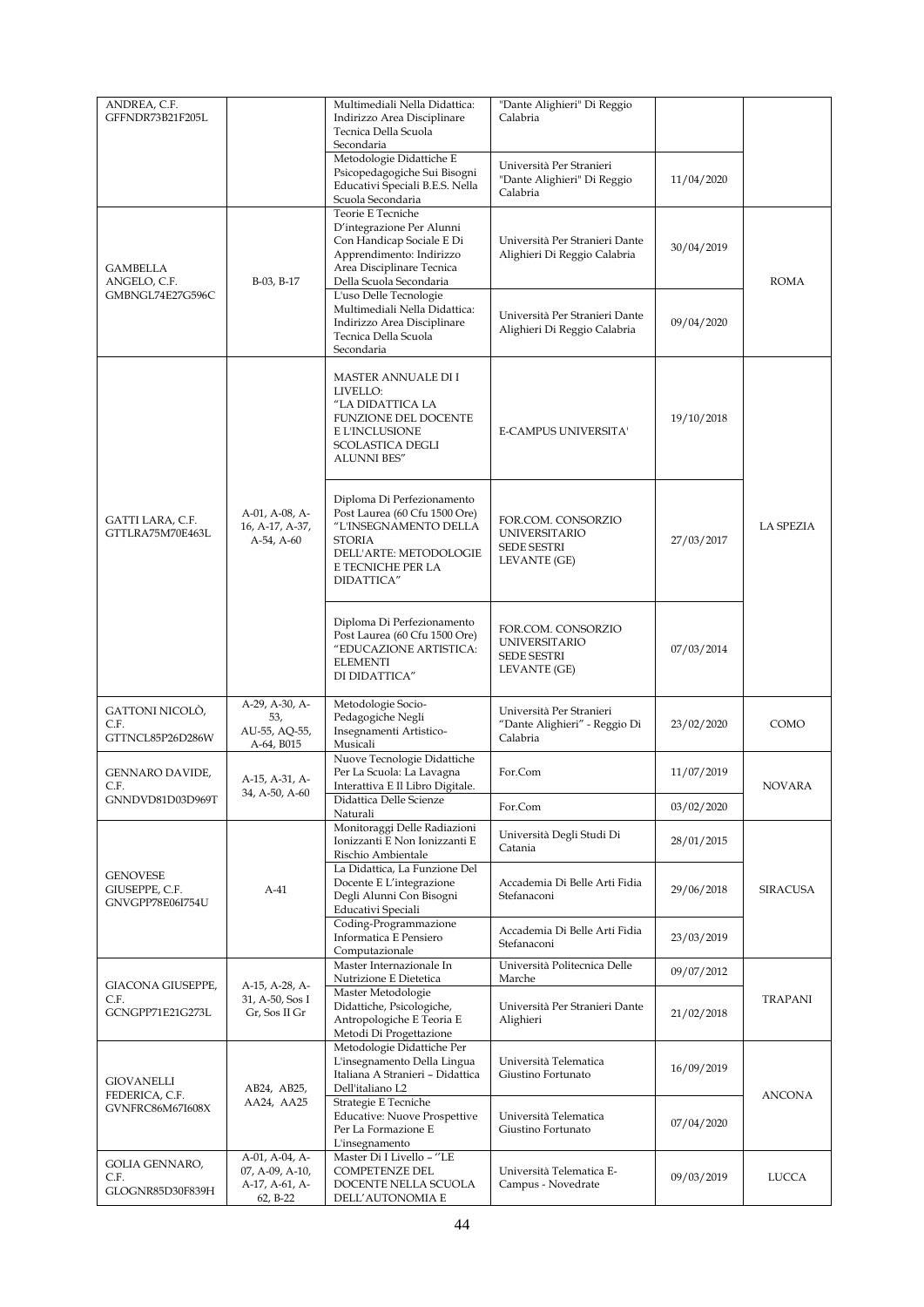| | | | | | |
|---|---|---|---|---|---|
| ANDREA, C.F. GFFNDR73B21F205L | | Multimediali Nella Didattica: Indirizzo Area Disciplinare Tecnica Della Scuola Secondaria | "Dante Alighieri" Di Reggio Calabria | | |
| | | Metodologie Didattiche E Psicopedagogiche Sui Bisogni Educativi Speciali B.E.S. Nella Scuola Secondaria | Università Per Stranieri "Dante Alighieri" Di Reggio Calabria | 11/04/2020 | |
| GAMBELLA ANGELO, C.F. GMBNGL74E27G596C | B-03, B-17 | Teorie E Tecniche D'integrazione Per Alunni Con Handicap Sociale E Di Apprendimento: Indirizzo Area Disciplinare Tecnica Della Scuola Secondaria | Università Per Stranieri Dante Alighieri Di Reggio Calabria | 30/04/2019 | ROMA |
| | | L'uso Delle Tecnologie Multimediali Nella Didattica: Indirizzo Area Disciplinare Tecnica Della Scuola Secondaria | Università Per Stranieri Dante Alighieri Di Reggio Calabria | 09/04/2020 | |
| GATTI LARA, C.F. GTTLRA75M70E463L | A-01, A-08, A-16, A-17, A-37, A-54, A-60 | MASTER ANNUALE DI I LIVELLO: "LA DIDATTICA LA FUNZIONE DEL DOCENTE E L'INCLUSIONE SCOLASTICA DEGLI ALUNNI BES" | E-CAMPUS UNIVERSITA' | 19/10/2018 | LA SPEZIA |
| | | Diploma Di Perfezionamento Post Laurea (60 Cfu 1500 Ore) "L'INSEGNAMENTO DELLA STORIA DELL'ARTE: METODOLOGIE E TECNICHE PER LA DIDATTICA" | FOR.COM. CONSORZIO UNIVERSITARIO SEDE SESTRI LEVANTE (GE) | 27/03/2017 | |
| | | Diploma Di Perfezionamento Post Laurea (60 Cfu 1500 Ore) "EDUCAZIONE ARTISTICA: ELEMENTI DI DIDATTICA" | FOR.COM. CONSORZIO UNIVERSITARIO SEDE SESTRI LEVANTE (GE) | 07/03/2014 | |
| GATTONI NICOLÒ, C.F. GTTNCL85P26D286W | A-29, A-30, A-53, AU-55, AQ-55, A-64, B015 | Metodologie Socio-Pedagogiche Negli Insegnamenti Artistico-Musicali | Università Per Stranieri "Dante Alighieri" - Reggio Di Calabria | 23/02/2020 | COMO |
| GENNARO DAVIDE, C.F. GNNDVD81D03D969T | A-15, A-31, A-34, A-50, A-60 | Nuove Tecnologie Didattiche Per La Scuola: La Lavagna Interattiva E Il Libro Digitale. | For.Com | 11/07/2019 | NOVARA |
| | | Didattica Delle Scienze Naturali | For.Com | 03/02/2020 | |
| GENOVESE GIUSEPPE, C.F. GNVGPP78E06I754U | A-41 | Monitoraggi Delle Radiazioni Ionizzanti E Non Ionizzanti E Rischio Ambientale | Università Degli Studi Di Catania | 28/01/2015 | SIRACUSA |
| | | La Didattica, La Funzione Del Docente E L'integrazione Degli Alunni Con Bisogni Educativi Speciali | Accademia Di Belle Arti Fidia Stefanaconi | 29/06/2018 | |
| | | Coding-Programmazione Informatica E Pensiero Computazionale | Accademia Di Belle Arti Fidia Stefanaconi | 23/03/2019 | |
| GIACONA GIUSEPPE, C.F. GCNGPP71E21G273L | A-15, A-28, A-31, A-50, Sos I Gr, Sos II Gr | Master Internazionale In Nutrizione E Dietetica | Università Politecnica Delle Marche | 09/07/2012 | TRAPANI |
| | | Master Metodologie Didattiche, Psicologiche, Antropologiche E Teoria E Metodi Di Progettazione | Università Per Stranieri Dante Alighieri | 21/02/2018 | |
| GIOVANELLI FEDERICA, C.F. GVNFRC86M67I608X | AB24, AB25, AA24, AA25 | Metodologie Didattiche Per L'insegnamento Della Lingua Italiana A Stranieri – Didattica Dell'italiano L2 | Università Telematica Giustino Fortunato | 16/09/2019 | ANCONA |
| | | Strategie E Tecniche Educative: Nuove Prospettive Per La Formazione E L'insegnamento | Università Telematica Giustino Fortunato | 07/04/2020 | |
| GOLIA GENNARO, C.F. GLOGNR85D30F839H | A-01, A-04, A-07, A-09, A-10, A-17, A-61, A-62, B-22 | Master Di I Livello – "LE COMPETENZE DEL DOCENTE NELLA SCUOLA DELL'AUTONOMIA E | Università Telematica E-Campus - Novedrate | 09/03/2019 | LUCCA |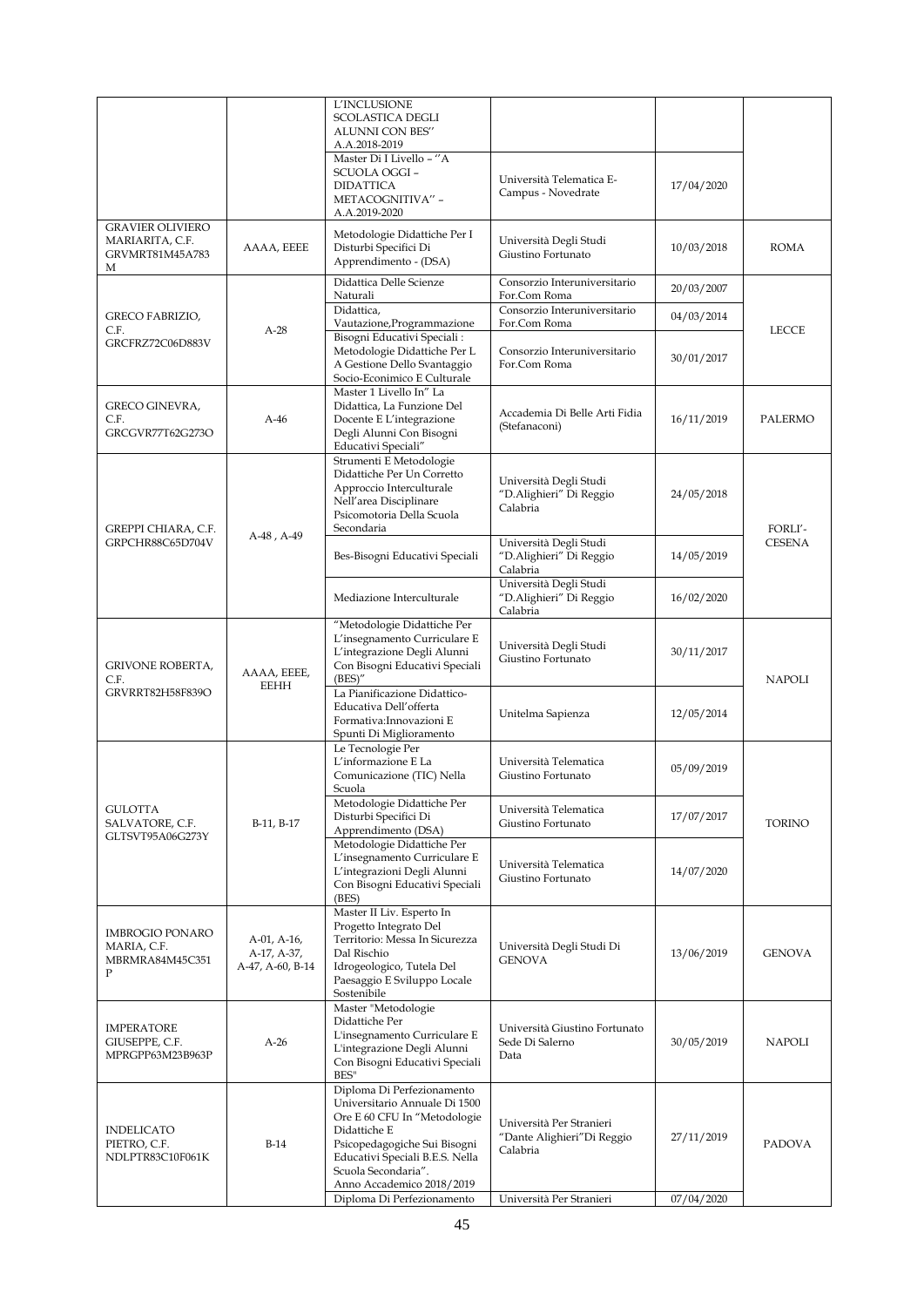| | | | | | |
|---|---|---|---|---|---|
| | | L'INCLUSIONE SCOLASTICA DEGLI ALUNNI CON BES'' A.A.2018-2019 | | | |
| | | Master Di I Livello – ''A SCUOLA OGGI – DIDATTICA METACOGNITIVA'' – A.A.2019-2020 | Università Telematica E-Campus - Novedrate | 17/04/2020 | |
| GRAVIER OLIVIERO MARIARITA, C.F. GRVMRT81M45A783M | AAAA, EEEE | Metodologie Didattiche Per I Disturbi Specifici Di Apprendimento - (DSA) | Università Degli Studi Giustino Fortunato | 10/03/2018 | ROMA |
| GRECO FABRIZIO, C.F. GRCFRZ72C06D883V | A-28 | Didattica Delle Scienze Naturali | Consorzio Interuniversitario For.Com Roma | 20/03/2007 | LECCE |
| | | Didattica, Vautazione,Programmazione | Consorzio Interuniversitario For.Com Roma | 04/03/2014 | |
| | | Bisogni Educativi Speciali : Metodologie Didattiche Per L A Gestione Dello Svantaggio Socio-Econimico E Culturale | Consorzio Interuniversitario For.Com Roma | 30/01/2017 | |
| GRECO GINEVRA, C.F. GRCGVR77T62G273O | A-46 | Master 1 Livello In" La Didattica, La Funzione Del Docente E L'integrazione Degli Alunni Con Bisogni Educativi Speciali" | Accademia Di Belle Arti Fidia (Stefanaconi) | 16/11/2019 | PALERMO |
| GREPPI CHIARA, C.F. GRPCHR88C65D704V | A-48 , A-49 | Strumenti E Metodologie Didattiche Per Un Corretto Approccio Interculturale Nell'area Disciplinare Psicomotoria Della Scuola Secondaria | Università Degli Studi "D.Alighieri" Di Reggio Calabria | 24/05/2018 | FORLI'-CESENA |
| | | Bes-Bisogni Educativi Speciali | Università Degli Studi "D.Alighieri" Di Reggio Calabria | 14/05/2019 | |
| | | Mediazione Interculturale | Università Degli Studi "D.Alighieri" Di Reggio Calabria | 16/02/2020 | |
| GRIVONE ROBERTA, C.F. GRVRRT82H58F839O | AAAA, EEEE, EEHH | "Metodologie Didattiche Per L'insegnamento Curriculare E L'integrazione Degli Alunni Con Bisogni Educativi Speciali (BES)" | Università Degli Studi Giustino Fortunato | 30/11/2017 | NAPOLI |
| | | La Pianificazione Didattico-Educativa Dell'offerta Formativa:Innovazioni E Spunti Di Miglioramento | Unitelma Sapienza | 12/05/2014 | |
| GULOTTA SALVATORE, C.F. GLTSVT95A06G273Y | B-11, B-17 | Le Tecnologie Per L'informazione E La Comunicazione (TIC) Nella Scuola | Università Telematica Giustino Fortunato | 05/09/2019 | TORINO |
| | | Metodologie Didattiche Per Disturbi Specifici Di Apprendimento (DSA) | Università Telematica Giustino Fortunato | 17/07/2017 | |
| | | Metodologie Didattiche Per L'insegnamento Curriculare E L'integrazioni Degli Alunni Con Bisogni Educativi Speciali (BES) | Università Telematica Giustino Fortunato | 14/07/2020 | |
| IMBROGIO PONARO MARIA, C.F. MBRMRA84M45C351P | A-01, A-16, A-17, A-37, A-47, A-60, B-14 | Master II Liv. Esperto In Progetto Integrato Del Territorio: Messa In Sicurezza Dal Rischio Idrogeologico, Tutela Del Paesaggio E Sviluppo Locale Sostenibile | Università Degli Studi Di GENOVA | 13/06/2019 | GENOVA |
| IMPERATORE GIUSEPPE, C.F. MPRGPP63M23B963P | A-26 | Master "Metodologie Didattiche Per L'insegnamento Curriculare E L'integrazione Degli Alunni Con Bisogni Educativi Speciali BES" | Università Giustino Fortunato Sede Di Salerno Data | 30/05/2019 | NAPOLI |
| INDELICATO PIETRO, C.F. NDLPTR83C10F061K | B-14 | Diploma Di Perfezionamento Universitario Annuale Di 1500 Ore E 60 CFU In "Metodologie Didattiche E Psicopedagogiche Sui Bisogni Educativi Speciali B.E.S. Nella Scuola Secondaria". Anno Accademico 2018/2019 | Università Per Stranieri "Dante Alighieri"Di Reggio Calabria | 27/11/2019 | PADOVA |
| | | Diploma Di Perfezionamento | Università Per Stranieri | 07/04/2020 | |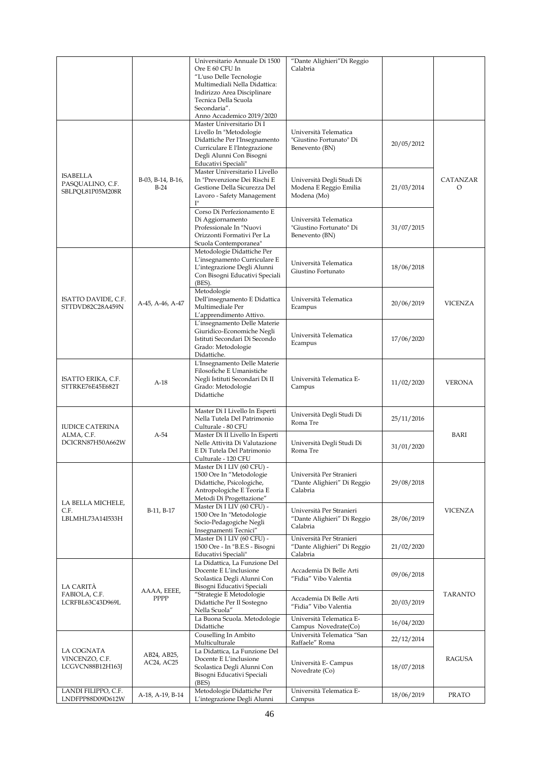| | | | | | |
|---|---|---|---|---|---|
| | | Universitario Annuale Di 1500 Ore E 60 CFU In "L'uso Delle Tecnologie Multimediali Nella Didattica: Indirizzo Area Disciplinare Tecnica Della Scuola Secondaria". Anno Accademico 2019/2020 | "Dante Alighieri"Di Reggio Calabria | | |
| ISABELLA PASQUALINO, C.F. SBLPQL81P05M208R | B-03, B-14, B-16, B-24 | Master Universitario Di I Livello In "Metodologie Didattiche Per l'Insegnamento Curriculare E l'Integrazione Degli Alunni Con Bisogni Educativi Speciali" | Università Telematica "Giustino Fortunato" Di Benevento (BN) | 20/05/2012 | CATANZARO |
| | | Master Universitario I Livello In "Prevenzione Dei Rischi E Gestione Della Sicurezza Del Lavoro - Safety Management I" | Università Degli Studi Di Modena E Reggio Emilia Modena (Mo) | 21/03/2014 | |
| | | Corso Di Perfezionamento E Di Aggiornamento Professionale In "Nuovi Orizzonti Formativi Per La Scuola Contemporanea" | Università Telematica "Giustino Fortunato" Di Benevento (BN) | 31/07/2015 | |
| ISATTO DAVIDE, C.F. STTDVD82C28A459N | A-45, A-46, A-47 | Metodologie Didattiche Per L'insegnamento Curriculare E L'integrazione Degli Alunni Con Bisogni Educativi Speciali (BES). | Università Telematica Giustino Fortunato | 18/06/2018 | VICENZA |
| | | Metodologie Dell'insegnamento E Didattica Multimediale Per L'apprendimento Attivo. | Università Telematica Ecampus | 20/06/2019 | |
| | | L'insegnamento Delle Materie Giuridico-Economiche Negli Istituti Secondari Di Secondo Grado: Metodologie Didattiche. | Università Telematica Ecampus | 17/06/2020 | |
| ISATTO ERIKA, C.F. STTRKE76E45E682T | A-18 | L'Insegnamento Delle Materie Filosofiche E Umanistiche Negli Istituti Secondari Di II Grado: Metodologie Didattiche | Università Telematica E-Campus | 11/02/2020 | VERONA |
| IUDICE CATERINA ALMA, C.F. DCICRN87H50A662W | A-54 | Master Di I Livello In Esperti Nella Tutela Del Patrimonio Culturale - 80 CFU | Università Degli Studi Di Roma Tre | 25/11/2016 | BARI |
| | | Master Di II Livello In Esperti Nelle Attività Di Valutazione E Di Tutela Del Patrimonio Culturale - 120 CFU | Università Degli Studi Di Roma Tre | 31/01/2020 | |
| LA BELLA MICHELE, C.F. LBLMHL73A14I533H | B-11, B-17 | Master Di I LIV (60 CFU) - 1500 Ore In "Metodologie Didattiche, Psicologiche, Antropologiche E Teoria E Metodi Di Progettazione" | Università Per Stranieri "Dante Alighieri" Di Reggio Calabria | 29/08/2018 | VICENZA |
| | | Master Di I LIV (60 CFU) - 1500 Ore In "Metodologie Socio-Pedagogiche Negli Insegnamenti Tecnici" | Università Per Stranieri "Dante Alighieri" Di Reggio Calabria | 28/06/2019 | |
| | | Master Di I LIV (60 CFU) - 1500 Ore - In "B.E.S - Bisogni Educativi Speciali" | Università Per Stranieri "Dante Alighieri" Di Reggio Calabria | 21/02/2020 | |
| LA CARITÀ FABIOLA, C.F. LCRFBL63C43D969L | AAAA, EEEE, PPPP | La Didattica, La Funzione Del Docente E L'inclusione Scolastica Degli Alunni Con Bisogni Educativi Speciali | Accademia Di Belle Arti "Fidia" Vibo Valentia | 09/06/2018 | TARANTO |
| | | "Strategie E Metodologie Didattiche Per Il Sostegno Nella Scuola" | Accademia Di Belle Arti "Fidia" Vibo Valentia | 20/03/2019 | |
| | | La Buona Scuola. Metodologie Didattiche | Università Telematica E-Campus Novedrate(Co) | 16/04/2020 | |
| LA COGNATA VINCENZO, C.F. LCGVCN88B12H163J | AB24, AB25, AC24, AC25 | Couselling In Ambito Multiculturale | Università Telematica "San Raffaele" Roma | 22/12/2014 | RAGUSA |
| | | La Didattica, La Funzione Del Docente E L'inclusione Scolastica Degli Alunni Con Bisogni Educativi Speciali (BES) | Università E- Campus Novedrate (Co) | 18/07/2018 | |
| LANDI FILIPPO, C.F. LNDFPP88D09D612W | A-18, A-19, B-14 | Metodologie Didattiche Per L'integrazione Degli Alunni | Università Telematica E-Campus | 18/06/2019 | PRATO |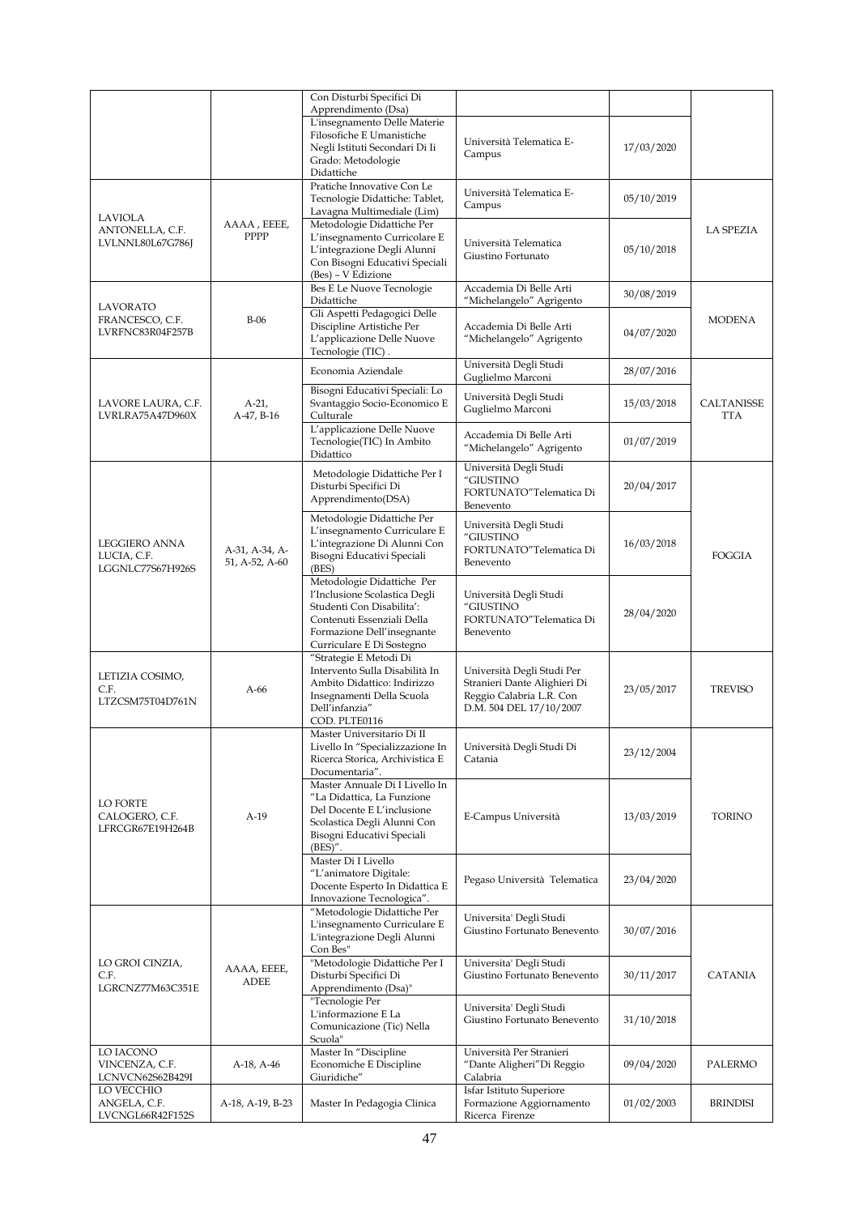| | | | | | |
|---|---|---|---|---|---|
| | | Con Disturbi Specifici Di Apprendimento (Dsa) | | | |
| | | L'insegnamento Delle Materie Filosofiche E Umanistiche Negli Istituti Secondari Di Ii Grado: Metodologie Didattiche | Università Telematica E-Campus | 17/03/2020 | |
| LAVIOLA ANTONELLA, C.F. LVLNNL80L67G786J | AAAA , EEEE, PPPP | Pratiche Innovative Con Le Tecnologie Didattiche: Tablet, Lavagna Multimediale (Lim) | Università Telematica E-Campus | 05/10/2019 | LA SPEZIA |
| | | Metodologie Didattiche Per L'insegnamento Curricolare E L'integrazione Degli Alunni Con Bisogni Educativi Speciali (Bes) – V Edizione | Università Telematica Giustino Fortunato | 05/10/2018 | |
| LAVORATO FRANCESCO, C.F. LVRFNC83R04F257B | B-06 | Bes E Le Nuove Tecnologie Didattiche | Accademia Di Belle Arti "Michelangelo" Agrigento | 30/08/2019 | MODENA |
| | | Gli Aspetti Pedagogici Delle Discipline Artistiche Per L'applicazione Delle Nuove Tecnologie (TIC) . | Accademia Di Belle Arti "Michelangelo" Agrigento | 04/07/2020 | |
| LAVORE LAURA, C.F. LVRLRA75A47D960X | A-21, A-47, B-16 | Economia Aziendale | Università Degli Studi Guglielmo Marconi | 28/07/2016 | CALTANISSETTA |
| | | Bisogni Educativi Speciali: Lo Svantaggio Socio-Economico E Culturale | Università Degli Studi Guglielmo Marconi | 15/03/2018 | |
| | | L'applicazione Delle Nuove Tecnologie(TIC) In Ambito Didattico | Accademia Di Belle Arti "Michelangelo" Agrigento | 01/07/2019 | |
| LEGGIERO ANNA LUCIA, C.F. LGGNLC77S67H926S | A-31, A-34, A-51, A-52, A-60 | Metodologie Didattiche Per I Disturbi Specifici Di Apprendimento(DSA) | Università Degli Studi "GIUSTINO FORTUNATO"Telematica Di Benevento | 20/04/2017 | FOGGIA |
| | | Metodologie Didattiche Per L'insegnamento Curriculare E L'integrazione Di Alunni Con Bisogni Educativi Speciali (BES) | Università Degli Studi "GIUSTINO FORTUNATO"Telematica Di Benevento | 16/03/2018 | |
| | | Metodologie Didattiche Per l'Inclusione Scolastica Degli Studenti Con Disabilita': Contenuti Essenziali Della Formazione Dell'insegnante Curriculare E Di Sostegno | Università Degli Studi "GIUSTINO FORTUNATO"Telematica Di Benevento | 28/04/2020 | |
| LETIZIA COSIMO, C.F. LTZCSM75T04D761N | A-66 | "Strategie E Metodi Di Intervento Sulla Disabilità In Ambito Didattico: Indirizzo Insegnamenti Della Scuola Dell'infanzia" COD. PLTE0116 | Università Degli Studi Per Stranieri Dante Alighieri Di Reggio Calabria L.R. Con D.M. 504 DEL 17/10/2007 | 23/05/2017 | TREVISO |
| LO FORTE CALOGERO, C.F. LFRCGR67E19H264B | A-19 | Master Universitario Di II Livello In "Specializzazione In Ricerca Storica, Archivistica E Documentaria". | Università Degli Studi Di Catania | 23/12/2004 | TORINO |
| | | Master Annuale Di I Livello In "La Didattica, La Funzione Del Docente E L'inclusione Scolastica Degli Alunni Con Bisogni Educativi Speciali (BES)". | E-Campus Università | 13/03/2019 | |
| | | Master Di I Livello "L'animatore Digitale: Docente Esperto In Didattica E Innovazione Tecnologica". | Pegaso Università Telematica | 23/04/2020 | |
| LO GROI CINZIA, C.F. LGRCNZ77M63C351E | AAAA, EEEE, ADEE | "Metodologie Didattiche Per L'insegnamento Curriculare E L'integrazione Degli Alunni Con Bes" | Universita' Degli Studi Giustino Fortunato Benevento | 30/07/2016 | CATANIA |
| | | "Metodologie Didattiche Per I Disturbi Specifici Di Apprendimento (Dsa)" | Universita' Degli Studi Giustino Fortunato Benevento | 30/11/2017 | |
| | | "Tecnologie Per L'informazione E La Comunicazione (Tic) Nella Scuola" | Universita' Degli Studi Giustino Fortunato Benevento | 31/10/2018 | |
| LO IACONO VINCENZA, C.F. LCNVCN62S62B429I | A-18, A-46 | Master In "Discipline Economiche E Discipline Giuridiche" | Università Per Stranieri "Dante Aligheri"Di Reggio Calabria | 09/04/2020 | PALERMO |
| LO VECCHIO ANGELA, C.F. LVCNGL66R42F152S | A-18, A-19, B-23 | Master In Pedagogia Clinica | Isfar Istituto Superiore Formazione Aggiornamento Ricerca Firenze | 01/02/2003 | BRINDISI |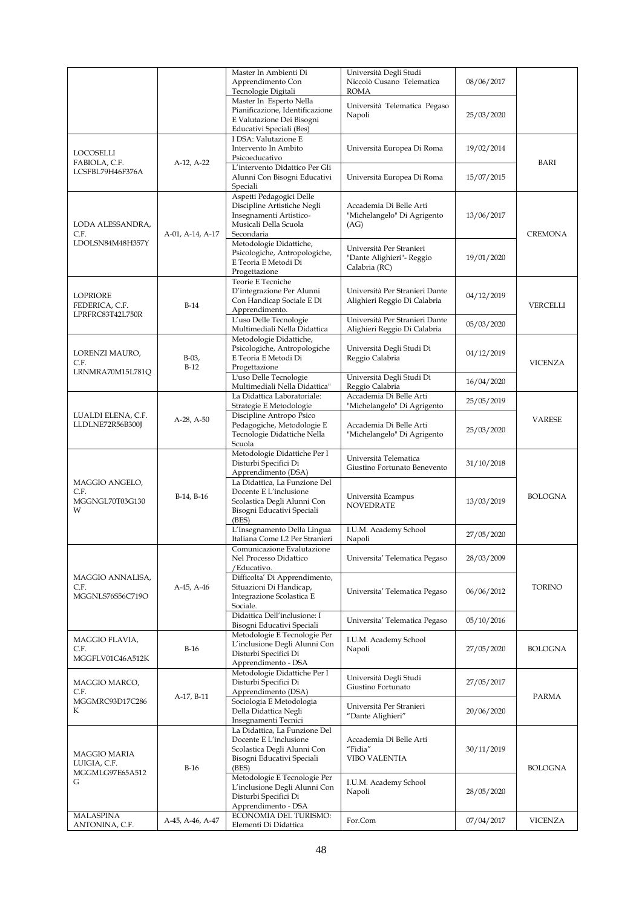| | | | | | |
|---|---|---|---|---|---|
| | | Master In Ambienti Di Apprendimento Con Tecnologie Digitali | Università Degli Studi Niccolò Cusano Telematica ROMA | 08/06/2017 | |
| | | Master In Esperto Nella Pianificazione, Identificazione E Valutazione Dei Bisogni Educativi Speciali (Bes) | Università Telematica Pegaso Napoli | 25/03/2020 | |
| LOCOSELLI FABIOLA, C.F. LCSFBL79H46F376A | A-12, A-22 | I DSA: Valutazione E Intervento In Ambito Psicoeducativo | Università Europea Di Roma | 19/02/2014 | BARI |
| | | L'intervento Didattico Per Gli Alunni Con Bisogni Educativi Speciali | Università Europea Di Roma | 15/07/2015 | |
| LODA ALESSANDRA, C.F. LDOLSN84M48H357Y | A-01, A-14, A-17 | Aspetti Pedagogici Delle Discipline Artistiche Negli Insegnamenti Artistico-Musicali Della Scuola Secondaria | Accademia Di Belle Arti "Michelangelo" Di Agrigento (AG) | 13/06/2017 | CREMONA |
| | | Metodologie Didattiche, Psicologiche, Antropologiche, E Teoria E Metodi Di Progettazione | Università Per Stranieri "Dante Alighieri"- Reggio Calabria (RC) | 19/01/2020 | |
| LOPRIORE FEDERICA, C.F. LPRFRC83T42L750R | B-14 | Teorie E Tecniche D'integrazione Per Alunni Con Handicap Sociale E Di Apprendimento. | Università Per Stranieri Dante Alighieri Reggio Di Calabria | 04/12/2019 | VERCELLI |
| | | L'uso Delle Tecnologie Multimediali Nella Didattica | Università Per Stranieri Dante Alighieri Reggio Di Calabria | 05/03/2020 | |
| LORENZI MAURO, C.F. LRNMRA70M15L781Q | B-03, B-12 | Metodologie Didattiche, Psicologiche, Antropologiche E Teoria E Metodi Di Progettazione | Università Degli Studi Di Reggio Calabria | 04/12/2019 | VICENZA |
| | | L'uso Delle Tecnologie Multimediali Nella Didattica" | Università Degli Studi Di Reggio Calabria | 16/04/2020 | |
| LUALDI ELENA, C.F. LLDLNE72R56B300J | A-28, A-50 | La Didattica Laboratoriale: Strategie E Metodologie | Accademia Di Belle Arti "Michelangelo" Di Agrigento | 25/05/2019 | VARESE |
| | | Discipline Antropo Psico Pedagogiche, Metodologie E Tecnologie Didattiche Nella Scuola | Accademia Di Belle Arti "Michelangelo" Di Agrigento | 25/03/2020 | |
| MAGGIO ANGELO, C.F. MGGNGL70T03G130W | B-14, B-16 | Metodologie Didattiche Per I Disturbi Specifici Di Apprendimento (DSA) | Università Telematica Giustino Fortunato Benevento | 31/10/2018 | BOLOGNA |
| | | La Didattica, La Funzione Del Docente E L'inclusione Scolastica Degli Alunni Con Bisogni Educativi Speciali (BES) | Università Ecampus NOVEDRATE | 13/03/2019 | |
| | | L'Insegnamento Della Lingua Italiana Come L2 Per Stranieri | I.U.M. Academy School Napoli | 27/05/2020 | |
| MAGGIO ANNALISA, C.F. MGGNLS76S56C719O | A-45, A-46 | Comunicazione Evalutazione Nel Processo Didattico /Educativo. | Universita' Telematica Pegaso | 28/03/2009 | TORINO |
| | | Difficolta' Di Apprendimento, Situazioni Di Handicap, Integrazione Scolastica E Sociale. | Universita' Telematica Pegaso | 06/06/2012 | |
| | | Didattica Dell'inclusione: I Bisogni Educativi Speciali | Universita' Telematica Pegaso | 05/10/2016 | |
| MAGGIO FLAVIA, C.F. MGGFLV01C46A512K | B-16 | Metodologie E Tecnologie Per L'inclusione Degli Alunni Con Disturbi Specifici Di Apprendimento - DSA | I.U.M. Academy School Napoli | 27/05/2020 | BOLOGNA |
| MAGGIO MARCO, C.F. MGGMRC93D17C286K | A-17, B-11 | Metodologie Didattiche Per I Disturbi Specifici Di Apprendimento (DSA) | Università Degli Studi Giustino Fortunato | 27/05/2017 | PARMA |
| | | Sociologia E Metodologia Della Didattica Negli Insegnamenti Tecnici | Università Per Stranieri "Dante Alighieri" | 20/06/2020 | |
| MAGGIO MARIA LUIGIA, C.F. MGGMLG97E65A512G | B-16 | La Didattica, La Funzione Del Docente E L'inclusione Scolastica Degli Alunni Con Bisogni Educativi Speciali (BES) | Accademia Di Belle Arti "Fidia" VIBO VALENTIA | 30/11/2019 | BOLOGNA |
| | | Metodologie E Tecnologie Per L'inclusione Degli Alunni Con Disturbi Specifici Di Apprendimento - DSA | I.U.M. Academy School Napoli | 28/05/2020 | |
| MALASPINA ANTONINA, C.F. | A-45, A-46, A-47 | ECONOMIA DEL TURISMO: Elementi Di Didattica | For.Com | 07/04/2017 | VICENZA |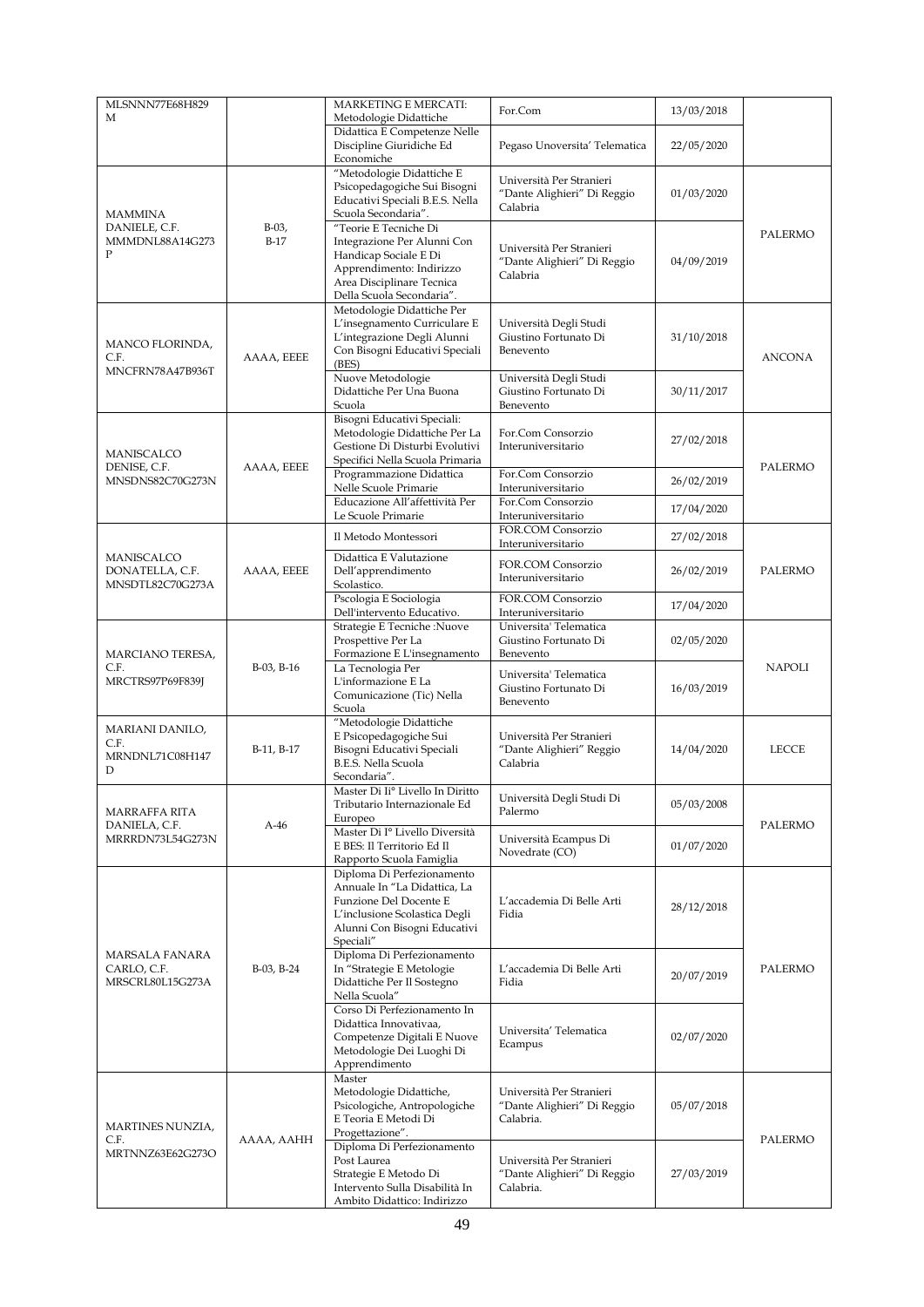| | | | | | |
|---|---|---|---|---|---|
| MLSNNN77E68H829 M | | MARKETING E MERCATI: Metodologie Didattiche | For.Com | 13/03/2018 | |
| | | Didattica E Competenze Nelle Discipline Giuridiche Ed Economiche | Pegaso Unoversita' Telematica | 22/05/2020 | |
| MAMMINA DANIELE, C.F. MMMDNL88A14G273 P | B-03, B-17 | "Metodologie Didattiche E Psicopedagogiche Sui Bisogni Educativi Speciali B.E.S. Nella Scuola Secondaria". | Università Per Stranieri "Dante Alighieri" Di Reggio Calabria | 01/03/2020 | PALERMO |
| | | "Teorie E Tecniche Di Integrazione Per Alunni Con Handicap Sociale E Di Apprendimento: Indirizzo Area Disciplinare Tecnica Della Scuola Secondaria". | Università Per Stranieri "Dante Alighieri" Di Reggio Calabria | 04/09/2019 | |
| MANCO FLORINDA, C.F. MNCFRN78A47B936T | AAAA, EEEE | Metodologie Didattiche Per L'insegnamento Curriculare E L'integrazione Degli Alunni Con Bisogni Educativi Speciali (BES) | Università Degli Studi Giustino Fortunato Di Benevento | 31/10/2018 | ANCONA |
| | | Nuove Metodologie Didattiche Per Una Buona Scuola | Università Degli Studi Giustino Fortunato Di Benevento | 30/11/2017 | |
| MANISCALCO DENISE, C.F. MNSDNS82C70G273N | AAAA, EEEE | Bisogni Educativi Speciali: Metodologie Didattiche Per La Gestione Di Disturbi Evolutivi Specifici Nella Scuola Primaria | For.Com Consorzio Interuniversitario | 27/02/2018 | PALERMO |
| | | Programmazione Didattica Nelle Scuole Primarie | For.Com Consorzio Interuniversitario | 26/02/2019 | |
| | | Educazione All'affettività Per Le Scuole Primarie | For.Com Consorzio Interuniversitario | 17/04/2020 | |
| MANISCALCO DONATELLA, C.F. MNSDTL82C70G273A | AAAA, EEEE | Il Metodo Montessori | FOR.COM Consorzio Interuniversitario | 27/02/2018 | PALERMO |
| | | Didattica E Valutazione Dell'apprendimento Scolastico. | FOR.COM Consorzio Interuniversitario | 26/02/2019 | |
| | | Pscologia E Sociologia Dell'intervento Educativo. | FOR.COM Consorzio Interuniversitario | 17/04/2020 | |
| MARCIANO TERESA, C.F. MRCTRS97P69F839J | B-03, B-16 | Strategie E Tecniche :Nuove Prospettive Per La Formazione E L'insegnamento | Universita' Telematica Giustino Fortunato Di Benevento | 02/05/2020 | NAPOLI |
| | | La Tecnologia Per L'informazione E La Comunicazione (Tic) Nella Scuola | Universita' Telematica Giustino Fortunato Di Benevento | 16/03/2019 | |
| MARIANI DANILO, C.F. MRNDNL71C08H147 D | B-11, B-17 | "Metodologie Didattiche E Psicopedagogiche Sui Bisogni Educativi Speciali B.E.S. Nella Scuola Secondaria". | Università Per Stranieri "Dante Alighieri" Reggio Calabria | 14/04/2020 | LECCE |
| MARRAFFA RITA DANIELA, C.F. MRRRDN73L54G273N | A-46 | Master Di Ii° Livello In Diritto Tributario Internazionale Ed Europeo | Università Degli Studi Di Palermo | 05/03/2008 | PALERMO |
| | | Master Di I° Livello Diversità E BES: Il Territorio Ed Il Rapporto Scuola Famiglia | Università Ecampus Di Novedrate (CO) | 01/07/2020 | |
| MARSALA FANARA CARLO, C.F. MRSCRL80L15G273A | B-03, B-24 | Diploma Di Perfezionamento Annuale In "La Didattica, La Funzione Del Docente E L'inclusione Scolastica Degli Alunni Con Bisogni Educativi Speciali" | L'accademia Di Belle Arti Fidia | 28/12/2018 | PALERMO |
| | | Diploma Di Perfezionamento In "Strategie E Metologie Didattiche Per Il Sostegno Nella Scuola" | L'accademia Di Belle Arti Fidia | 20/07/2019 | |
| | | Corso Di Perfezionamento In Didattica Innovativaa, Competenze Digitali E Nuove Metodologie Dei Luoghi Di Apprendimento | Universita' Telematica Ecampus | 02/07/2020 | |
| MARTINES NUNZIA, C.F. MRTNNZ63E62G273O | AAAA, AAHH | Master Metodologie Didattiche, Psicologiche, Antropologiche E Teoria E Metodi Di Progettazione". | Università Per Stranieri "Dante Alighieri" Di Reggio Calabria. | 05/07/2018 | PALERMO |
| | | Diploma Di Perfezionamento Post Laurea Strategie E Metodo Di Intervento Sulla Disabilità In Ambito Didattico: Indirizzo | Università Per Stranieri "Dante Alighieri" Di Reggio Calabria. | 27/03/2019 | |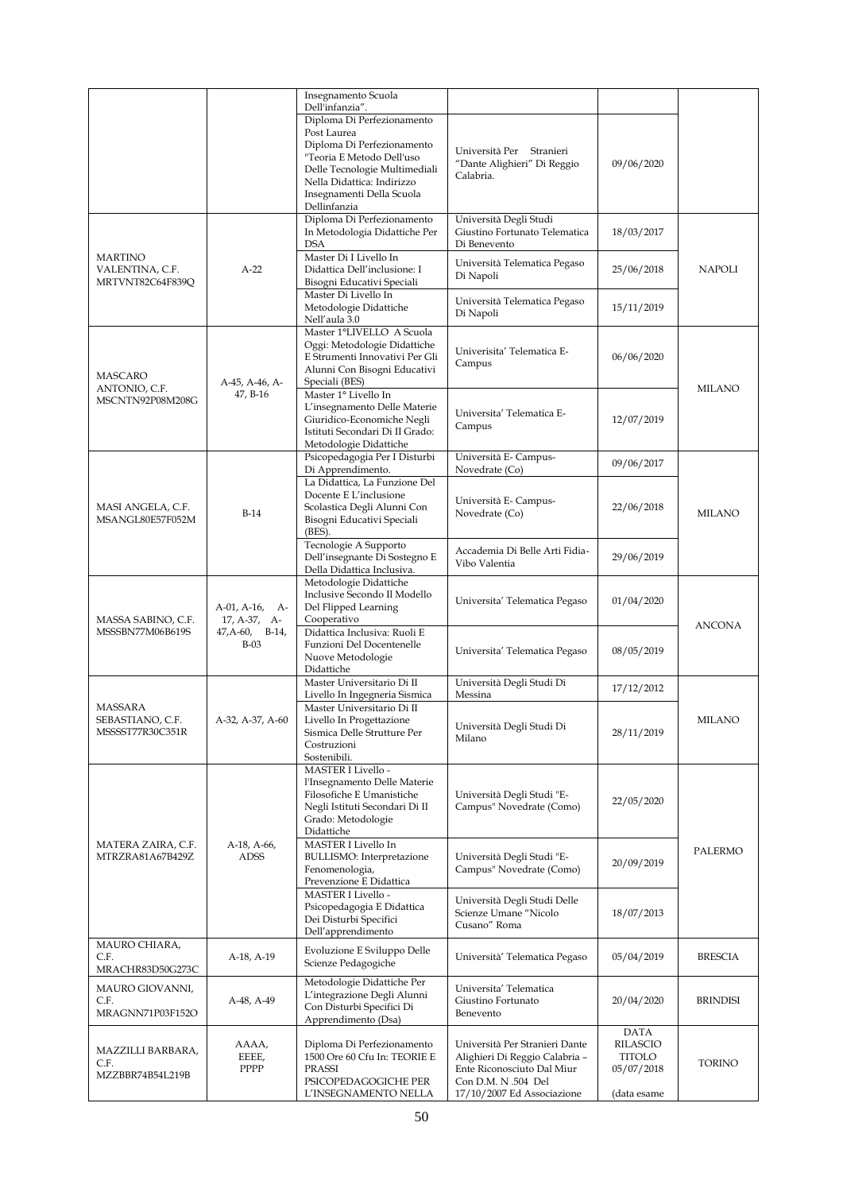| | | | | | |
|---|---|---|---|---|---|
| | | Insegnamento Scuola Dell'infanzia". | | | |
| | | Diploma Di Perfezionamento Post Laurea Diploma Di Perfezionamento "Teoria E Metodo Dell'uso Delle Tecnologie Multimediali Nella Didattica: Indirizzo Insegnamenti Della Scuola Dellinfanzia | Università Per Stranieri "Dante Alighieri" Di Reggio Calabria. | 09/06/2020 | |
| MARTINO VALENTINA, C.F. MRTVNT82C64F839Q | A-22 | Diploma Di Perfezionamento In Metodologia Didattiche Per DSA | Università Degli Studi Giustino Fortunato Telematica Di Benevento | 18/03/2017 | NAPOLI |
| | | Master Di I Livello In Didattica Dell'inclusione: I Bisogni Educativi Speciali | Università Telematica Pegaso Di Napoli | 25/06/2018 | |
| | | Master Di Livello In Metodologie Didattiche Nell'aula 3.0 | Università Telematica Pegaso Di Napoli | 15/11/2019 | |
| MASCARO ANTONIO, C.F. MSCNTN92P08M208G | A-45, A-46, A-47, B-16 | Master 1°LIVELLO A Scuola Oggi: Metodologie Didattiche E Strumenti Innovativi Per Gli Alunni Con Bisogni Educativi Speciali (BES) | Univerisita' Telematica E-Campus | 06/06/2020 | MILANO |
| | | Master 1° Livello In L'insegnamento Delle Materie Giuridico-Economiche Negli Istituti Secondari Di II Grado: Metodologie Didattiche | Universita' Telematica E-Campus | 12/07/2019 | |
| MASI ANGELA, C.F. MSANGL80E57F052M | B-14 | Psicopedagogia Per I Disturbi Di Apprendimento. | Università E- Campus- Novedrate (Co) | 09/06/2017 | MILANO |
| | | La Didattica, La Funzione Del Docente E L'inclusione Scolastica Degli Alunni Con Bisogni Educativi Speciali (BES). | Università E- Campus- Novedrate (Co) | 22/06/2018 | |
| | | Tecnologie A Supporto Dell'insegnante Di Sostegno E Della Didattica Inclusiva. | Accademia Di Belle Arti Fidia- Vibo Valentia | 29/06/2019 | |
| MASSA SABINO, C.F. MSSSBN77M06B619S | A-01, A-16, A-17, A-37, A-47,A-60, B-14, B-03 | Metodologie Didattiche Inclusive Secondo Il Modello Del Flipped Learning Cooperativo | Universita' Telematica Pegaso | 01/04/2020 | ANCONA |
| | | Didattica Inclusiva: Ruoli E Funzioni Del Docentenelle Nuove Metodologie Didattiche | Universita' Telematica Pegaso | 08/05/2019 | |
| MASSARA SEBASTIANO, C.F. MSSSST77R30C351R | A-32, A-37, A-60 | Master Universitario Di II Livello In Ingegneria Sismica | Università Degli Studi Di Messina | 17/12/2012 | MILANO |
| | | Master Universitario Di II Livello In Progettazione Sismica Delle Strutture Per Costruzioni Sostenibili. | Università Degli Studi Di Milano | 28/11/2019 | |
| MATERA ZAIRA, C.F. MTRZRA81A67B429Z | A-18, A-66, ADSS | MASTER I Livello - l'Insegnamento Delle Materie Filosofiche E Umanistiche Negli Istituti Secondari Di II Grado: Metodologie Didattiche | Università Degli Studi "E-Campus" Novedrate (Como) | 22/05/2020 | PALERMO |
| | | MASTER I Livello In BULLISMO: Interpretazione Fenomenologia, Prevenzione E Didattica | Università Degli Studi "E-Campus" Novedrate (Como) | 20/09/2019 | |
| | | MASTER I Livello - Psicopedagogia E Didattica Dei Disturbi Specifici Dell'apprendimento | Università Degli Studi Delle Scienze Umane "Nicolo Cusano" Roma | 18/07/2013 | |
| MAURO CHIARA, C.F. MRACHR83D50G273C | A-18, A-19 | Evoluzione E Sviluppo Delle Scienze Pedagogiche | Universita' Telematica Pegaso | 05/04/2019 | BRESCIA |
| MAURO GIOVANNI, C.F. MRAGNN71P03F152O | A-48, A-49 | Metodologie Didattiche Per L'integrazione Degli Alunni Con Disturbi Specifici Di Apprendimento (Dsa) | Universita' Telematica Giustino Fortunato Benevento | 20/04/2020 | BRINDISI |
| MAZZILLI BARBARA, C.F. MZZBBR74B54L219B | AAAA, EEEE, PPPP | Diploma Di Perfezionamento 1500 Ore 60 Cfu In: TEORIE E PRASSI PSICOPEDAGOGICHE PER L'INSEGNAMENTO NELLA | Università Per Stranieri Dante Alighieri Di Reggio Calabria – Ente Riconosciuto Dal Miur Con D.M. N .504 Del 17/10/2007 Ed Associazione | DATA RILASCIO TITOLO 05/07/2018 (data esame | TORINO |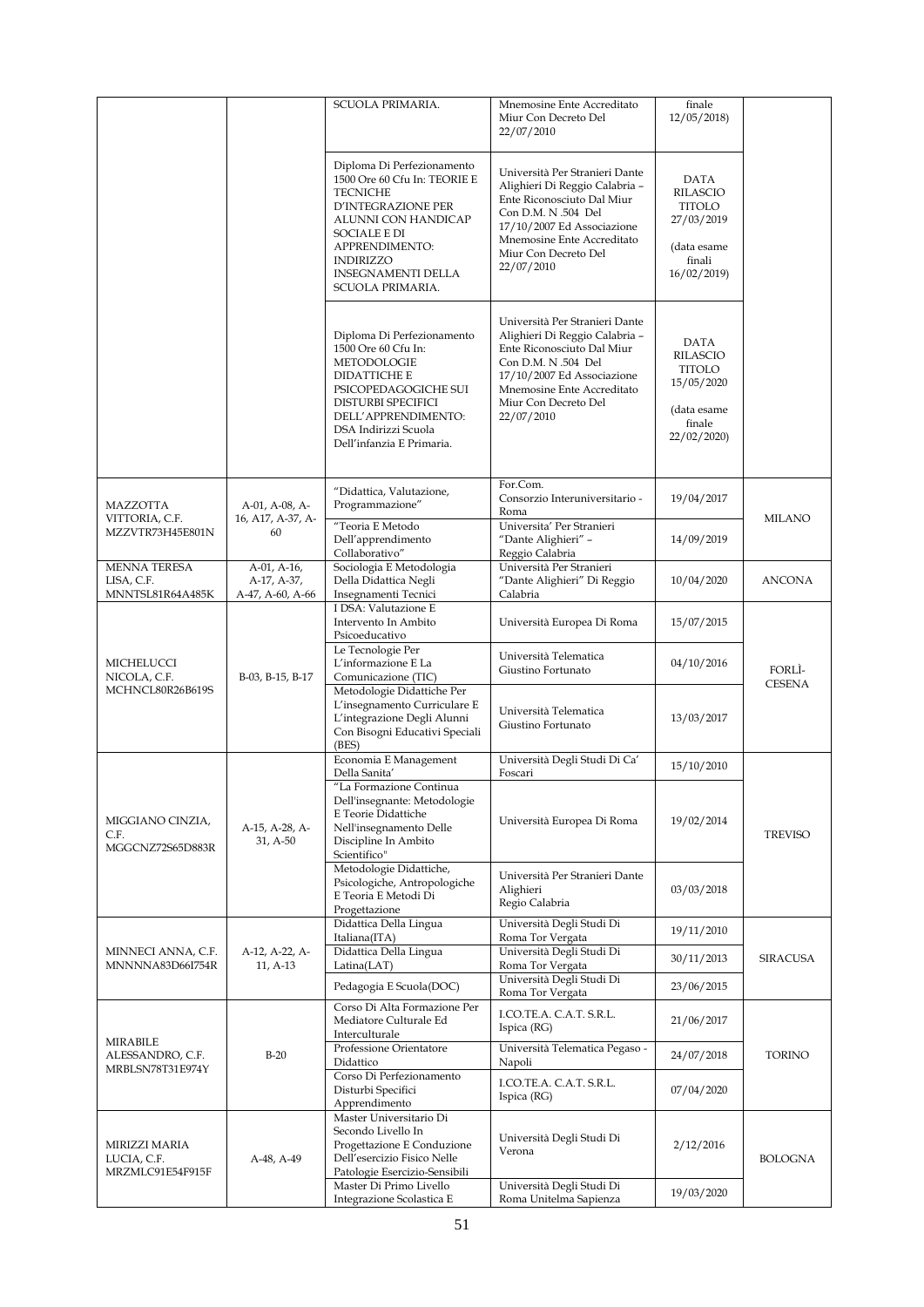| | | SCUOLA PRIMARIA. | Mnemosine Ente Accreditato Miur Con Decreto Del 22/07/2010 | finale 12/05/2018) | |
|---|---|---|---|---|---|
| | | Diploma Di Perfezionamento 1500 Ore 60 Cfu In: TEORIE E TECNICHE D'INTEGRAZIONE PER ALUNNI CON HANDICAP SOCIALE E DI APPRENDIMENTO: INDIRIZZO INSEGNAMENTI DELLA SCUOLA PRIMARIA. | Università Per Stranieri Dante Alighieri Di Reggio Calabria – Ente Riconosciuto Dal Miur Con D.M. N .504 Del 17/10/2007 Ed Associazione Mnemosine Ente Accreditato Miur Con Decreto Del 22/07/2010 | DATA RILASCIO TITOLO 27/03/2019 (data esame finali 16/02/2019) | |
| | | Diploma Di Perfezionamento 1500 Ore 60 Cfu In: METODOLOGIE DIDATTICHE E PSICOPEDAGOGICHE SUI DISTURBI SPECIFICI DELL'APPRENDIMENTO: DSA Indirizzi Scuola Dell'infanzia E Primaria. | Università Per Stranieri Dante Alighieri Di Reggio Calabria – Ente Riconosciuto Dal Miur Con D.M. N .504 Del 17/10/2007 Ed Associazione Mnemosine Ente Accreditato Miur Con Decreto Del 22/07/2010 | DATA RILASCIO TITOLO 15/05/2020 (data esame finale 22/02/2020) | |
| MAZZOTTA VITTORIA, C.F. MZZVTR73H45E801N | A-01, A-08, A-16, A17, A-37, A-60 | "Didattica, Valutazione, Programmazione" | For.Com. Consorzio Interuniversitario - Roma | 19/04/2017 | MILANO |
| | | "Teoria E Metodo Dell'apprendimento Collaborativo" | Universita' Per Stranieri "Dante Alighieri" – Reggio Calabria | 14/09/2019 | |
| MENNA TERESA LISA, C.F. MNNTSL81R64A485K | A-01, A-16, A-17, A-37, A-47, A-60, A-66 | Sociologia E Metodologia Della Didattica Negli Insegnamenti Tecnici | Università Per Stranieri "Dante Alighieri" Di Reggio Calabria | 10/04/2020 | ANCONA |
| MICHELUCCI NICOLA, C.F. MCHNCL80R26B619S | B-03, B-15, B-17 | I DSA: Valutazione E Intervento In Ambito Psicoeducativo | Università Europea Di Roma | 15/07/2015 | FORLÌ-CESENA |
| | | Le Tecnologie Per L'informazione E La Comunicazione (TIC) | Università Telematica Giustino Fortunato | 04/10/2016 | |
| | | Metodologie Didattiche Per L'insegnamento Curriculare E L'integrazione Degli Alunni Con Bisogni Educativi Speciali (BES) | Università Telematica Giustino Fortunato | 13/03/2017 | |
| MIGGIANO CINZIA, C.F. MGGCNZ72S65D883R | A-15, A-28, A-31, A-50 | Economia E Management Della Sanita' | Università Degli Studi Di Ca' Foscari | 15/10/2010 | TREVISO |
| | | "La Formazione Continua Dell'insegnante: Metodologie E Teorie Didattiche Nell'insegnamento Delle Discipline In Ambito Scientifico" | Università Europea Di Roma | 19/02/2014 | |
| | | Metodologie Didattiche, Psicologiche, Antropologiche E Teoria E Metodi Di Progettazione | Università Per Stranieri Dante Alighieri Regio Calabria | 03/03/2018 | |
| MINNECI ANNA, C.F. MNNNNA83D66I754R | A-12, A-22, A-11, A-13 | Didattica Della Lingua Italiana(ITA) | Università Degli Studi Di Roma Tor Vergata | 19/11/2010 | SIRACUSA |
| | | Didattica Della Lingua Latina(LAT) | Università Degli Studi Di Roma Tor Vergata | 30/11/2013 | |
| | | Pedagogia E Scuola(DOC) | Università Degli Studi Di Roma Tor Vergata | 23/06/2015 | |
| MIRABILE ALESSANDRO, C.F. MRBLSN78T31E974Y | B-20 | Corso Di Alta Formazione Per Mediatore Culturale Ed Interculturale | I.CO.TE.A. C.A.T. S.R.L. Ispica (RG) | 21/06/2017 | TORINO |
| | | Professione Orientatore Didattico | Università Telematica Pegaso - Napoli | 24/07/2018 | |
| | | Corso Di Perfezionamento Disturbi Specifici Apprendimento | I.CO.TE.A. C.A.T. S.R.L. Ispica (RG) | 07/04/2020 | |
| MIRIZZI MARIA LUCIA, C.F. MRZMLC91E54F915F | A-48, A-49 | Master Universitario Di Secondo Livello In Progettazione E Conduzione Dell'esercizio Fisico Nelle Patologie Esercizio-Sensibili | Università Degli Studi Di Verona | 2/12/2016 | BOLOGNA |
| | | Master Di Primo Livello Integrazione Scolastica E | Università Degli Studi Di Roma Unitelma Sapienza | 19/03/2020 | |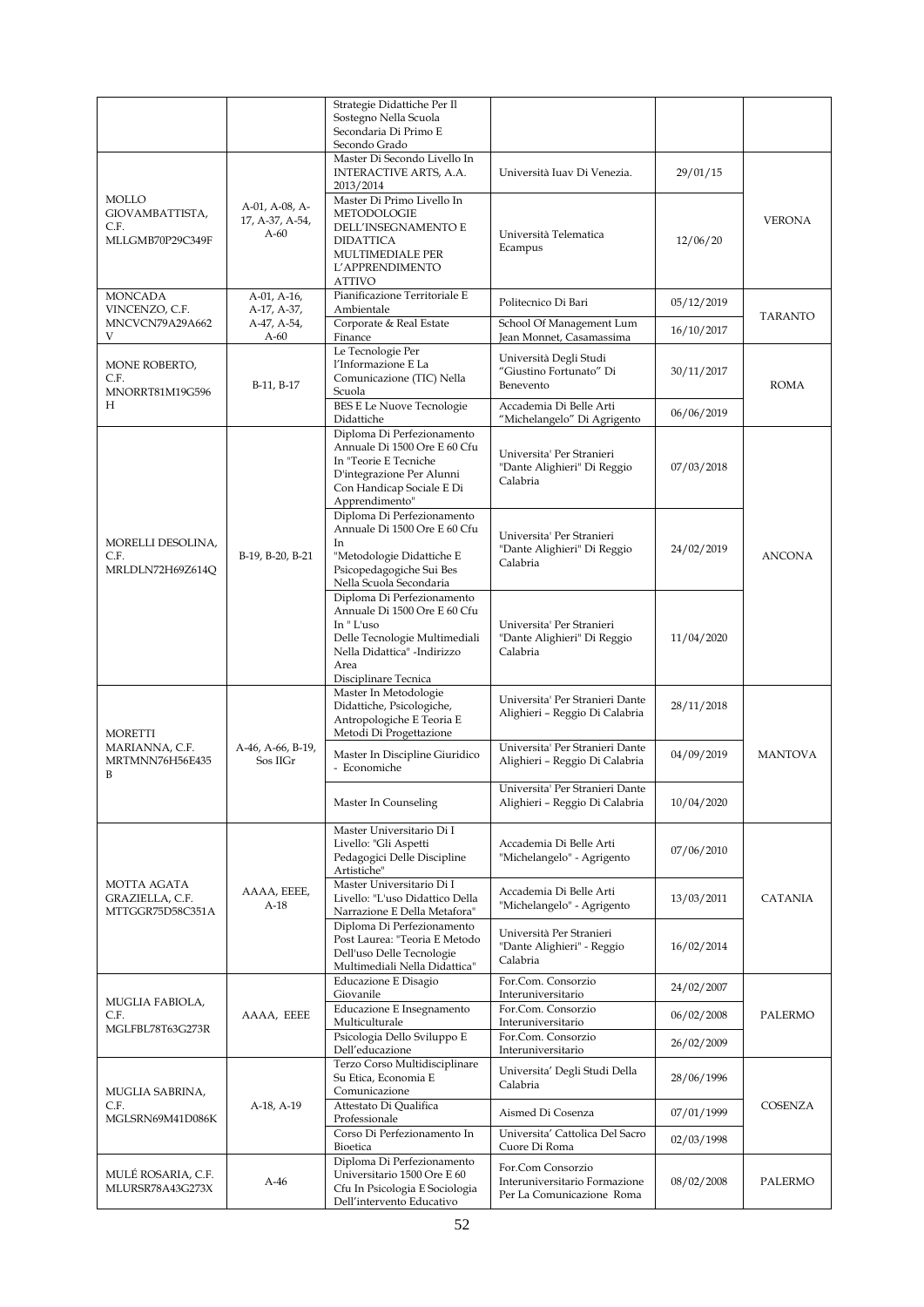| | | Strategie Didattiche Per Il Sostegno Nella Scuola Secondaria Di Primo E Secondo Grado | | | |
|---|---|---|---|---|---|
| MOLLO GIOVAMBATTISTA, C.F. MLLGMB70P29C349F | A-01, A-08, A-17, A-37, A-54, A-60 | Master Di Secondo Livello In INTERACTIVE ARTS, A.A. 2013/2014 | Università Iuav Di Venezia. | 29/01/15 | VERONA |
| | | Master Di Primo Livello In METODOLOGIE DELL'INSEGNAMENTO E DIDATTICA MULTIMEDIALE PER L'APPRENDIMENTO ATTIVO | Università Telematica Ecampus | 12/06/20 | |
| MONCADA VINCENZO, C.F. MNCVCN79A29A662V | A-01, A-16, A-17, A-37, A-47, A-54, A-60 | Pianificazione Territoriale E Ambientale | Politecnico Di Bari | 05/12/2019 | TARANTO |
| | | Corporate & Real Estate Finance | School Of Management Lum Jean Monnet, Casamassima | 16/10/2017 | |
| MONE ROBERTO, C.F. MNORRT81M19G596H | B-11, B-17 | Le Tecnologie Per l'Informazione E La Comunicazione (TIC) Nella Scuola | Università Degli Studi "Giustino Fortunato" Di Benevento | 30/11/2017 | ROMA |
| | | BES E Le Nuove Tecnologie Didattiche | Accademia Di Belle Arti "Michelangelo" Di Agrigento | 06/06/2019 | |
| MORELLI DESOLINA, C.F. MRLDLN72H69Z614Q | B-19, B-20, B-21 | Diploma Di Perfezionamento Annuale Di 1500 Ore E 60 Cfu In "Teorie E Tecniche D'integrazione Per Alunni Con Handicap Sociale E Di Apprendimento" | Universita' Per Stranieri "Dante Alighieri" Di Reggio Calabria | 07/03/2018 | ANCONA |
| | | Diploma Di Perfezionamento Annuale Di 1500 Ore E 60 Cfu In "Metodologie Didattiche E Psicopedagogiche Sui Bes Nella Scuola Secondaria | Universita' Per Stranieri "Dante Alighieri" Di Reggio Calabria | 24/02/2019 | |
| | | Diploma Di Perfezionamento Annuale Di 1500 Ore E 60 Cfu In " L'uso Delle Tecnologie Multimediali Nella Didattica" -Indirizzo Area Disciplinare Tecnica | Universita' Per Stranieri "Dante Alighieri" Di Reggio Calabria | 11/04/2020 | |
| MORETTI MARIANNA, C.F. MRTMNN76H56E435B | A-46, A-66, B-19, Sos IIGr | Master In Metodologie Didattiche, Psicologiche, Antropologiche E Teoria E Metodi Di Progettazione | Universita' Per Stranieri Dante Alighieri – Reggio Di Calabria | 28/11/2018 | MANTOVA |
| | | Master In Discipline Giuridico - Economiche | Universita' Per Stranieri Dante Alighieri – Reggio Di Calabria | 04/09/2019 | |
| | | Master In Counseling | Universita' Per Stranieri Dante Alighieri – Reggio Di Calabria | 10/04/2020 | |
| MOTTA AGATA GRAZIELLA, C.F. MTTGGR75D58C351A | AAAA, EEEE, A-18 | Master Universitario Di I Livello: "Gli Aspetti Pedagogici Delle Discipline Artistiche" | Accademia Di Belle Arti "Michelangelo" - Agrigento | 07/06/2010 | CATANIA |
| | | Master Universitario Di I Livello: "L'uso Didattico Della Narrazione E Della Metafora" | Accademia Di Belle Arti "Michelangelo" - Agrigento | 13/03/2011 | |
| | | Diploma Di Perfezionamento Post Laurea: "Teoria E Metodo Dell'uso Delle Tecnologie Multimediali Nella Didattica" | Università Per Stranieri "Dante Alighieri" - Reggio Calabria | 16/02/2014 | |
| MUGLIA FABIOLA, C.F. MGLFBL78T63G273R | AAAA, EEEE | Educazione E Disagio Giovanile | For.Com. Consorzio Interuniversitario | 24/02/2007 | PALERMO |
| | | Educazione E Insegnamento Multiculturale | For.Com. Consorzio Interuniversitario | 06/02/2008 | |
| | | Psicologia Dello Sviluppo E Dell'educazione | For.Com. Consorzio Interuniversitario | 26/02/2009 | |
| MUGLIA SABRINA, C.F. MGLSRN69M41D086K | A-18, A-19 | Terzo Corso Multidisciplinare Su Etica, Economia E Comunicazione | Universita' Degli Studi Della Calabria | 28/06/1996 | COSENZA |
| | | Attestato Di Qualifica Professionale | Aismed Di Cosenza | 07/01/1999 | |
| | | Corso Di Perfezionamento In Bioetica | Universita' Cattolica Del Sacro Cuore Di Roma | 02/03/1998 | |
| MULÉ ROSARIA, C.F. MLURSR78A43G273X | A-46 | Diploma Di Perfezionamento Universitario 1500 Ore E 60 Cfu In Psicologia E Sociologia Dell'intervento Educativo | For.Com Consorzio Interuniversitario Formazione Per La Comunicazione Roma | 08/02/2008 | PALERMO |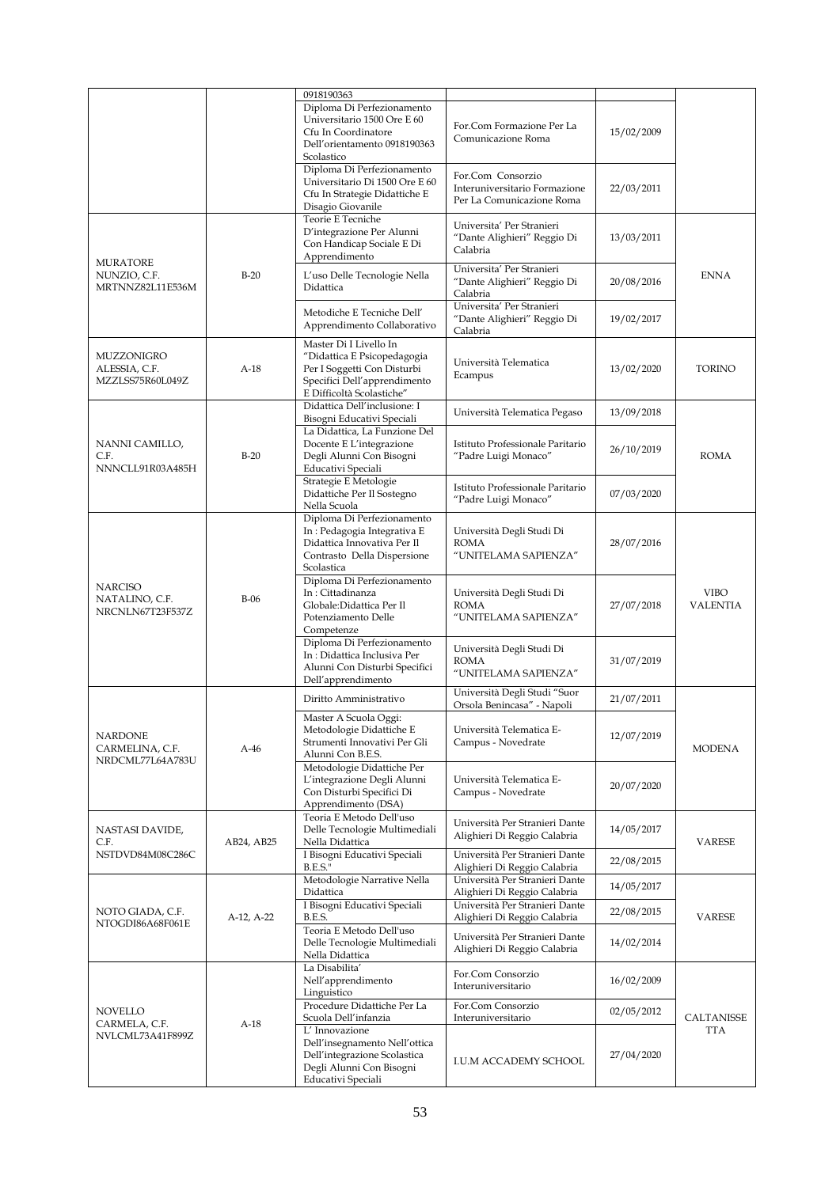| | | | | | |
|---|---|---|---|---|---|
| | | 0918190363 | | | |
| | | Diploma Di Perfezionamento Universitario 1500 Ore E 60 Cfu In Coordinatore Dell'orientamento 0918190363 Scolastico | For.Com Formazione Per La Comunicazione Roma | 15/02/2009 | |
| | | Diploma Di Perfezionamento Universitario Di 1500 Ore E 60 Cfu In Strategie Didattiche E Disagio Giovanile | For.Com Consorzio Interuniversitario Formazione Per La Comunicazione Roma | 22/03/2011 | |
| MURATORE NUNZIO, C.F. MRTNNZ82L11E536M | B-20 | Teorie E Tecniche D'integrazione Per Alunni Con Handicap Sociale E Di Apprendimento | Universita' Per Stranieri "Dante Alighieri" Reggio Di Calabria | 13/03/2011 | ENNA |
| | | L'uso Delle Tecnologie Nella Didattica | Universita' Per Stranieri "Dante Alighieri" Reggio Di Calabria | 20/08/2016 | |
| | | Metodiche E Tecniche Dell' Apprendimento Collaborativo | Universita' Per Stranieri "Dante Alighieri" Reggio Di Calabria | 19/02/2017 | |
| MUZZONIGRO ALESSIA, C.F. MZZLSS75R60L049Z | A-18 | Master Di I Livello In "Didattica E Psicopedagogia Per I Soggetti Con Disturbi Specifici Dell'apprendimento E Difficoltà Scolastiche" | Università Telematica Ecampus | 13/02/2020 | TORINO |
| NANNI CAMILLO, C.F. NNNCLL91R03A485H | B-20 | Didattica Dell'inclusione: I Bisogni Educativi Speciali | Università Telematica Pegaso | 13/09/2018 | ROMA |
| | | La Didattica, La Funzione Del Docente E L'integrazione Degli Alunni Con Bisogni Educativi Speciali | Istituto Professionale Paritario "Padre Luigi Monaco" | 26/10/2019 | |
| | | Strategie E Metologie Didattiche Per Il Sostegno Nella Scuola | Istituto Professionale Paritario "Padre Luigi Monaco" | 07/03/2020 | |
| NARCISO NATALINO, C.F. NRCNLN67T23F537Z | B-06 | Diploma Di Perfezionamento In : Pedagogia Integrativa E Didattica Innovativa Per Il Contrasto Della Dispersione Scolastica | Università Degli Studi Di ROMA "UNITELAMA SAPIENZA" | 28/07/2016 | VIBO VALENTIA |
| | | Diploma Di Perfezionamento In : Cittadinanza Globale:Didattica Per Il Potenziamento Delle Competenze | Università Degli Studi Di ROMA "UNITELAMA SAPIENZA" | 27/07/2018 | |
| | | Diploma Di Perfezionamento In : Didattica Inclusiva Per Alunni Con Disturbi Specifici Dell'apprendimento | Università Degli Studi Di ROMA "UNITELAMA SAPIENZA" | 31/07/2019 | |
| NARDONE CARMELINA, C.F. NRDCML77L64A783U | A-46 | Diritto Amministrativo | Università Degli Studi "Suor Orsola Benincasa" - Napoli | 21/07/2011 | MODENA |
| | | Master A Scuola Oggi: Metodologie Didattiche E Strumenti Innovativi Per Gli Alunni Con B.E.S. | Università Telematica E-Campus - Novedrate | 12/07/2019 | |
| | | Metodologie Didattiche Per L'integrazione Degli Alunni Con Disturbi Specifici Di Apprendimento (DSA) | Università Telematica E-Campus - Novedrate | 20/07/2020 | |
| NASTASI DAVIDE, C.F. NSTDVD84M08C286C | AB24, AB25 | Teoria E Metodo Dell'uso Delle Tecnologie Multimediali Nella Didattica | Università Per Stranieri Dante Alighieri Di Reggio Calabria | 14/05/2017 | VARESE |
| | | I Bisogni Educativi Speciali B.E.S." | Università Per Stranieri Dante Alighieri Di Reggio Calabria | 22/08/2015 | |
| NOTO GIADA, C.F. NTOGDI86A68F061E | A-12, A-22 | Metodologie Narrative Nella Didattica | Università Per Stranieri Dante Alighieri Di Reggio Calabria | 14/05/2017 | VARESE |
| | | I Bisogni Educativi Speciali B.E.S. | Università Per Stranieri Dante Alighieri Di Reggio Calabria | 22/08/2015 | |
| | | Teoria E Metodo Dell'uso Delle Tecnologie Multimediali Nella Didattica | Università Per Stranieri Dante Alighieri Di Reggio Calabria | 14/02/2014 | |
| NOVELLO CARMELA, C.F. NVLCML73A41F899Z | A-18 | La Disabilita' Nell'apprendimento Linguistico | For.Com Consorzio Interuniversitario | 16/02/2009 | CALTANISSETTA |
| | | Procedure Didattiche Per La Scuola Dell'infanzia | For.Com Consorzio Interuniversitario | 02/05/2012 | |
| | | L' Innovazione Dell'insegnamento Nell'ottica Dell'integrazione Scolastica Degli Alunni Con Bisogni Educativi Speciali | I.U.M ACCADEMY SCHOOL | 27/04/2020 | |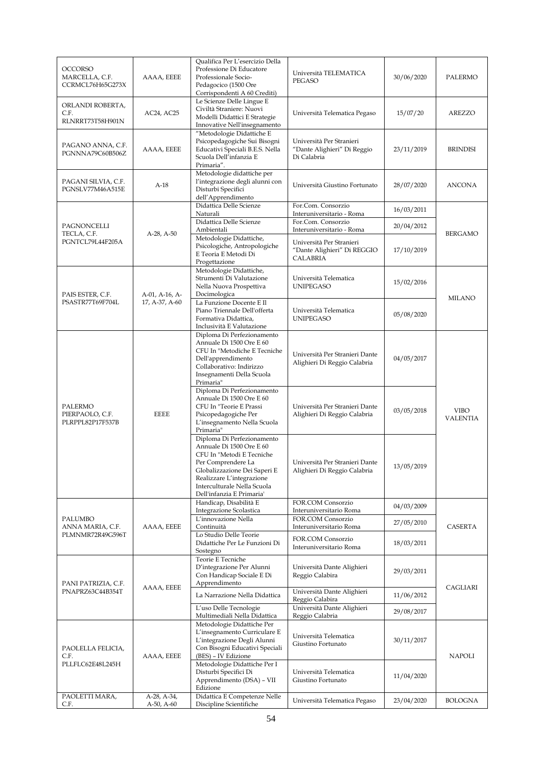| | | | | | |
|---|---|---|---|---|---|
| OCCORSO MARCELLA, C.F. CCRMCL76H65G273X | AAAA, EEEE | Qualifica Per L'esercizio Della Professione Di Educatore Professionale Socio-Pedagocico (1500 Ore Corrispondenti A 60 Crediti) | Università TELEMATICA PEGASO | 30/06/2020 | PALERMO |
| ORLANDI ROBERTA, C.F. RLNRRT73T58H901N | AC24, AC25 | Le Scienze Delle Lingue E Civiltà Straniere: Nuovi Modelli Didattici E Strategie Innovative Nell'insegnamento | Università Telematica Pegaso | 15/07/20 | AREZZO |
| PAGANO ANNA, C.F. PGNNNA79C60B506Z | AAAA, EEEE | "Metodologie Didattiche E Psicopedagogiche Sui Bisogni Educativi Speciali B.E.S. Nella Scuola Dell'infanzia E Primaria". | Università Per Stranieri "Dante Alighieri" Di Reggio Di Calabria | 23/11/2019 | BRINDISI |
| PAGANI SILVIA, C.F. PGNSLV77M46A515E | A-18 | Metodologie didattiche per l'integrazione degli alunni con Disturbi Specifici dell'Apprendimento | Università Giustino Fortunato | 28/07/2020 | ANCONA |
| PAGNONCELLI TECLA, C.F. PGNTCL79L44F205A | A-28, A-50 | Didattica Delle Scienze Naturali | For.Com. Consorzio Interuniversitario - Roma | 16/03/2011 | BERGAMO |
| | | Didattica Delle Scienze Ambientali | For.Com. Consorzio Interuniversitario - Roma | 20/04/2012 | |
| | | Metodologie Didattiche, Psicologiche, Antropologiche E Teoria E Metodi Di Progettazione | Università Per Stranieri "Dante Alighieri" Di REGGIO CALABRIA | 17/10/2019 | |
| PAIS ESTER, C.F. PSASTR77T69F704L | A-01, A-16, A-17, A-37, A-60 | Metodologie Didattiche, Strumenti Di Valutazione Nella Nuova Prospettiva Docimologica | Università Telematica UNIPEGASO | 15/02/2016 | MILANO |
| | | La Funzione Docente E Il Piano Triennale Dell'offerta Formativa Didattica, Inclusività E Valutazione | Università Telematica UNIPEGASO | 05/08/2020 | |
| PALERMO PIERPAOLO, C.F. PLRPPL82P17F537B | EEEE | Diploma Di Perfezionamento Annuale Di 1500 Ore E 60 CFU In "Metodiche E Tecniche Dell'apprendimento Collaborativo: Indirizzo Insegnamenti Della Scuola Primaria" | Università Per Stranieri Dante Alighieri Di Reggio Calabria | 04/05/2017 | VIBO VALENTIA |
| | | Diploma Di Perfezionamento Annuale Di 1500 Ore E 60 CFU In "Teorie E Prassi Psicopedagogiche Per L'insegnamento Nella Scuola Primaria" | Università Per Stranieri Dante Alighieri Di Reggio Calabria | 03/05/2018 | |
| | | Diploma Di Perfezionamento Annuale Di 1500 Ore E 60 CFU In "Metodi E Tecniche Per Comprendere La Globalizzazione Dei Saperi E Realizzare L'integrazione Interculturale Nella Scuola Dell'infanzia E Primaria' | Università Per Stranieri Dante Alighieri Di Reggio Calabria | 13/05/2019 | |
| PALUMBO ANNA MARIA, C.F. PLMNMR72R49G596T | AAAA, EEEE | Handicap, Disabilità E Integrazione Scolastica | FOR.COM Consorzio Interuniversitario Roma | 04/03/2009 | CASERTA |
| | | L'innovazione Nella Continuità | FOR.COM Consorzio Interuniversitario Roma | 27/05/2010 | |
| | | Lo Studio Delle Teorie Didattiche Per Le Funzioni Di Sostegno | FOR.COM Consorzio Interuniversitario Roma | 18/03/2011 | |
| PANI PATRIZIA, C.F. PNAPRZ63C44B354T | AAAA, EEEE | Teorie E Tecniche D'integrazione Per Alunni Con Handicap Sociale E Di Apprendimento | Università Dante Alighieri Reggio Calabia | 29/03/2011 | CAGLIARI |
| | | La Narrazione Nella Didattica | Università Dante Alighieri Reggio Calabria | 11/06/2012 | |
| | | L'uso Delle Tecnologie Multimediali Nella Didattica | Università Dante Alighieri Reggio Calabria | 29/08/2017 | |
| PAOLELLA FELICIA, C.F. PLLFLC62E48L245H | AAAA, EEEE | Metodologie Didattiche Per L'insegnamento Curriculare E L'integrazione Degli Alunni Con Bisogni Educativi Speciali (BES) – IV Edizione | Università Telematica Giustino Fortunato | 30/11/2017 | NAPOLI |
| | | Metodologie Didattiche Per I Disturbi Specifici Di Apprendimento (DSA) – VII Edizione | Università Telematica Giustino Fortunato | 11/04/2020 | |
| PAOLETTI MARA, C.F. | A-28, A-34, A-50, A-60 | Didattica E Competenze Nelle Discipline Scientifiche | Università Telematica Pegaso | 23/04/2020 | BOLOGNA |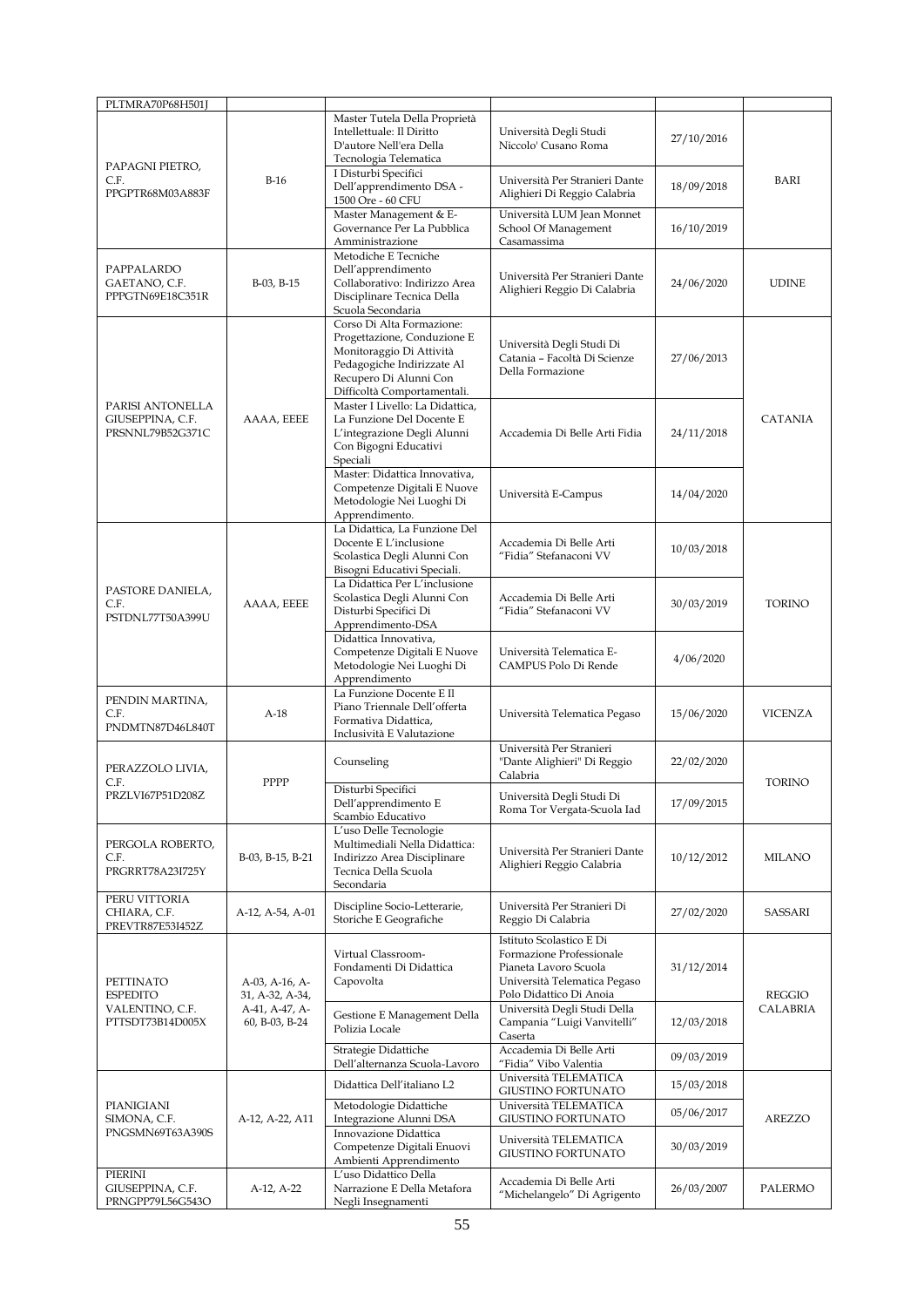| PLTMRA70P68H501J | | | | | |
|---|---|---|---|---|---|
| PAPAGNI PIETRO, C.F. PPGPTR68M03A883F | B-16 | Master Tutela Della Proprietà Intellettuale: Il Diritto D'autore Nell'era Della Tecnologia Telematica | Università Degli Studi Niccolo' Cusano Roma | 27/10/2016 | BARI |
| | | I Disturbi Specifici Dell'apprendimento DSA - 1500 Ore - 60 CFU | Università Per Stranieri Dante Alighieri Di Reggio Calabria | 18/09/2018 | |
| | | Master Management & E-Governance Per La Pubblica Amministrazione | Università LUM Jean Monnet School Of Management Casamassima | 16/10/2019 | |
| PAPPALARDO GAETANO, C.F. PPPGTN69E18C351R | B-03, B-15 | Metodiche E Tecniche Dell'apprendimento Collaborativo: Indirizzo Area Disciplinare Tecnica Della Scuola Secondaria | Università Per Stranieri Dante Alighieri Reggio Di Calabria | 24/06/2020 | UDINE |
| PARISI ANTONELLA GIUSEPPINA, C.F. PRSNNL79B52G371C | AAAA, EEEE | Corso Di Alta Formazione: Progettazione, Conduzione E Monitoraggio Di Attività Pedagogiche Indirizzate Al Recupero Di Alunni Con Difficoltà Comportamentali. | Università Degli Studi Di Catania – Facoltà Di Scienze Della Formazione | 27/06/2013 | CATANIA |
| | | Master I Livello: La Didattica, La Funzione Del Docente E L'integrazione Degli Alunni Con Bigogni Educativi Speciali | Accademia Di Belle Arti Fidia | 24/11/2018 | |
| | | Master: Didattica Innovativa, Competenze Digitali E Nuove Metodologie Nei Luoghi Di Apprendimento. | Università E-Campus | 14/04/2020 | |
| PASTORE DANIELA, C.F. PSTDNL77T50A399U | AAAA, EEEE | La Didattica, La Funzione Del Docente E L'inclusione Scolastica Degli Alunni Con Bisogni Educativi Speciali. | Accademia Di Belle Arti "Fidia" Stefanaconi VV | 10/03/2018 | TORINO |
| | | La Didattica Per L'inclusione Scolastica Degli Alunni Con Disturbi Specifici Di Apprendimento-DSA | Accademia Di Belle Arti "Fidia" Stefanaconi VV | 30/03/2019 | |
| | | Didattica Innovativa, Competenze Digitali E Nuove Metodologie Nei Luoghi Di Apprendimento | Università Telematica E-CAMPUS Polo Di Rende | 4/06/2020 | |
| PENDIN MARTINA, C.F. PNDMTN87D46L840T | A-18 | La Funzione Docente E Il Piano Triennale Dell'offerta Formativa Didattica, Inclusività E Valutazione | Università Telematica Pegaso | 15/06/2020 | VICENZA |
| PERAZZOLO LIVIA, C.F. PRZLVI67P51D208Z | PPPP | Counseling | Università Per Stranieri "Dante Alighieri" Di Reggio Calabria | 22/02/2020 | TORINO |
| | | Disturbi Specifici Dell'apprendimento E Scambio Educativo | Università Degli Studi Di Roma Tor Vergata-Scuola Iad | 17/09/2015 | |
| PERGOLA ROBERTO, C.F. PRGRRT78A23I725Y | B-03, B-15, B-21 | L'uso Delle Tecnologie Multimediali Nella Didattica: Indirizzo Area Disciplinare Tecnica Della Scuola Secondaria | Università Per Stranieri Dante Alighieri Reggio Calabria | 10/12/2012 | MILANO |
| PERU VITTORIA CHIARA, C.F. PREVTR87E53I452Z | A-12, A-54, A-01 | Discipline Socio-Letterarie, Storiche E Geografiche | Università Per Stranieri Di Reggio Di Calabria | 27/02/2020 | SASSARI |
| PETTINATO ESPEDITO VALENTINO, C.F. PTTSDT73B14D005X | A-03, A-16, A-31, A-32, A-34, A-41, A-47, A-60, B-03, B-24 | Virtual Classroom-Fondamenti Di Didattica Capovolta | Istituto Scolastico E Di Formazione Professionale Pianeta Lavoro Scuola Università Telematica Pegaso Polo Didattico Di Anoia | 31/12/2014 | REGGIO CALABRIA |
| | | Gestione E Management Della Polizia Locale | Università Degli Studi Della Campania "Luigi Vanvitelli" Caserta | 12/03/2018 | |
| | | Strategie Didattiche Dell'alternanza Scuola-Lavoro | Accademia Di Belle Arti "Fidia" Vibo Valentia | 09/03/2019 | |
| PIANIGIANI SIMONA, C.F. PNGSMN69T63A390S | A-12, A-22, A11 | Didattica Dell'italiano L2 | Università TELEMATICA GIUSTINO FORTUNATO | 15/03/2018 | AREZZO |
| | | Metodologie Didattiche Integrazione Alunni DSA | Università TELEMATICA GIUSTINO FORTUNATO | 05/06/2017 | |
| | | Innovazione Didattica Competenze Digitali Enuovi Ambienti Apprendimento | Università TELEMATICA GIUSTINO FORTUNATO | 30/03/2019 | |
| PIERINI GIUSEPPINA, C.F. PRNGPP79L56G543O | A-12, A-22 | L'uso Didattico Della Narrazione E Della Metafora Negli Insegnamenti | Accademia Di Belle Arti "Michelangelo" Di Agrigento | 26/03/2007 | PALERMO |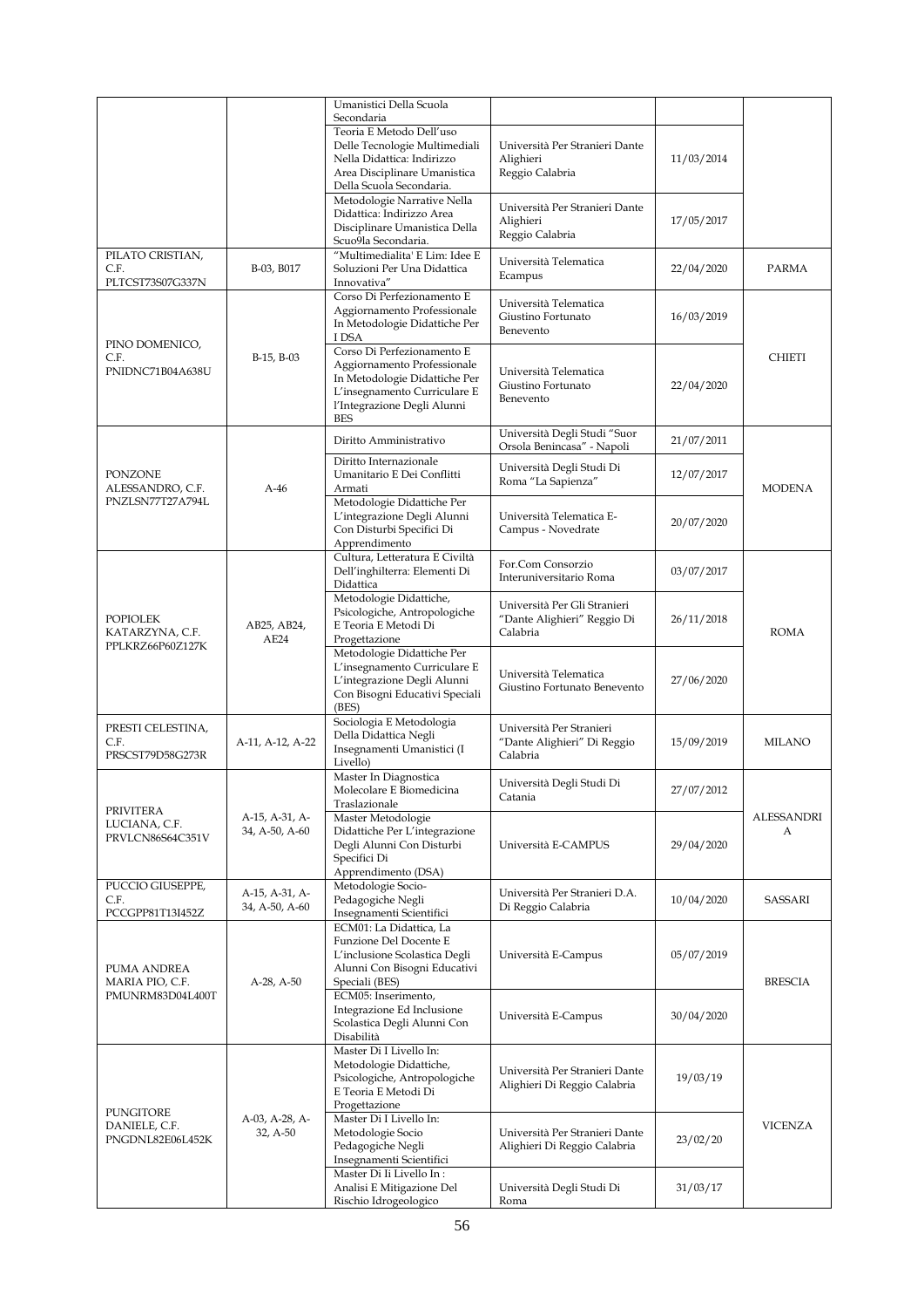| | | Umanistici Della Scuola Secondaria | | | |
|---|---|---|---|---|---|
| | | Teoria E Metodo Dell'uso Delle Tecnologie Multimediali Nella Didattica: Indirizzo Area Disciplinare Umanistica Della Scuola Secondaria. | Università Per Stranieri Dante Alighieri Reggio Calabria | 11/03/2014 | |
| | | Metodologie Narrative Nella Didattica: Indirizzo Area Disciplinare Umanistica Della Scuo9la Secondaria. | Università Per Stranieri Dante Alighieri Reggio Calabria | 17/05/2017 | |
| PILATO CRISTIAN, C.F. PLTCST73S07G337N | B-03, B017 | "Multimedialita' E Lim: Idee E Soluzioni Per Una Didattica Innovativa" | Università Telematica Ecampus | 22/04/2020 | PARMA |
| PINO DOMENICO, C.F. PNIDNC71B04A638U | B-15, B-03 | Corso Di Perfezionamento E Aggiornamento Professionale In Metodologie Didattiche Per I DSA | Università Telematica Giustino Fortunato Benevento | 16/03/2019 | CHIETI |
| | | Corso Di Perfezionamento E Aggiornamento Professionale In Metodologie Didattiche Per L'insegnamento Curriculare E l'Integrazione Degli Alunni BES | Università Telematica Giustino Fortunato Benevento | 22/04/2020 | |
| PONZONE ALESSANDRO, C.F. PNZLSN77T27A794L | A-46 | Diritto Amministrativo | Università Degli Studi "Suor Orsola Benincasa" - Napoli | 21/07/2011 | MODENA |
| | | Diritto Internazionale Umanitario E Dei Conflitti Armati | Università Degli Studi Di Roma "La Sapienza" | 12/07/2017 | |
| | | Metodologie Didattiche Per L'integrazione Degli Alunni Con Disturbi Specifici Di Apprendimento | Università Telematica E-Campus - Novedrate | 20/07/2020 | |
| POPIOLEK KATARZYNA, C.F. PPLKRZ66P60Z127K | AB25, AB24, AE24 | Cultura, Letteratura E Civiltà Dell'inghilterra: Elementi Di Didattica | For.Com Consorzio Interuniversitario Roma | 03/07/2017 | ROMA |
| | | Metodologie Didattiche, Psicologiche, Antropologiche E Teoria E Metodi Di Progettazione | Università Per Gli Stranieri "Dante Alighieri" Reggio Di Calabria | 26/11/2018 | |
| | | Metodologie Didattiche Per L'insegnamento Curriculare E L'integrazione Degli Alunni Con Bisogni Educativi Speciali (BES) | Università Telematica Giustino Fortunato Benevento | 27/06/2020 | |
| PRESTI CELESTINA, C.F. PRSCST79D58G273R | A-11, A-12, A-22 | Sociologia E Metodologia Della Didattica Negli Insegnamenti Umanistici (I Livello) | Università Per Stranieri "Dante Alighieri" Di Reggio Calabria | 15/09/2019 | MILANO |
| PRIVITERA LUCIANA, C.F. PRVLCN86S64C351V | A-15, A-31, A-34, A-50, A-60 | Master In Diagnostica Molecolare E Biomedicina Traslazionale | Università Degli Studi Di Catania | 27/07/2012 | ALESSANDRIA |
| | | Master Metodologie Didattiche Per L'integrazione Degli Alunni Con Disturbi Specifici Di Apprendimento (DSA) | Università E-CAMPUS | 29/04/2020 | |
| PUCCIO GIUSEPPE, C.F. PCCGPP81T13I452Z | A-15, A-31, A-34, A-50, A-60 | Metodologie Socio-Pedagogiche Negli Insegnamenti Scientifici | Università Per Stranieri D.A. Di Reggio Calabria | 10/04/2020 | SASSARI |
| PUMA ANDREA MARIA PIO, C.F. PMUNRM83D04L400T | A-28, A-50 | ECM01: La Didattica, La Funzione Del Docente E L'inclusione Scolastica Degli Alunni Con Bisogni Educativi Speciali (BES) | Università E-Campus | 05/07/2019 | BRESCIA |
| | | ECM05: Inserimento, Integrazione Ed Inclusione Scolastica Degli Alunni Con Disabilità | Università E-Campus | 30/04/2020 | |
| PUNGITORE DANIELE, C.F. PNGDNL82E06L452K | A-03, A-28, A-32, A-50 | Master Di I Livello In: Metodologie Didattiche, Psicologiche, Antropologiche E Teoria E Metodi Di Progettazione | Università Per Stranieri Dante Alighieri Di Reggio Calabria | 19/03/19 | VICENZA |
| | | Master Di I Livello In: Metodologie Socio Pedagogiche Negli Insegnamenti Scientifici | Università Per Stranieri Dante Alighieri Di Reggio Calabria | 23/02/20 | |
| | | Master Di Ii Livello In : Analisi E Mitigazione Del Rischio Idrogeologico | Università Degli Studi Di Roma | 31/03/17 | |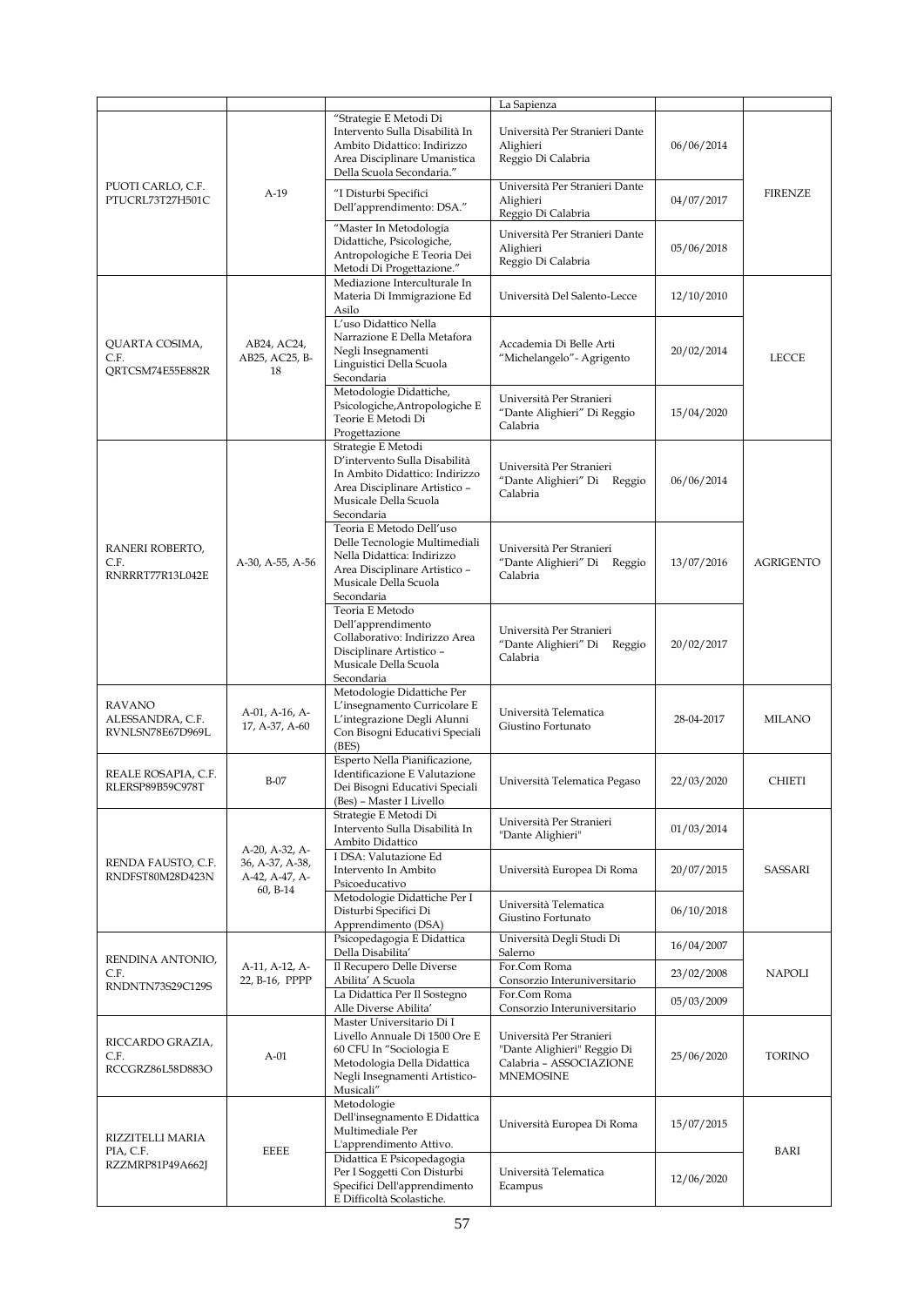| | | | La Sapienza | | |
|---|---|---|---|---|---|
| PUOTI CARLO, C.F. PTUCRL73T27H501C | A-19 | "Strategie E Metodi Di Intervento Sulla Disabilità In Ambito Didattico: Indirizzo Area Disciplinare Umanistica Della Scuola Secondaria." | Università Per Stranieri Dante Alighieri Reggio Di Calabria | 06/06/2014 | FIRENZE |
| | | "I Disturbi Specifici Dell'apprendimento: DSA." | Università Per Stranieri Dante Alighieri Reggio Di Calabria | 04/07/2017 | |
| | | "Master In Metodologia Didattiche, Psicologiche, Antropologiche E Teoria Dei Metodi Di Progettazione." | Università Per Stranieri Dante Alighieri Reggio Di Calabria | 05/06/2018 | |
| QUARTA COSIMA, C.F. QRTCSM74E55E882R | AB24, AC24, AB25, AC25, B-18 | Mediazione Interculturale In Materia Di Immigrazione Ed Asilo | Università Del Salento-Lecce | 12/10/2010 | LECCE |
| | | L'uso Didattico Nella Narrazione E Della Metafora Negli Insegnamenti Linguistici Della Scuola Secondaria | Accademia Di Belle Arti "Michelangelo"- Agrigento | 20/02/2014 | |
| | | Metodologie Didattiche, Psicologiche,Antropologiche E Teorie E Metodi Di Progettazione | Università Per Stranieri "Dante Alighieri" Di Reggio Calabria | 15/04/2020 | |
| RANERI ROBERTO, C.F. RNRRRT77R13L042E | A-30, A-55, A-56 | Strategie E Metodi D'intervento Sulla Disabilità In Ambito Didattico: Indirizzo Area Disciplinare Artistico – Musicale Della Scuola Secondaria | Università Per Stranieri "Dante Alighieri" Di Reggio Calabria | 06/06/2014 | AGRIGENTO |
| | | Teoria E Metodo Dell'uso Delle Tecnologie Multimediali Nella Didattica: Indirizzo Area Disciplinare Artistico – Musicale Della Scuola Secondaria | Università Per Stranieri "Dante Alighieri" Di Reggio Calabria | 13/07/2016 | |
| | | Teoria E Metodo Dell'apprendimento Collaborativo: Indirizzo Area Disciplinare Artistico – Musicale Della Scuola Secondaria | Università Per Stranieri "Dante Alighieri" Di Reggio Calabria | 20/02/2017 | |
| RAVANO ALESSANDRA, C.F. RVNLSN78E67D969L | A-01, A-16, A-17, A-37, A-60 | Metodologie Didattiche Per L'insegnamento Curricolare E L'integrazione Degli Alunni Con Bisogni Educativi Speciali (BES) | Università Telematica Giustino Fortunato | 28-04-2017 | MILANO |
| REALE ROSAPIA, C.F. RLERSP89B59C978T | B-07 | Esperto Nella Pianificazione, Identificazione E Valutazione Dei Bisogni Educativi Speciali (Bes) – Master I Livello | Università Telematica Pegaso | 22/03/2020 | CHIETI |
| RENDA FAUSTO, C.F. RNDFST80M28D423N | A-20, A-32, A-36, A-37, A-38, A-42, A-47, A-60, B-14 | Strategie E Metodi Di Intervento Sulla Disabilità In Ambito Didattico | Università Per Stranieri "Dante Alighieri" | 01/03/2014 | SASSARI |
| | | I DSA: Valutazione Ed Intervento In Ambito Psicoeducativo | Università Europea Di Roma | 20/07/2015 | |
| | | Metodologie Didattiche Per I Disturbi Specifici Di Apprendimento (DSA) | Università Telematica Giustino Fortunato | 06/10/2018 | |
| RENDINA ANTONIO, C.F. RNDNTN73S29C129S | A-11, A-12, A-22, B-16, PPPP | Psicopedagogia E Didattica Della Disabilita' | Università Degli Studi Di Salerno | 16/04/2007 | NAPOLI |
| | | Il Recupero Delle Diverse Abilita' A Scuola | For.Com Roma Consorzio Interuniversitario | 23/02/2008 | |
| | | La Didattica Per Il Sostegno Alle Diverse Abilita' | For.Com Roma Consorzio Interuniversitario | 05/03/2009 | |
| RICCARDO GRAZIA, C.F. RCCGRZ86L58D883O | A-01 | Master Universitario Di I Livello Annuale Di 1500 Ore E 60 CFU In "Sociologia E Metodologia Della Didattica Negli Insegnamenti Artistico-Musicali" | Università Per Stranieri "Dante Alighieri" Reggio Di Calabria – ASSOCIAZIONE MNEMOSINE | 25/06/2020 | TORINO |
| RIZZITELLI MARIA PIA, C.F. RZZMRP81P49A662J | EEEE | Metodologie Dell'insegnamento E Didattica Multimediale Per L'apprendimento Attivo. | Università Europea Di Roma | 15/07/2015 | BARI |
| | | Didattica E Psicopedagogia Per I Soggetti Con Disturbi Specifici Dell'apprendimento E Difficoltà Scolastiche. | Università Telematica Ecampus | 12/06/2020 | |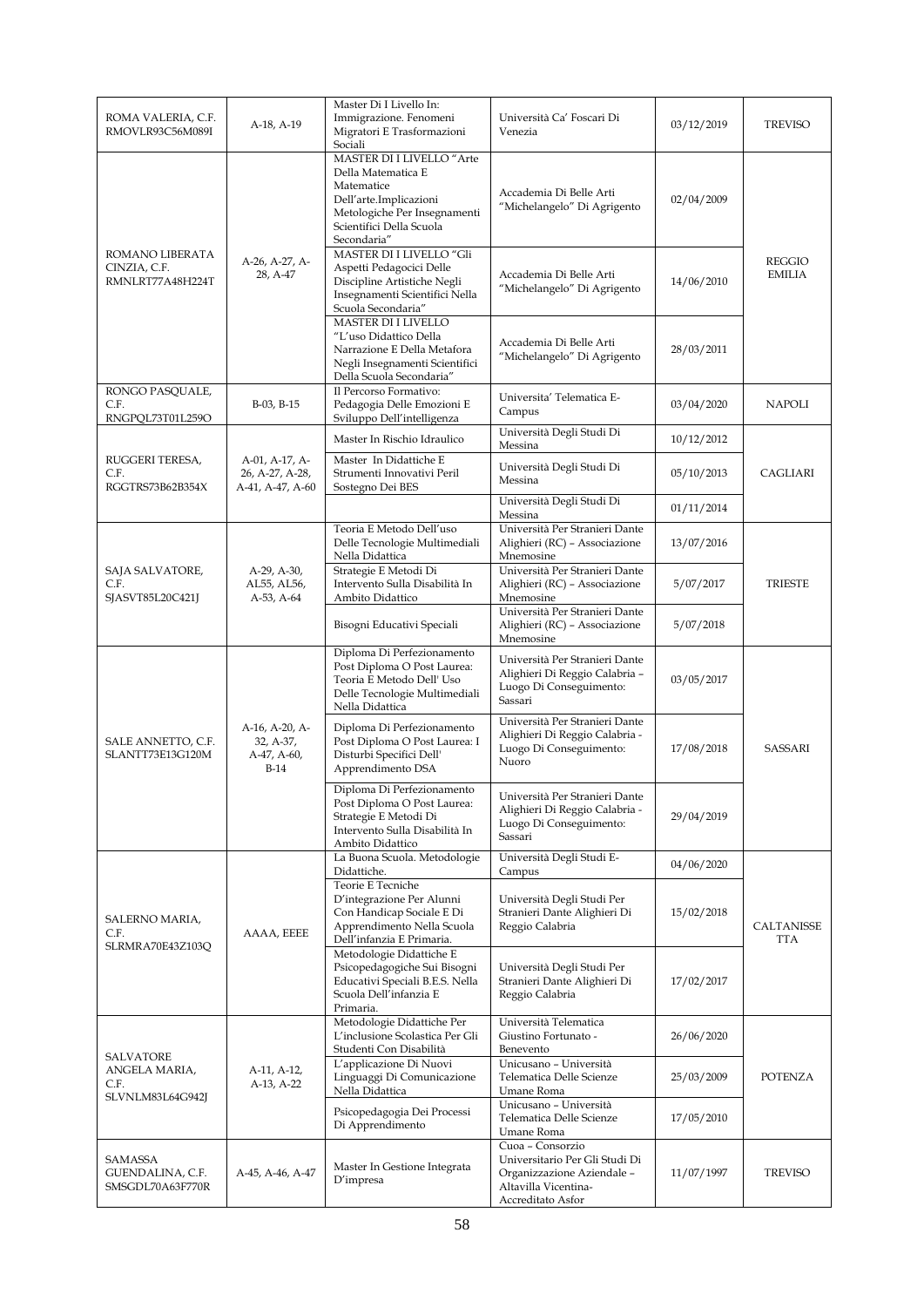| | | | | | |
|---|---|---|---|---|---|
| ROMA VALERIA, C.F. RMOVLR93C56M089I | A-18, A-19 | Master Di I Livello In: Immigrazione. Fenomeni Migratori E Trasformazioni Sociali | Università Ca' Foscari Di Venezia | 03/12/2019 | TREVISO |
| ROMANO LIBERATA CINZIA, C.F. RMNLRT77A48H224T | A-26, A-27, A-28, A-47 | MASTER DI I LIVELLO "Arte Della Matematica E Matematice Dell'arte.Implicazioni Metologiche Per Insegnamenti Scientifici Della Scuola Secondaria" | Accademia Di Belle Arti "Michelangelo" Di Agrigento | 02/04/2009 | REGGIO EMILIA |
| | | MASTER DI I LIVELLO "Gli Aspetti Pedagocici Delle Discipline Artistiche Negli Insegnamenti Scientifici Nella Scuola Secondaria" | Accademia Di Belle Arti "Michelangelo" Di Agrigento | 14/06/2010 | |
| | | MASTER DI I LIVELLO "L'uso Didattico Della Narrazione E Della Metafora Negli Insegnamenti Scientifici Della Scuola Secondaria" | Accademia Di Belle Arti "Michelangelo" Di Agrigento | 28/03/2011 | |
| RONGO PASQUALE, C.F. RNGPQL73T01L259O | B-03, B-15 | Il Percorso Formativo: Pedagogia Delle Emozioni E Sviluppo Dell'intelligenza | Universita' Telematica E-Campus | 03/04/2020 | NAPOLI |
| RUGGERI TERESA, C.F. RGGTRS73B62B354X | A-01, A-17, A-26, A-27, A-28, A-41, A-47, A-60 | Master In Rischio Idraulico | Università Degli Studi Di Messina | 10/12/2012 | CAGLIARI |
| | | Master In Didattiche E Strumenti Innovativi Peril Sostegno Dei BES | Università Degli Studi Di Messina | 05/10/2013 | |
| | | | Università Degli Studi Di Messina | 01/11/2014 | |
| SAJA SALVATORE, C.F. SJASVT85L20C421J | A-29, A-30, AL55, AL56, A-53, A-64 | Teoria E Metodo Dell'uso Delle Tecnologie Multimediali Nella Didattica | Università Per Stranieri Dante Alighieri (RC) – Associazione Mnemosine | 13/07/2016 | TRIESTE |
| | | Strategie E Metodi Di Intervento Sulla Disabilità In Ambito Didattico | Università Per Stranieri Dante Alighieri (RC) – Associazione Mnemosine | 5/07/2017 | |
| | | Bisogni Educativi Speciali | Università Per Stranieri Dante Alighieri (RC) – Associazione Mnemosine | 5/07/2018 | |
| SALE ANNETTO, C.F. SLANTT73E13G120M | A-16, A-20, A-32, A-37, A-47, A-60, B-14 | Diploma Di Perfezionamento Post Diploma O Post Laurea: Teoria E Metodo Dell' Uso Delle Tecnologie Multimediali Nella Didattica | Università Per Stranieri Dante Alighieri Di Reggio Calabria – Luogo Di Conseguimento: Sassari | 03/05/2017 | SASSARI |
| | | Diploma Di Perfezionamento Post Diploma O Post Laurea: I Disturbi Specifici Dell' Apprendimento DSA | Università Per Stranieri Dante Alighieri Di Reggio Calabria - Luogo Di Conseguimento: Nuoro | 17/08/2018 | |
| | | Diploma Di Perfezionamento Post Diploma O Post Laurea: Strategie E Metodi Di Intervento Sulla Disabilità In Ambito Didattico | Università Per Stranieri Dante Alighieri Di Reggio Calabria - Luogo Di Conseguimento: Sassari | 29/04/2019 | |
| SALERNO MARIA, C.F. SLRMRA70E43Z103Q | AAAA, EEEE | La Buona Scuola. Metodologie Didattiche. | Università Degli Studi E-Campus | 04/06/2020 | CALTANISSETTA |
| | | Teorie E Tecniche D'integrazione Per Alunni Con Handicap Sociale E Di Apprendimento Nella Scuola Dell'infanzia E Primaria. | Università Degli Studi Per Stranieri Dante Alighieri Di Reggio Calabria | 15/02/2018 | |
| | | Metodologie Didattiche E Psicopedagogiche Sui Bisogni Educativi Speciali B.E.S. Nella Scuola Dell'infanzia E Primaria. | Università Degli Studi Per Stranieri Dante Alighieri Di Reggio Calabria | 17/02/2017 | |
| SALVATORE ANGELA MARIA, C.F. SLVNLM83L64G942J | A-11, A-12, A-13, A-22 | Metodologie Didattiche Per L'inclusione Scolastica Per Gli Studenti Con Disabilità | Università Telematica Giustino Fortunato - Benevento | 26/06/2020 | POTENZA |
| | | L'applicazione Di Nuovi Linguaggi Di Comunicazione Nella Didattica | Unicusano – Università Telematica Delle Scienze Umane Roma | 25/03/2009 | |
| | | Psicopedagogia Dei Processi Di Apprendimento | Unicusano – Università Telematica Delle Scienze Umane Roma | 17/05/2010 | |
| SAMASSA GUENDALINA, C.F. SMSGDL70A63F770R | A-45, A-46, A-47 | Master In Gestione Integrata D'impresa | Cuoa – Consorzio Universitario Per Gli Studi Di Organizzazione Aziendale – Altavilla Vicentina- Accreditato Asfor | 11/07/1997 | TREVISO |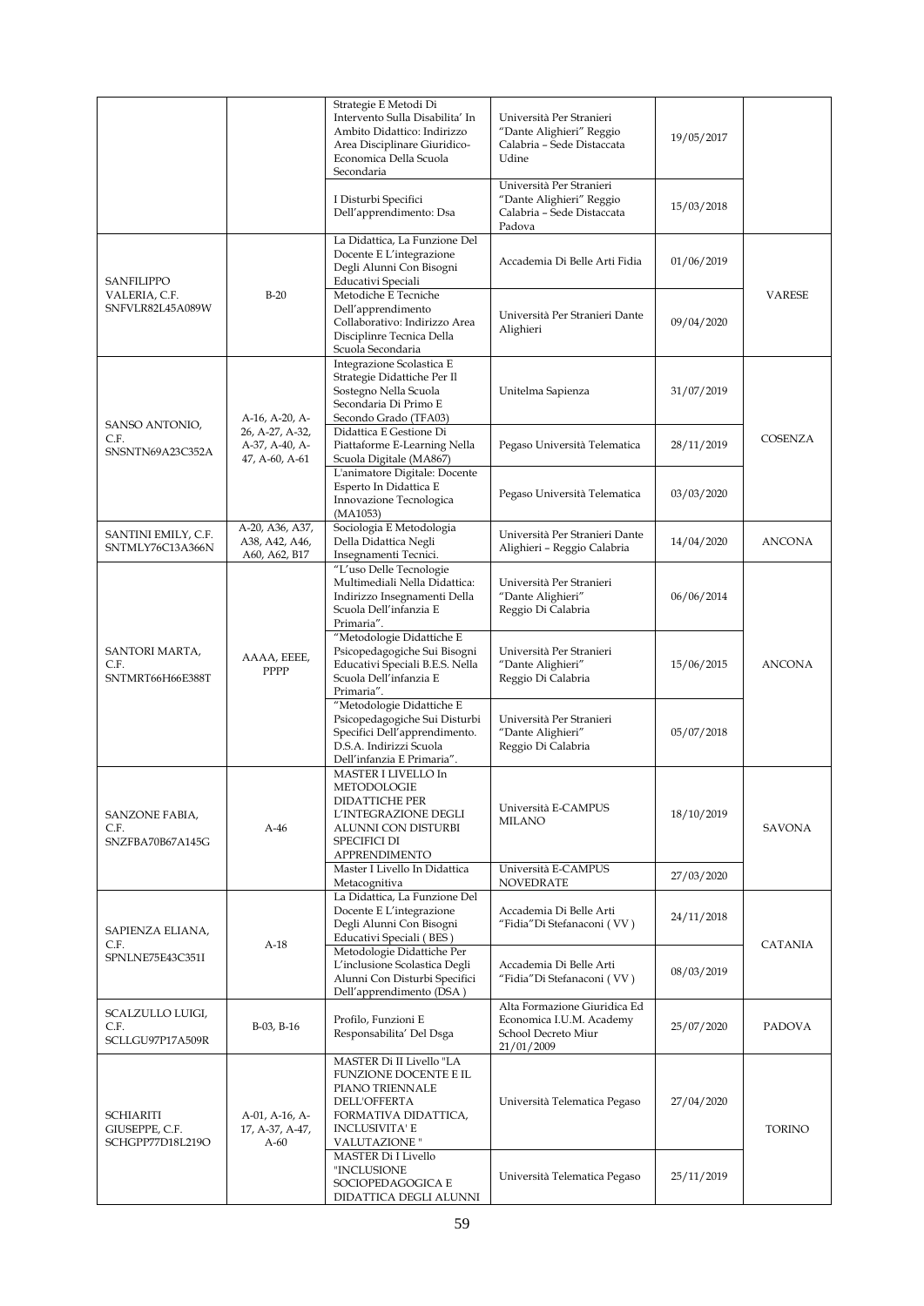| | | Strategie E Metodi Di Intervento Sulla Disabilita' In Ambito Didattico: Indirizzo Area Disciplinare Giuridico-Economica Della Scuola Secondaria | Università Per Stranieri "Dante Alighieri" Reggio Calabria – Sede Distaccata Udine | 19/05/2017 | |
|---|---|---|---|---|---|
| | | I Disturbi Specifici Dell'apprendimento: Dsa | Università Per Stranieri "Dante Alighieri" Reggio Calabria – Sede Distaccata Padova | 15/03/2018 | |
| SANFILIPPO VALERIA, C.F. SNFVLR82L45A089W | B-20 | La Didattica, La Funzione Del Docente E L'integrazione Degli Alunni Con Bisogni Educativi Speciali | Accademia Di Belle Arti Fidia | 01/06/2019 | VARESE |
| | | Metodiche E Tecniche Dell'apprendimento Collaborativo: Indirizzo Area Disciplinre Tecnica Della Scuola Secondaria | Università Per Stranieri Dante Alighieri | 09/04/2020 | |
| SANSO ANTONIO, C.F. SNSNTN69A23C352A | A-16, A-20, A-26, A-27, A-32, A-37, A-40, A-47, A-60, A-61 | Integrazione Scolastica E Strategie Didattiche Per Il Sostegno Nella Scuola Secondaria Di Primo E Secondo Grado (TFA03) | Unitelma Sapienza | 31/07/2019 | COSENZA |
| | | Didattica E Gestione Di Piattaforme E-Learning Nella Scuola Digitale (MA867) | Pegaso Università Telematica | 28/11/2019 | |
| | | L'animatore Digitale: Docente Esperto In Didattica E Innovazione Tecnologica (MA1053) | Pegaso Università Telematica | 03/03/2020 | |
| SANTINI EMILY, C.F. SNTMLY76C13A366N | A-20, A36, A37, A38, A42, A46, A60, A62, B17 | Sociologia E Metodologia Della Didattica Negli Insegnamenti Tecnici. | Università Per Stranieri Dante Alighieri – Reggio Calabria | 14/04/2020 | ANCONA |
| SANTORI MARTA, C.F. SNTMRT66H66E388T | AAAA, EEEE, PPPP | "L'uso Delle Tecnologie Multimediali Nella Didattica: Indirizzo Insegnamenti Della Scuola Dell'infanzia E Primaria". | Università Per Stranieri "Dante Alighieri" Reggio Di Calabria | 06/06/2014 | ANCONA |
| | | "Metodologie Didattiche E Psicopedagogiche Sui Bisogni Educativi Speciali B.E.S. Nella Scuola Dell'infanzia E Primaria". | Università Per Stranieri "Dante Alighieri" Reggio Di Calabria | 15/06/2015 | |
| | | "Metodologie Didattiche E Psicopedagogiche Sui Disturbi Specifici Dell'apprendimento. D.S.A. Indirizzi Scuola Dell'infanzia E Primaria". | Università Per Stranieri "Dante Alighieri" Reggio Di Calabria | 05/07/2018 | |
| SANZONE FABIA, C.F. SNZFBA70B67A145G | A-46 | MASTER I LIVELLO In METODOLOGIE DIDATTICHE PER L'INTEGRAZIONE DEGLI ALUNNI CON DISTURBI SPECIFICI DI APPRENDIMENTO | Università E-CAMPUS MILANO | 18/10/2019 | SAVONA |
| | | Master I Livello In Didattica Metacognitiva | Università E-CAMPUS NOVEDRATE | 27/03/2020 | |
| SAPIENZA ELIANA, C.F. SPNLNE75E43C351I | A-18 | La Didattica, La Funzione Del Docente E L'integrazione Degli Alunni Con Bisogni Educativi Speciali ( BES ) | Accademia Di Belle Arti "Fidia"Di Stefanaconi ( VV ) | 24/11/2018 | CATANIA |
| | | Metodologie Didattiche Per L'inclusione Scolastica Degli Alunni Con Disturbi Specifici Dell'apprendimento (DSA ) | Accademia Di Belle Arti "Fidia"Di Stefanaconi ( VV ) | 08/03/2019 | |
| SCALZULLO LUIGI, C.F. SCLLGU97P17A509R | B-03, B-16 | Profilo, Funzioni E Responsabilita' Del Dsga | Alta Formazione Giuridica Ed Economica I.U.M. Academy School Decreto Miur 21/01/2009 | 25/07/2020 | PADOVA |
| SCHIARITI GIUSEPPE, C.F. SCHGPP77D18L219O | A-01, A-16, A-17, A-37, A-47, A-60 | MASTER Di II Livello "LA FUNZIONE DOCENTE E IL PIANO TRIENNALE DELL'OFFERTA FORMATIVA DIDATTICA, INCLUSIVITA' E VALUTAZIONE " | Università Telematica Pegaso | 27/04/2020 | TORINO |
| | | MASTER Di I Livello "INCLUSIONE SOCIOPEDAGOGICA E DIDATTICA DEGLI ALUNNI | Università Telematica Pegaso | 25/11/2019 | |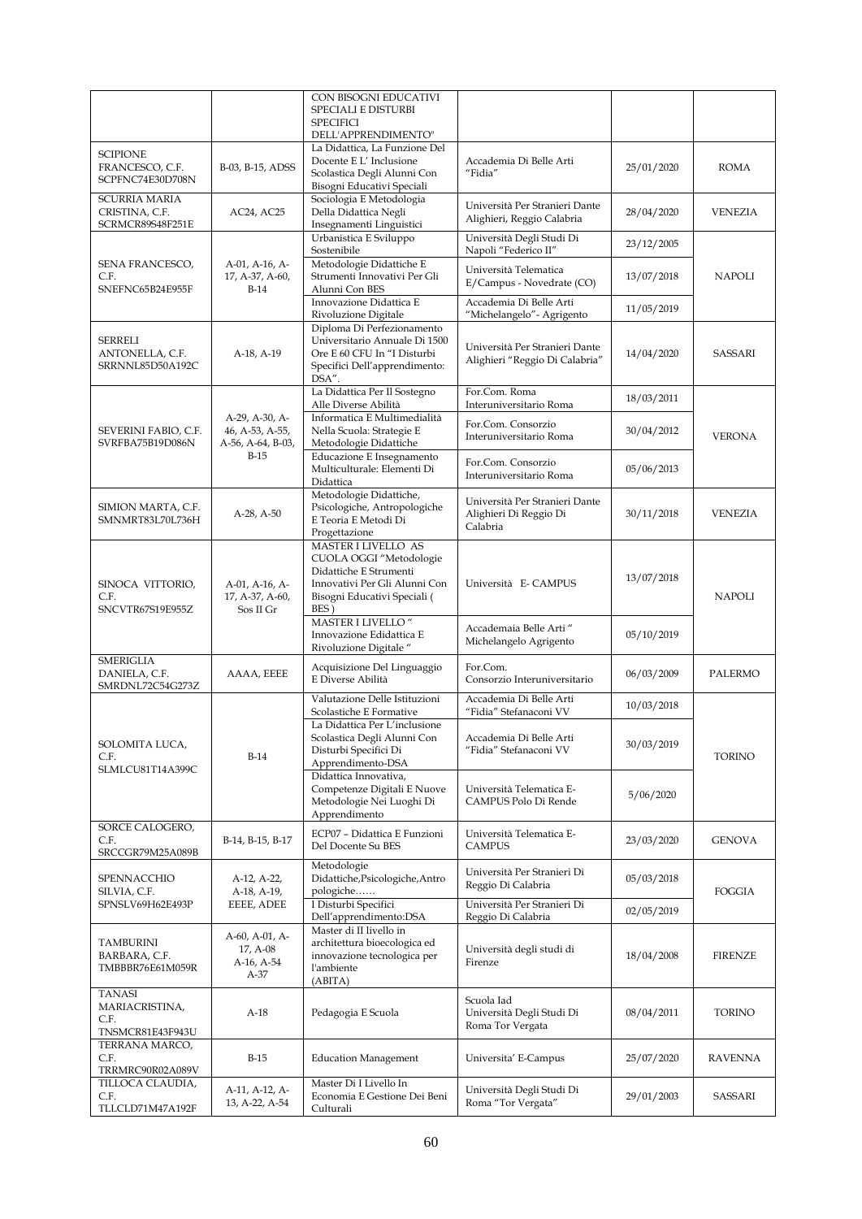| | | | | | |
|---|---|---|---|---|---|
| | | CON BISOGNI EDUCATIVI SPECIALI E DISTURBI SPECIFICI DELL'APPRENDIMENTO" | | | |
| SCIPIONE FRANCESCO, C.F. SCPFNC74E30D708N | B-03, B-15, ADSS | La Didattica, La Funzione Del Docente E L' Inclusione Scolastica Degli Alunni Con Bisogni Educativi Speciali | Accademia Di Belle Arti "Fidia" | 25/01/2020 | ROMA |
| SCURRIA MARIA CRISTINA, C.F. SCRMCR89S48F251E | AC24, AC25 | Sociologia E Metodologia Della Didattica Negli Insegnamenti Linguistici | Università Per Stranieri Dante Alighieri, Reggio Calabria | 28/04/2020 | VENEZIA |
| SENA FRANCESCO, C.F. SNEFNC65B24E955F | A-01, A-16, A-17, A-37, A-60, B-14 | Urbanistica E Sviluppo Sostenibile | Università Degli Studi Di Napoli "Federico II" | 23/12/2005 | NAPOLI |
| | | Metodologie Didattiche E Strumenti Innovativi Per Gli Alunni Con BES | Università Telematica E/Campus - Novedrate (CO) | 13/07/2018 | |
| | | Innovazione Didattica E Rivoluzione Digitale | Accademia Di Belle Arti "Michelangelo"- Agrigento | 11/05/2019 | |
| SERRELI ANTONELLA, C.F. SRRNNL85D50A192C | A-18, A-19 | Diploma Di Perfezionamento Universitario Annuale Di 1500 Ore E 60 CFU In "I Disturbi Specifici Dell'apprendimento: DSA". | Università Per Stranieri Dante Alighieri "Reggio Di Calabria" | 14/04/2020 | SASSARI |
| SEVERINI FABIO, C.F. SVRFBA75B19D086N | A-29, A-30, A-46, A-53, A-55, A-56, A-64, B-03, B-15 | La Didattica Per Il Sostegno Alle Diverse Abilità | For.Com. Roma Interuniversitario Roma | 18/03/2011 | VERONA |
| | | Informatica E Multimedialità Nella Scuola: Strategie E Metodologie Didattiche | For.Com. Consorzio Interuniversitario Roma | 30/04/2012 | |
| | | Educazione E Insegnamento Multiculturale: Elementi Di Didattica | For.Com. Consorzio Interuniversitario Roma | 05/06/2013 | |
| SIMION MARTA, C.F. SMNMRT83L70L736H | A-28, A-50 | Metodologie Didattiche, Psicologiche, Antropologiche E Teoria E Metodi Di Progettazione | Università Per Stranieri Dante Alighieri Di Reggio Di Calabria | 30/11/2018 | VENEZIA |
| SINOCA VITTORIO, C.F. SNCVTR67S19E955Z | A-01, A-16, A-17, A-37, A-60, Sos II Gr | MASTER I LIVELLO AS CUOLA OGGI "Metodologie Didattiche E Strumenti Innovativi Per Gli Alunni Con Bisogni Educativi Speciali ( BES ) | Università E- CAMPUS | 13/07/2018 | NAPOLI |
| | | MASTER I LIVELLO " Innovazione Edidattica E Rivoluzione Digitale " | Accademaia Belle Arti " Michelangelo Agrigento | 05/10/2019 | |
| SMERIGLIA DANIELA, C.F. SMRDNL72C54G273Z | AAAA, EEEE | Acquisizione Del Linguaggio E Diverse Abilità | For.Com. Consorzio Interuniversitario | 06/03/2009 | PALERMO |
| SOLOMITA LUCA, C.F. SLMLCU81T14A399C | B-14 | Valutazione Delle Istituzioni Scolastiche E Formative | Accademia Di Belle Arti "Fidia" Stefanaconi VV | 10/03/2018 | TORINO |
| | | La Didattica Per L'inclusione Scolastica Degli Alunni Con Disturbi Specifici Di Apprendimento-DSA | Accademia Di Belle Arti "Fidia" Stefanaconi VV | 30/03/2019 | |
| | | Didattica Innovativa, Competenze Digitali E Nuove Metodologie Nei Luoghi Di Apprendimento | Università Telematica E-CAMPUS Polo Di Rende | 5/06/2020 | |
| SORCE CALOGERO, C.F. SRCCGR79M25A089B | B-14, B-15, B-17 | ECP07 – Didattica E Funzioni Del Docente Su BES | Università Telematica E-CAMPUS | 23/03/2020 | GENOVA |
| SPENNACCHIO SILVIA, C.F. SPNSLV69H62E493P | A-12, A-22, A-18, A-19, EEEE, ADEE | Metodologie Didattiche,Psicologiche,Antro pologiche…… | Università Per Stranieri Di Reggio Di Calabria | 05/03/2018 | FOGGIA |
| | | I Disturbi Specifici Dell'apprendimento:DSA | Università Per Stranieri Di Reggio Di Calabria | 02/05/2019 | |
| TAMBURINI BARBARA, C.F. TMBBBR76E61M059R | A-60, A-01, A-17, A-08 A-16, A-54 A-37 | Master di II livello in architettura bioecologica ed innovazione tecnologica per l'ambiente (ABITA) | Università degli studi di Firenze | 18/04/2008 | FIRENZE |
| TANASI MARIACRISTINA, C.F. TNSMCR81E43F943U | A-18 | Pedagogia E Scuola | Scuola Iad Università Degli Studi Di Roma Tor Vergata | 08/04/2011 | TORINO |
| TERRANA MARCO, C.F. TRRMRC90R02A089V | B-15 | Education Management | Universita' E-Campus | 25/07/2020 | RAVENNA |
| TILLOCA CLAUDIA, C.F. TLLCLD71M47A192F | A-11, A-12, A-13, A-22, A-54 | Master Di I Livello In Economia E Gestione Dei Beni Culturali | Università Degli Studi Di Roma "Tor Vergata" | 29/01/2003 | SASSARI |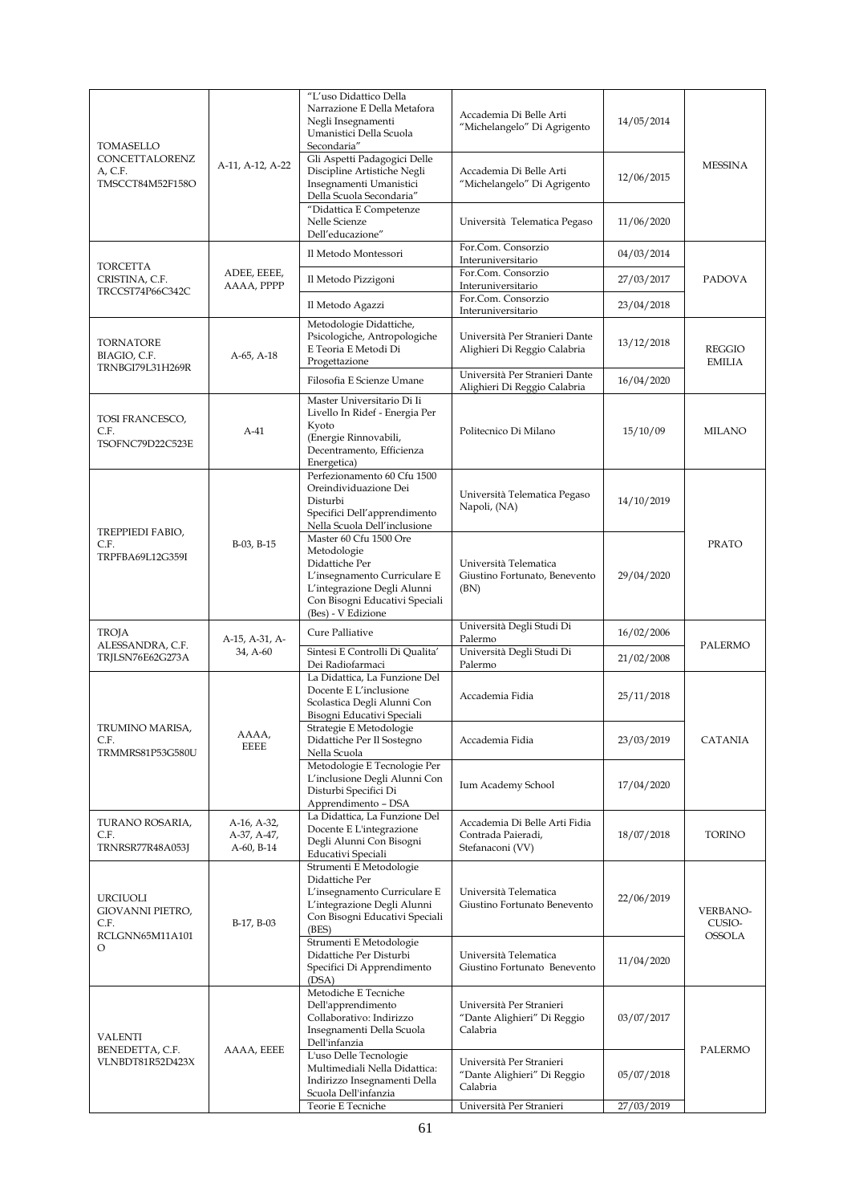| | | | | | |
|---|---|---|---|---|---|
| TOMASELLO CONCETTALORENZ A, C.F. TMSCCT84M52F158O | A-11, A-12, A-22 | "L'uso Didattico Della Narrazione E Della Metafora Negli Insegnamenti Umanistici Della Scuola Secondaria" | Accademia Di Belle Arti "Michelangelo" Di Agrigento | 14/05/2014 | MESSINA |
| | | Gli Aspetti Padagogici Delle Discipline Artistiche Negli Insegnamenti Umanistici Della Scuola Secondaria" | Accademia Di Belle Arti "Michelangelo" Di Agrigento | 12/06/2015 | |
| | | "Didattica E Competenze Nelle Scienze Dell'educazione" | Università Telematica Pegaso | 11/06/2020 | |
| TORCETTA CRISTINA, C.F. TRCCST74P66C342C | ADEE, EEEE, AAAA, PPPP | Il Metodo Montessori | For.Com. Consorzio Interuniversitario | 04/03/2014 | PADOVA |
| | | Il Metodo Pizzigoni | For.Com. Consorzio Interuniversitario | 27/03/2017 | |
| | | Il Metodo Agazzi | For.Com. Consorzio Interuniversitario | 23/04/2018 | |
| TORNATORE BIAGIO, C.F. TRNBGI79L31H269R | A-65, A-18 | Metodologie Didattiche, Psicologiche, Antropologiche E Teoria E Metodi Di Progettazione | Università Per Stranieri Dante Alighieri Di Reggio Calabria | 13/12/2018 | REGGIO EMILIA |
| | | Filosofia E Scienze Umane | Università Per Stranieri Dante Alighieri Di Reggio Calabria | 16/04/2020 | |
| TOSI FRANCESCO, C.F. TSOFNC79D22C523E | A-41 | Master Universitario Di Ii Livello In Ridef - Energia Per Kyoto (Energie Rinnovabili, Decentramento, Efficienza Energetica) | Politecnico Di Milano | 15/10/09 | MILANO |
| TREPPIEDI FABIO, C.F. TRPFBA69L12G359I | B-03, B-15 | Perfezionamento 60 Cfu 1500 Oreindividuazione Dei Disturbi Specifici Dell'apprendimento Nella Scuola Dell'inclusione | Università Telematica Pegaso Napoli, (NA) | 14/10/2019 | PRATO |
| | | Master 60 Cfu 1500 Ore Metodologie Didattiche Per L'insegnamento Curriculare E L'integrazione Degli Alunni Con Bisogni Educativi Speciali (Bes) - V Edizione | Università Telematica Giustino Fortunato, Benevento (BN) | 29/04/2020 | |
| TROJA ALESSANDRA, C.F. TRJLSN76E62G273A | A-15, A-31, A-34, A-60 | Cure Palliative | Università Degli Studi Di Palermo | 16/02/2006 | PALERMO |
| | | Sintesi E Controlli Di Qualita' Dei Radiofarmaci | Università Degli Studi Di Palermo | 21/02/2008 | |
| TRUMINO MARISA, C.F. TRMMRS81P53G580U | AAAA, EEEE | La Didattica, La Funzione Del Docente E L'inclusione Scolastica Degli Alunni Con Bisogni Educativi Speciali | Accademia Fidia | 25/11/2018 | CATANIA |
| | | Strategie E Metodologie Didattiche Per Il Sostegno Nella Scuola | Accademia Fidia | 23/03/2019 | |
| | | Metodologie E Tecnologie Per L'inclusione Degli Alunni Con Disturbi Specifici Di Apprendimento – DSA | Ium Academy School | 17/04/2020 | |
| TURANO ROSARIA, C.F. TRNRSR77R48A053J | A-16, A-32, A-37, A-47, A-60, B-14 | La Didattica, La Funzione Del Docente E L'integrazione Degli Alunni Con Bisogni Educativi Speciali | Accademia Di Belle Arti Fidia Contrada Paieradi, Stefanaconi (VV) | 18/07/2018 | TORINO |
| URCIUOLI GIOVANNI PIETRO, C.F. RCLGNN65M11A101O | B-17, B-03 | Strumenti E Metodologie Didattiche Per L'insegnamento Curriculare E L'integrazione Degli Alunni Con Bisogni Educativi Speciali (BES) | Università Telematica Giustino Fortunato Benevento | 22/06/2019 | VERBANO-CUSIO-OSSOLA |
| | | Strumenti E Metodologie Didattiche Per Disturbi Specifici Di Apprendimento (DSA) | Università Telematica Giustino Fortunato Benevento | 11/04/2020 | |
| VALENTI BENEDETTA, C.F. VLNBDT81R52D423X | AAAA, EEEE | Metodiche E Tecniche Dell'apprendimento Collaborativo: Indirizzo Insegnamenti Della Scuola Dell'infanzia | Università Per Stranieri "Dante Alighieri" Di Reggio Calabria | 03/07/2017 | PALERMO |
| | | L'uso Delle Tecnologie Multimediali Nella Didattica: Indirizzo Insegnamenti Della Scuola Dell'infanzia | Università Per Stranieri "Dante Alighieri" Di Reggio Calabria | 05/07/2018 | |
| | | Teorie E Tecniche | Università Per Stranieri | 27/03/2019 | |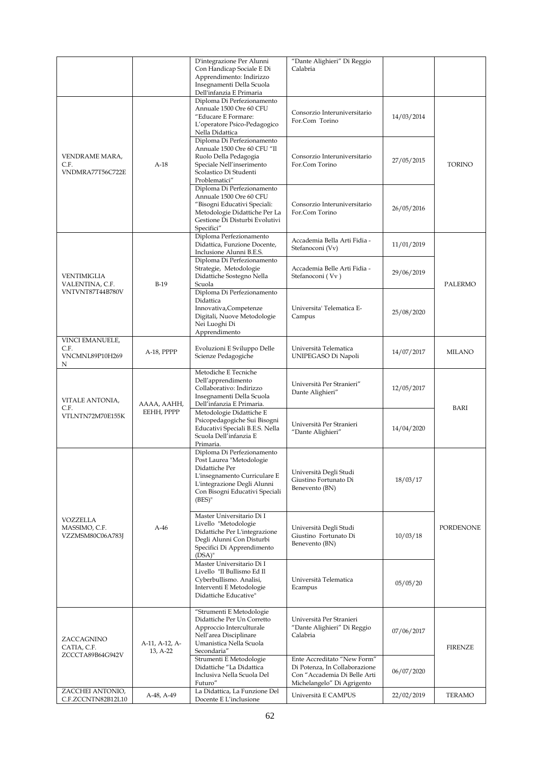| | | | | | |
|---|---|---|---|---|---|
| | | D'integrazione Per Alunni Con Handicap Sociale E Di Apprendimento: Indirizzo Insegnamenti Della Scuola Dell'infanzia E Primaria | "Dante Alighieri" Di Reggio Calabria | | |
| VENDRAME MARA, C.F. VNDMRA77T56C722E | A-18 | Diploma Di Perfezionamento Annuale 1500 Ore 60 CFU "Educare E Formare: L'operatore Psico-Pedagogico Nella Didattica | Consorzio Interuniversitario For.Com Torino | 14/03/2014 | TORINO |
| | | Diploma Di Perfezionamento Annuale 1500 Ore 60 CFU "Il Ruolo Della Pedagogia Speciale Nell'inserimento Scolastico Di Studenti Problematici" | Consorzio Interuniversitario For.Com Torino | 27/05/2015 | |
| | | Diploma Di Perfezionamento Annuale 1500 Ore 60 CFU "Bisogni Educativi Speciali: Metodologie Didattiche Per La Gestione Di Disturbi Evolutivi Specifici" | Consorzio Interuniversitario For.Com Torino | 26/05/2016 | |
| VENTIMIGLIA VALENTINA, C.F. VNTVNT87T44B780V | B-19 | Diploma Perfezionamento Didattica, Funzione Docente, Inclusione Alunni B.E.S. | Accademia Bella Arti Fidia - Stefanoconi (Vv) | 11/01/2019 | PALERMO |
| | | Diploma Di Perfezionamento Strategie, Metodologie Didattiche Sostegno Nella Scuola | Accademia Belle Arti Fidia - Stefanoconi ( Vv ) | 29/06/2019 | |
| | | Diploma Di Perfezionamento Didattica Innovativa,Competenze Digitali, Nuove Metodologie Nei Luoghi Di Apprendimento | Universita' Telematica E-Campus | 25/08/2020 | |
| VINCI EMANUELE, C.F. VNCMNL89P10H269 N | A-18, PPPP | Evoluzioni E Sviluppo Delle Scienze Pedagogiche | Università Telematica UNIPEGASO Di Napoli | 14/07/2017 | MILANO |
| VITALE ANTONIA, C.F. VTLNTN72M70E155K | AAAA, AAHH, EEHH, PPPP | Metodiche E Tecniche Dell'apprendimento Collaborativo: Indirizzo Insegnamenti Della Scuola Dell'infanzia E Primaria. | Università Per Stranieri" Dante Alighieri" | 12/05/2017 | BARI |
| | | Metodologie Didattiche E Psicopedagogiche Sui Bisogni Educativi Speciali B.E.S. Nella Scuola Dell'infanzia E Primaria. | Università Per Stranieri "Dante Alighieri" | 14/04/2020 | |
| VOZZELLA MASSIMO, C.F. VZZMSM80C06A783J | A-46 | Diploma Di Perfezionamento Post Laurea "Metodologie Didattiche Per L'insegnamento Curriculare E L'integrazione Degli Alunni Con Bisogni Educativi Speciali (BES)" | Università Degli Studi Giustino Fortunato Di Benevento (BN) | 18/03/17 | PORDENONE |
| | | Master Universitario Di I Livello "Metodologie Didattiche Per L'integrazione Degli Alunni Con Disturbi Specifici Di Apprendimento (DSA)" | Università Degli Studi Giustino Fortunato Di Benevento (BN) | 10/03/18 | |
| | | Master Universitario Di I Livello "Il Bullismo Ed Il Cyberbullismo. Analisi, Interventi E Metodologie Didattiche Educative" | Università Telematica Ecampus | 05/05/20 | |
| ZACCAGNINO CATIA, C.F. ZCCCTA89B64G942V | A-11, A-12, A-13, A-22 | "Strumenti E Metodologie Didattiche Per Un Corretto Approccio Interculturale Nell'area Disciplinare Umanistica Nella Scuola Secondaria" | Università Per Stranieri "Dante Alighieri" Di Reggio Calabria | 07/06/2017 | FIRENZE |
| | | Strumenti E Metodologie Didattiche "La Didattica Inclusiva Nella Scuola Del Futuro" | Ente Accreditato "New Form" Di Potenza, In Collaborazione Con "Accademia Di Belle Arti Michelangelo" Di Agrigento | 06/07/2020 | |
| ZACCHEI ANTONIO, C.F.ZCCNTN82B12L10 | A-48, A-49 | La Didattica, La Funzione Del Docente E L'inclusione | Università E CAMPUS | 22/02/2019 | TERAMO |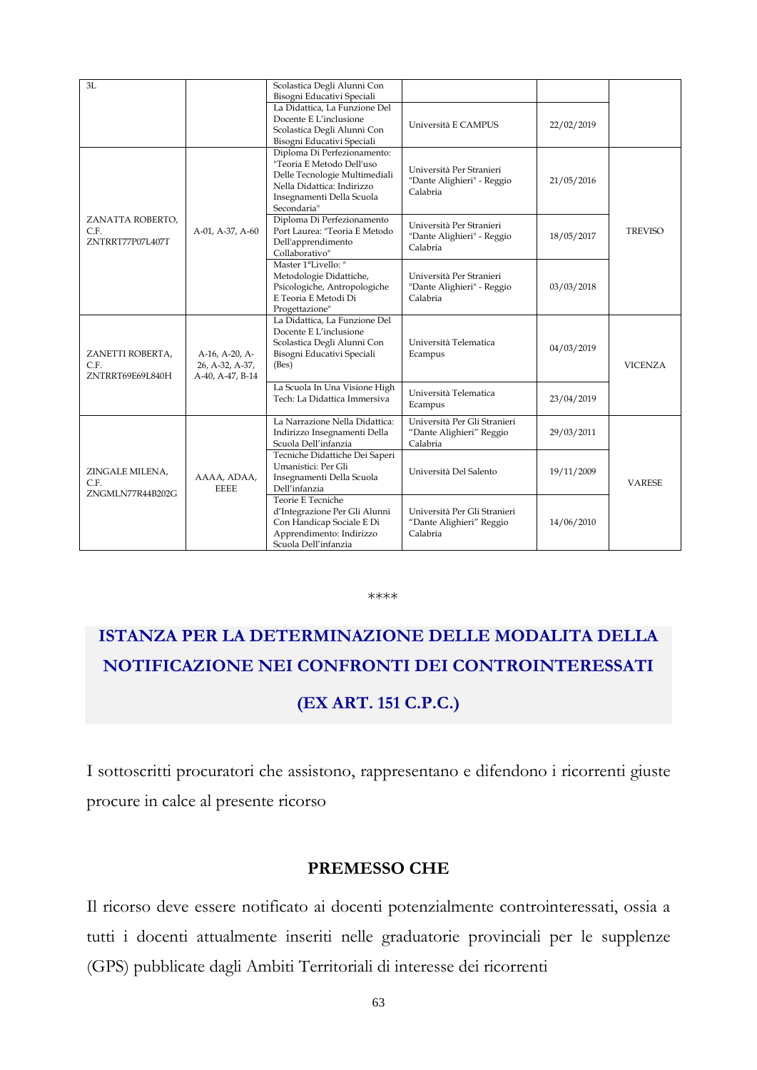| | | | | | |
|---|---|---|---|---|---|
| 3L | | Scolastica Degli Alunni Con Bisogni Educativi Speciali | | | |
| | | La Didattica, La Funzione Del Docente E L'inclusione Scolastica Degli Alunni Con Bisogni Educativi Speciali | Università E CAMPUS | 22/02/2019 | |
| ZANATTA ROBERTO, C.F. ZNTRRT77P07L407T | A-01, A-37, A-60 | Diploma Di Perfezionamento: "Teoria E Metodo Dell'uso Delle Tecnologie Multimediali Nella Didattica: Indirizzo Insegnamenti Della Scuola Secondaria" | Università Per Stranieri "Dante Alighieri" - Reggio Calabria | 21/05/2016 | TREVISO |
| | | Diploma Di Perfezionamento Port Laurea: "Teoria E Metodo Dell'apprendimento Collaborativo" | Università Per Stranieri "Dante Alighieri" - Reggio Calabria | 18/05/2017 | |
| | | Master 1°Livello: " Metodologie Didattiche, Psicologiche, Antropologiche E Teoria E Metodi Di Progettazione" | Università Per Stranieri "Dante Alighieri" - Reggio Calabria | 03/03/2018 | |
| ZANETTI ROBERTA, C.F. ZNTRRT69E69L840H | A-16, A-20, A-26, A-32, A-37, A-40, A-47, B-14 | La Didattica, La Funzione Del Docente E L'inclusione Scolastica Degli Alunni Con Bisogni Educativi Speciali (Bes) | Università Telematica Ecampus | 04/03/2019 | VICENZA |
| | | La Scuola In Una Visione High Tech: La Didattica Immersiva | Università Telematica Ecampus | 23/04/2019 | |
| ZINGALE MILENA, C.F. ZNGMLN77R44B202G | AAAA, ADAA, EEEE | La Narrazione Nella Didattica: Indirizzo Insegnamenti Della Scuola Dell'infanzia | Università Per Gli Stranieri "Dante Alighieri" Reggio Calabria | 29/03/2011 | VARESE |
| | | Tecniche Didattiche Dei Saperi Umanistici: Per Gli Insegnamenti Della Scuola Dell'infanzia | Università Del Salento | 19/11/2009 | |
| | | Teorie E Tecniche d'Integrazione Per Gli Alunni Con Handicap Sociale E Di Apprendimento: Indirizzo Scuola Dell'infanzia | Università Per Gli Stranieri "Dante Alighieri" Reggio Calabria | 14/06/2010 | |

****

# ISTANZA PER LA DETERMINAZIONE DELLE MODALITA DELLA NOTIFICAZIONE NEI CONFRONTI DEI CONTROINTERESSATI (EX ART. 151 C.P.C.)

I sottoscritti procuratori che assistono, rappresentano e difendono i ricorrenti giuste procure in calce al presente ricorso

## PREMESSO CHE

Il ricorso deve essere notificato ai docenti potenzialmente controinteressati, ossia a tutti i docenti attualmente inseriti nelle graduatorie provinciali per le supplenze (GPS) pubblicate dagli Ambiti Territoriali di interesse dei ricorrenti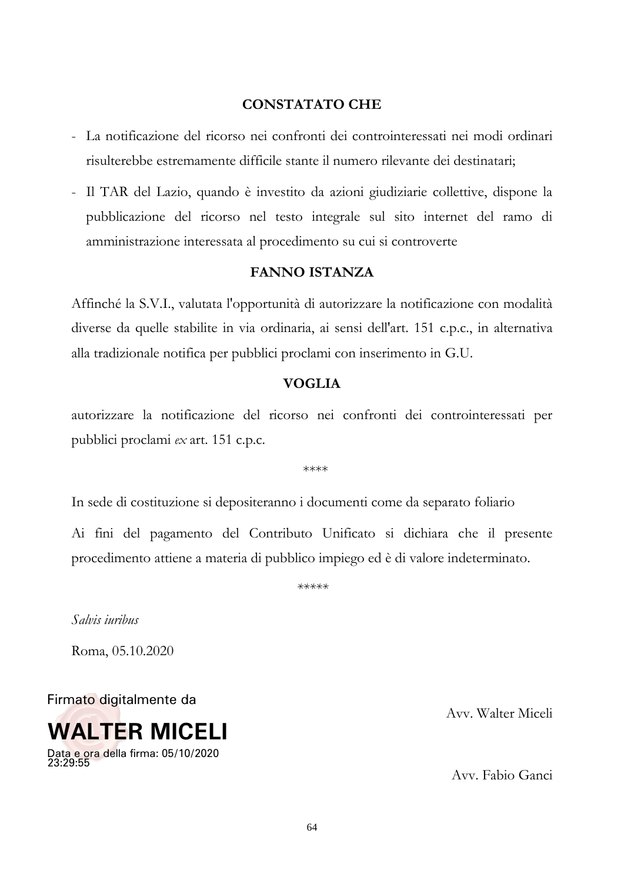**CONSTATATO CHE**

- La notificazione del ricorso nei confronti dei controinteressati nei modi ordinari risulterebbe estremamente difficile stante il numero rilevante dei destinatari;
- Il TAR del Lazio, quando è investito da azioni giudiziarie collettive, dispone la pubblicazione del ricorso nel testo integrale sul sito internet del ramo di amministrazione interessata al procedimento su cui si controverte

**FANNO ISTANZA**

Affinché la S.V.I., valutata l'opportunità di autorizzare la notificazione con modalità diverse da quelle stabilite in via ordinaria, ai sensi dell'art. 151 c.p.c., in alternativa alla tradizionale notifica per pubblici proclami con inserimento in G.U.

**VOGLIA**

autorizzare la notificazione del ricorso nei confronti dei controinteressati per pubblici proclami *ex* art. 151 c.p.c.

****

In sede di costituzione si depositeranno i documenti come da separato foliario

Ai fini del pagamento del Contributo Unificato si dichiara che il presente procedimento attiene a materia di pubblico impiego ed è di valore indeterminato.

*****

*Salvis iuribus*

Roma, 05.10.2020

Firmato digitalmente da
WALTER MICELI
Data e ora della firma: 05/10/2020 23:29:55

Avv. Walter Miceli

Avv. Fabio Ganci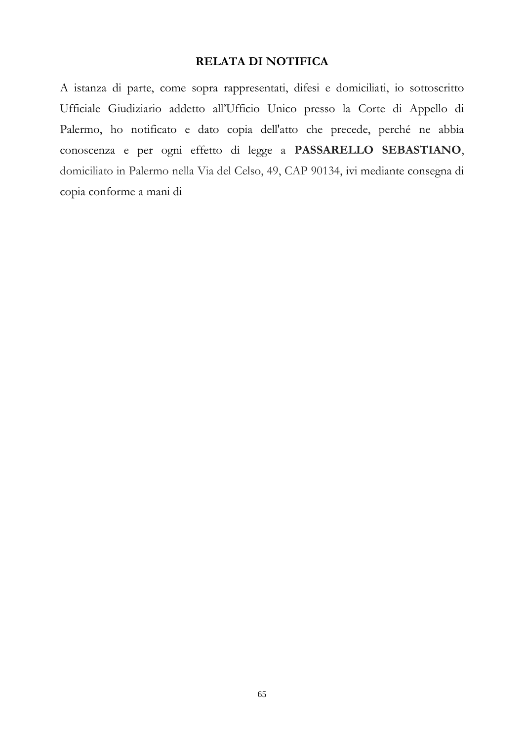**RELATA DI NOTIFICA**

A istanza di parte, come sopra rappresentati, difesi e domiciliati, io sottoscritto Ufficiale Giudiziario addetto all'Ufficio Unico presso la Corte di Appello di Palermo, ho notificato e dato copia dell'atto che precede, perché ne abbia conoscenza e per ogni effetto di legge a **PASSARELLO SEBASTIANO**, domiciliato in Palermo nella Via del Celso, 49, CAP 90134, ivi mediante consegna di copia conforme a mani di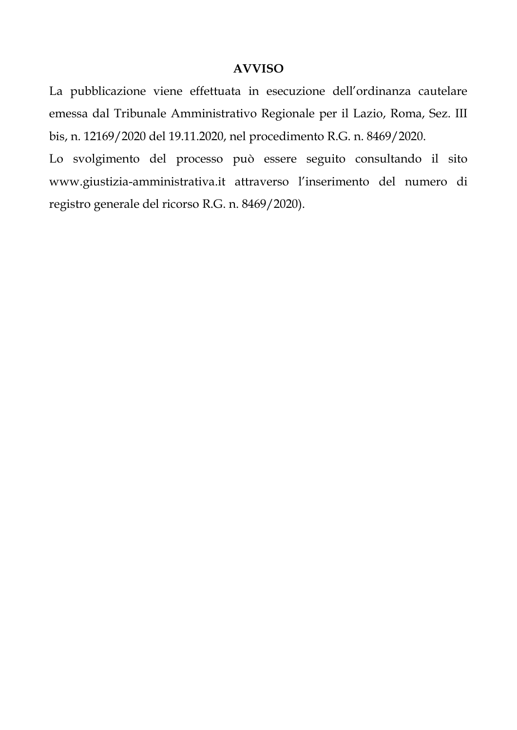**AVVISO**

La pubblicazione viene effettuata in esecuzione dell'ordinanza cautelare emessa dal Tribunale Amministrativo Regionale per il Lazio, Roma, Sez. III bis, n. 12169/2020 del 19.11.2020, nel procedimento R.G. n. 8469/2020.

Lo svolgimento del processo può essere seguito consultando il sito www.giustizia-amministrativa.it attraverso l'inserimento del numero di registro generale del ricorso R.G. n. 8469/2020).